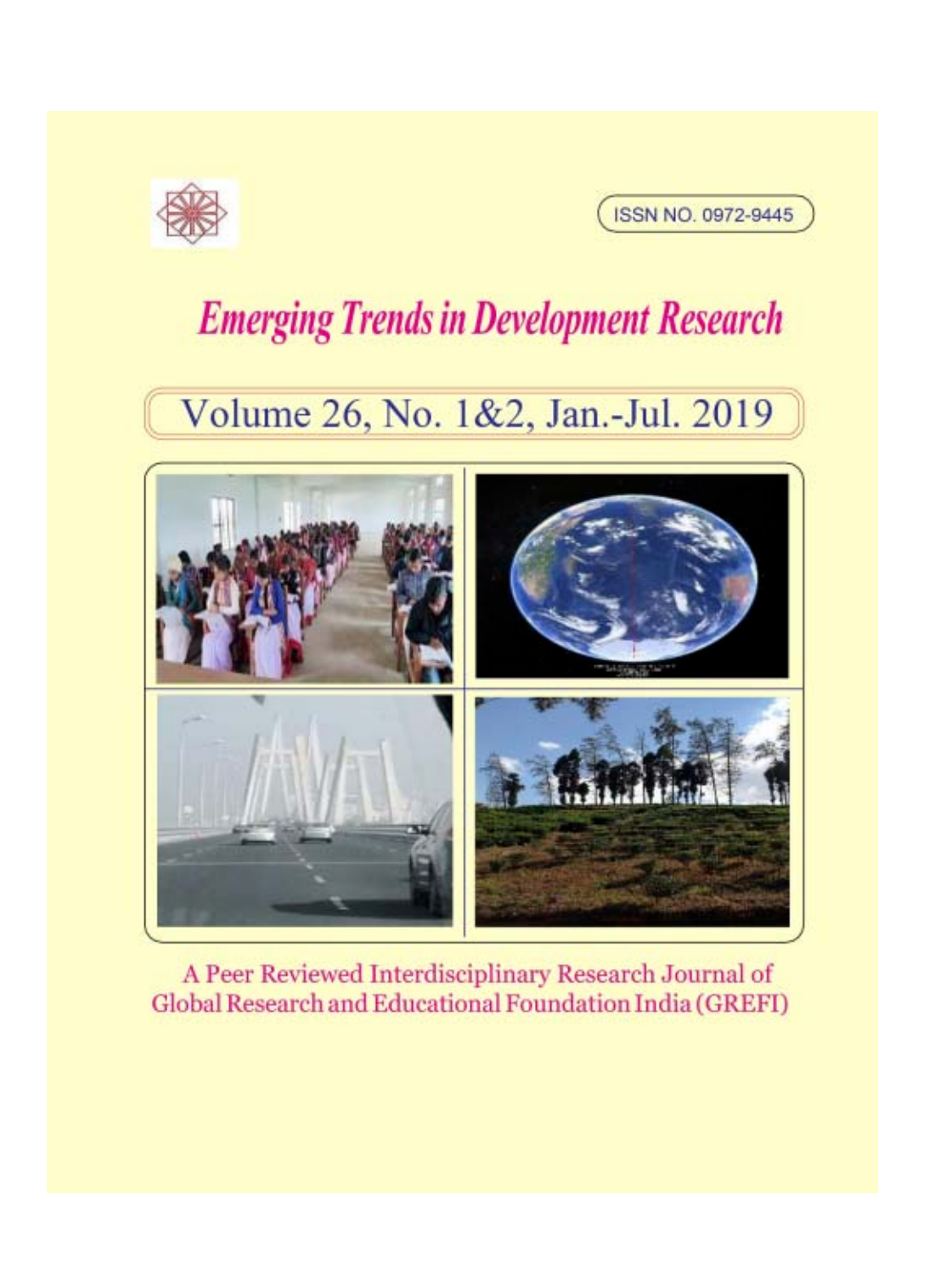ISSN NO. 0972-9445

# *Emerging Trends in Development Research*

## Volume 26, No. 1&2, Jan.-Jul. 2019

A Peer Reviewed Interdisciplinary Research Journal of Global Research and Educational Foundation India (GREFI)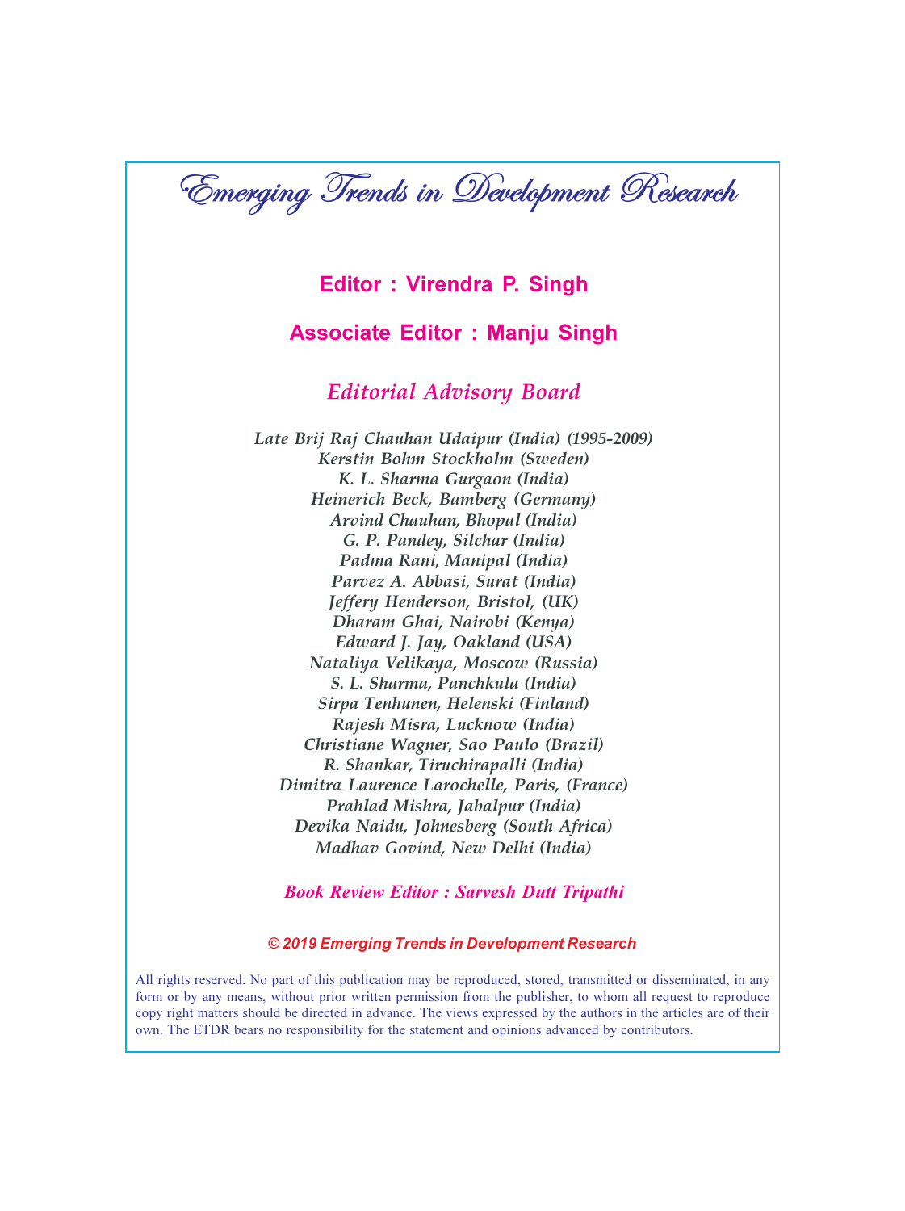# *Emerging Trends in Development Research*

## **Editor : Virendra P. Singh**

## **Associate Editor : Manju Singh**

### *Editorial Advisory Board*

*Late Brij Raj Chauhan Udaipur (India) (1995-2009)*
*Kerstin Bohm Stockholm (Sweden)*
*K. L. Sharma Gurgaon (India)*
*Heinerich Beck, Bamberg (Germany)*
*Arvind Chauhan, Bhopal (India)*
*G. P. Pandey, Silchar (India)*
*Padma Rani, Manipal (India)*
*Parvez A. Abbasi, Surat (India)*
*Jeffery Henderson, Bristol, (UK)*
*Dharam Ghai, Nairobi (Kenya)*
*Edward J. Jay, Oakland (USA)*
*Nataliya Velikaya, Moscow (Russia)*
*S. L. Sharma, Panchkula (India)*
*Sirpa Tenhunen, Helenski (Finland)*
*Rajesh Misra, Lucknow (India)*
*Christiane Wagner, Sao Paulo (Brazil)*
*R. Shankar, Tiruchirapalli (India)*
*Dimitra Laurence Larochelle, Paris, (France)*
*Prahlad Mishra, Jabalpur (India)*
*Devika Naidu, Johnesberg (South Africa)*
*Madhav Govind, New Delhi (India)*

***Book Review Editor : Sarvesh Dutt Tripathi***

***© 2019 Emerging Trends in Development Research***

All rights reserved. No part of this publication may be reproduced, stored, transmitted or disseminated, in any form or by any means, without prior written permission from the publisher, to whom all request to reproduce copy right matters should be directed in advance. The views expressed by the authors in the articles are of their own. The ETDR bears no responsibility for the statement and opinions advanced by contributors.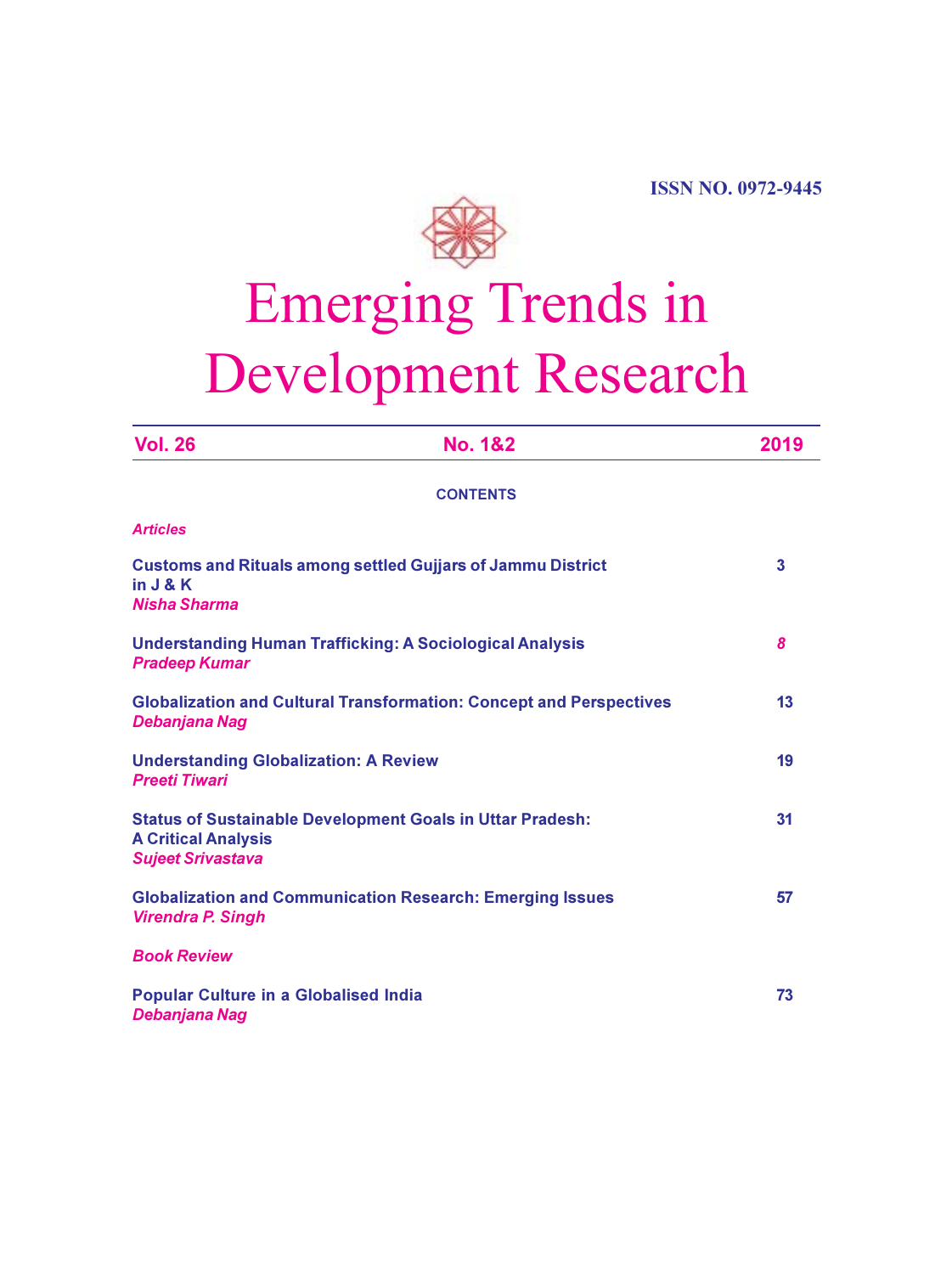ISSN NO. 0972-9445

# Emerging Trends in Development Research

**Vol. 26** | **No. 1&2** | **2019**

## CONTENTS

***Articles***

**Customs and Rituals among settled Gujjars of Jammu District in J & K** — 3
*Nisha Sharma*

**Understanding Human Trafficking: A Sociological Analysis** — 8
*Pradeep Kumar*

**Globalization and Cultural Transformation: Concept and Perspectives** — 13
*Debanjana Nag*

**Understanding Globalization: A Review** — 19
*Preeti Tiwari*

**Status of Sustainable Development Goals in Uttar Pradesh: A Critical Analysis** — 31
*Sujeet Srivastava*

**Globalization and Communication Research: Emerging Issues** — 57
*Virendra P. Singh*

***Book Review***

**Popular Culture in a Globalised India** — 73
*Debanjana Nag*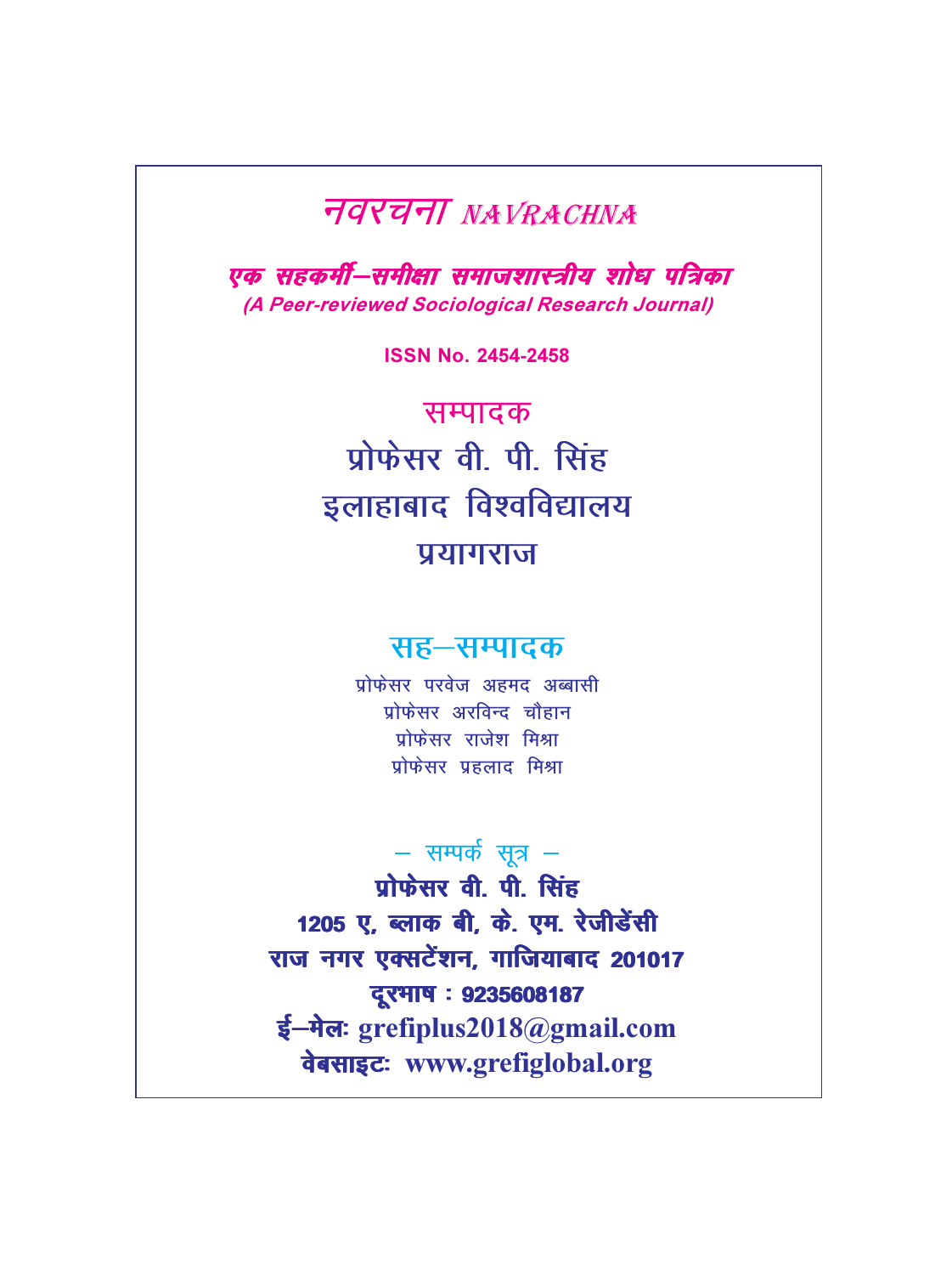# नवरचना NAVRACHNA

***एक सहकर्मी–समीक्षा समाजशास्त्रीय शोध पत्रिका***
***(A Peer-reviewed Sociological Research Journal)***

**ISSN No. 2454-2458**

## सम्पादक

प्रोफेसर वी. पी. सिंह
इलाहाबाद विश्वविद्यालय
प्रयागराज

## सह–सम्पादक

प्रोफेसर परवेज अहमद अब्बासी
प्रोफेसर अरविन्द चौहान
प्रोफेसर राजेश मिश्रा
प्रोफेसर प्रहलाद मिश्रा

– सम्पर्क सूत्र –

**प्रोफेसर वी. पी. सिंह**
**1205 ए, ब्लाक बी, के. एम. रेजीडेंसी**
**राज नगर एक्सटेंशन, गाजियाबाद 201017**
**दूरभाष : 9235608187**
**ई–मेलः grefiplus2018@gmail.com**
**वेबसाइटः www.grefiglobal.org**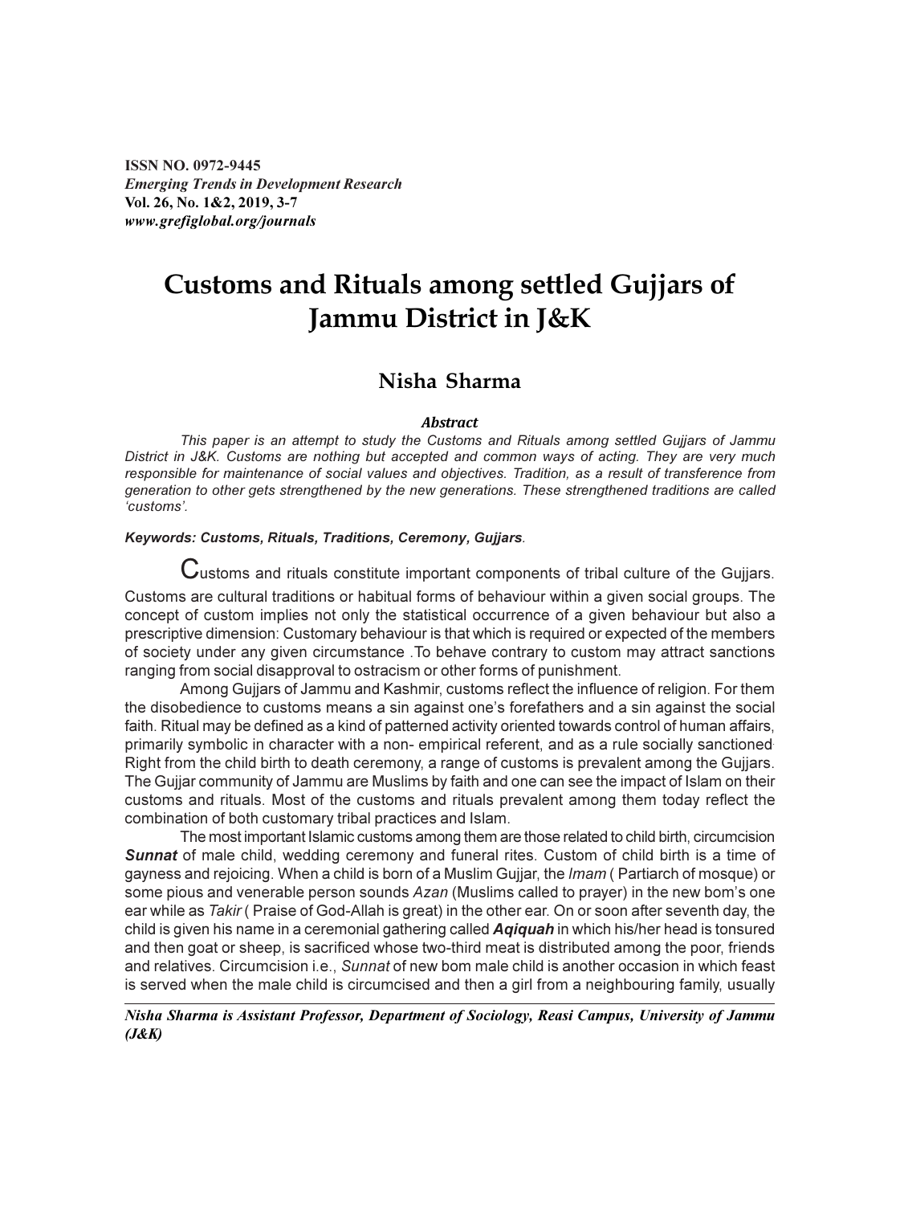ISSN NO. 0972-9445
*Emerging Trends in Development Research*
Vol. 26, No. 1&2, 2019, 3-7
*www.grefiglobal.org/journals*

# Customs and Rituals among settled Gujjars of Jammu District in J&K

## Nisha Sharma

***Abstract***

*This paper is an attempt to study the Customs and Rituals among settled Gujjars of Jammu District in J&K. Customs are nothing but accepted and common ways of acting. They are very much responsible for maintenance of social values and objectives. Tradition, as a result of transference from generation to other gets strengthened by the new generations. These strengthened traditions are called 'customs'.*

***Keywords: Customs, Rituals, Traditions, Ceremony, Gujjars***.

Customs and rituals constitute important components of tribal culture of the Gujjars. Customs are cultural traditions or habitual forms of behaviour within a given social groups. The concept of custom implies not only the statistical occurrence of a given behaviour but also a prescriptive dimension: Customary behaviour is that which is required or expected of the members of society under any given circumstance .To behave contrary to custom may attract sanctions ranging from social disapproval to ostracism or other forms of punishment.

Among Gujjars of Jammu and Kashmir, customs reflect the influence of religion. For them the disobedience to customs means a sin against one's forefathers and a sin against the social faith. Ritual may be defined as a kind of patterned activity oriented towards control of human affairs, primarily symbolic in character with a non- empirical referent, and as a rule socially sanctioned. Right from the child birth to death ceremony, a range of customs is prevalent among the Gujjars. The Gujjar community of Jammu are Muslims by faith and one can see the impact of Islam on their customs and rituals. Most of the customs and rituals prevalent among them today reflect the combination of both customary tribal practices and Islam.

The most important Islamic customs among them are those related to child birth, circumcision ***Sunnat*** of male child, wedding ceremony and funeral rites. Custom of child birth is a time of gayness and rejoicing. When a child is born of a Muslim Gujjar, the *Imam* ( Partiarch of mosque) or some pious and venerable person sounds *Azan* (Muslims called to prayer) in the new bom's one ear while as *Takir* ( Praise of God-Allah is great) in the other ear. On or soon after seventh day, the child is given his name in a ceremonial gathering called ***Aqiquah*** in which his/her head is tonsured and then goat or sheep, is sacrificed whose two-third meat is distributed among the poor, friends and relatives. Circumcision i.e., *Sunnat* of new bom male child is another occasion in which feast is served when the male child is circumcised and then a girl from a neighbouring family, usually

---

*Nisha Sharma is Assistant Professor, Department of Sociology, Reasi Campus, University of Jammu (J&K)*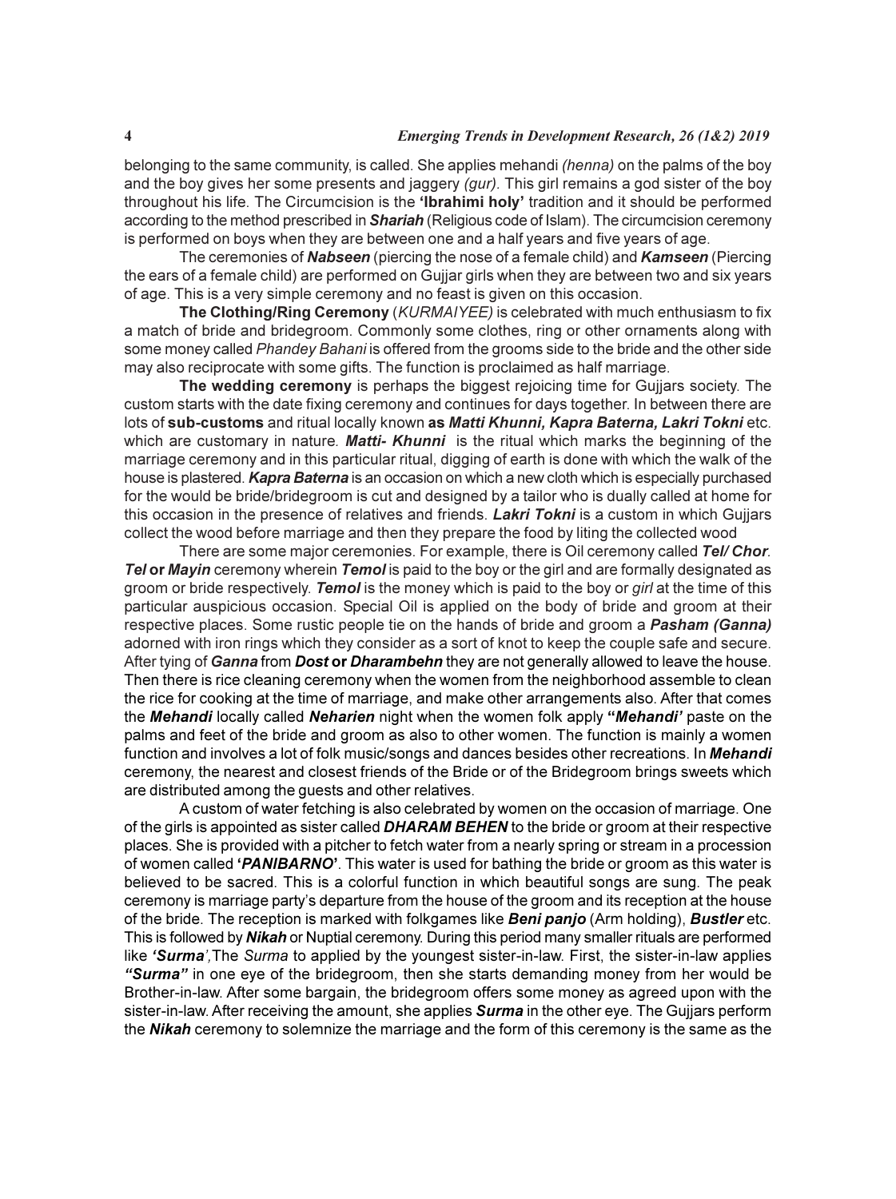belonging to the same community, is called. She applies mehandi *(henna)* on the palms of the boy and the boy gives her some presents and jaggery *(gur).* This girl remains a god sister of the boy throughout his life. The Circumcision is the **'Ibrahimi holy'** tradition and it should be performed according to the method prescribed in ***Shariah*** (Religious code of Islam). The circumcision ceremony is performed on boys when they are between one and a half years and five years of age.

The ceremonies of ***Nabseen*** (piercing the nose of a female child) and ***Kamseen*** (Piercing the ears of a female child) are performed on Gujjar girls when they are between two and six years of age. This is a very simple ceremony and no feast is given on this occasion.

**The Clothing/Ring Ceremony** (*KURMAIYEE)* is celebrated with much enthusiasm to fix a match of bride and bridegroom. Commonly some clothes, ring or other ornaments along with some money called *Phandey Bahani* is offered from the grooms side to the bride and the other side may also reciprocate with some gifts. The function is proclaimed as half marriage.

**The wedding ceremony** is perhaps the biggest rejoicing time for Gujjars society. The custom starts with the date fixing ceremony and continues for days together. In between there are lots of **sub-customs** and ritual locally known **as *Matti Khunni, Kapra Baterna, Lakri Tokni*** etc. which are customary in nature*. **Matti- Khunni*** is the ritual which marks the beginning of the marriage ceremony and in this particular ritual, digging of earth is done with which the walk of the house is plastered. ***Kapra Baterna*** is an occasion on which a new cloth which is especially purchased for the would be bride/bridegroom is cut and designed by a tailor who is dually called at home for this occasion in the presence of relatives and friends. ***Lakri Tokni*** is a custom in which Gujjars collect the wood before marriage and then they prepare the food by liting the collected wood

There are some major ceremonies. For example, there is Oil ceremony called ***Tel/ Chor****.* ***Tel* or *Mayin*** ceremony wherein ***Temol*** is paid to the boy or the girl and are formally designated as groom or bride respectively. ***Temol*** is the money which is paid to the boy or *girl* at the time of this particular auspicious occasion. Special Oil is applied on the body of bride and groom at their respective places. Some rustic people tie on the hands of bride and groom a ***Pasham (Ganna)*** adorned with iron rings which they consider as a sort of knot to keep the couple safe and secure. After tying of ***Ganna*** from ***Dost* or *Dharambehn*** they are not generally allowed to leave the house. Then there is rice cleaning ceremony when the women from the neighborhood assemble to clean the rice for cooking at the time of marriage, and make other arrangements also. After that comes the ***Mehandi*** locally called ***Neharien*** night when the women folk apply **"*Mehandi'*** paste on the palms and feet of the bride and groom as also to other women. The function is mainly a women function and involves a lot of folk music/songs and dances besides other recreations. In ***Mehandi*** ceremony, the nearest and closest friends of the Bride or of the Bridegroom brings sweets which are distributed among the guests and other relatives.

A custom of water fetching is also celebrated by women on the occasion of marriage. One of the girls is appointed as sister called ***DHARAM BEHEN*** to the bride or groom at their respective places. She is provided with a pitcher to fetch water from a nearly spring or stream in a procession of women called **'*PANIBARNO*'**. This water is used for bathing the bride or groom as this water is believed to be sacred. This is a colorful function in which beautiful songs are sung. The peak ceremony is marriage party's departure from the house of the groom and its reception at the house of the bride. The reception is marked with folkgames like ***Beni panjo*** (Arm holding), ***Bustler*** etc. This is followed by ***Nikah*** or Nuptial ceremony. During this period many smaller rituals are performed like ***'Surma'***,The *Surma* to applied by the youngest sister-in-law. First, the sister-in-law applies ***"Surma"*** in one eye of the bridegroom, then she starts demanding money from her would be Brother-in-law. After some bargain, the bridegroom offers some money as agreed upon with the sister-in-law. After receiving the amount, she applies ***Surma*** in the other eye. The Gujjars perform the ***Nikah*** ceremony to solemnize the marriage and the form of this ceremony is the same as the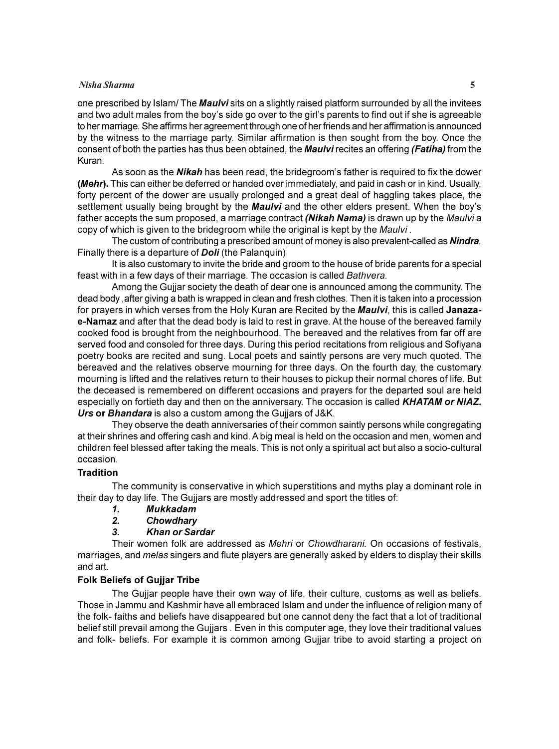one prescribed by Islam/ The ***Maulvi*** sits on a slightly raised platform surrounded by all the invitees and two adult males from the boy's side go over to the girl's parents to find out if she is agreeable to her marriage. She affirms her agreement through one of her friends and her affirmation is announced by the witness to the marriage party. Similar affirmation is then sought from the boy. Once the consent of both the parties has thus been obtained, the ***Maulvi*** recites an offering ***(Fatiha)*** from the Kuran.

As soon as the ***Nikah*** has been read, the bridegroom's father is required to fix the dower **(*Mehr*).** This can either be deferred or handed over immediately, and paid in cash or in kind. Usually, forty percent of the dower are usually prolonged and a great deal of haggling takes place, the settlement usually being brought by the ***Maulvi*** and the other elders present. When the boy's father accepts the sum proposed, a marriage contract ***(Nikah Nama)*** is drawn up by the *Maulvi* a copy of which is given to the bridegroom while the original is kept by the *Maulvi* .

The custom of contributing a prescribed amount of money is also prevalent-called as ***Nindra***. Finally there is a departure of ***Doli*** (the Palanquin)

It is also customary to invite the bride and groom to the house of bride parents for a special feast with in a few days of their marriage. The occasion is called *Bathvera.*

Among the Gujjar society the death of dear one is announced among the community. The dead body ,after giving a bath is wrapped in clean and fresh clothes. Then it is taken into a procession for prayers in which verses from the Holy Kuran are Recited by the ***Maulvi***, this is called **Janaza-e-Namaz** and after that the dead body is laid to rest in grave. At the house of the bereaved family cooked food is brought from the neighbourhood. The bereaved and the relatives from far off are served food and consoled for three days. During this period recitations from religious and Sofiyana poetry books are recited and sung. Local poets and saintly persons are very much quoted. The bereaved and the relatives observe mourning for three days. On the fourth day, the customary mourning is lifted and the relatives return to their houses to pickup their normal chores of life. But the deceased is remembered on different occasions and prayers for the departed soul are held especially on fortieth day and then on the anniversary. The occasion is called ***KHATAM or NIAZ.*** ***Urs*** **or** ***Bhandara*** is also a custom among the Gujjars of J&K.

They observe the death anniversaries of their common saintly persons while congregating at their shrines and offering cash and kind. A big meal is held on the occasion and men, women and children feel blessed after taking the meals. This is not only a spiritual act but also a socio-cultural occasion.

### Tradition

The community is conservative in which superstitions and myths play a dominant role in their day to day life. The Gujjars are mostly addressed and sport the titles of:

1. ***Mukkadam***
2. ***Chowdhary***
3. ***Khan or Sardar***

Their women folk are addressed as *Mehri* or *Chowdharani.* On occasions of festivals, marriages, and *melas* singers and flute players are generally asked by elders to display their skills and art.

### Folk Beliefs of Gujjar Tribe

The Gujjar people have their own way of life, their culture, customs as well as beliefs. Those in Jammu and Kashmir have all embraced Islam and under the influence of religion many of the folk- faiths and beliefs have disappeared but one cannot deny the fact that a lot of traditional belief still prevail among the Gujjars . Even in this computer age, they love their traditional values and folk- beliefs. For example it is common among Gujjar tribe to avoid starting a project on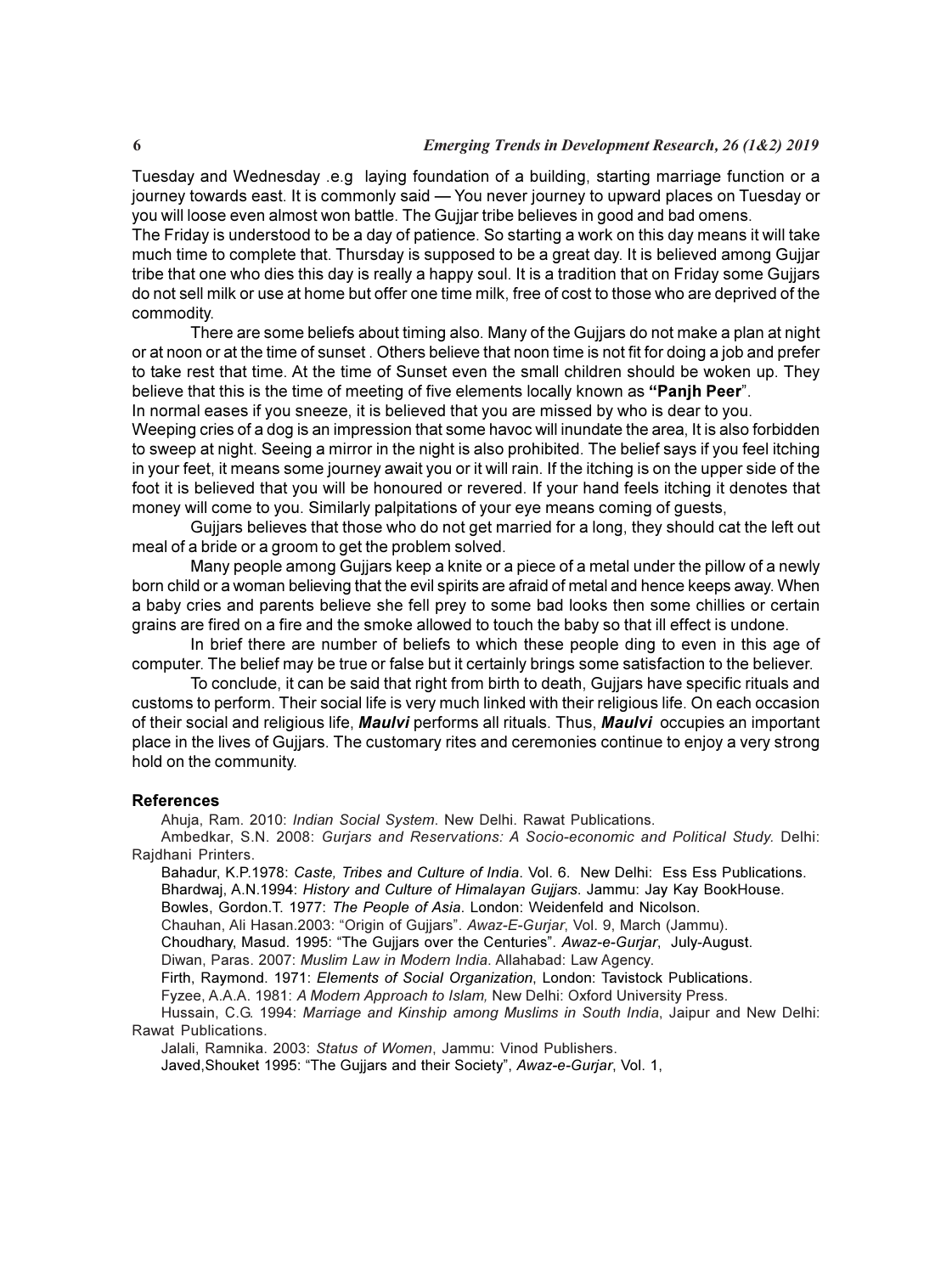Tuesday and Wednesday .e.g  laying foundation of a building, starting marriage function or a journey towards east. It is commonly said — You never journey to upward places on Tuesday or you will loose even almost won battle. The Gujjar tribe believes in good and bad omens.

The Friday is understood to be a day of patience. So starting a work on this day means it will take much time to complete that. Thursday is supposed to be a great day. It is believed among Gujjar tribe that one who dies this day is really a happy soul. It is a tradition that on Friday some Gujjars do not sell milk or use at home but offer one time milk, free of cost to those who are deprived of the commodity.

There are some beliefs about timing also. Many of the Gujjars do not make a plan at night or at noon or at the time of sunset . Others believe that noon time is not fit for doing a job and prefer to take rest that time. At the time of Sunset even the small children should be woken up. They believe that this is the time of meeting of five elements locally known as **"Panjh Peer"**.

In normal eases if you sneeze, it is believed that you are missed by who is dear to you.

Weeping cries of a dog is an impression that some havoc will inundate the area, It is also forbidden to sweep at night. Seeing a mirror in the night is also prohibited. The belief says if you feel itching in your feet, it means some journey await you or it will rain. If the itching is on the upper side of the foot it is believed that you will be honoured or revered. If your hand feels itching it denotes that money will come to you. Similarly palpitations of your eye means coming of guests,

Gujjars believes that those who do not get married for a long, they should cat the left out meal of a bride or a groom to get the problem solved.

Many people among Gujjars keep a knite or a piece of a metal under the pillow of a newly born child or a woman believing that the evil spirits are afraid of metal and hence keeps away. When a baby cries and parents believe she fell prey to some bad looks then some chillies or certain grains are fired on a fire and the smoke allowed to touch the baby so that ill effect is undone.

In brief there are number of beliefs to which these people ding to even in this age of computer. The belief may be true or false but it certainly brings some satisfaction to the believer.

To conclude, it can be said that right from birth to death, Gujjars have specific rituals and customs to perform. Their social life is very much linked with their religious life. On each occasion of their social and religious life, ***Maulvi*** performs all rituals. Thus, ***Maulvi*** occupies an important place in the lives of Gujjars. The customary rites and ceremonies continue to enjoy a very strong hold on the community.

## References

Ahuja, Ram. 2010: *Indian Social System*. New Delhi. Rawat Publications.

Ambedkar, S.N. 2008: *Gurjars and Reservations: A Socio-economic and Political Study.* Delhi: Rajdhani Printers.

Bahadur, K.P.1978: *Caste, Tribes and Culture of India*. Vol. 6.  New Delhi:  Ess Ess Publications.

Bhardwaj, A.N.1994: *History and Culture of Himalayan Gujjars*. Jammu: Jay Kay BookHouse.

Bowles, Gordon.T. 1977: *The People of Asia*. London: Weidenfeld and Nicolson.

Chauhan, Ali Hasan.2003: "Origin of Gujjars". *Awaz-E-Gurjar*, Vol. 9, March (Jammu).

Choudhary, Masud. 1995: "The Gujjars over the Centuries". *Awaz-e-Gurjar*,  July-August.

Diwan, Paras. 2007: *Muslim Law in Modern India*. Allahabad: Law Agency.

Firth, Raymond. 1971: *Elements of Social Organization*, London: Tavistock Publications.

Fyzee, A.A.A. 1981: *A Modem Approach to Islam,* New Delhi: Oxford University Press.

Hussain, C.G. 1994: *Marriage and Kinship among Muslims in South India*, Jaipur and New Delhi: Rawat Publications.

Jalali, Ramnika. 2003: *Status of Women*, Jammu: Vinod Publishers.

Javed,Shouket 1995: "The Gujjars and their Society", *Awaz-e-Gurjar*, Vol. 1,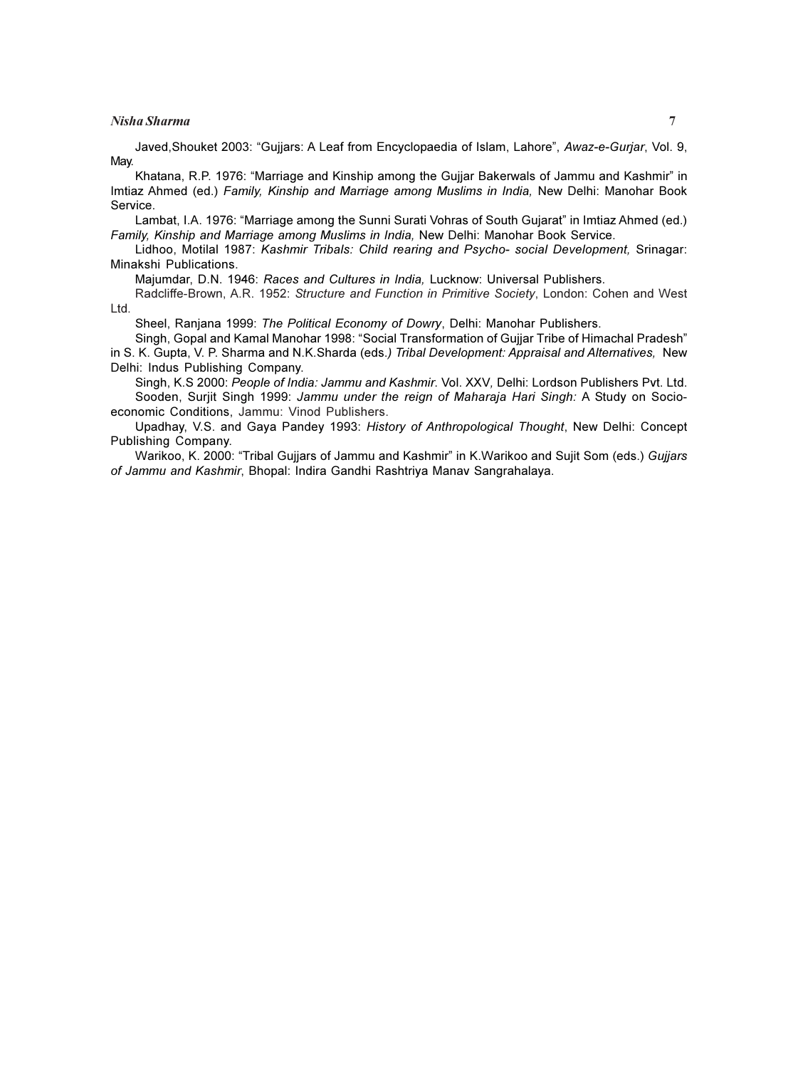Javed,Shouket 2003: "Gujjars: A Leaf from Encyclopaedia of Islam, Lahore", *Awaz-e-Gurjar*, Vol. 9, May.

Khatana, R.P. 1976: "Marriage and Kinship among the Gujjar Bakerwals of Jammu and Kashmir" in Imtiaz Ahmed (ed.) *Family, Kinship and Marriage among Muslims in India,* New Delhi: Manohar Book Service.

Lambat, I.A. 1976: "Marriage among the Sunni Surati Vohras of South Gujarat" in Imtiaz Ahmed (ed.) *Family, Kinship and Marriage among Muslims in India,* New Delhi: Manohar Book Service.

Lidhoo, Motilal 1987: *Kashmir Tribals: Child rearing and Psycho- social Development,* Srinagar: Minakshi Publications.

Majumdar, D.N. 1946: *Races and Cultures in India,* Lucknow: Universal Publishers.

Radcliffe-Brown, A.R. 1952: *Structure and Function in Primitive Society*, London: Cohen and West Ltd.

Sheel, Ranjana 1999: *The Political Economy of Dowry*, Delhi: Manohar Publishers.

Singh, Gopal and Kamal Manohar 1998: "Social Transformation of Gujjar Tribe of Himachal Pradesh" in S. K. Gupta, V. P. Sharma and N.K.Sharda (eds.) *Tribal Development: Appraisal and Alternatives,* New Delhi: Indus Publishing Company.

Singh, K.S 2000: *People of India: Jammu and Kashmir*. Vol. XXV, Delhi: Lordson Publishers Pvt. Ltd.

Sooden, Surjit Singh 1999: *Jammu under the reign of Maharaja Hari Singh:* A Study on Socio-economic Conditions, Jammu: Vinod Publishers.

Upadhay, V.S. and Gaya Pandey 1993: *History of Anthropological Thought*, New Delhi: Concept Publishing Company.

Warikoo, K. 2000: "Tribal Gujjars of Jammu and Kashmir" in K.Warikoo and Sujit Som (eds.) *Gujjars of Jammu and Kashmir*, Bhopal: Indira Gandhi Rashtriya Manav Sangrahalaya.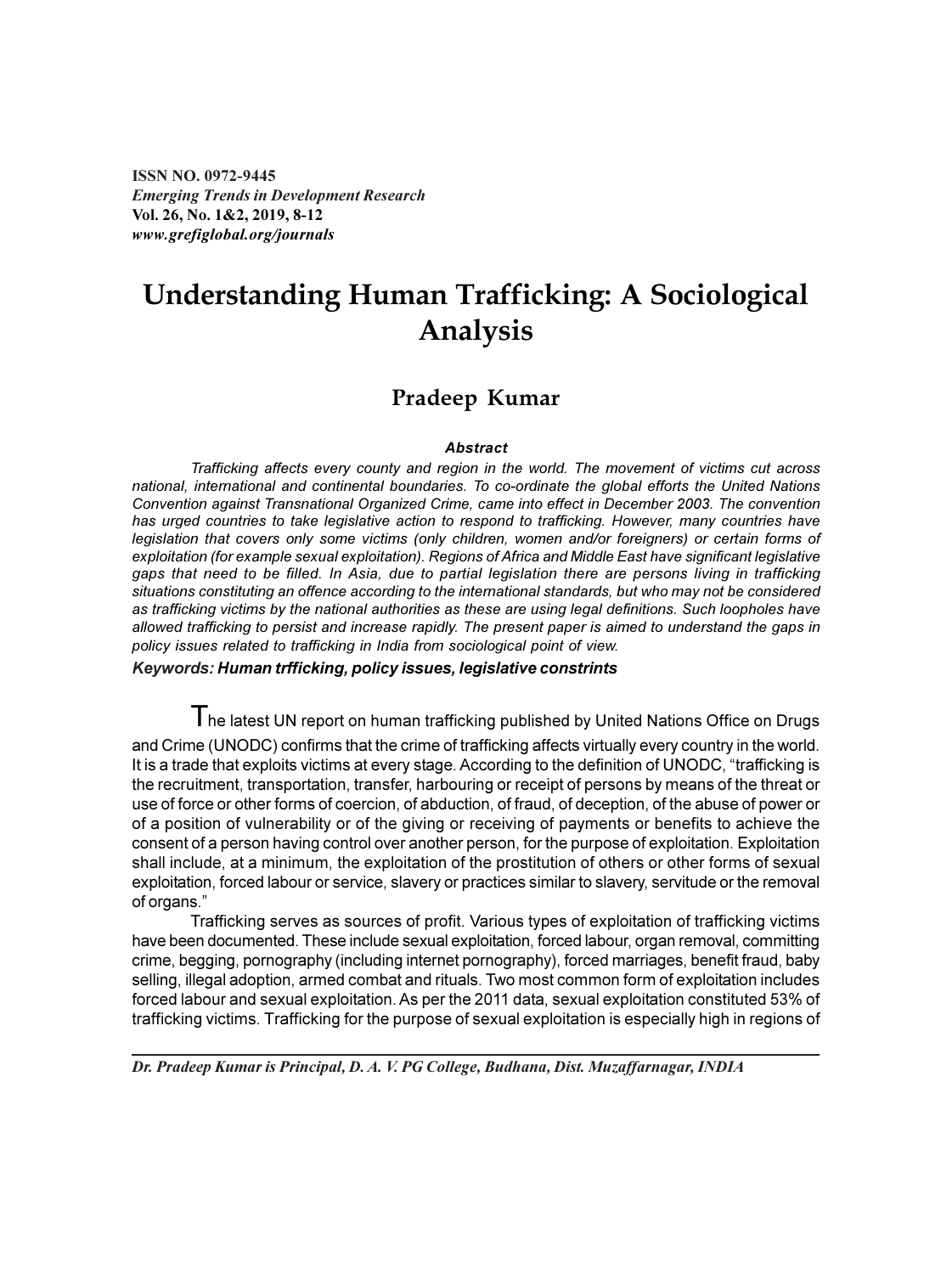ISSN NO. 0972-9445
*Emerging Trends in Development Research*
Vol. 26, No. 1&2, 2019, 8-12
*www.grefiglobal.org/journals*

# Understanding Human Trafficking: A Sociological Analysis

## Pradeep Kumar

### *Abstract*

*Trafficking affects every county and region in the world. The movement of victims cut across national, international and continental boundaries. To co-ordinate the global efforts the United Nations Convention against Transnational Organized Crime, came into effect in December 2003. The convention has urged countries to take legislative action to respond to trafficking. However, many countries have legislation that covers only some victims (only children, women and/or foreigners) or certain forms of exploitation (for example sexual exploitation). Regions of Africa and Middle East have significant legislative gaps that need to be filled. In Asia, due to partial legislation there are persons living in trafficking situations constituting an offence according to the international standards, but who may not be considered as trafficking victims by the national authorities as these are using legal definitions. Such loopholes have allowed trafficking to persist and increase rapidly. The present paper is aimed to understand the gaps in policy issues related to trafficking in India from sociological point of view.*

*Keywords:* ***Human trfficking, policy issues, legislative constrints***

The latest UN report on human trafficking published by United Nations Office on Drugs and Crime (UNODC) confirms that the crime of trafficking affects virtually every country in the world. It is a trade that exploits victims at every stage. According to the definition of UNODC, "trafficking is the recruitment, transportation, transfer, harbouring or receipt of persons by means of the threat or use of force or other forms of coercion, of abduction, of fraud, of deception, of the abuse of power or of a position of vulnerability or of the giving or receiving of payments or benefits to achieve the consent of a person having control over another person, for the purpose of exploitation. Exploitation shall include, at a minimum, the exploitation of the prostitution of others or other forms of sexual exploitation, forced labour or service, slavery or practices similar to slavery, servitude or the removal of organs."

Trafficking serves as sources of profit. Various types of exploitation of trafficking victims have been documented. These include sexual exploitation, forced labour, organ removal, committing crime, begging, pornography (including internet pornography), forced marriages, benefit fraud, baby selling, illegal adoption, armed combat and rituals. Two most common form of exploitation includes forced labour and sexual exploitation. As per the 2011 data, sexual exploitation constituted 53% of trafficking victims. Trafficking for the purpose of sexual exploitation is especially high in regions of

---

*Dr. Pradeep Kumar is Principal, D. A. V. PG College, Budhana, Dist. Muzaffarnagar, INDIA*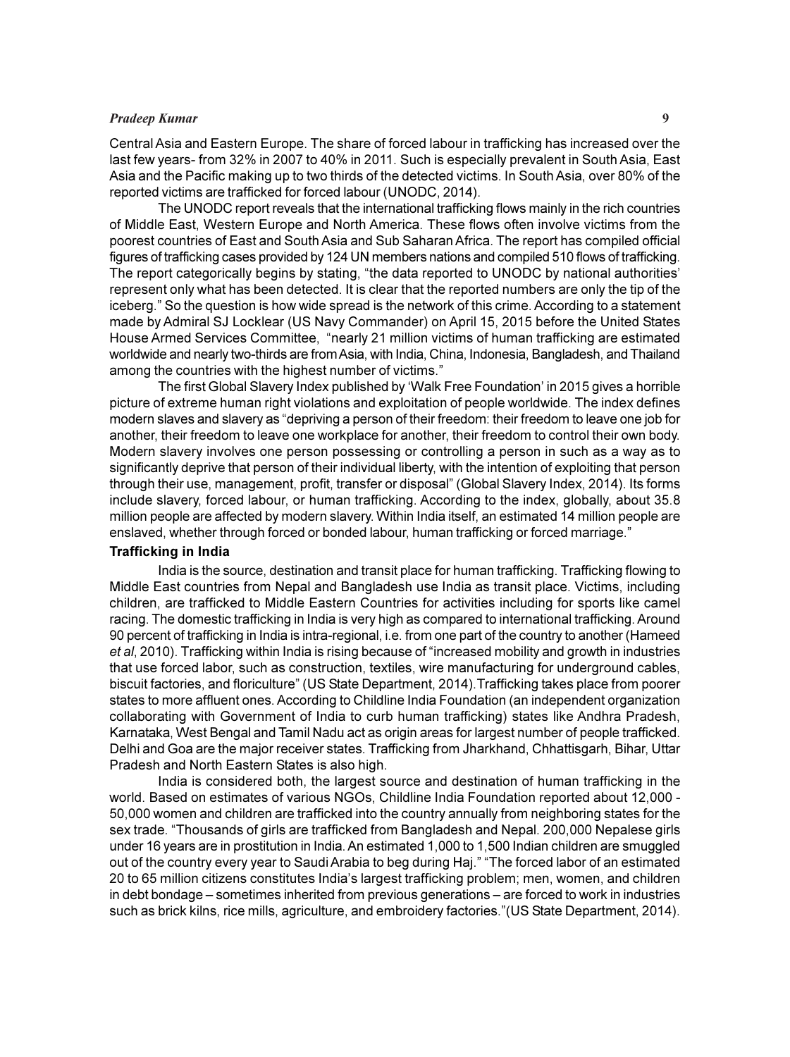Central Asia and Eastern Europe. The share of forced labour in trafficking has increased over the last few years- from 32% in 2007 to 40% in 2011. Such is especially prevalent in South Asia, East Asia and the Pacific making up to two thirds of the detected victims. In South Asia, over 80% of the reported victims are trafficked for forced labour (UNODC, 2014).

The UNODC report reveals that the international trafficking flows mainly in the rich countries of Middle East, Western Europe and North America. These flows often involve victims from the poorest countries of East and South Asia and Sub Saharan Africa. The report has compiled official figures of trafficking cases provided by 124 UN members nations and compiled 510 flows of trafficking. The report categorically begins by stating, "the data reported to UNODC by national authorities' represent only what has been detected. It is clear that the reported numbers are only the tip of the iceberg." So the question is how wide spread is the network of this crime. According to a statement made by Admiral SJ Locklear (US Navy Commander) on April 15, 2015 before the United States House Armed Services Committee, "nearly 21 million victims of human trafficking are estimated worldwide and nearly two-thirds are from Asia, with India, China, Indonesia, Bangladesh, and Thailand among the countries with the highest number of victims."

The first Global Slavery Index published by 'Walk Free Foundation' in 2015 gives a horrible picture of extreme human right violations and exploitation of people worldwide. The index defines modern slaves and slavery as "depriving a person of their freedom: their freedom to leave one job for another, their freedom to leave one workplace for another, their freedom to control their own body. Modern slavery involves one person possessing or controlling a person in such as a way as to significantly deprive that person of their individual liberty, with the intention of exploiting that person through their use, management, profit, transfer or disposal" (Global Slavery Index, 2014). Its forms include slavery, forced labour, or human trafficking. According to the index, globally, about 35.8 million people are affected by modern slavery. Within India itself, an estimated 14 million people are enslaved, whether through forced or bonded labour, human trafficking or forced marriage."

### Trafficking in India

India is the source, destination and transit place for human trafficking. Trafficking flowing to Middle East countries from Nepal and Bangladesh use India as transit place. Victims, including children, are trafficked to Middle Eastern Countries for activities including for sports like camel racing. The domestic trafficking in India is very high as compared to international trafficking. Around 90 percent of trafficking in India is intra-regional, i.e. from one part of the country to another (Hameed *et al*, 2010). Trafficking within India is rising because of "increased mobility and growth in industries that use forced labor, such as construction, textiles, wire manufacturing for underground cables, biscuit factories, and floriculture" (US State Department, 2014).Trafficking takes place from poorer states to more affluent ones. According to Childline India Foundation (an independent organization collaborating with Government of India to curb human trafficking) states like Andhra Pradesh, Karnataka, West Bengal and Tamil Nadu act as origin areas for largest number of people trafficked. Delhi and Goa are the major receiver states. Trafficking from Jharkhand, Chhattisgarh, Bihar, Uttar Pradesh and North Eastern States is also high.

India is considered both, the largest source and destination of human trafficking in the world. Based on estimates of various NGOs, Childline India Foundation reported about 12,000 - 50,000 women and children are trafficked into the country annually from neighboring states for the sex trade. "Thousands of girls are trafficked from Bangladesh and Nepal. 200,000 Nepalese girls under 16 years are in prostitution in India. An estimated 1,000 to 1,500 Indian children are smuggled out of the country every year to Saudi Arabia to beg during Haj." "The forced labor of an estimated 20 to 65 million citizens constitutes India's largest trafficking problem; men, women, and children in debt bondage – sometimes inherited from previous generations – are forced to work in industries such as brick kilns, rice mills, agriculture, and embroidery factories."(US State Department, 2014).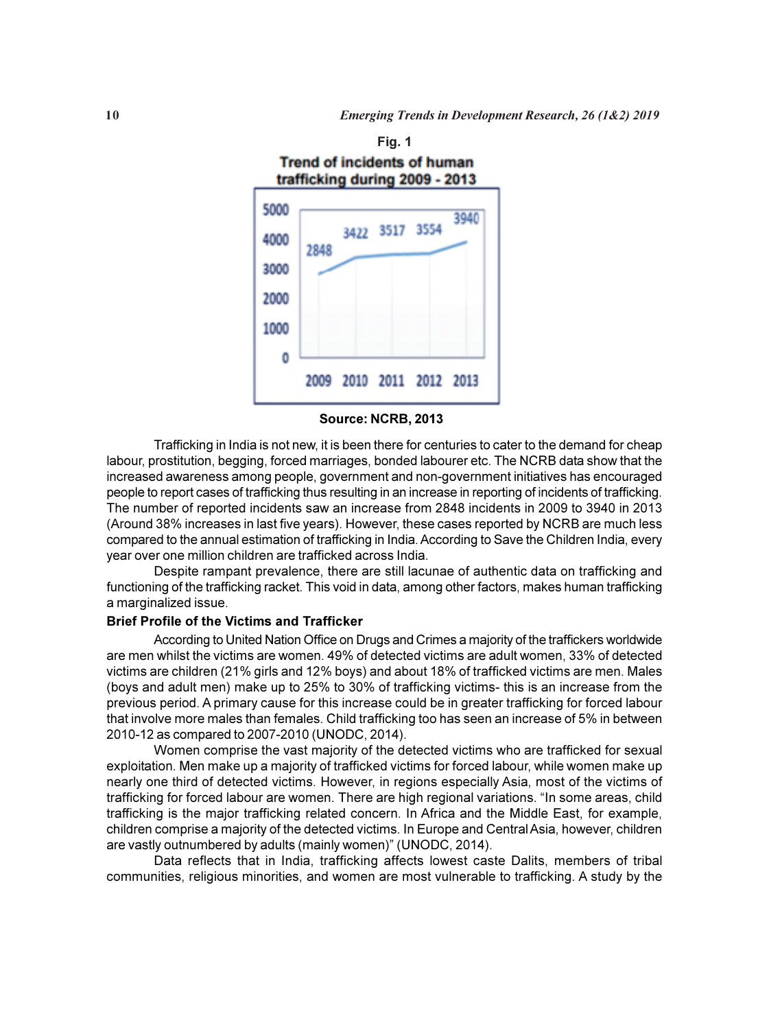Fig. 1

**Trend of incidents of human trafficking during 2009 - 2013**

| Year | Incidents |
|---|---|
| 2009 | 2848 |
| 2010 | 3422 |
| 2011 | 3517 |
| 2012 | 3554 |
| 2013 | 3940 |

**Source: NCRB, 2013**

Trafficking in India is not new, it is been there for centuries to cater to the demand for cheap labour, prostitution, begging, forced marriages, bonded labourer etc. The NCRB data show that the increased awareness among people, government and non-government initiatives has encouraged people to report cases of trafficking thus resulting in an increase in reporting of incidents of trafficking. The number of reported incidents saw an increase from 2848 incidents in 2009 to 3940 in 2013 (Around 38% increases in last five years). However, these cases reported by NCRB are much less compared to the annual estimation of trafficking in India. According to Save the Children India, every year over one million children are trafficked across India.

Despite rampant prevalence, there are still lacunae of authentic data on trafficking and functioning of the trafficking racket. This void in data, among other factors, makes human trafficking a marginalized issue.

**Brief Profile of the Victims and Trafficker**

According to United Nation Office on Drugs and Crimes a majority of the traffickers worldwide are men whilst the victims are women. 49% of detected victims are adult women, 33% of detected victims are children (21% girls and 12% boys) and about 18% of trafficked victims are men. Males (boys and adult men) make up to 25% to 30% of trafficking victims- this is an increase from the previous period. A primary cause for this increase could be in greater trafficking for forced labour that involve more males than females. Child trafficking too has seen an increase of 5% in between 2010-12 as compared to 2007-2010 (UNODC, 2014).

Women comprise the vast majority of the detected victims who are trafficked for sexual exploitation. Men make up a majority of trafficked victims for forced labour, while women make up nearly one third of detected victims. However, in regions especially Asia, most of the victims of trafficking for forced labour are women. There are high regional variations. "In some areas, child trafficking is the major trafficking related concern. In Africa and the Middle East, for example, children comprise a majority of the detected victims. In Europe and Central Asia, however, children are vastly outnumbered by adults (mainly women)" (UNODC, 2014).

Data reflects that in India, trafficking affects lowest caste Dalits, members of tribal communities, religious minorities, and women are most vulnerable to trafficking. A study by the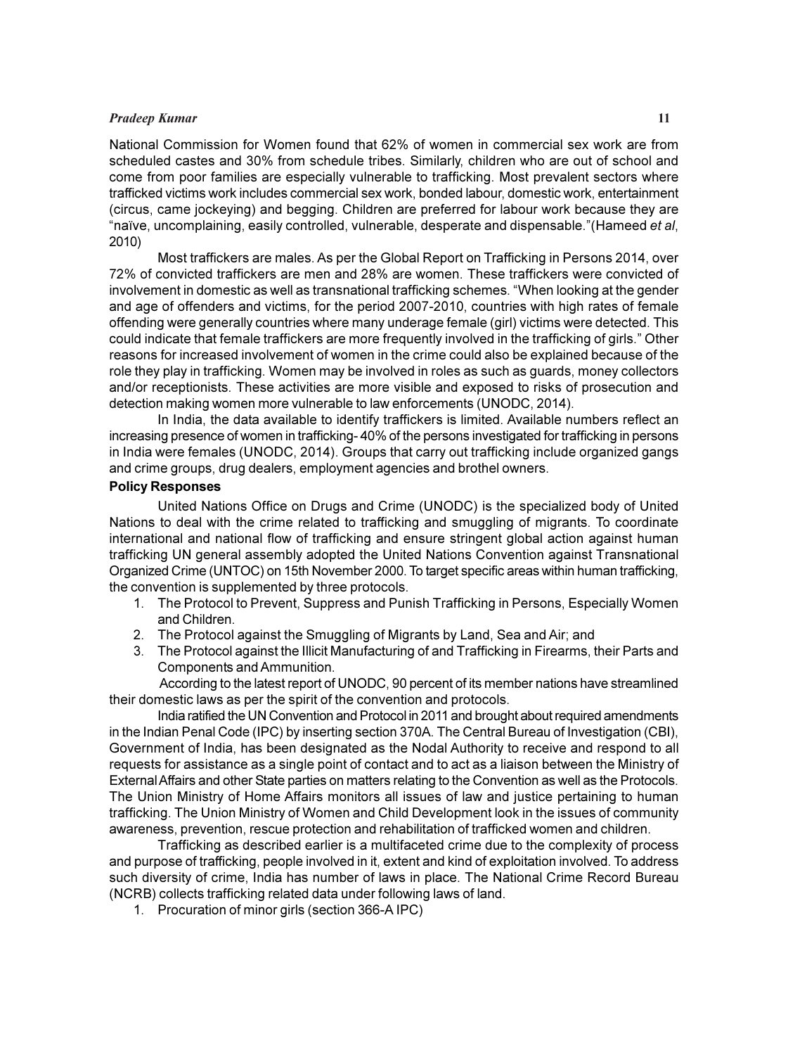National Commission for Women found that 62% of women in commercial sex work are from scheduled castes and 30% from schedule tribes. Similarly, children who are out of school and come from poor families are especially vulnerable to trafficking. Most prevalent sectors where trafficked victims work includes commercial sex work, bonded labour, domestic work, entertainment (circus, came jockeying) and begging. Children are preferred for labour work because they are "naïve, uncomplaining, easily controlled, vulnerable, desperate and dispensable."(Hameed *et al*, 2010)

Most traffickers are males. As per the Global Report on Trafficking in Persons 2014, over 72% of convicted traffickers are men and 28% are women. These traffickers were convicted of involvement in domestic as well as transnational trafficking schemes. "When looking at the gender and age of offenders and victims, for the period 2007-2010, countries with high rates of female offending were generally countries where many underage female (girl) victims were detected. This could indicate that female traffickers are more frequently involved in the trafficking of girls." Other reasons for increased involvement of women in the crime could also be explained because of the role they play in trafficking. Women may be involved in roles as such as guards, money collectors and/or receptionists. These activities are more visible and exposed to risks of prosecution and detection making women more vulnerable to law enforcements (UNODC, 2014).

In India, the data available to identify traffickers is limited. Available numbers reflect an increasing presence of women in trafficking- 40% of the persons investigated for trafficking in persons in India were females (UNODC, 2014). Groups that carry out trafficking include organized gangs and crime groups, drug dealers, employment agencies and brothel owners.

**Policy Responses**

United Nations Office on Drugs and Crime (UNODC) is the specialized body of United Nations to deal with the crime related to trafficking and smuggling of migrants. To coordinate international and national flow of trafficking and ensure stringent global action against human trafficking UN general assembly adopted the United Nations Convention against Transnational Organized Crime (UNTOC) on 15th November 2000. To target specific areas within human trafficking, the convention is supplemented by three protocols.

1. The Protocol to Prevent, Suppress and Punish Trafficking in Persons, Especially Women and Children.
2. The Protocol against the Smuggling of Migrants by Land, Sea and Air; and
3. The Protocol against the Illicit Manufacturing of and Trafficking in Firearms, their Parts and Components and Ammunition.

According to the latest report of UNODC, 90 percent of its member nations have streamlined their domestic laws as per the spirit of the convention and protocols.

India ratified the UN Convention and Protocol in 2011 and brought about required amendments in the Indian Penal Code (IPC) by inserting section 370A. The Central Bureau of Investigation (CBI), Government of India, has been designated as the Nodal Authority to receive and respond to all requests for assistance as a single point of contact and to act as a liaison between the Ministry of External Affairs and other State parties on matters relating to the Convention as well as the Protocols. The Union Ministry of Home Affairs monitors all issues of law and justice pertaining to human trafficking. The Union Ministry of Women and Child Development look in the issues of community awareness, prevention, rescue protection and rehabilitation of trafficked women and children.

Trafficking as described earlier is a multifaceted crime due to the complexity of process and purpose of trafficking, people involved in it, extent and kind of exploitation involved. To address such diversity of crime, India has number of laws in place. The National Crime Record Bureau (NCRB) collects trafficking related data under following laws of land.

1. Procuration of minor girls (section 366-A IPC)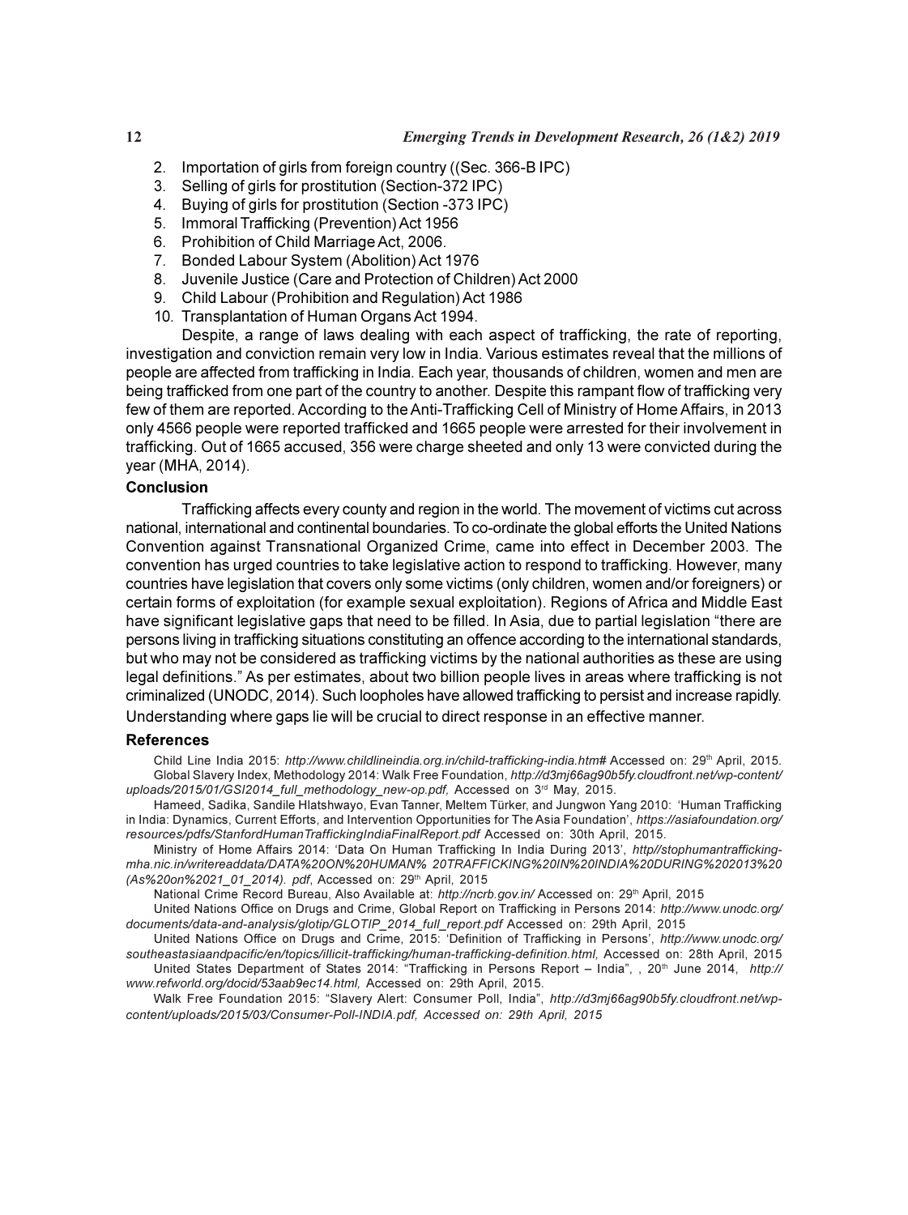2. Importation of girls from foreign country ((Sec. 366-B IPC)
3. Selling of girls for prostitution (Section-372 IPC)
4. Buying of girls for prostitution (Section -373 IPC)
5. Immoral Trafficking (Prevention) Act 1956
6. Prohibition of Child Marriage Act, 2006.
7. Bonded Labour System (Abolition) Act 1976
8. Juvenile Justice (Care and Protection of Children) Act 2000
9. Child Labour (Prohibition and Regulation) Act 1986
10. Transplantation of Human Organs Act 1994.

Despite, a range of laws dealing with each aspect of trafficking, the rate of reporting, investigation and conviction remain very low in India. Various estimates reveal that the millions of people are affected from trafficking in India. Each year, thousands of children, women and men are being trafficked from one part of the country to another. Despite this rampant flow of trafficking very few of them are reported. According to the Anti-Trafficking Cell of Ministry of Home Affairs, in 2013 only 4566 people were reported trafficked and 1665 people were arrested for their involvement in trafficking. Out of 1665 accused, 356 were charge sheeted and only 13 were convicted during the year (MHA, 2014).

**Conclusion**

Trafficking affects every county and region in the world. The movement of victims cut across national, international and continental boundaries. To co-ordinate the global efforts the United Nations Convention against Transnational Organized Crime, came into effect in December 2003. The convention has urged countries to take legislative action to respond to trafficking. However, many countries have legislation that covers only some victims (only children, women and/or foreigners) or certain forms of exploitation (for example sexual exploitation). Regions of Africa and Middle East have significant legislative gaps that need to be filled. In Asia, due to partial legislation "there are persons living in trafficking situations constituting an offence according to the international standards, but who may not be considered as trafficking victims by the national authorities as these are using legal definitions." As per estimates, about two billion people lives in areas where trafficking is not criminalized (UNODC, 2014). Such loopholes have allowed trafficking to persist and increase rapidly. Understanding where gaps lie will be crucial to direct response in an effective manner.

**References**

Child Line India 2015: *http://www.childlineindia.org.in/child-trafficking-india.htm#* Accessed on: 29th April, 2015.

Global Slavery Index, Methodology 2014: Walk Free Foundation, *http://d3mj66ag90b5fy.cloudfront.net/wp-content/uploads/2015/01/GSI2014_full_methodology_new-op.pdf,* Accessed on 3rd May, 2015.

Hameed, Sadika, Sandile Hlatshwayo, Evan Tanner, Meltem Türker, and Jungwon Yang 2010: 'Human Trafficking in India: Dynamics, Current Efforts, and Intervention Opportunities for The Asia Foundation', *https://asiafoundation.org/resources/pdfs/StanfordHumanTraffickingIndiaFinalReport.pdf* Accessed on: 30th April, 2015.

Ministry of Home Affairs 2014: 'Data On Human Trafficking In India During 2013', *http//stophumantrafficking-mha.nic.in/writereaddata/DATA%20ON%20HUMAN% 20TRAFFICKING%20IN%20INDIA%20DURING%202013%20(As%20on%2021_01_2014). pdf*, Accessed on: 29th April, 2015

National Crime Record Bureau, Also Available at: *http://ncrb.gov.in/* Accessed on: 29th April, 2015

United Nations Office on Drugs and Crime, Global Report on Trafficking in Persons 2014: *http://www.unodc.org/documents/data-and-analysis/glotip/GLOTIP_2014_full_report.pdf* Accessed on: 29th April, 2015

United Nations Office on Drugs and Crime, 2015: 'Definition of Trafficking in Persons', *http://www.unodc.org/southeastasiaandpacific/en/topics/illicit-trafficking/human-trafficking-definition.html,* Accessed on: 28th April, 2015

United States Department of States 2014: "Trafficking in Persons Report – India", , 20th June 2014, *http://www.refworld.org/docid/53aab9ec14.html,* Accessed on: 29th April, 2015.

Walk Free Foundation 2015: "Slavery Alert: Consumer Poll, India", *http://d3mj66ag90b5fy.cloudfront.net/wp-content/uploads/2015/03/Consumer-Poll-INDIA.pdf, Accessed on: 29th April, 2015*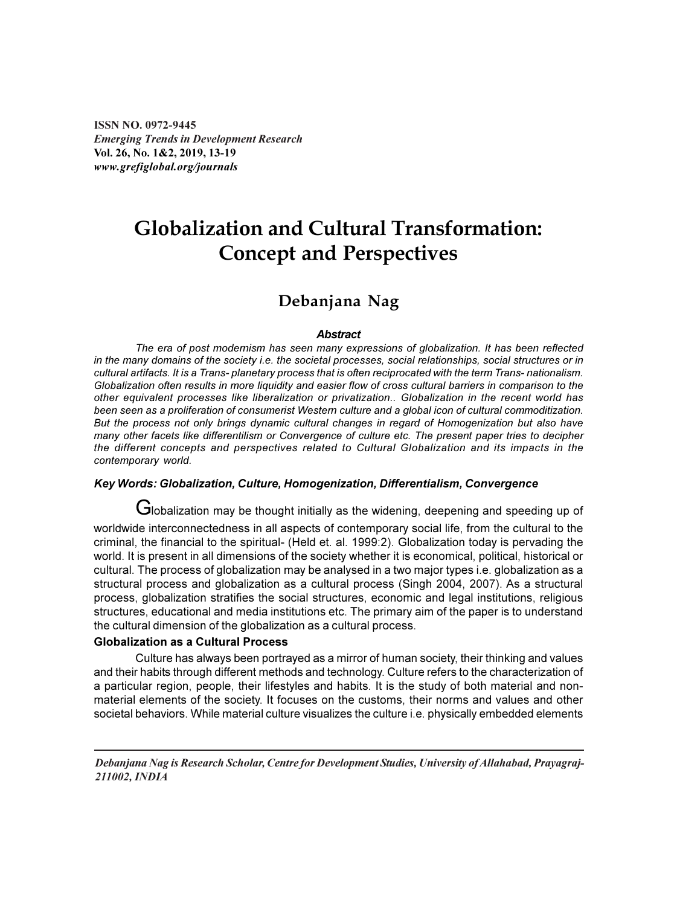ISSN NO. 0972-9445
*Emerging Trends in Development Research*
Vol. 26, No. 1&2, 2019, 13-19
*www.grefiglobal.org/journals*

# Globalization and Cultural Transformation: Concept and Perspectives

## Debanjana Nag

### Abstract

*The era of post modernism has seen many expressions of globalization. It has been reflected in the many domains of the society i.e. the societal processes, social relationships, social structures or in cultural artifacts. It is a Trans- planetary process that is often reciprocated with the term Trans- nationalism. Globalization often results in more liquidity and easier flow of cross cultural barriers in comparison to the other equivalent processes like liberalization or privatization.. Globalization in the recent world has been seen as a proliferation of consumerist Western culture and a global icon of cultural commoditization. But the process not only brings dynamic cultural changes in regard of Homogenization but also have many other facets like differentilism or Convergence of culture etc. The present paper tries to decipher the different concepts and perspectives related to Cultural Globalization and its impacts in the contemporary world.*

***Key Words: Globalization, Culture, Homogenization, Differentialism, Convergence***

Globalization may be thought initially as the widening, deepening and speeding up of worldwide interconnectedness in all aspects of contemporary social life, from the cultural to the criminal, the financial to the spiritual- (Held et. al. 1999:2). Globalization today is pervading the world. It is present in all dimensions of the society whether it is economical, political, historical or cultural. The process of globalization may be analysed in a two major types i.e. globalization as a structural process and globalization as a cultural process (Singh 2004, 2007). As a structural process, globalization stratifies the social structures, economic and legal institutions, religious structures, educational and media institutions etc. The primary aim of the paper is to understand the cultural dimension of the globalization as a cultural process.

**Globalization as a Cultural Process**

Culture has always been portrayed as a mirror of human society, their thinking and values and their habits through different methods and technology. Culture refers to the characterization of a particular region, people, their lifestyles and habits. It is the study of both material and non-material elements of the society. It focuses on the customs, their norms and values and other societal behaviors. While material culture visualizes the culture i.e. physically embedded elements

---

*Debanjana Nag is Research Scholar, Centre for Development Studies, University of Allahabad, Prayagraj-211002, INDIA*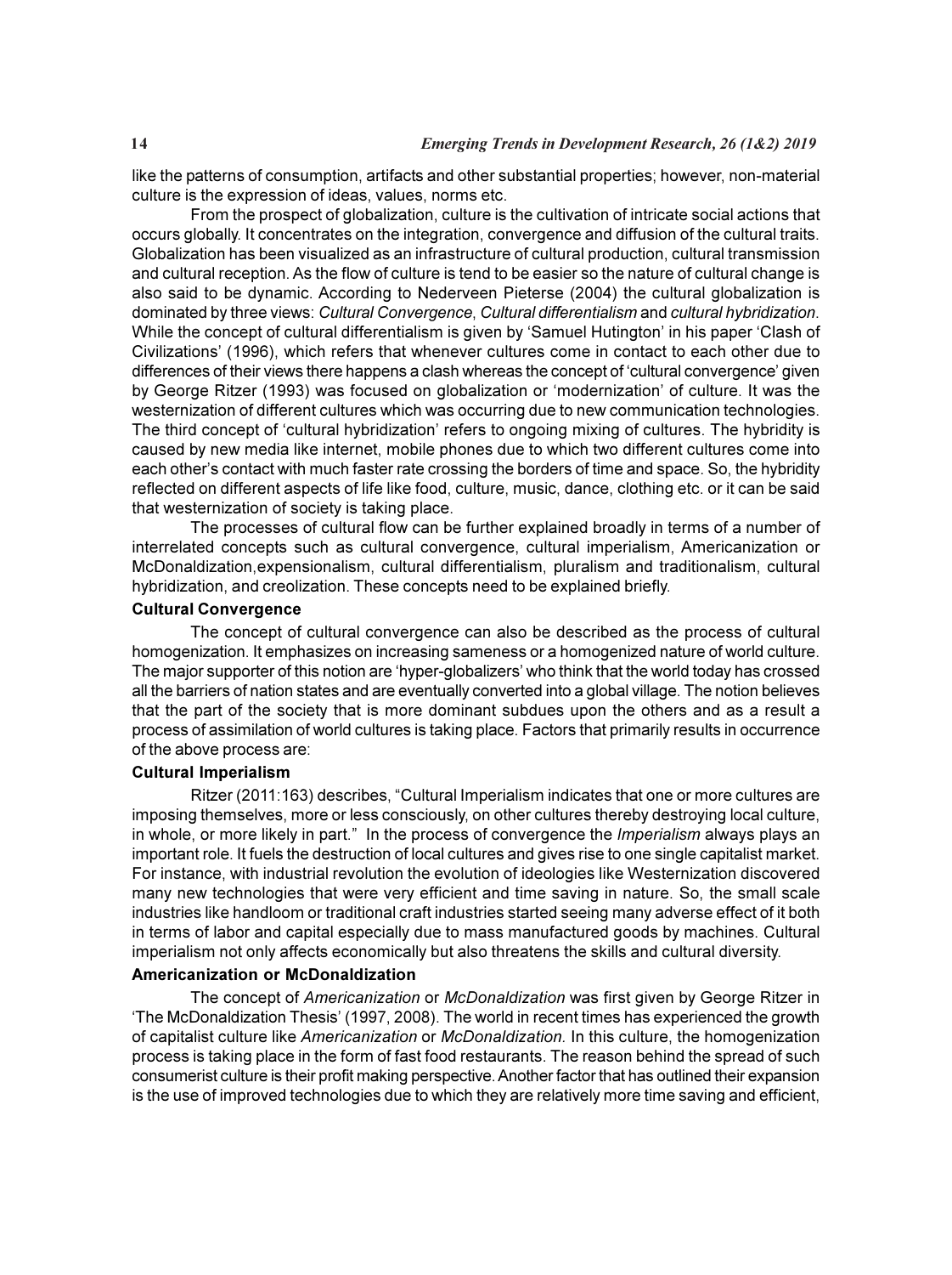like the patterns of consumption, artifacts and other substantial properties; however, non-material culture is the expression of ideas, values, norms etc.

From the prospect of globalization, culture is the cultivation of intricate social actions that occurs globally. It concentrates on the integration, convergence and diffusion of the cultural traits. Globalization has been visualized as an infrastructure of cultural production, cultural transmission and cultural reception. As the flow of culture is tend to be easier so the nature of cultural change is also said to be dynamic. According to Nederveen Pieterse (2004) the cultural globalization is dominated by three views: *Cultural Convergence*, *Cultural differentialism* and *cultural hybridization*. While the concept of cultural differentialism is given by 'Samuel Hutington' in his paper 'Clash of Civilizations' (1996), which refers that whenever cultures come in contact to each other due to differences of their views there happens a clash whereas the concept of 'cultural convergence' given by George Ritzer (1993) was focused on globalization or 'modernization' of culture. It was the westernization of different cultures which was occurring due to new communication technologies. The third concept of 'cultural hybridization' refers to ongoing mixing of cultures. The hybridity is caused by new media like internet, mobile phones due to which two different cultures come into each other's contact with much faster rate crossing the borders of time and space. So, the hybridity reflected on different aspects of life like food, culture, music, dance, clothing etc. or it can be said that westernization of society is taking place.

The processes of cultural flow can be further explained broadly in terms of a number of interrelated concepts such as cultural convergence, cultural imperialism, Americanization or McDonaldization,expensionalism, cultural differentialism, pluralism and traditionalism, cultural hybridization, and creolization. These concepts need to be explained briefly.

### Cultural Convergence

The concept of cultural convergence can also be described as the process of cultural homogenization. It emphasizes on increasing sameness or a homogenized nature of world culture. The major supporter of this notion are 'hyper-globalizers' who think that the world today has crossed all the barriers of nation states and are eventually converted into a global village. The notion believes that the part of the society that is more dominant subdues upon the others and as a result a process of assimilation of world cultures is taking place. Factors that primarily results in occurrence of the above process are:

### Cultural Imperialism

Ritzer (2011:163) describes, "Cultural Imperialism indicates that one or more cultures are imposing themselves, more or less consciously, on other cultures thereby destroying local culture, in whole, or more likely in part." In the process of convergence the *Imperialism* always plays an important role. It fuels the destruction of local cultures and gives rise to one single capitalist market. For instance, with industrial revolution the evolution of ideologies like Westernization discovered many new technologies that were very efficient and time saving in nature. So, the small scale industries like handloom or traditional craft industries started seeing many adverse effect of it both in terms of labor and capital especially due to mass manufactured goods by machines. Cultural imperialism not only affects economically but also threatens the skills and cultural diversity.

### Americanization or McDonaldization

The concept of *Americanization* or *McDonaldization* was first given by George Ritzer in 'The McDonaldization Thesis' (1997, 2008). The world in recent times has experienced the growth of capitalist culture like *Americanization* or *McDonaldization.* In this culture, the homogenization process is taking place in the form of fast food restaurants. The reason behind the spread of such consumerist culture is their profit making perspective. Another factor that has outlined their expansion is the use of improved technologies due to which they are relatively more time saving and efficient,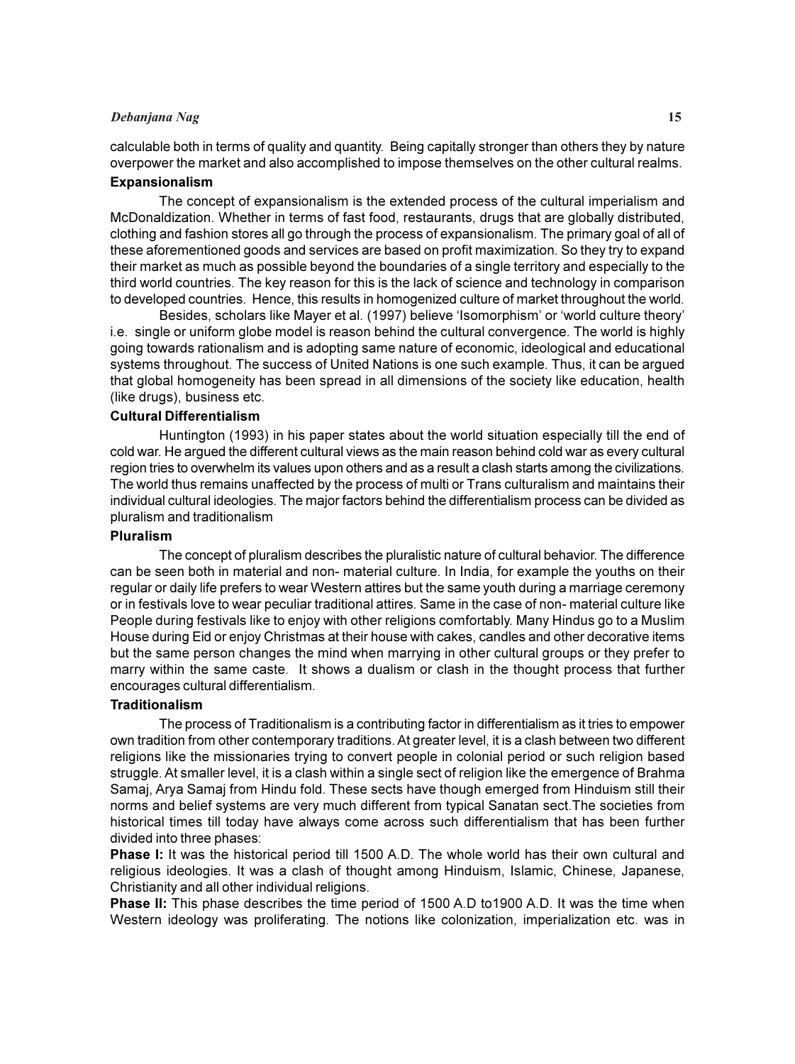calculable both in terms of quality and quantity. Being capitally stronger than others they by nature overpower the market and also accomplished to impose themselves on the other cultural realms.

### Expansionalism

The concept of expansionalism is the extended process of the cultural imperialism and McDonaldization. Whether in terms of fast food, restaurants, drugs that are globally distributed, clothing and fashion stores all go through the process of expansionalism. The primary goal of all of these aforementioned goods and services are based on profit maximization. So they try to expand their market as much as possible beyond the boundaries of a single territory and especially to the third world countries. The key reason for this is the lack of science and technology in comparison to developed countries. Hence, this results in homogenized culture of market throughout the world.

Besides, scholars like Mayer et al. (1997) believe 'Isomorphism' or 'world culture theory' i.e. single or uniform globe model is reason behind the cultural convergence. The world is highly going towards rationalism and is adopting same nature of economic, ideological and educational systems throughout. The success of United Nations is one such example. Thus, it can be argued that global homogeneity has been spread in all dimensions of the society like education, health (like drugs), business etc.

### Cultural Differentialism

Huntington (1993) in his paper states about the world situation especially till the end of cold war. He argued the different cultural views as the main reason behind cold war as every cultural region tries to overwhelm its values upon others and as a result a clash starts among the civilizations. The world thus remains unaffected by the process of multi or Trans culturalism and maintains their individual cultural ideologies. The major factors behind the differentialism process can be divided as pluralism and traditionalism

### Pluralism

The concept of pluralism describes the pluralistic nature of cultural behavior. The difference can be seen both in material and non- material culture. In India, for example the youths on their regular or daily life prefers to wear Western attires but the same youth during a marriage ceremony or in festivals love to wear peculiar traditional attires. Same in the case of non- material culture like People during festivals like to enjoy with other religions comfortably. Many Hindus go to a Muslim House during Eid or enjoy Christmas at their house with cakes, candles and other decorative items but the same person changes the mind when marrying in other cultural groups or they prefer to marry within the same caste. It shows a dualism or clash in the thought process that further encourages cultural differentialism.

### Traditionalism

The process of Traditionalism is a contributing factor in differentialism as it tries to empower own tradition from other contemporary traditions. At greater level, it is a clash between two different religions like the missionaries trying to convert people in colonial period or such religion based struggle. At smaller level, it is a clash within a single sect of religion like the emergence of Brahma Samaj, Arya Samaj from Hindu fold. These sects have though emerged from Hinduism still their norms and belief systems are very much different from typical Sanatan sect.The societies from historical times till today have always come across such differentialism that has been further divided into three phases:

**Phase I:** It was the historical period till 1500 A.D. The whole world has their own cultural and religious ideologies. It was a clash of thought among Hinduism, Islamic, Chinese, Japanese, Christianity and all other individual religions.

**Phase II:** This phase describes the time period of 1500 A.D to1900 A.D. It was the time when Western ideology was proliferating. The notions like colonization, imperialization etc. was in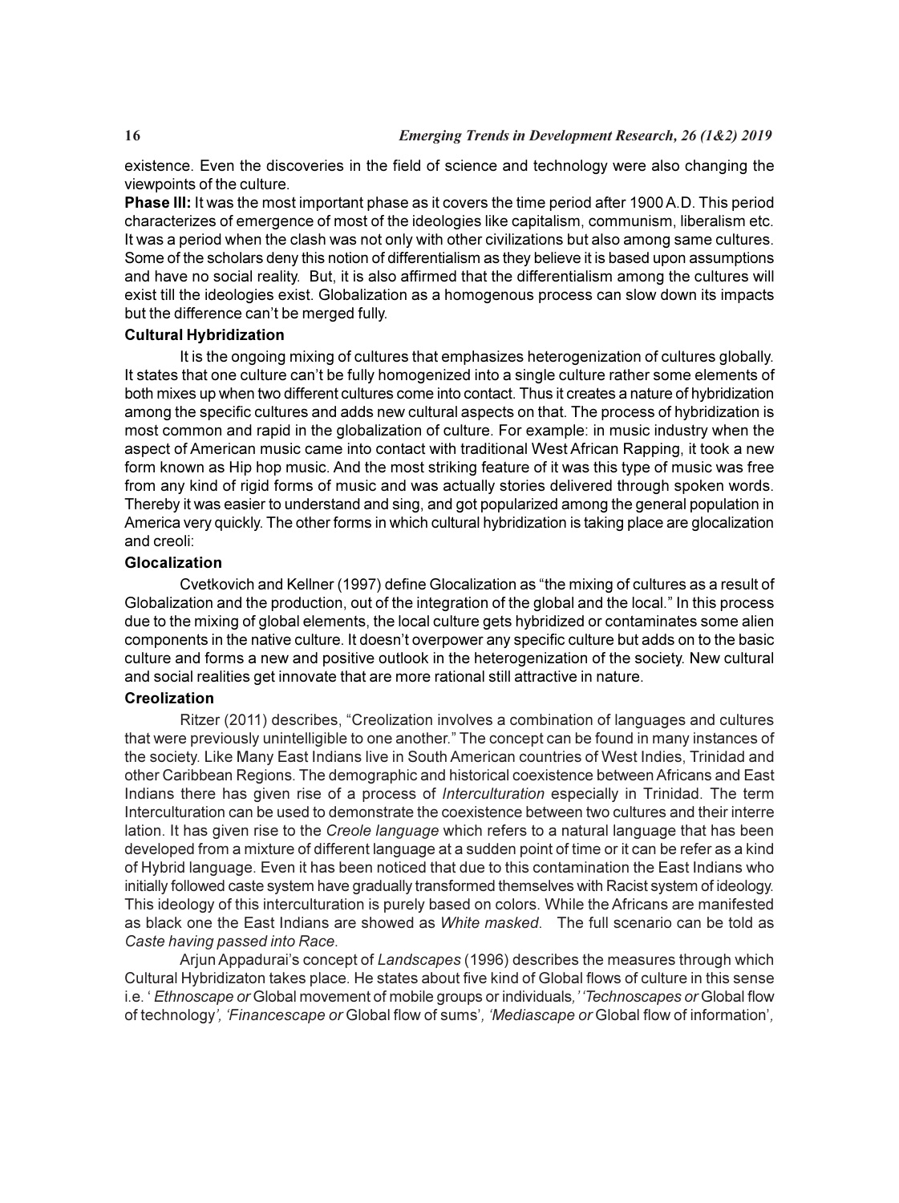existence. Even the discoveries in the field of science and technology were also changing the viewpoints of the culture.

**Phase III:** It was the most important phase as it covers the time period after 1900 A.D. This period characterizes of emergence of most of the ideologies like capitalism, communism, liberalism etc. It was a period when the clash was not only with other civilizations but also among same cultures. Some of the scholars deny this notion of differentialism as they believe it is based upon assumptions and have no social reality. But, it is also affirmed that the differentialism among the cultures will exist till the ideologies exist. Globalization as a homogenous process can slow down its impacts but the difference can't be merged fully.

**Cultural Hybridization**

It is the ongoing mixing of cultures that emphasizes heterogenization of cultures globally. It states that one culture can't be fully homogenized into a single culture rather some elements of both mixes up when two different cultures come into contact. Thus it creates a nature of hybridization among the specific cultures and adds new cultural aspects on that. The process of hybridization is most common and rapid in the globalization of culture. For example: in music industry when the aspect of American music came into contact with traditional West African Rapping, it took a new form known as Hip hop music. And the most striking feature of it was this type of music was free from any kind of rigid forms of music and was actually stories delivered through spoken words. Thereby it was easier to understand and sing, and got popularized among the general population in America very quickly. The other forms in which cultural hybridization is taking place are glocalization and creoli:

**Glocalization**

Cvetkovich and Kellner (1997) define Glocalization as "the mixing of cultures as a result of Globalization and the production, out of the integration of the global and the local." In this process due to the mixing of global elements, the local culture gets hybridized or contaminates some alien components in the native culture. It doesn't overpower any specific culture but adds on to the basic culture and forms a new and positive outlook in the heterogenization of the society. New cultural and social realities get innovate that are more rational still attractive in nature.

**Creolization**

Ritzer (2011) describes, "Creolization involves a combination of languages and cultures that were previously unintelligible to one another." The concept can be found in many instances of the society. Like Many East Indians live in South American countries of West Indies, Trinidad and other Caribbean Regions. The demographic and historical coexistence between Africans and East Indians there has given rise of a process of *Interculturation* especially in Trinidad. The term Interculturation can be used to demonstrate the coexistence between two cultures and their interre lation. It has given rise to the *Creole language* which refers to a natural language that has been developed from a mixture of different language at a sudden point of time or it can be refer as a kind of Hybrid language. Even it has been noticed that due to this contamination the East Indians who initially followed caste system have gradually transformed themselves with Racist system of ideology. This ideology of this interculturation is purely based on colors. While the Africans are manifested as black one the East Indians are showed as *White masked*. The full scenario can be told as *Caste having passed into Race*.

Arjun Appadurai's concept of *Landscapes* (1996) describes the measures through which Cultural Hybridizaton takes place. He states about five kind of Global flows of culture in this sense i.e. '*Ethnoscape or* Global movement of mobile groups or individuals*,' 'Technoscapes or* Global flow of technology*', 'Financescape or* Global flow of sums'*, 'Mediascape or* Global flow of information'*,*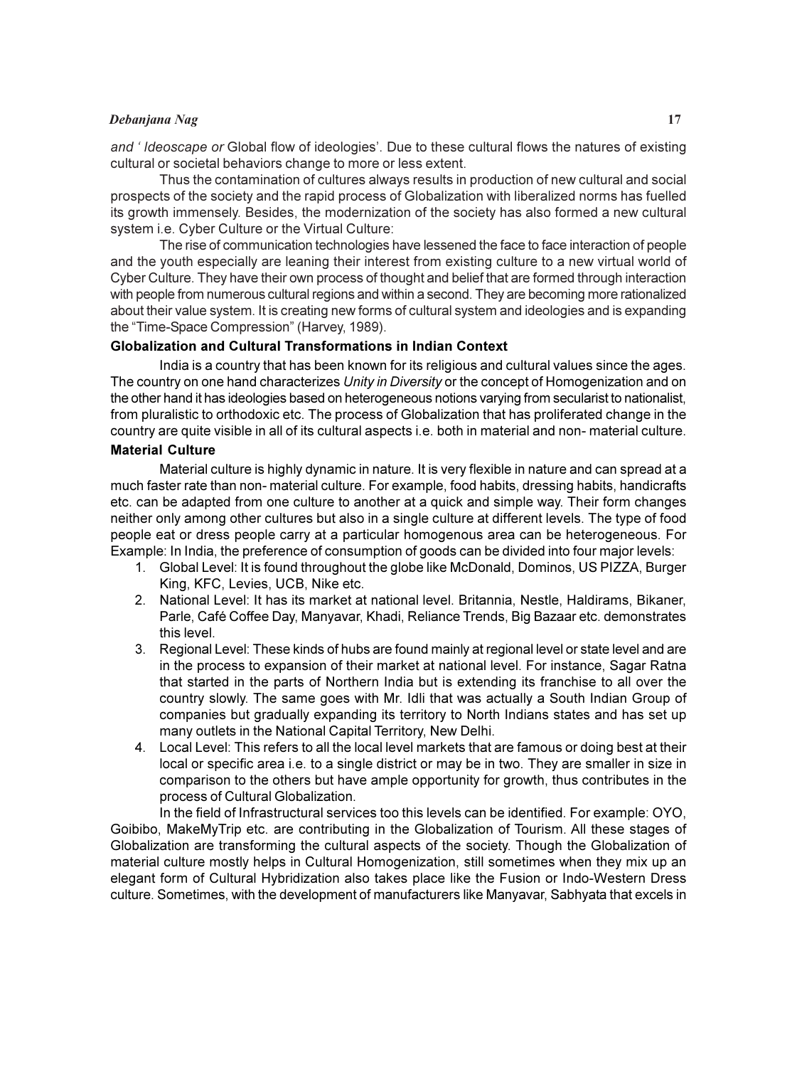*and ' Ideoscape or* Global flow of ideologies'. Due to these cultural flows the natures of existing cultural or societal behaviors change to more or less extent.

Thus the contamination of cultures always results in production of new cultural and social prospects of the society and the rapid process of Globalization with liberalized norms has fuelled its growth immensely. Besides, the modernization of the society has also formed a new cultural system i.e. Cyber Culture or the Virtual Culture:

The rise of communication technologies have lessened the face to face interaction of people and the youth especially are leaning their interest from existing culture to a new virtual world of Cyber Culture. They have their own process of thought and belief that are formed through interaction with people from numerous cultural regions and within a second. They are becoming more rationalized about their value system. It is creating new forms of cultural system and ideologies and is expanding the "Time-Space Compression" (Harvey, 1989).

### Globalization and Cultural Transformations in Indian Context

India is a country that has been known for its religious and cultural values since the ages. The country on one hand characterizes *Unity in Diversity* or the concept of Homogenization and on the other hand it has ideologies based on heterogeneous notions varying from secularist to nationalist, from pluralistic to orthodoxic etc. The process of Globalization that has proliferated change in the country are quite visible in all of its cultural aspects i.e. both in material and non- material culture.

### Material Culture

Material culture is highly dynamic in nature. It is very flexible in nature and can spread at a much faster rate than non- material culture. For example, food habits, dressing habits, handicrafts etc. can be adapted from one culture to another at a quick and simple way. Their form changes neither only among other cultures but also in a single culture at different levels. The type of food people eat or dress people carry at a particular homogenous area can be heterogeneous. For Example: In India, the preference of consumption of goods can be divided into four major levels:

1. Global Level: It is found throughout the globe like McDonald, Dominos, US PIZZA, Burger King, KFC, Levies, UCB, Nike etc.
2. National Level: It has its market at national level. Britannia, Nestle, Haldirams, Bikaner, Parle, Café Coffee Day, Manyavar, Khadi, Reliance Trends, Big Bazaar etc. demonstrates this level.
3. Regional Level: These kinds of hubs are found mainly at regional level or state level and are in the process to expansion of their market at national level. For instance, Sagar Ratna that started in the parts of Northern India but is extending its franchise to all over the country slowly. The same goes with Mr. Idli that was actually a South Indian Group of companies but gradually expanding its territory to North Indians states and has set up many outlets in the National Capital Territory, New Delhi.
4. Local Level: This refers to all the local level markets that are famous or doing best at their local or specific area i.e. to a single district or may be in two. They are smaller in size in comparison to the others but have ample opportunity for growth, thus contributes in the process of Cultural Globalization.

In the field of Infrastructural services too this levels can be identified. For example: OYO, Goibibo, MakeMyTrip etc. are contributing in the Globalization of Tourism. All these stages of Globalization are transforming the cultural aspects of the society. Though the Globalization of material culture mostly helps in Cultural Homogenization, still sometimes when they mix up an elegant form of Cultural Hybridization also takes place like the Fusion or Indo-Western Dress culture. Sometimes, with the development of manufacturers like Manyavar, Sabhyata that excels in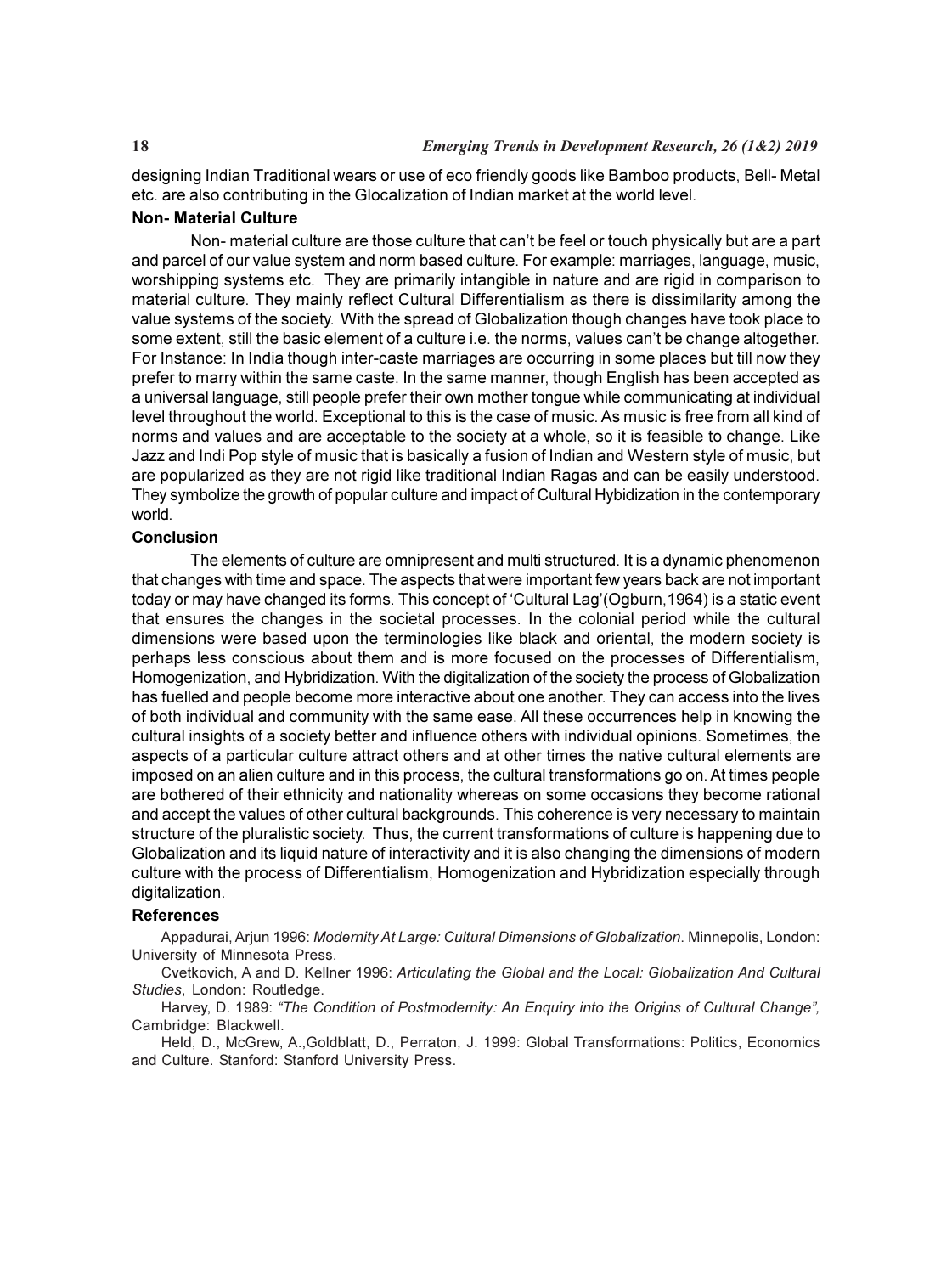designing Indian Traditional wears or use of eco friendly goods like Bamboo products, Bell- Metal etc. are also contributing in the Glocalization of Indian market at the world level.

### Non- Material Culture

Non- material culture are those culture that can't be feel or touch physically but are a part and parcel of our value system and norm based culture. For example: marriages, language, music, worshipping systems etc. They are primarily intangible in nature and are rigid in comparison to material culture. They mainly reflect Cultural Differentialism as there is dissimilarity among the value systems of the society. With the spread of Globalization though changes have took place to some extent, still the basic element of a culture i.e. the norms, values can't be change altogether. For Instance: In India though inter-caste marriages are occurring in some places but till now they prefer to marry within the same caste. In the same manner, though English has been accepted as a universal language, still people prefer their own mother tongue while communicating at individual level throughout the world. Exceptional to this is the case of music. As music is free from all kind of norms and values and are acceptable to the society at a whole, so it is feasible to change. Like Jazz and Indi Pop style of music that is basically a fusion of Indian and Western style of music, but are popularized as they are not rigid like traditional Indian Ragas and can be easily understood. They symbolize the growth of popular culture and impact of Cultural Hybidization in the contemporary world.

### Conclusion

The elements of culture are omnipresent and multi structured. It is a dynamic phenomenon that changes with time and space. The aspects that were important few years back are not important today or may have changed its forms. This concept of 'Cultural Lag'(Ogburn,1964) is a static event that ensures the changes in the societal processes. In the colonial period while the cultural dimensions were based upon the terminologies like black and oriental, the modern society is perhaps less conscious about them and is more focused on the processes of Differentialism, Homogenization, and Hybridization. With the digitalization of the society the process of Globalization has fuelled and people become more interactive about one another. They can access into the lives of both individual and community with the same ease. All these occurrences help in knowing the cultural insights of a society better and influence others with individual opinions. Sometimes, the aspects of a particular culture attract others and at other times the native cultural elements are imposed on an alien culture and in this process, the cultural transformations go on. At times people are bothered of their ethnicity and nationality whereas on some occasions they become rational and accept the values of other cultural backgrounds. This coherence is very necessary to maintain structure of the pluralistic society. Thus, the current transformations of culture is happening due to Globalization and its liquid nature of interactivity and it is also changing the dimensions of modern culture with the process of Differentialism, Homogenization and Hybridization especially through digitalization.

### References

Appadurai, Arjun 1996: *Modernity At Large: Cultural Dimensions of Globalization*. Minnepolis, London: University of Minnesota Press.

Cvetkovich, A and D. Kellner 1996: *Articulating the Global and the Local: Globalization And Cultural Studies*, London: Routledge.

Harvey, D. 1989: *"The Condition of Postmodernity: An Enquiry into the Origins of Cultural Change",* Cambridge: Blackwell.

Held, D., McGrew, A.,Goldblatt, D., Perraton, J. 1999: Global Transformations: Politics, Economics and Culture. Stanford: Stanford University Press.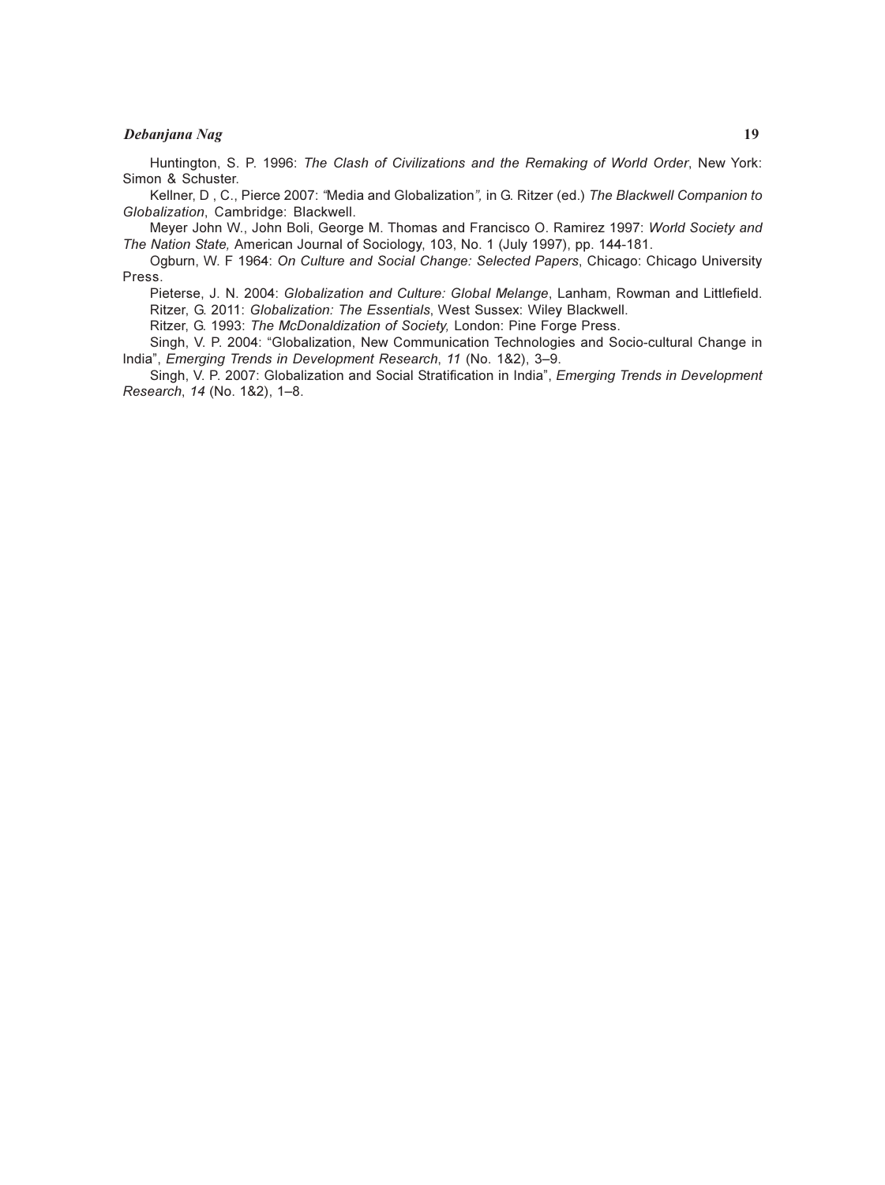Huntington, S. P. 1996: *The Clash of Civilizations and the Remaking of World Order*, New York: Simon & Schuster.

Kellner, D , C., Pierce 2007: *"*Media and Globalization*",* in G. Ritzer (ed.) *The Blackwell Companion to Globalization*, Cambridge: Blackwell.

Meyer John W., John Boli, George M. Thomas and Francisco O. Ramirez 1997: *World Society and The Nation State,* American Journal of Sociology, 103, No. 1 (July 1997), pp. 144-181.

Ogburn, W. F 1964: *On Culture and Social Change: Selected Papers*, Chicago: Chicago University Press.

Pieterse, J. N. 2004: *Globalization and Culture: Global Melange*, Lanham, Rowman and Littlefield.

Ritzer, G. 2011: *Globalization: The Essentials*, West Sussex: Wiley Blackwell.

Ritzer, G. 1993: *The McDonaldization of Society,* London: Pine Forge Press.

Singh, V. P. 2004: "Globalization, New Communication Technologies and Socio-cultural Change in India", *Emerging Trends in Development Research*, *11* (No. 1&2), 3–9.

Singh, V. P. 2007: Globalization and Social Stratification in India", *Emerging Trends in Development Research*, *14* (No. 1&2), 1–8.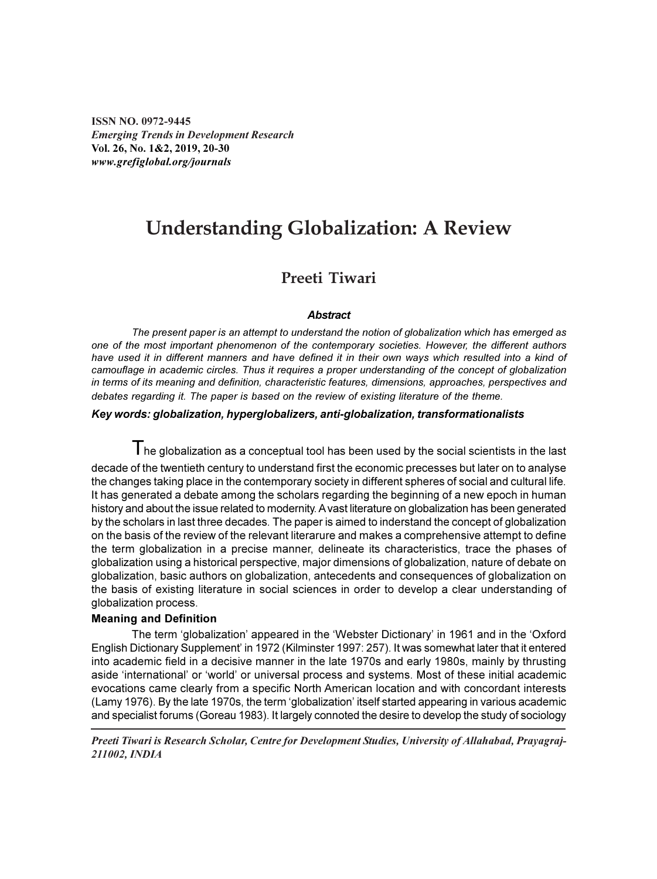# Understanding Globalization: A Review

## Preeti Tiwari

### Abstract

*The present paper is an attempt to understand the notion of globalization which has emerged as one of the most important phenomenon of the contemporary societies. However, the different authors have used it in different manners and have defined it in their own ways which resulted into a kind of camouflage in academic circles. Thus it requires a proper understanding of the concept of globalization in terms of its meaning and definition, characteristic features, dimensions, approaches, perspectives and debates regarding it. The paper is based on the review of existing literature of the theme.*

***Key words: globalization, hyperglobalizers, anti-globalization, transformationalists***

The globalization as a conceptual tool has been used by the social scientists in the last decade of the twentieth century to understand first the economic precesses but later on to analyse the changes taking place in the contemporary society in different spheres of social and cultural life. It has generated a debate among the scholars regarding the beginning of a new epoch in human history and about the issue related to modernity. A vast literature on globalization has been generated by the scholars in last three decades. The paper is aimed to understand the concept of globalization on the basis of the review of the relevant literarure and makes a comprehensive attempt to define the term globalization in a precise manner, delineate its characteristics, trace the phases of globalization using a historical perspective, major dimensions of globalization, nature of debate on globalization, basic authors on globalization, antecedents and consequences of globalization on the basis of existing literature in social sciences in order to develop a clear understanding of globalization process.

**Meaning and Definition**

The term 'globalization' appeared in the 'Webster Dictionary' in 1961 and in the 'Oxford English Dictionary Supplement' in 1972 (Kilminster 1997: 257). It was somewhat later that it entered into academic field in a decisive manner in the late 1970s and early 1980s, mainly by thrusting aside 'international' or 'world' or universal process and systems. Most of these initial academic evocations came clearly from a specific North American location and with concordant interests (Lamy 1976). By the late 1970s, the term 'globalization' itself started appearing in various academic and specialist forums (Goreau 1983). It largely connoted the desire to develop the study of sociology

*Preeti Tiwari is Research Scholar, Centre for Development Studies, University of Allahabad, Prayagraj-211002, INDIA*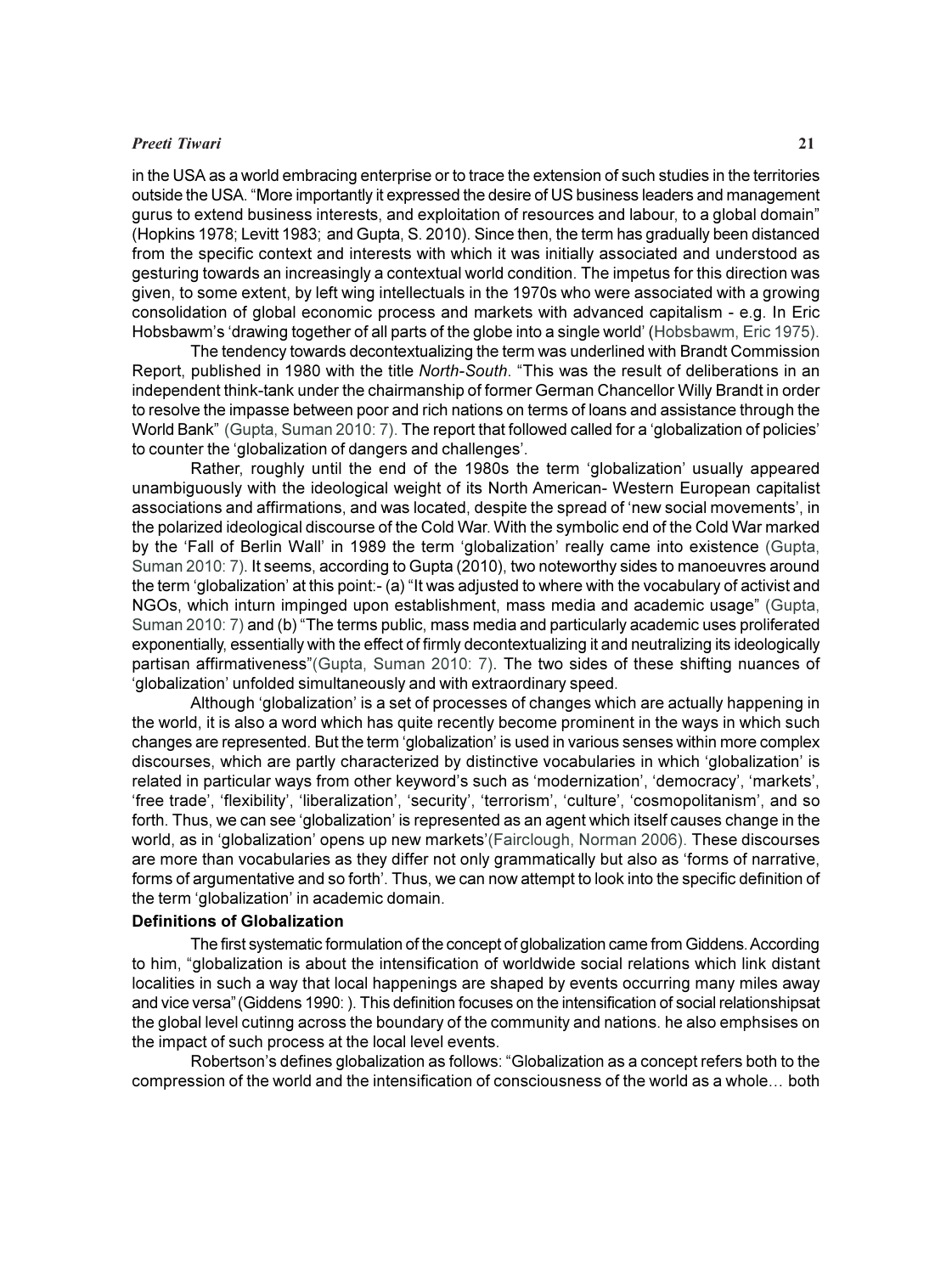in the USA as a world embracing enterprise or to trace the extension of such studies in the territories outside the USA. "More importantly it expressed the desire of US business leaders and management gurus to extend business interests, and exploitation of resources and labour, to a global domain" (Hopkins 1978; Levitt 1983; and Gupta, S. 2010). Since then, the term has gradually been distanced from the specific context and interests with which it was initially associated and understood as gesturing towards an increasingly a contextual world condition. The impetus for this direction was given, to some extent, by left wing intellectuals in the 1970s who were associated with a growing consolidation of global economic process and markets with advanced capitalism - e.g. In Eric Hobsbawm's 'drawing together of all parts of the globe into a single world' (Hobsbawm, Eric 1975).

The tendency towards decontextualizing the term was underlined with Brandt Commission Report, published in 1980 with the title *North-South*. "This was the result of deliberations in an independent think-tank under the chairmanship of former German Chancellor Willy Brandt in order to resolve the impasse between poor and rich nations on terms of loans and assistance through the World Bank" (Gupta, Suman 2010: 7). The report that followed called for a 'globalization of policies' to counter the 'globalization of dangers and challenges'.

Rather, roughly until the end of the 1980s the term 'globalization' usually appeared unambiguously with the ideological weight of its North American- Western European capitalist associations and affirmations, and was located, despite the spread of 'new social movements', in the polarized ideological discourse of the Cold War. With the symbolic end of the Cold War marked by the 'Fall of Berlin Wall' in 1989 the term 'globalization' really came into existence (Gupta, Suman 2010: 7). It seems, according to Gupta (2010), two noteworthy sides to manoeuvres around the term 'globalization' at this point:- (a) "It was adjusted to where with the vocabulary of activist and NGOs, which inturn impinged upon establishment, mass media and academic usage" (Gupta, Suman 2010: 7) and (b) "The terms public, mass media and particularly academic uses proliferated exponentially, essentially with the effect of firmly decontextualizing it and neutralizing its ideologically partisan affirmativeness"(Gupta, Suman 2010: 7). The two sides of these shifting nuances of 'globalization' unfolded simultaneously and with extraordinary speed.

Although 'globalization' is a set of processes of changes which are actually happening in the world, it is also a word which has quite recently become prominent in the ways in which such changes are represented. But the term 'globalization' is used in various senses within more complex discourses, which are partly characterized by distinctive vocabularies in which 'globalization' is related in particular ways from other keyword's such as 'modernization', 'democracy', 'markets', 'free trade', 'flexibility', 'liberalization', 'security', 'terrorism', 'culture', 'cosmopolitanism', and so forth. Thus, we can see 'globalization' is represented as an agent which itself causes change in the world, as in 'globalization' opens up new markets'(Fairclough, Norman 2006). These discourses are more than vocabularies as they differ not only grammatically but also as 'forms of narrative, forms of argumentative and so forth'. Thus, we can now attempt to look into the specific definition of the term 'globalization' in academic domain.

**Definitions of Globalization**

The first systematic formulation of the concept of globalization came from Giddens. According to him, "globalization is about the intensification of worldwide social relations which link distant localities in such a way that local happenings are shaped by events occurring many miles away and vice versa"(Giddens 1990: ). This definition focuses on the intensification of social relationshipsat the global level cutinng across the boundary of the community and nations. he also emphsises on the impact of such process at the local level events.

Robertson's defines globalization as follows: "Globalization as a concept refers both to the compression of the world and the intensification of consciousness of the world as a whole… both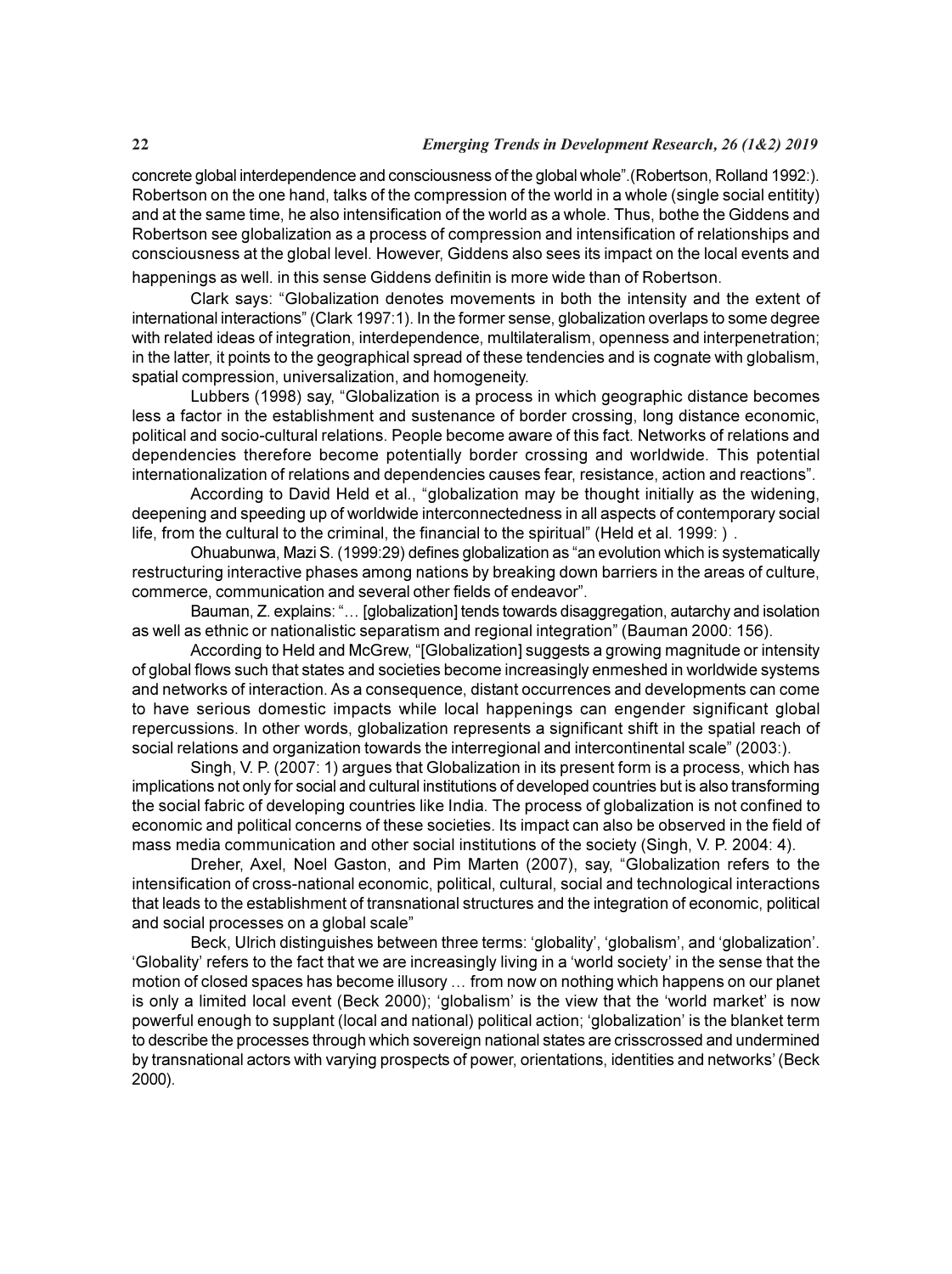concrete global interdependence and consciousness of the global whole".(Robertson, Rolland 1992:). Robertson on the one hand, talks of the compression of the world in a whole (single social entitity) and at the same time, he also intensification of the world as a whole. Thus, bothe the Giddens and Robertson see globalization as a process of compression and intensification of relationships and consciousness at the global level. However, Giddens also sees its impact on the local events and happenings as well. in this sense Giddens definitin is more wide than of Robertson.

Clark says: "Globalization denotes movements in both the intensity and the extent of international interactions" (Clark 1997:1). In the former sense, globalization overlaps to some degree with related ideas of integration, interdependence, multilateralism, openness and interpenetration; in the latter, it points to the geographical spread of these tendencies and is cognate with globalism, spatial compression, universalization, and homogeneity.

Lubbers (1998) say, "Globalization is a process in which geographic distance becomes less a factor in the establishment and sustenance of border crossing, long distance economic, political and socio-cultural relations. People become aware of this fact. Networks of relations and dependencies therefore become potentially border crossing and worldwide. This potential internationalization of relations and dependencies causes fear, resistance, action and reactions".

According to David Held et al., "globalization may be thought initially as the widening, deepening and speeding up of worldwide interconnectedness in all aspects of contemporary social life, from the cultural to the criminal, the financial to the spiritual" (Held et al. 1999: ) .

Ohuabunwa, Mazi S. (1999:29) defines globalization as "an evolution which is systematically restructuring interactive phases among nations by breaking down barriers in the areas of culture, commerce, communication and several other fields of endeavor".

Bauman, Z. explains: "… [globalization] tends towards disaggregation, autarchy and isolation as well as ethnic or nationalistic separatism and regional integration" (Bauman 2000: 156).

According to Held and McGrew, "[Globalization] suggests a growing magnitude or intensity of global flows such that states and societies become increasingly enmeshed in worldwide systems and networks of interaction. As a consequence, distant occurrences and developments can come to have serious domestic impacts while local happenings can engender significant global repercussions. In other words, globalization represents a significant shift in the spatial reach of social relations and organization towards the interregional and intercontinental scale" (2003:).

Singh, V. P. (2007: 1) argues that Globalization in its present form is a process, which has implications not only for social and cultural institutions of developed countries but is also transforming the social fabric of developing countries like India. The process of globalization is not confined to economic and political concerns of these societies. Its impact can also be observed in the field of mass media communication and other social institutions of the society (Singh, V. P. 2004: 4).

Dreher, Axel, Noel Gaston, and Pim Marten (2007), say, "Globalization refers to the intensification of cross-national economic, political, cultural, social and technological interactions that leads to the establishment of transnational structures and the integration of economic, political and social processes on a global scale"

Beck, Ulrich distinguishes between three terms: 'globality', 'globalism', and 'globalization'. 'Globality' refers to the fact that we are increasingly living in a 'world society' in the sense that the motion of closed spaces has become illusory … from now on nothing which happens on our planet is only a limited local event (Beck 2000); 'globalism' is the view that the 'world market' is now powerful enough to supplant (local and national) political action; 'globalization' is the blanket term to describe the processes through which sovereign national states are crisscrossed and undermined by transnational actors with varying prospects of power, orientations, identities and networks' (Beck 2000).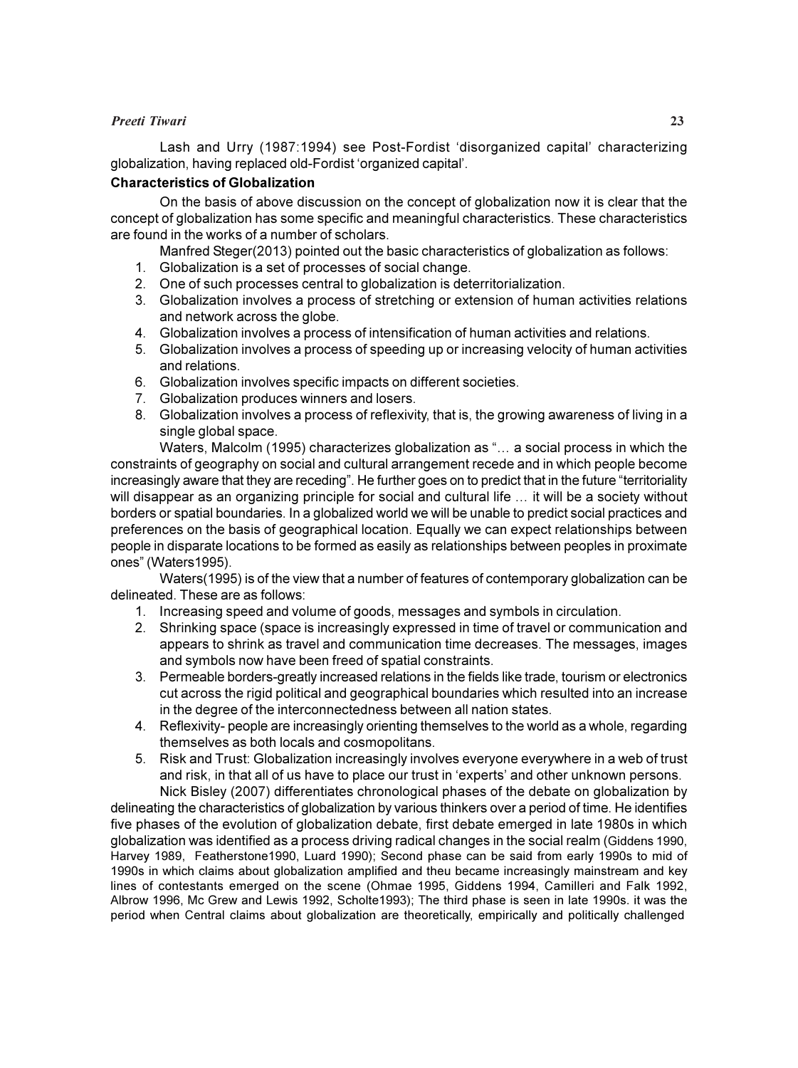Lash and Urry (1987:1994) see Post-Fordist 'disorganized capital' characterizing globalization, having replaced old-Fordist 'organized capital'.

**Characteristics of Globalization**

On the basis of above discussion on the concept of globalization now it is clear that the concept of globalization has some specific and meaningful characteristics. These characteristics are found in the works of a number of scholars.

Manfred Steger(2013) pointed out the basic characteristics of globalization as follows:

1. Globalization is a set of processes of social change.
2. One of such processes central to globalization is deterritorialization.
3. Globalization involves a process of stretching or extension of human activities relations and network across the globe.
4. Globalization involves a process of intensification of human activities and relations.
5. Globalization involves a process of speeding up or increasing velocity of human activities and relations.
6. Globalization involves specific impacts on different societies.
7. Globalization produces winners and losers.
8. Globalization involves a process of reflexivity, that is, the growing awareness of living in a single global space.

Waters, Malcolm (1995) characterizes globalization as "… a social process in which the constraints of geography on social and cultural arrangement recede and in which people become increasingly aware that they are receding". He further goes on to predict that in the future "territoriality will disappear as an organizing principle for social and cultural life … it will be a society without borders or spatial boundaries. In a globalized world we will be unable to predict social practices and preferences on the basis of geographical location. Equally we can expect relationships between people in disparate locations to be formed as easily as relationships between peoples in proximate ones" (Waters1995).

Waters(1995) is of the view that a number of features of contemporary globalization can be delineated. These are as follows:

1. Increasing speed and volume of goods, messages and symbols in circulation.
2. Shrinking space (space is increasingly expressed in time of travel or communication and appears to shrink as travel and communication time decreases. The messages, images and symbols now have been freed of spatial constraints.
3. Permeable borders-greatly increased relations in the fields like trade, tourism or electronics cut across the rigid political and geographical boundaries which resulted into an increase in the degree of the interconnectedness between all nation states.
4. Reflexivity- people are increasingly orienting themselves to the world as a whole, regarding themselves as both locals and cosmopolitans.
5. Risk and Trust: Globalization increasingly involves everyone everywhere in a web of trust and risk, in that all of us have to place our trust in 'experts' and other unknown persons.

Nick Bisley (2007) differentiates chronological phases of the debate on globalization by delineating the characteristics of globalization by various thinkers over a period of time. He identifies five phases of the evolution of globalization debate, first debate emerged in late 1980s in which globalization was identified as a process driving radical changes in the social realm (Giddens 1990, Harvey 1989, Featherstone1990, Luard 1990); Second phase can be said from early 1990s to mid of 1990s in which claims about globalization amplified and theu became increasingly mainstream and key lines of contestants emerged on the scene (Ohmae 1995, Giddens 1994, Camilleri and Falk 1992, Albrow 1996, Mc Grew and Lewis 1992, Scholte1993); The third phase is seen in late 1990s. it was the period when Central claims about globalization are theoretically, empirically and politically challenged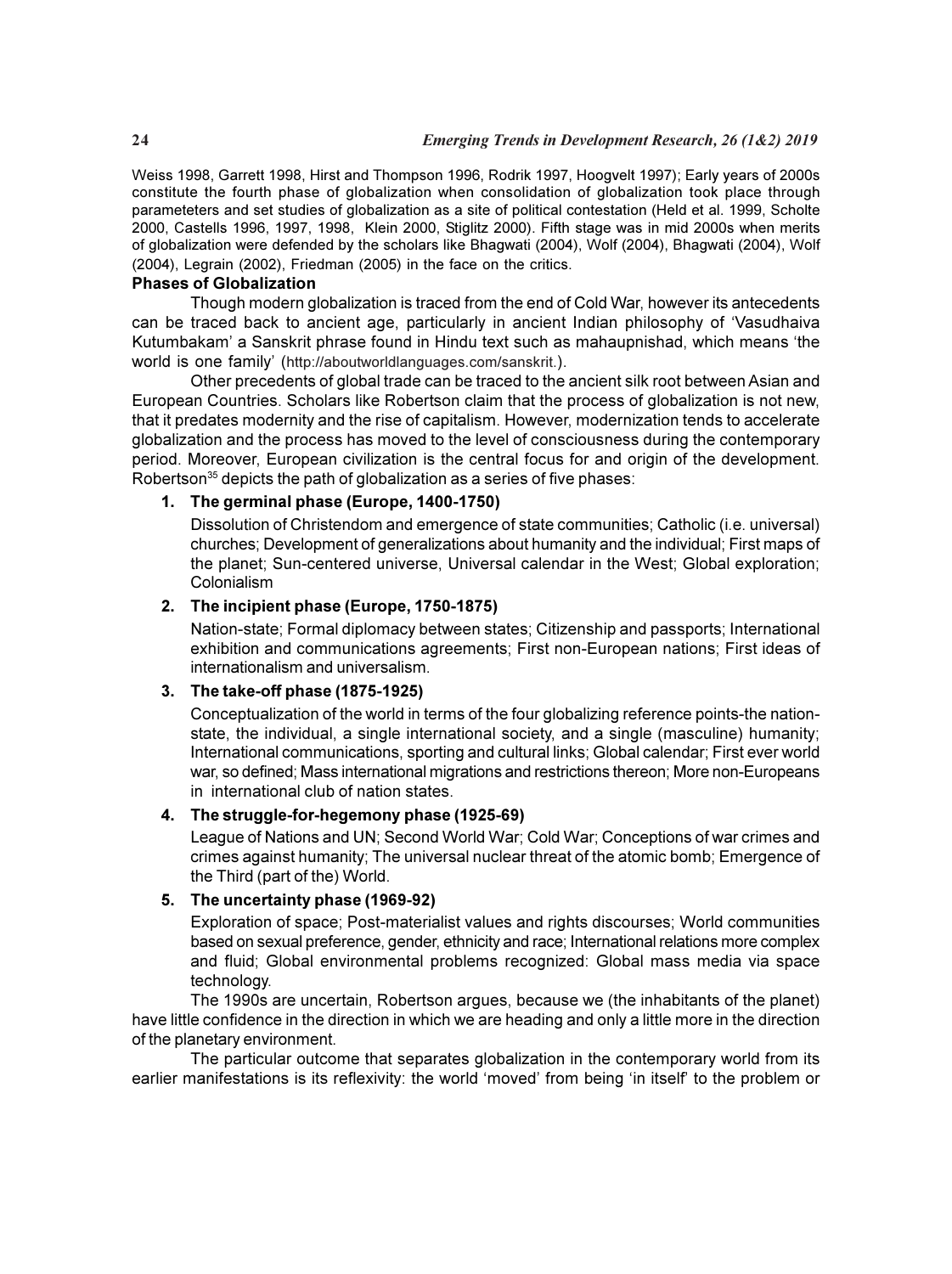Weiss 1998, Garrett 1998, Hirst and Thompson 1996, Rodrik 1997, Hoogvelt 1997); Early years of 2000s constitute the fourth phase of globalization when consolidation of globalization took place through parameteters and set studies of globalization as a site of political contestation (Held et al. 1999, Scholte 2000, Castells 1996, 1997, 1998, Klein 2000, Stiglitz 2000). Fifth stage was in mid 2000s when merits of globalization were defended by the scholars like Bhagwati (2004), Wolf (2004), Bhagwati (2004), Wolf (2004), Legrain (2002), Friedman (2005) in the face on the critics.

## Phases of Globalization

Though modern globalization is traced from the end of Cold War, however its antecedents can be traced back to ancient age, particularly in ancient Indian philosophy of 'Vasudhaiva Kutumbakam' a Sanskrit phrase found in Hindu text such as mahaupnishad, which means 'the world is one family' (http://aboutworldlanguages.com/sanskrit.).

Other precedents of global trade can be traced to the ancient silk root between Asian and European Countries. Scholars like Robertson claim that the process of globalization is not new, that it predates modernity and the rise of capitalism. However, modernization tends to accelerate globalization and the process has moved to the level of consciousness during the contemporary period. Moreover, European civilization is the central focus for and origin of the development. Robertson[35] depicts the path of globalization as a series of five phases:

1. **The germinal phase (Europe, 1400-1750)**

   Dissolution of Christendom and emergence of state communities; Catholic (i.e. universal) churches; Development of generalizations about humanity and the individual; First maps of the planet; Sun-centered universe, Universal calendar in the West; Global exploration; Colonialism

2. **The incipient phase (Europe, 1750-1875)**

   Nation-state; Formal diplomacy between states; Citizenship and passports; International exhibition and communications agreements; First non-European nations; First ideas of internationalism and universalism.

3. **The take-off phase (1875-1925)**

   Conceptualization of the world in terms of the four globalizing reference points-the nation-state, the individual, a single international society, and a single (masculine) humanity; International communications, sporting and cultural links; Global calendar; First ever world war, so defined; Mass international migrations and restrictions thereon; More non-Europeans in international club of nation states.

4. **The struggle-for-hegemony phase (1925-69)**

   League of Nations and UN; Second World War; Cold War; Conceptions of war crimes and crimes against humanity; The universal nuclear threat of the atomic bomb; Emergence of the Third (part of the) World.

5. **The uncertainty phase (1969-92)**

   Exploration of space; Post-materialist values and rights discourses; World communities based on sexual preference, gender, ethnicity and race; International relations more complex and fluid; Global environmental problems recognized: Global mass media via space technology.

The 1990s are uncertain, Robertson argues, because we (the inhabitants of the planet) have little confidence in the direction in which we are heading and only a little more in the direction of the planetary environment.

The particular outcome that separates globalization in the contemporary world from its earlier manifestations is its reflexivity: the world 'moved' from being 'in itself' to the problem or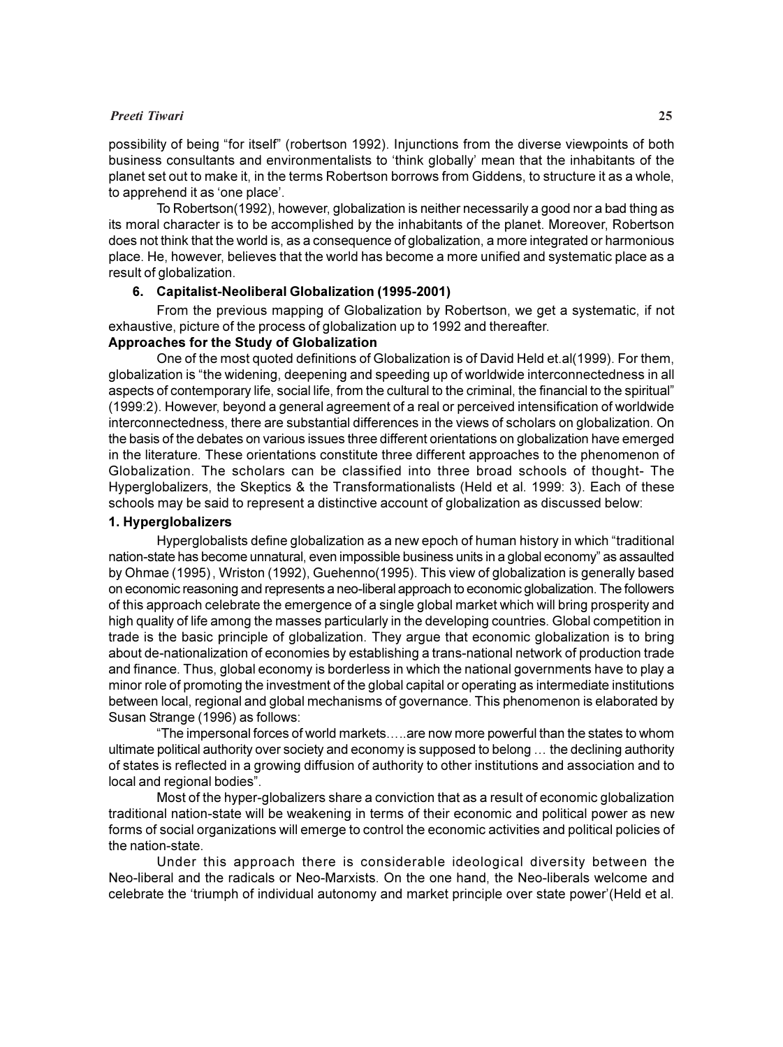possibility of being "for itself" (robertson 1992). Injunctions from the diverse viewpoints of both business consultants and environmentalists to 'think globally' mean that the inhabitants of the planet set out to make it, in the terms Robertson borrows from Giddens, to structure it as a whole, to apprehend it as 'one place'.

To Robertson(1992), however, globalization is neither necessarily a good nor a bad thing as its moral character is to be accomplished by the inhabitants of the planet. Moreover, Robertson does not think that the world is, as a consequence of globalization, a more integrated or harmonious place. He, however, believes that the world has become a more unified and systematic place as a result of globalization.

**6. Capitalist-Neoliberal Globalization (1995-2001)**

From the previous mapping of Globalization by Robertson, we get a systematic, if not exhaustive, picture of the process of globalization up to 1992 and thereafter.

## Approaches for the Study of Globalization

One of the most quoted definitions of Globalization is of David Held et.al(1999). For them, globalization is "the widening, deepening and speeding up of worldwide interconnectedness in all aspects of contemporary life, social life, from the cultural to the criminal, the financial to the spiritual" (1999:2). However, beyond a general agreement of a real or perceived intensification of worldwide interconnectedness, there are substantial differences in the views of scholars on globalization. On the basis of the debates on various issues three different orientations on globalization have emerged in the literature. These orientations constitute three different approaches to the phenomenon of Globalization. The scholars can be classified into three broad schools of thought- The Hyperglobalizers, the Skeptics & the Transformationalists (Held et al. 1999: 3). Each of these schools may be said to represent a distinctive account of globalization as discussed below:

### 1. Hyperglobalizers

Hyperglobalists define globalization as a new epoch of human history in which "traditional nation-state has become unnatural, even impossible business units in a global economy" as assaulted by Ohmae (1995), Wriston (1992), Guehenno(1995). This view of globalization is generally based on economic reasoning and represents a neo-liberal approach to economic globalization. The followers of this approach celebrate the emergence of a single global market which will bring prosperity and high quality of life among the masses particularly in the developing countries. Global competition in trade is the basic principle of globalization. They argue that economic globalization is to bring about de-nationalization of economies by establishing a trans-national network of production trade and finance. Thus, global economy is borderless in which the national governments have to play a minor role of promoting the investment of the global capital or operating as intermediate institutions between local, regional and global mechanisms of governance. This phenomenon is elaborated by Susan Strange (1996) as follows:

"The impersonal forces of world markets…..are now more powerful than the states to whom ultimate political authority over society and economy is supposed to belong … the declining authority of states is reflected in a growing diffusion of authority to other institutions and association and to local and regional bodies".

Most of the hyper-globalizers share a conviction that as a result of economic globalization traditional nation-state will be weakening in terms of their economic and political power as new forms of social organizations will emerge to control the economic activities and political policies of the nation-state.

Under this approach there is considerable ideological diversity between the Neo-liberal and the radicals or Neo-Marxists. On the one hand, the Neo-liberals welcome and celebrate the 'triumph of individual autonomy and market principle over state power'(Held et al.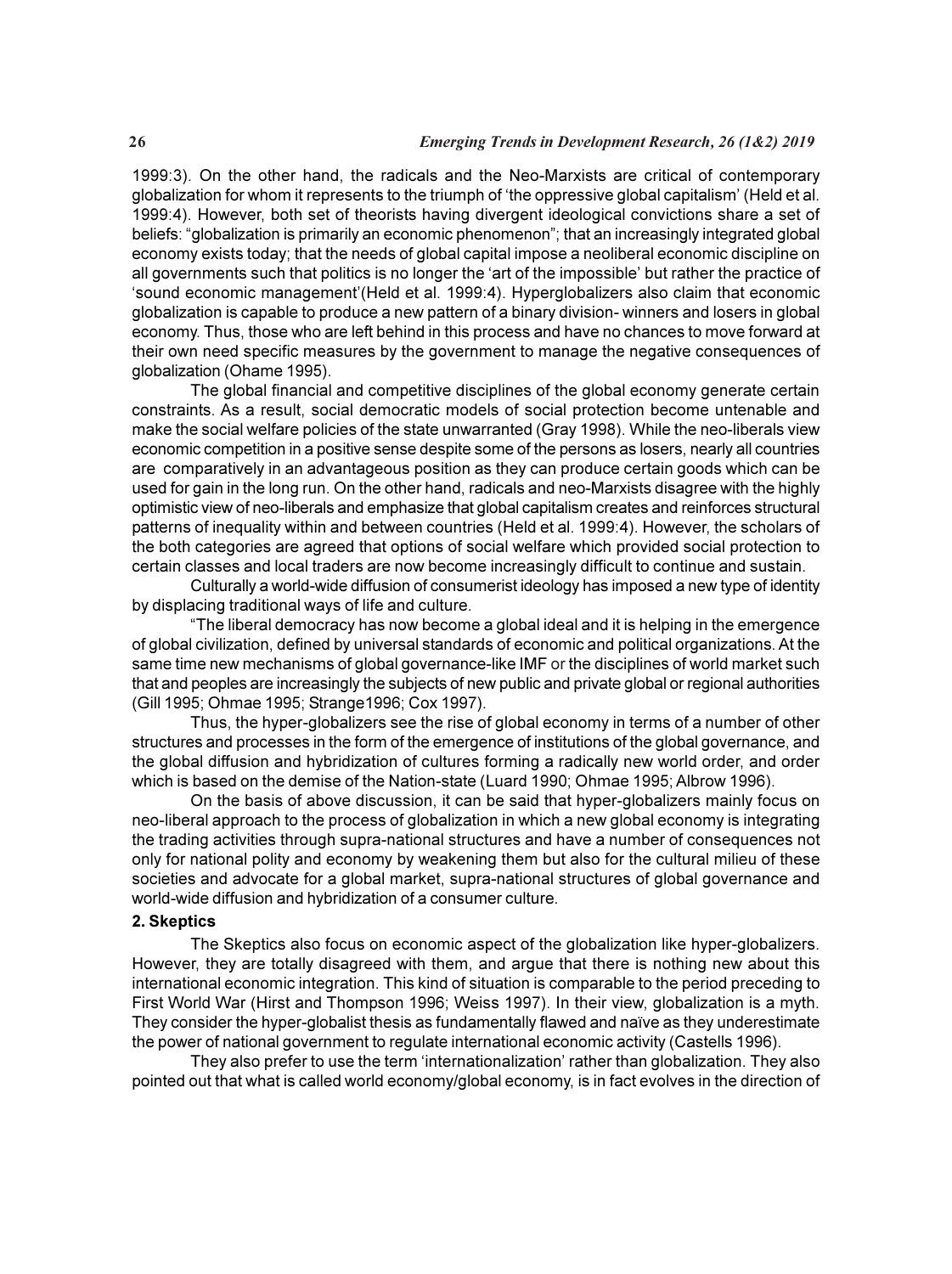1999:3). On the other hand, the radicals and the Neo-Marxists are critical of contemporary globalization for whom it represents to the triumph of 'the oppressive global capitalism' (Held et al. 1999:4). However, both set of theorists having divergent ideological convictions share a set of beliefs: "globalization is primarily an economic phenomenon"; that an increasingly integrated global economy exists today; that the needs of global capital impose a neoliberal economic discipline on all governments such that politics is no longer the 'art of the impossible' but rather the practice of 'sound economic management'(Held et al. 1999:4). Hyperglobalizers also claim that economic globalization is capable to produce a new pattern of a binary division- winners and losers in global economy. Thus, those who are left behind in this process and have no chances to move forward at their own need specific measures by the government to manage the negative consequences of globalization (Ohame 1995).

The global financial and competitive disciplines of the global economy generate certain constraints. As a result, social democratic models of social protection become untenable and make the social welfare policies of the state unwarranted (Gray 1998). While the neo-liberals view economic competition in a positive sense despite some of the persons as losers, nearly all countries are comparatively in an advantageous position as they can produce certain goods which can be used for gain in the long run. On the other hand, radicals and neo-Marxists disagree with the highly optimistic view of neo-liberals and emphasize that global capitalism creates and reinforces structural patterns of inequality within and between countries (Held et al. 1999:4). However, the scholars of the both categories are agreed that options of social welfare which provided social protection to certain classes and local traders are now become increasingly difficult to continue and sustain.

Culturally a world-wide diffusion of consumerist ideology has imposed a new type of identity by displacing traditional ways of life and culture.

"The liberal democracy has now become a global ideal and it is helping in the emergence of global civilization, defined by universal standards of economic and political organizations. At the same time new mechanisms of global governance-like IMF or the disciplines of world market such that and peoples are increasingly the subjects of new public and private global or regional authorities (Gill 1995; Ohmae 1995; Strange1996; Cox 1997).

Thus, the hyper-globalizers see the rise of global economy in terms of a number of other structures and processes in the form of the emergence of institutions of the global governance, and the global diffusion and hybridization of cultures forming a radically new world order, and order which is based on the demise of the Nation-state (Luard 1990; Ohmae 1995; Albrow 1996).

On the basis of above discussion, it can be said that hyper-globalizers mainly focus on neo-liberal approach to the process of globalization in which a new global economy is integrating the trading activities through supra-national structures and have a number of consequences not only for national polity and economy by weakening them but also for the cultural milieu of these societies and advocate for a global market, supra-national structures of global governance and world-wide diffusion and hybridization of a consumer culture.

**2. Skeptics**

The Skeptics also focus on economic aspect of the globalization like hyper-globalizers. However, they are totally disagreed with them, and argue that there is nothing new about this international economic integration. This kind of situation is comparable to the period preceding to First World War (Hirst and Thompson 1996; Weiss 1997). In their view, globalization is a myth. They consider the hyper-globalist thesis as fundamentally flawed and naïve as they underestimate the power of national government to regulate international economic activity (Castells 1996).

They also prefer to use the term 'internationalization' rather than globalization. They also pointed out that what is called world economy/global economy, is in fact evolves in the direction of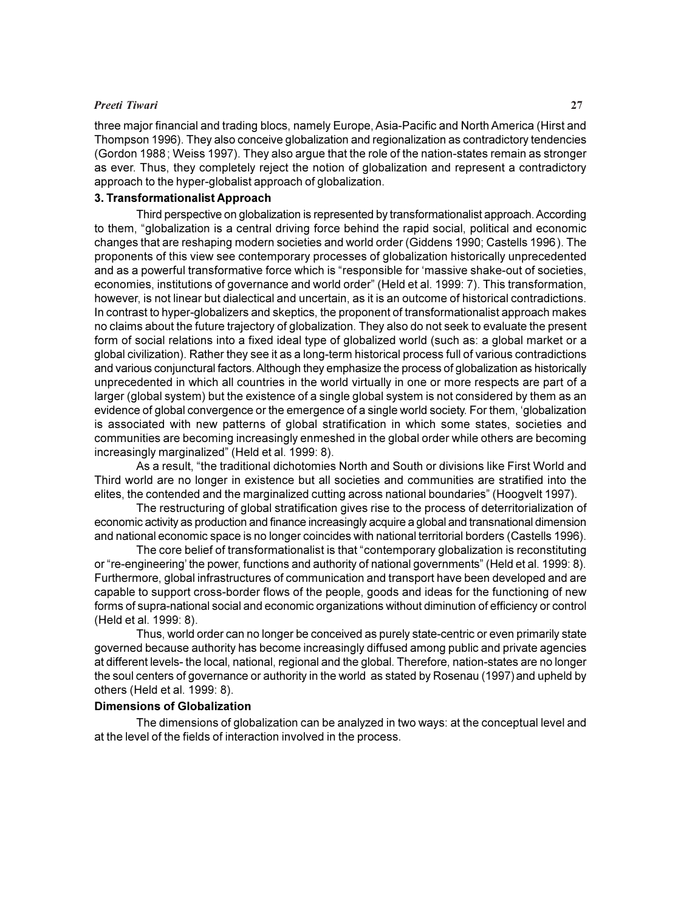three major financial and trading blocs, namely Europe, Asia-Pacific and North America (Hirst and Thompson 1996). They also conceive globalization and regionalization as contradictory tendencies (Gordon 1988 ; Weiss 1997). They also argue that the role of the nation-states remain as stronger as ever. Thus, they completely reject the notion of globalization and represent a contradictory approach to the hyper-globalist approach of globalization.

### 3. Transformationalist Approach

Third perspective on globalization is represented by transformationalist approach. According to them, "globalization is a central driving force behind the rapid social, political and economic changes that are reshaping modern societies and world order (Giddens 1990; Castells 1996 ). The proponents of this view see contemporary processes of globalization historically unprecedented and as a powerful transformative force which is "responsible for 'massive shake-out of societies, economies, institutions of governance and world order" (Held et al. 1999: 7). This transformation, however, is not linear but dialectical and uncertain, as it is an outcome of historical contradictions. In contrast to hyper-globalizers and skeptics, the proponent of transformationalist approach makes no claims about the future trajectory of globalization. They also do not seek to evaluate the present form of social relations into a fixed ideal type of globalized world (such as: a global market or a global civilization). Rather they see it as a long-term historical process full of various contradictions and various conjunctural factors. Although they emphasize the process of globalization as historically unprecedented in which all countries in the world virtually in one or more respects are part of a larger (global system) but the existence of a single global system is not considered by them as an evidence of global convergence or the emergence of a single world society. For them, 'globalization is associated with new patterns of global stratification in which some states, societies and communities are becoming increasingly enmeshed in the global order while others are becoming increasingly marginalized" (Held et al. 1999: 8).

As a result, "the traditional dichotomies North and South or divisions like First World and Third world are no longer in existence but all societies and communities are stratified into the elites, the contended and the marginalized cutting across national boundaries" (Hoogvelt 1997).

The restructuring of global stratification gives rise to the process of deterritorialization of economic activity as production and finance increasingly acquire a global and transnational dimension and national economic space is no longer coincides with national territorial borders (Castells 1996).

The core belief of transformationalist is that "contemporary globalization is reconstituting or "re-engineering' the power, functions and authority of national governments" (Held et al. 1999: 8). Furthermore, global infrastructures of communication and transport have been developed and are capable to support cross-border flows of the people, goods and ideas for the functioning of new forms of supra-national social and economic organizations without diminution of efficiency or control (Held et al. 1999: 8).

Thus, world order can no longer be conceived as purely state-centric or even primarily state governed because authority has become increasingly diffused among public and private agencies at different levels- the local, national, regional and the global. Therefore, nation-states are no longer the soul centers of governance or authority in the world as stated by Rosenau (1997) and upheld by others (Held et al. 1999: 8).

## Dimensions of Globalization

The dimensions of globalization can be analyzed in two ways: at the conceptual level and at the level of the fields of interaction involved in the process.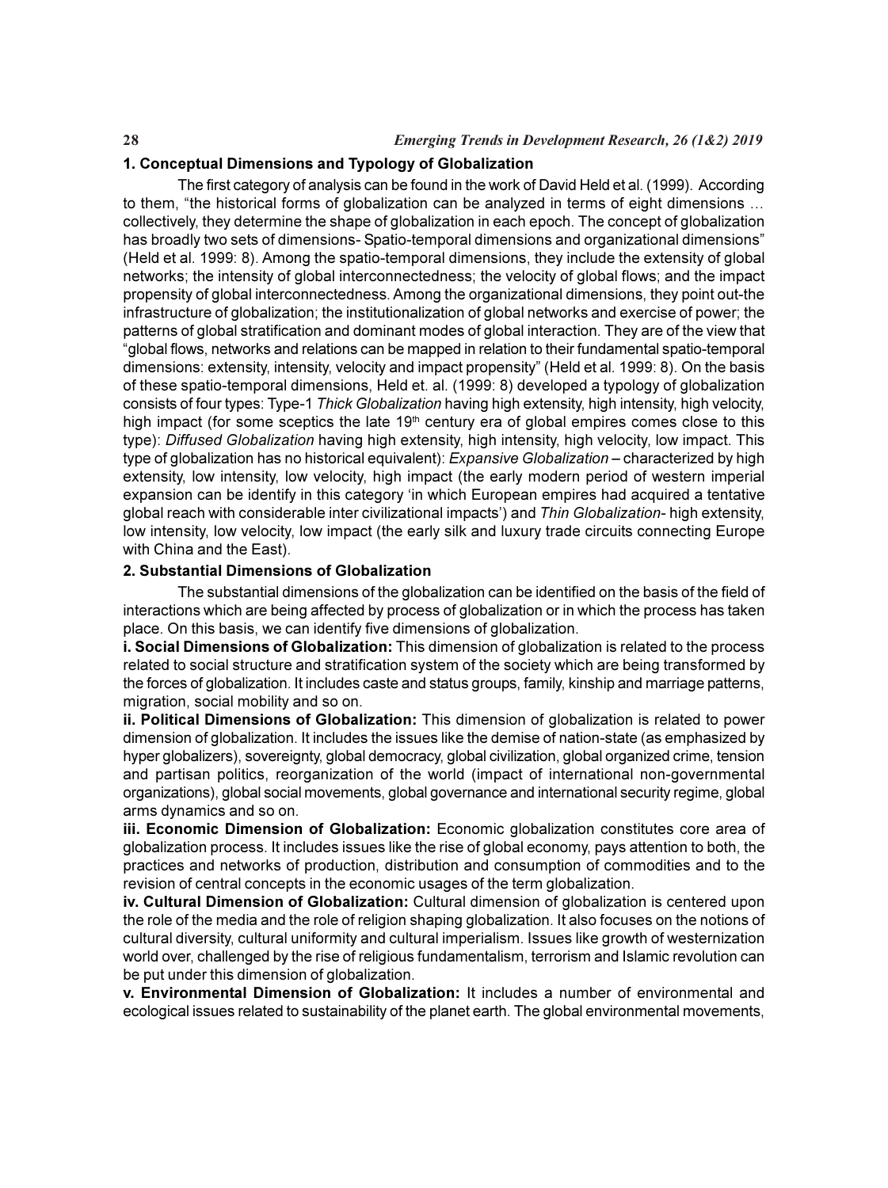### 1. Conceptual Dimensions and Typology of Globalization

The first category of analysis can be found in the work of David Held et al. (1999). According to them, "the historical forms of globalization can be analyzed in terms of eight dimensions … collectively, they determine the shape of globalization in each epoch. The concept of globalization has broadly two sets of dimensions- Spatio-temporal dimensions and organizational dimensions" (Held et al. 1999: 8). Among the spatio-temporal dimensions, they include the extensity of global networks; the intensity of global interconnectedness; the velocity of global flows; and the impact propensity of global interconnectedness. Among the organizational dimensions, they point out-the infrastructure of globalization; the institutionalization of global networks and exercise of power; the patterns of global stratification and dominant modes of global interaction. They are of the view that "global flows, networks and relations can be mapped in relation to their fundamental spatio-temporal dimensions: extensity, intensity, velocity and impact propensity" (Held et al. 1999: 8). On the basis of these spatio-temporal dimensions, Held et. al. (1999: 8) developed a typology of globalization consists of four types: Type-1 *Thick Globalization* having high extensity, high intensity, high velocity, high impact (for some sceptics the late 19th century era of global empires comes close to this type): *Diffused Globalization* having high extensity, high intensity, high velocity, low impact. This type of globalization has no historical equivalent): *Expansive Globalization* – characterized by high extensity, low intensity, low velocity, high impact (the early modern period of western imperial expansion can be identify in this category 'in which European empires had acquired a tentative global reach with considerable inter civilizational impacts') and *Thin Globalization*- high extensity, low intensity, low velocity, low impact (the early silk and luxury trade circuits connecting Europe with China and the East).

### 2. Substantial Dimensions of Globalization

The substantial dimensions of the globalization can be identified on the basis of the field of interactions which are being affected by process of globalization or in which the process has taken place. On this basis, we can identify five dimensions of globalization.

**i. Social Dimensions of Globalization:** This dimension of globalization is related to the process related to social structure and stratification system of the society which are being transformed by the forces of globalization. It includes caste and status groups, family, kinship and marriage patterns, migration, social mobility and so on.

**ii. Political Dimensions of Globalization:** This dimension of globalization is related to power dimension of globalization. It includes the issues like the demise of nation-state (as emphasized by hyper globalizers), sovereignty, global democracy, global civilization, global organized crime, tension and partisan politics, reorganization of the world (impact of international non-governmental organizations), global social movements, global governance and international security regime, global arms dynamics and so on.

**iii. Economic Dimension of Globalization:** Economic globalization constitutes core area of globalization process. It includes issues like the rise of global economy, pays attention to both, the practices and networks of production, distribution and consumption of commodities and to the revision of central concepts in the economic usages of the term globalization.

**iv. Cultural Dimension of Globalization:** Cultural dimension of globalization is centered upon the role of the media and the role of religion shaping globalization. It also focuses on the notions of cultural diversity, cultural uniformity and cultural imperialism. Issues like growth of westernization world over, challenged by the rise of religious fundamentalism, terrorism and Islamic revolution can be put under this dimension of globalization.

**v. Environmental Dimension of Globalization:** It includes a number of environmental and ecological issues related to sustainability of the planet earth. The global environmental movements,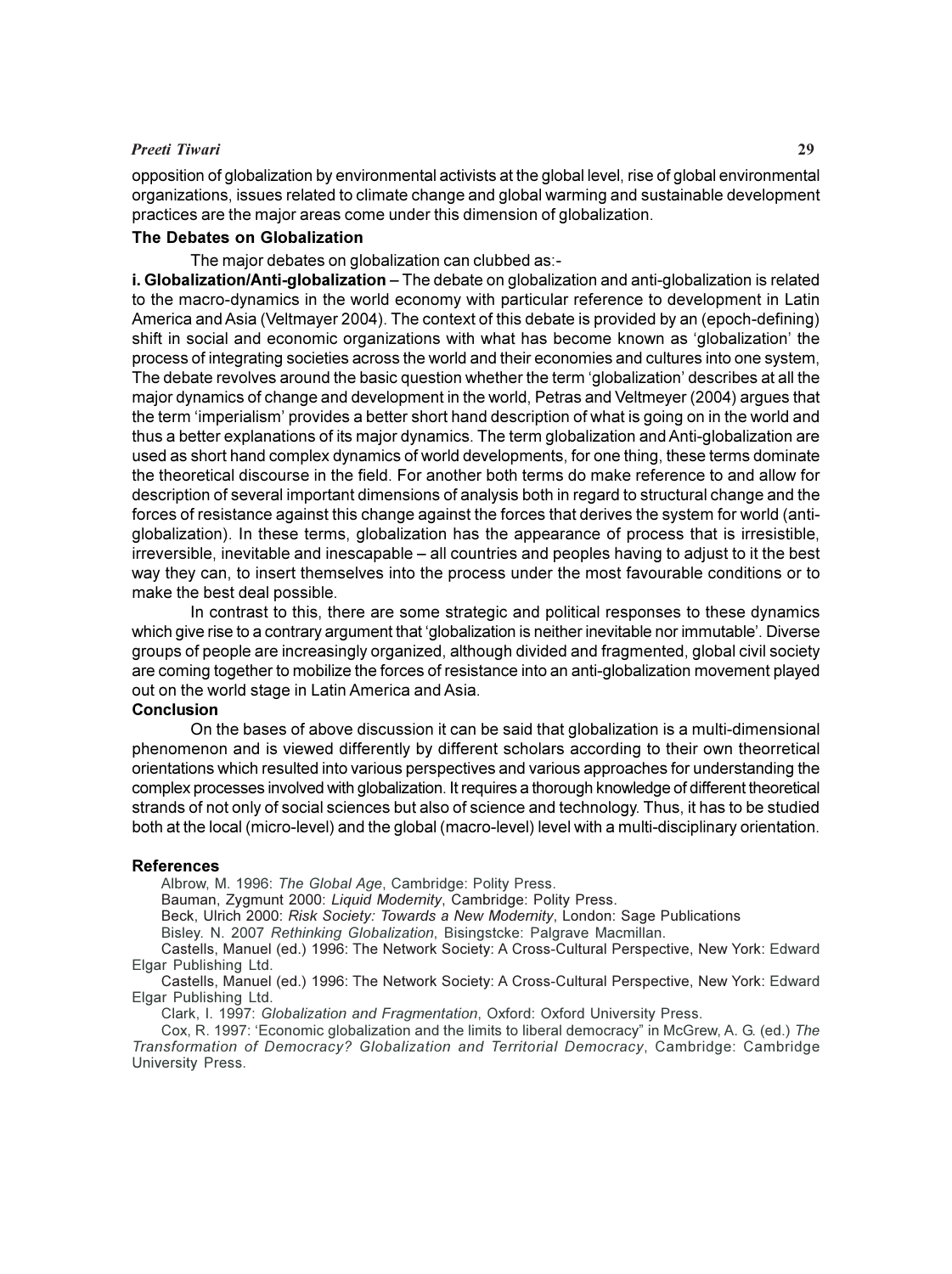opposition of globalization by environmental activists at the global level, rise of global environmental organizations, issues related to climate change and global warming and sustainable development practices are the major areas come under this dimension of globalization.

**The Debates on Globalization**

The major debates on globalization can clubbed as:-

**i. Globalization/Anti-globalization** – The debate on globalization and anti-globalization is related to the macro-dynamics in the world economy with particular reference to development in Latin America and Asia (Veltmayer 2004). The context of this debate is provided by an (epoch-defining) shift in social and economic organizations with what has become known as 'globalization' the process of integrating societies across the world and their economies and cultures into one system, The debate revolves around the basic question whether the term 'globalization' describes at all the major dynamics of change and development in the world, Petras and Veltmeyer (2004) argues that the term 'imperialism' provides a better short hand description of what is going on in the world and thus a better explanations of its major dynamics. The term globalization and Anti-globalization are used as short hand complex dynamics of world developments, for one thing, these terms dominate the theoretical discourse in the field. For another both terms do make reference to and allow for description of several important dimensions of analysis both in regard to structural change and the forces of resistance against this change against the forces that derives the system for world (anti-globalization). In these terms, globalization has the appearance of process that is irresistible, irreversible, inevitable and inescapable – all countries and peoples having to adjust to it the best way they can, to insert themselves into the process under the most favourable conditions or to make the best deal possible.

In contrast to this, there are some strategic and political responses to these dynamics which give rise to a contrary argument that 'globalization is neither inevitable nor immutable'. Diverse groups of people are increasingly organized, although divided and fragmented, global civil society are coming together to mobilize the forces of resistance into an anti-globalization movement played out on the world stage in Latin America and Asia.

**Conclusion**

On the bases of above discussion it can be said that globalization is a multi-dimensional phenomenon and is viewed differently by different scholars according to their own theorretical orientations which resulted into various perspectives and various approaches for understanding the complex processes involved with globalization. It requires a thorough knowledge of different theoretical strands of not only of social sciences but also of science and technology. Thus, it has to be studied both at the local (micro-level) and the global (macro-level) level with a multi-disciplinary orientation.

**References**

Albrow, M. 1996: *The Global Age*, Cambridge: Polity Press.

Bauman, Zygmunt 2000: *Liquid Modernity*, Cambridge: Polity Press.

Beck, Ulrich 2000: *Risk Society: Towards a New Modernity*, London: Sage Publications

Bisley. N. 2007 *Rethinking Globalization*, Bisingstcke: Palgrave Macmillan.

Castells, Manuel (ed.) 1996: The Network Society: A Cross-Cultural Perspective, New York: Edward Elgar Publishing Ltd.

Castells, Manuel (ed.) 1996: The Network Society: A Cross-Cultural Perspective, New York: Edward Elgar Publishing Ltd.

Clark, I. 1997: *Globalization and Fragmentation*, Oxford: Oxford University Press.

Cox, R. 1997: 'Economic globalization and the limits to liberal democracy" in McGrew, A. G. (ed.) *The Transformation of Democracy? Globalization and Territorial Democracy*, Cambridge: Cambridge University Press.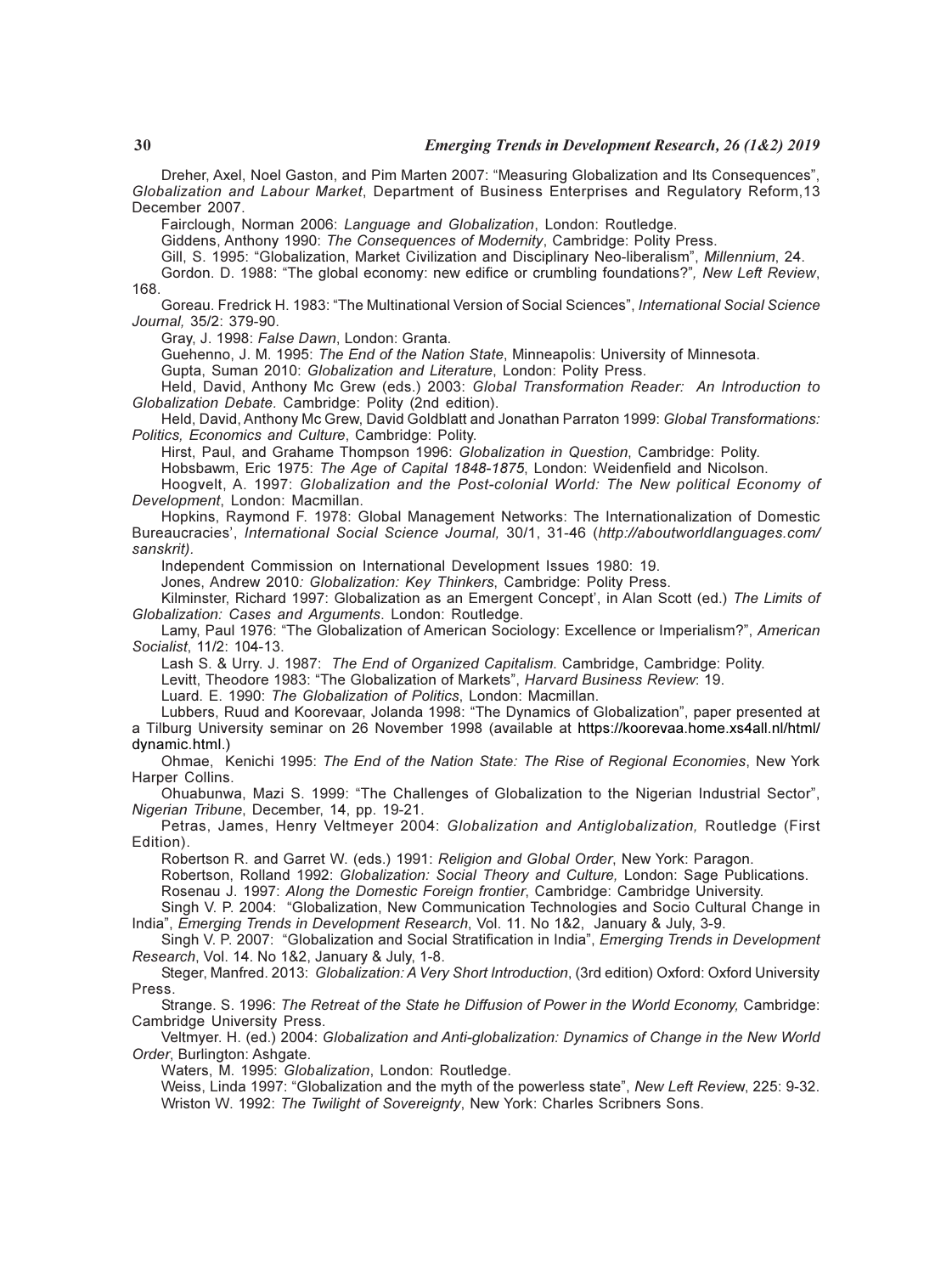Dreher, Axel, Noel Gaston, and Pim Marten 2007: "Measuring Globalization and Its Consequences", *Globalization and Labour Market*, Department of Business Enterprises and Regulatory Reform,13 December 2007.

Fairclough, Norman 2006: *Language and Globalization*, London: Routledge.

Giddens, Anthony 1990: *The Consequences of Modernity*, Cambridge: Polity Press.

Gill, S. 1995: "Globalization, Market Civilization and Disciplinary Neo-liberalism", *Millennium*, 24.

Gordon. D. 1988: "The global economy: new edifice or crumbling foundations?", *New Left Review*, 168.

Goreau. Fredrick H. 1983: "The Multinational Version of Social Sciences", *International Social Science Journal,* 35/2: 379-90.

Gray, J. 1998: *False Dawn*, London: Granta.

Guehenno, J. M. 1995: *The End of the Nation State*, Minneapolis: University of Minnesota.

Gupta, Suman 2010: *Globalization and Literature*, London: Polity Press.

Held, David, Anthony Mc Grew (eds.) 2003: *Global Transformation Reader: An Introduction to Globalization Debate.* Cambridge: Polity (2nd edition).

Held, David, Anthony Mc Grew, David Goldblatt and Jonathan Parraton 1999: *Global Transformations: Politics, Economics and Culture*, Cambridge: Polity.

Hirst, Paul, and Grahame Thompson 1996: *Globalization in Question*, Cambridge: Polity.

Hobsbawm, Eric 1975: *The Age of Capital 1848-1875*, London: Weidenfield and Nicolson.

Hoogvelt, A. 1997: *Globalization and the Post-colonial World: The New political Economy of Development*, London: Macmillan.

Hopkins, Raymond F. 1978: Global Management Networks: The Internationalization of Domestic Bureaucracies', *International Social Science Journal,* 30/1, 31-46 (*http://aboutworldlanguages.com/sanskrit).*

Independent Commission on International Development Issues 1980: 19.

Jones, Andrew 2010*: Globalization: Key Thinkers*, Cambridge: Polity Press.

Kilminster, Richard 1997: Globalization as an Emergent Concept', in Alan Scott (ed.) *The Limits of Globalization: Cases and Arguments*. London: Routledge.

Lamy, Paul 1976: "The Globalization of American Sociology: Excellence or Imperialism?", *American Socialist*, 11/2: 104-13.

Lash S. & Urry. J. 1987: *The End of Organized Capitalism*. Cambridge, Cambridge: Polity.

Levitt, Theodore 1983: "The Globalization of Markets", *Harvard Business Review*: 19.

Luard. E. 1990: *The Globalization of Politics*, London: Macmillan.

Lubbers, Ruud and Koorevaar, Jolanda 1998: "The Dynamics of Globalization", paper presented at a Tilburg University seminar on 26 November 1998 (available at https://koorevaa.home.xs4all.nl/html/dynamic.html.)

Ohmae, Kenichi 1995: *The End of the Nation State: The Rise of Regional Economies*, New York Harper Collins.

Ohuabunwa, Mazi S. 1999: "The Challenges of Globalization to the Nigerian Industrial Sector", *Nigerian Tribune*, December, 14, pp. 19-21.

Petras, James, Henry Veltmeyer 2004: *Globalization and Antiglobalization,* Routledge (First Edition).

Robertson R. and Garret W. (eds.) 1991: *Religion and Global Order*, New York: Paragon.

Robertson, Rolland 1992: *Globalization: Social Theory and Culture,* London: Sage Publications.

Rosenau J. 1997: *Along the Domestic Foreign frontier*, Cambridge: Cambridge University.

Singh V. P. 2004: "Globalization, New Communication Technologies and Socio Cultural Change in India", *Emerging Trends in Development Research*, Vol. 11. No 1&2, January & July, 3-9.

Singh V. P. 2007: "Globalization and Social Stratification in India", *Emerging Trends in Development Research*, Vol. 14. No 1&2, January & July, 1-8.

Steger, Manfred. 2013: *Globalization: A Very Short Introduction*, (3rd edition) Oxford: Oxford University Press.

Strange. S. 1996: *The Retreat of the State he Diffusion of Power in the World Economy,* Cambridge: Cambridge University Press.

Veltmyer. H. (ed.) 2004: *Globalization and Anti-globalization: Dynamics of Change in the New World Order*, Burlington: Ashgate.

Waters, M. 1995: *Globalization*, London: Routledge.

Weiss, Linda 1997: "Globalization and the myth of the powerless state", *New Left Review*, 225: 9-32.

Wriston W. 1992: *The Twilight of Sovereignty*, New York: Charles Scribners Sons.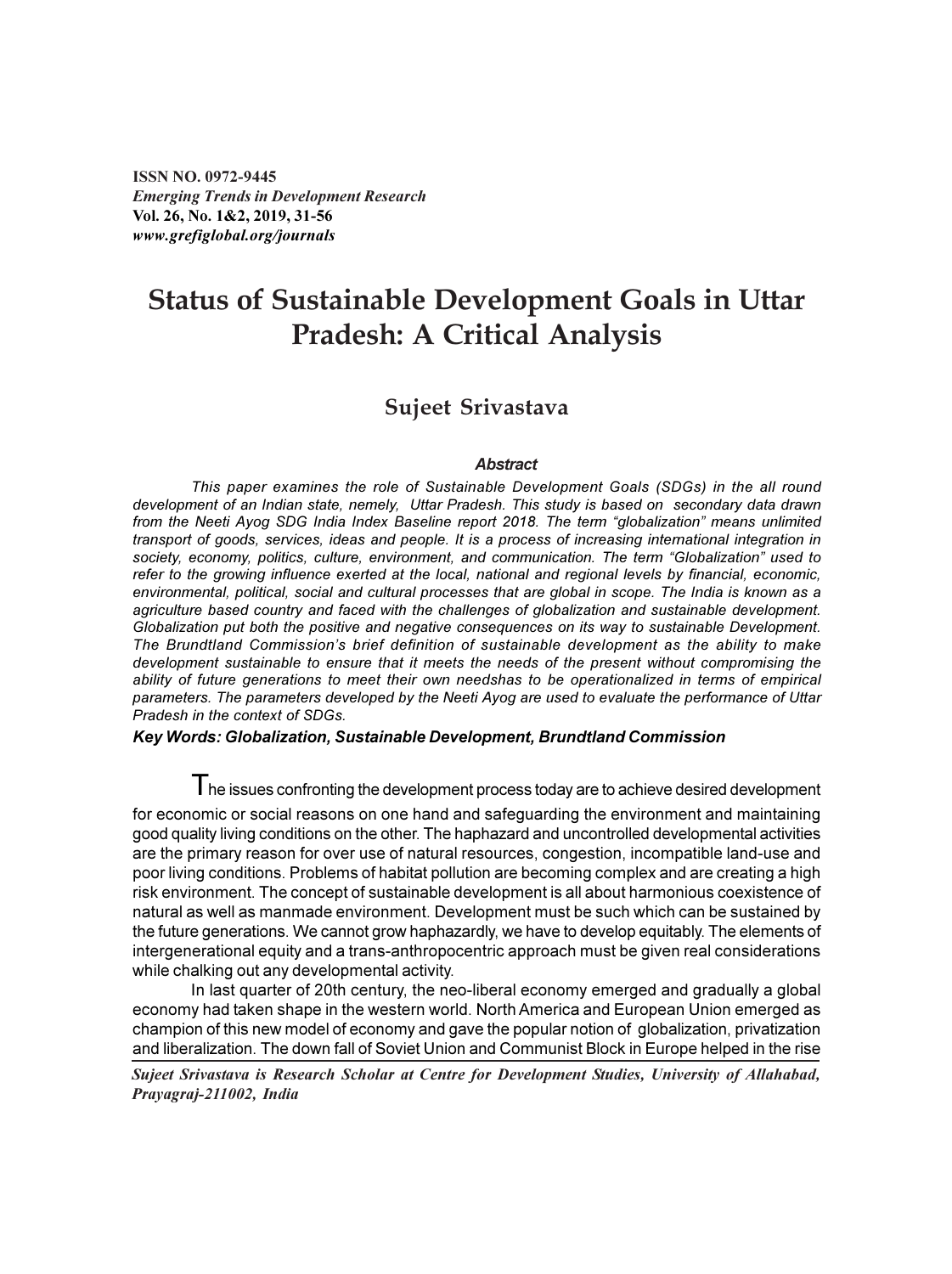ISSN NO. 0972-9445
*Emerging Trends in Development Research*
Vol. 26, No. 1&2, 2019, 31-56
*www.grefiglobal.org/journals*

# Status of Sustainable Development Goals in Uttar Pradesh: A Critical Analysis

## Sujeet Srivastava

### Abstract

*This paper examines the role of Sustainable Development Goals (SDGs) in the all round development of an Indian state, nemely, Uttar Pradesh. This study is based on secondary data drawn from the Neeti Ayog SDG India Index Baseline report 2018. The term "globalization" means unlimited transport of goods, services, ideas and people. It is a process of increasing international integration in society, economy, politics, culture, environment, and communication. The term "Globalization" used to refer to the growing influence exerted at the local, national and regional levels by financial, economic, environmental, political, social and cultural processes that are global in scope. The India is known as a agriculture based country and faced with the challenges of globalization and sustainable development. Globalization put both the positive and negative consequences on its way to sustainable Development. The Brundtland Commission's brief definition of sustainable development as the ability to make development sustainable to ensure that it meets the needs of the present without compromising the ability of future generations to meet their own needshas to be operationalized in terms of empirical parameters. The parameters developed by the Neeti Ayog are used to evaluate the performance of Uttar Pradesh in the context of SDGs.*

***Key Words: Globalization, Sustainable Development, Brundtland Commission***

The issues confronting the development process today are to achieve desired development for economic or social reasons on one hand and safeguarding the environment and maintaining good quality living conditions on the other. The haphazard and uncontrolled developmental activities are the primary reason for over use of natural resources, congestion, incompatible land-use and poor living conditions. Problems of habitat pollution are becoming complex and are creating a high risk environment. The concept of sustainable development is all about harmonious coexistence of natural as well as manmade environment. Development must be such which can be sustained by the future generations. We cannot grow haphazardly, we have to develop equitably. The elements of intergenerational equity and a trans-anthropocentric approach must be given real considerations while chalking out any developmental activity.

In last quarter of 20th century, the neo-liberal economy emerged and gradually a global economy had taken shape in the western world. North America and European Union emerged as champion of this new model of economy and gave the popular notion of globalization, privatization and liberalization. The down fall of Soviet Union and Communist Block in Europe helped in the rise

*Sujeet Srivastava is Research Scholar at Centre for Development Studies, University of Allahabad, Prayagraj-211002, India*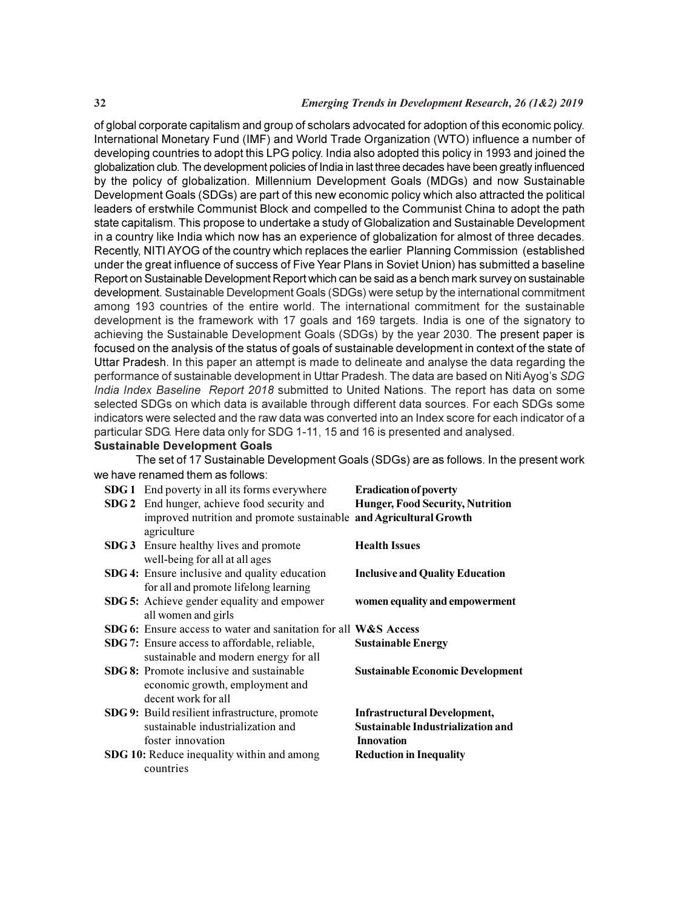of global corporate capitalism and group of scholars advocated for adoption of this economic policy. International Monetary Fund (IMF) and World Trade Organization (WTO) influence a number of developing countries to adopt this LPG policy. India also adopted this policy in 1993 and joined the globalization club. The development policies of India in last three decades have been greatly influenced by the policy of globalization. Millennium Development Goals (MDGs) and now Sustainable Development Goals (SDGs) are part of this new economic policy which also attracted the political leaders of erstwhile Communist Block and compelled to the Communist China to adopt the path state capitalism. This propose to undertake a study of Globalization and Sustainable Development in a country like India which now has an experience of globalization for almost of three decades. Recently, NITI AYOG of the country which replaces the earlier Planning Commission (established under the great influence of success of Five Year Plans in Soviet Union) has submitted a baseline Report on Sustainable Development Report which can be said as a bench mark survey on sustainable development. Sustainable Development Goals (SDGs) were setup by the international commitment among 193 countries of the entire world. The international commitment for the sustainable development is the framework with 17 goals and 169 targets. India is one of the signatory to achieving the Sustainable Development Goals (SDGs) by the year 2030. The present paper is focused on the analysis of the status of goals of sustainable development in context of the state of Uttar Pradesh. In this paper an attempt is made to delineate and analyse the data regarding the performance of sustainable development in Uttar Pradesh. The data are based on Niti Ayog's *SDG India Index Baseline Report 2018* submitted to United Nations. The report has data on some selected SDGs on which data is available through different data sources. For each SDGs some indicators were selected and the raw data was converted into an Index score for each indicator of a particular SDG. Here data only for SDG 1-11, 15 and 16 is presented and analysed.

**Sustainable Development Goals**

The set of 17 Sustainable Development Goals (SDGs) are as follows. In the present work we have renamed them as follows:

| | | |
|---|---|---|
| **SDG 1** | End poverty in all its forms everywhere | **Eradication of poverty** |
| **SDG 2** | End hunger, achieve food security and improved nutrition and promote sustainable agriculture | **Hunger, Food Security, Nutrition and Agricultural Growth** |
| **SDG 3** | Ensure healthy lives and promote well-being for all at all ages | **Health Issues** |
| **SDG 4:** | Ensure inclusive and quality education for all and promote lifelong learning | **Inclusive and Quality Education** |
| **SDG 5:** | Achieve gender equality and empower all women and girls | **women equality and empowerment** |
| **SDG 6:** | Ensure access to water and sanitation for all | **W&S Access** |
| **SDG 7:** | Ensure access to affordable, reliable, sustainable and modern energy for all | **Sustainable Energy** |
| **SDG 8:** | Promote inclusive and sustainable economic growth, employment and decent work for all | **Sustainable Economic Development** |
| **SDG 9:** | Build resilient infrastructure, promote sustainable industrialization and foster innovation | **Infrastructural Development, Sustainable Industrialization and Innovation** |
| **SDG 10:** | Reduce inequality within and among countries | **Reduction in Inequality** |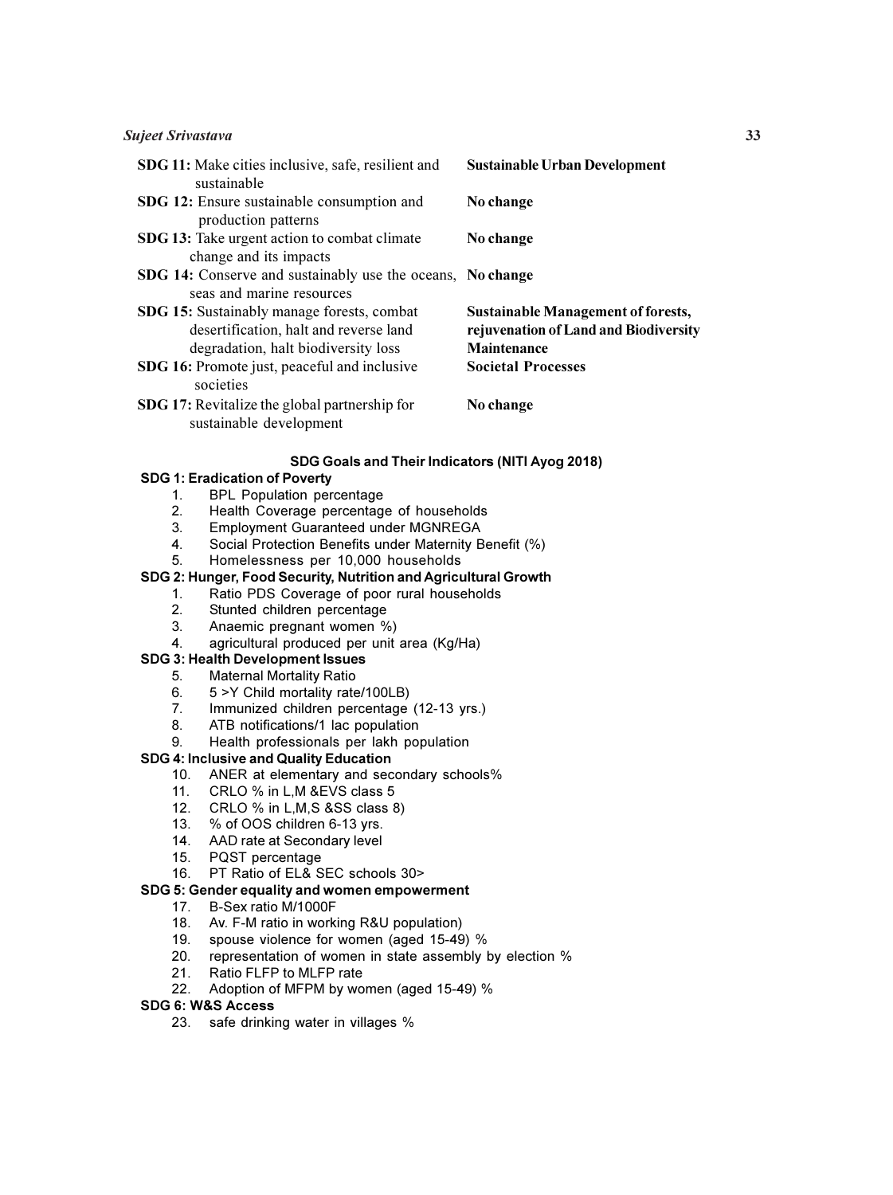| | |
|---|---|
| **SDG 11:** Make cities inclusive, safe, resilient and sustainable | **Sustainable Urban Development** |
| **SDG 12:** Ensure sustainable consumption and production patterns | **No change** |
| **SDG 13:** Take urgent action to combat climate change and its impacts | **No change** |
| **SDG 14:** Conserve and sustainably use the oceans, seas and marine resources | **No change** |
| **SDG 15:** Sustainably manage forests, combat desertification, halt and reverse land degradation, halt biodiversity loss | **Sustainable Management of forests, rejuvenation of Land and Biodiversity Maintenance** |
| **SDG 16:** Promote just, peaceful and inclusive societies | **Societal Processes** |
| **SDG 17:** Revitalize the global partnership for sustainable development | **No change** |

**SDG Goals and Their Indicators (NITI Ayog 2018)**

**SDG 1: Eradication of Poverty**

1. BPL Population percentage
2. Health Coverage percentage of households
3. Employment Guaranteed under MGNREGA
4. Social Protection Benefits under Maternity Benefit (%)
5. Homelessness per 10,000 households

**SDG 2: Hunger, Food Security, Nutrition and Agricultural Growth**

1. Ratio PDS Coverage of poor rural households
2. Stunted children percentage
3. Anaemic pregnant women %)
4. agricultural produced per unit area (Kg/Ha)

**SDG 3: Health Development Issues**

5. Maternal Mortality Ratio
6. 5 >Y Child mortality rate/100LB)
7. Immunized children percentage (12-13 yrs.)
8. ATB notifications/1 lac population
9. Health professionals per lakh population

**SDG 4: Inclusive and Quality Education**

10. ANER at elementary and secondary schools%
11. CRLO % in L,M &EVS class 5
12. CRLO % in L,M,S &SS class 8)
13. % of OOS children 6-13 yrs.
14. AAD rate at Secondary level
15. PQST percentage
16. PT Ratio of EL& SEC schools 30>

**SDG 5: Gender equality and women empowerment**

17. B-Sex ratio M/1000F
18. Av. F-M ratio in working R&U population)
19. spouse violence for women (aged 15-49) %
20. representation of women in state assembly by election %
21. Ratio FLFP to MLFP rate
22. Adoption of MFPM by women (aged 15-49) %

**SDG 6: W&S Access**

23. safe drinking water in villages %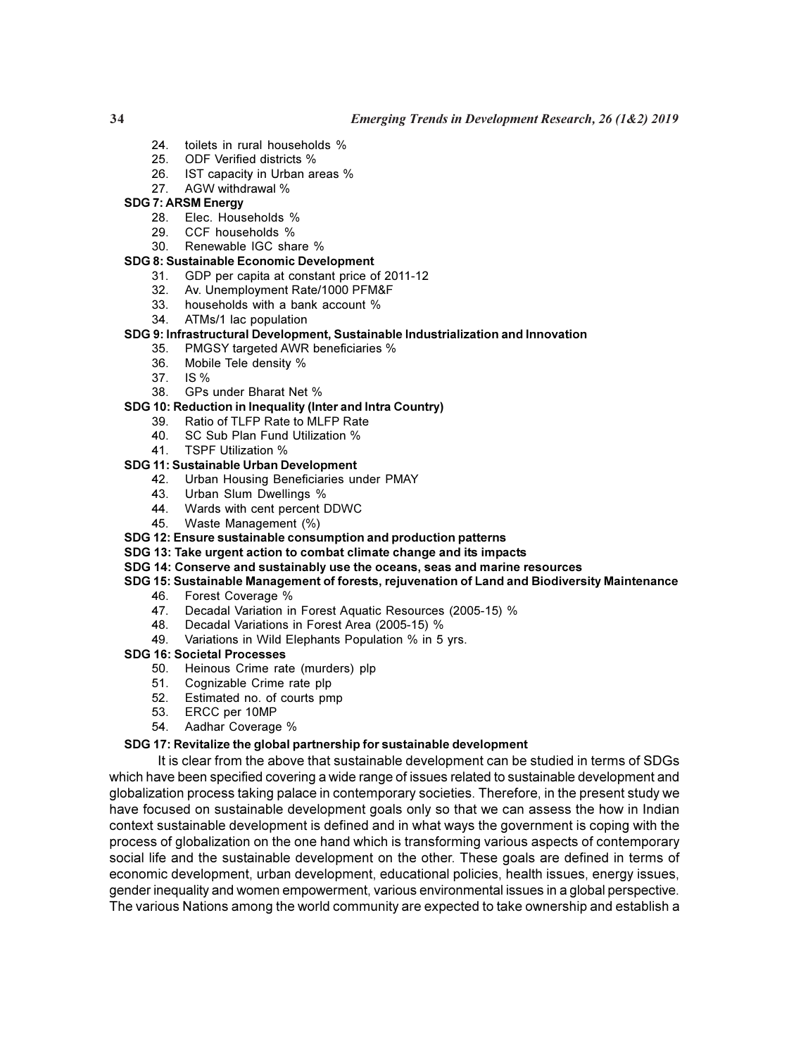24. toilets in rural households %
25. ODF Verified districts %
26. IST capacity in Urban areas %
27. AGW withdrawal %

**SDG 7: ARSM Energy**

28. Elec. Households %
29. CCF households %
30. Renewable IGC share %

**SDG 8: Sustainable Economic Development**

31. GDP per capita at constant price of 2011-12
32. Av. Unemployment Rate/1000 PFM&F
33. households with a bank account %
34. ATMs/1 lac population

**SDG 9: Infrastructural Development, Sustainable Industrialization and Innovation**

35. PMGSY targeted AWR beneficiaries %
36. Mobile Tele density %
37. IS %
38. GPs under Bharat Net %

**SDG 10: Reduction in Inequality (Inter and Intra Country)**

39. Ratio of TLFP Rate to MLFP Rate
40. SC Sub Plan Fund Utilization %
41. TSPF Utilization %

**SDG 11: Sustainable Urban Development**

42. Urban Housing Beneficiaries under PMAY
43. Urban Slum Dwellings %
44. Wards with cent percent DDWC
45. Waste Management (%)

**SDG 12: Ensure sustainable consumption and production patterns**

**SDG 13: Take urgent action to combat climate change and its impacts**

**SDG 14: Conserve and sustainably use the oceans, seas and marine resources**

**SDG 15: Sustainable Management of forests, rejuvenation of Land and Biodiversity Maintenance**

46. Forest Coverage %
47. Decadal Variation in Forest Aquatic Resources (2005-15) %
48. Decadal Variations in Forest Area (2005-15) %
49. Variations in Wild Elephants Population % in 5 yrs.

**SDG 16: Societal Processes**

50. Heinous Crime rate (murders) plp
51. Cognizable Crime rate plp
52. Estimated no. of courts pmp
53. ERCC per 10MP
54. Aadhar Coverage %

**SDG 17: Revitalize the global partnership for sustainable development**

It is clear from the above that sustainable development can be studied in terms of SDGs which have been specified covering a wide range of issues related to sustainable development and globalization process taking palace in contemporary societies. Therefore, in the present study we have focused on sustainable development goals only so that we can assess the how in Indian context sustainable development is defined and in what ways the government is coping with the process of globalization on the one hand which is transforming various aspects of contemporary social life and the sustainable development on the other. These goals are defined in terms of economic development, urban development, educational policies, health issues, energy issues, gender inequality and women empowerment, various environmental issues in a global perspective. The various Nations among the world community are expected to take ownership and establish a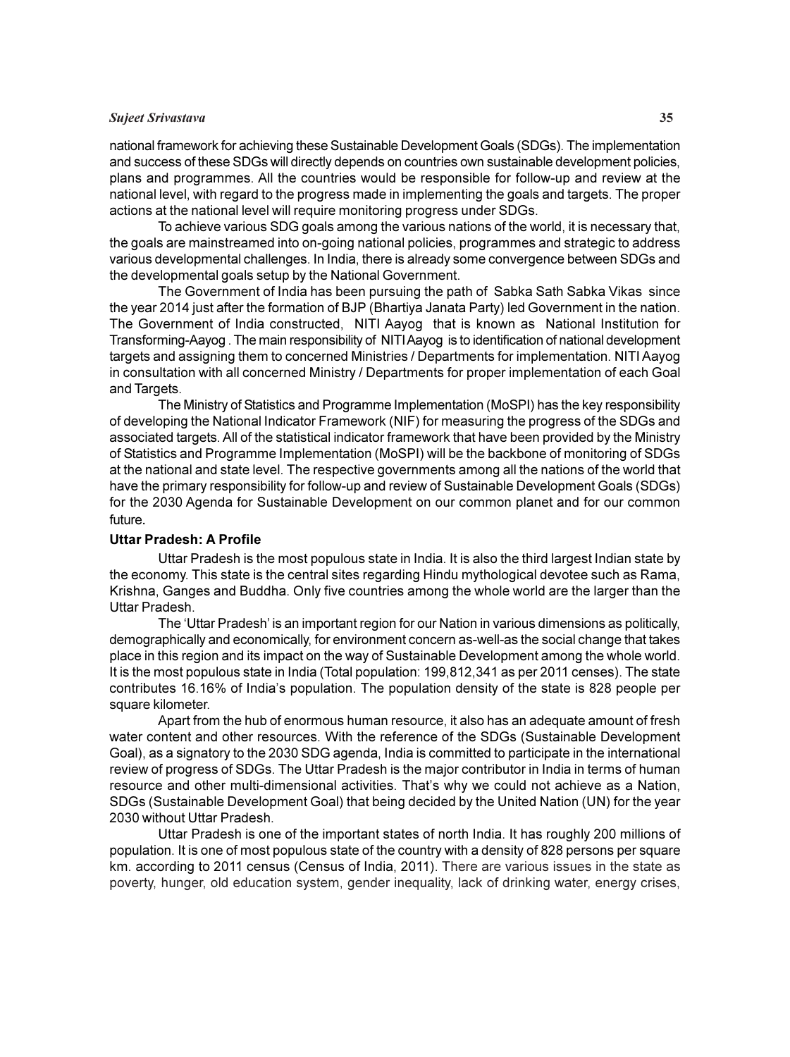national framework for achieving these Sustainable Development Goals (SDGs). The implementation and success of these SDGs will directly depends on countries own sustainable development policies, plans and programmes. All the countries would be responsible for follow-up and review at the national level, with regard to the progress made in implementing the goals and targets. The proper actions at the national level will require monitoring progress under SDGs.

To achieve various SDG goals among the various nations of the world, it is necessary that, the goals are mainstreamed into on-going national policies, programmes and strategic to address various developmental challenges. In India, there is already some convergence between SDGs and the developmental goals setup by the National Government.

The Government of India has been pursuing the path of Sabka Sath Sabka Vikas since the year 2014 just after the formation of BJP (Bhartiya Janata Party) led Government in the nation. The Government of India constructed, NITI Aayog that is known as National Institution for Transforming-Aayog . The main responsibility of NITI Aayog is to identification of national development targets and assigning them to concerned Ministries / Departments for implementation. NITI Aayog in consultation with all concerned Ministry / Departments for proper implementation of each Goal and Targets.

The Ministry of Statistics and Programme Implementation (MoSPI) has the key responsibility of developing the National Indicator Framework (NIF) for measuring the progress of the SDGs and associated targets. All of the statistical indicator framework that have been provided by the Ministry of Statistics and Programme Implementation (MoSPI) will be the backbone of monitoring of SDGs at the national and state level. The respective governments among all the nations of the world that have the primary responsibility for follow-up and review of Sustainable Development Goals (SDGs) for the 2030 Agenda for Sustainable Development on our common planet and for our common future.

**Uttar Pradesh: A Profile**

Uttar Pradesh is the most populous state in India. It is also the third largest Indian state by the economy. This state is the central sites regarding Hindu mythological devotee such as Rama, Krishna, Ganges and Buddha. Only five countries among the whole world are the larger than the Uttar Pradesh.

The 'Uttar Pradesh' is an important region for our Nation in various dimensions as politically, demographically and economically, for environment concern as-well-as the social change that takes place in this region and its impact on the way of Sustainable Development among the whole world. It is the most populous state in India (Total population: 199,812,341 as per 2011 censes). The state contributes 16.16% of India's population. The population density of the state is 828 people per square kilometer.

Apart from the hub of enormous human resource, it also has an adequate amount of fresh water content and other resources. With the reference of the SDGs (Sustainable Development Goal), as a signatory to the 2030 SDG agenda, India is committed to participate in the international review of progress of SDGs. The Uttar Pradesh is the major contributor in India in terms of human resource and other multi-dimensional activities. That's why we could not achieve as a Nation, SDGs (Sustainable Development Goal) that being decided by the United Nation (UN) for the year 2030 without Uttar Pradesh.

Uttar Pradesh is one of the important states of north India. It has roughly 200 millions of population. It is one of most populous state of the country with a density of 828 persons per square km. according to 2011 census (Census of India, 2011). There are various issues in the state as poverty, hunger, old education system, gender inequality, lack of drinking water, energy crises,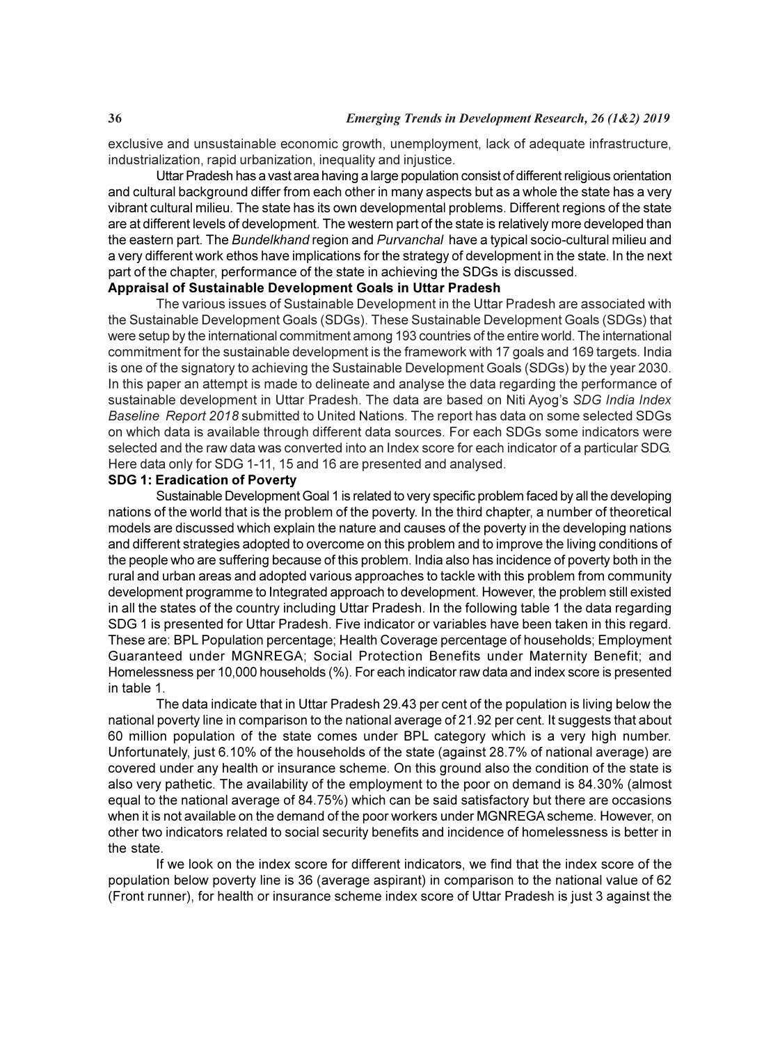exclusive and unsustainable economic growth, unemployment, lack of adequate infrastructure, industrialization, rapid urbanization, inequality and injustice.

Uttar Pradesh has a vast area having a large population consist of different religious orientation and cultural background differ from each other in many aspects but as a whole the state has a very vibrant cultural milieu. The state has its own developmental problems. Different regions of the state are at different levels of development. The western part of the state is relatively more developed than the eastern part. The *Bundelkhand* region and *Purvanchal* have a typical socio-cultural milieu and a very different work ethos have implications for the strategy of development in the state. In the next part of the chapter, performance of the state in achieving the SDGs is discussed.

## Appraisal of Sustainable Development Goals in Uttar Pradesh

The various issues of Sustainable Development in the Uttar Pradesh are associated with the Sustainable Development Goals (SDGs). These Sustainable Development Goals (SDGs) that were setup by the international commitment among 193 countries of the entire world. The international commitment for the sustainable development is the framework with 17 goals and 169 targets. India is one of the signatory to achieving the Sustainable Development Goals (SDGs) by the year 2030. In this paper an attempt is made to delineate and analyse the data regarding the performance of sustainable development in Uttar Pradesh. The data are based on Niti Ayog's *SDG India Index Baseline Report 2018* submitted to United Nations. The report has data on some selected SDGs on which data is available through different data sources. For each SDGs some indicators were selected and the raw data was converted into an Index score for each indicator of a particular SDG. Here data only for SDG 1-11, 15 and 16 are presented and analysed.

### SDG 1: Eradication of Poverty

Sustainable Development Goal 1 is related to very specific problem faced by all the developing nations of the world that is the problem of the poverty. In the third chapter, a number of theoretical models are discussed which explain the nature and causes of the poverty in the developing nations and different strategies adopted to overcome on this problem and to improve the living conditions of the people who are suffering because of this problem. India also has incidence of poverty both in the rural and urban areas and adopted various approaches to tackle with this problem from community development programme to Integrated approach to development. However, the problem still existed in all the states of the country including Uttar Pradesh. In the following table 1 the data regarding SDG 1 is presented for Uttar Pradesh. Five indicator or variables have been taken in this regard. These are: BPL Population percentage; Health Coverage percentage of households; Employment Guaranteed under MGNREGA; Social Protection Benefits under Maternity Benefit; and Homelessness per 10,000 households (%). For each indicator raw data and index score is presented in table 1.

The data indicate that in Uttar Pradesh 29.43 per cent of the population is living below the national poverty line in comparison to the national average of 21.92 per cent. It suggests that about 60 million population of the state comes under BPL category which is a very high number. Unfortunately, just 6.10% of the households of the state (against 28.7% of national average) are covered under any health or insurance scheme. On this ground also the condition of the state is also very pathetic. The availability of the employment to the poor on demand is 84.30% (almost equal to the national average of 84.75%) which can be said satisfactory but there are occasions when it is not available on the demand of the poor workers under MGNREGA scheme. However, on other two indicators related to social security benefits and incidence of homelessness is better in the state.

If we look on the index score for different indicators, we find that the index score of the population below poverty line is 36 (average aspirant) in comparison to the national value of 62 (Front runner), for health or insurance scheme index score of Uttar Pradesh is just 3 against the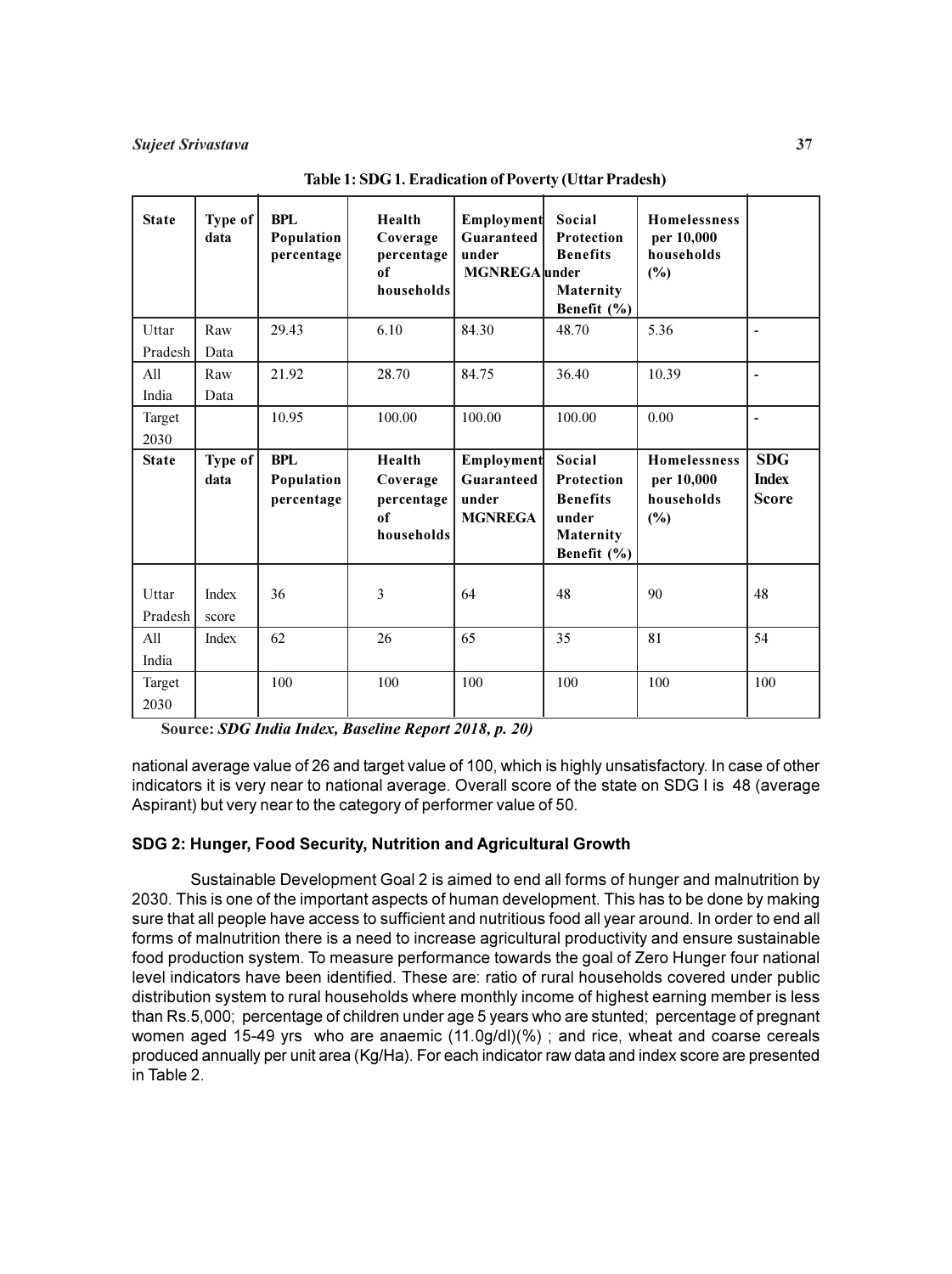**Table 1: SDG 1. Eradication of Poverty (Uttar Pradesh)**

| State | Type of data | BPL Population percentage | Health Coverage percentage of households | Employment Guaranteed under MGNREGA | Social Protection Benefits under Maternity Benefit (%) | Homelessness per 10,000 households (%) | |
|---|---|---|---|---|---|---|---|
| Uttar Pradesh | Raw Data | 29.43 | 6.10 | 84.30 | 48.70 | 5.36 | - |
| All India | Raw Data | 21.92 | 28.70 | 84.75 | 36.40 | 10.39 | - |
| Target 2030 | | 10.95 | 100.00 | 100.00 | 100.00 | 0.00 | - |
| **State** | **Type of data** | **BPL Population percentage** | **Health Coverage percentage of households** | **Employment Guaranteed under MGNREGA** | **Social Protection Benefits under Maternity Benefit (%)** | **Homelessness per 10,000 households (%)** | **SDG Index Score** |
| Uttar Pradesh | Index score | 36 | 3 | 64 | 48 | 90 | 48 |
| All India | Index | 62 | 26 | 65 | 35 | 81 | 54 |
| Target 2030 | | 100 | 100 | 100 | 100 | 100 | 100 |

Source: *SDG India Index, Baseline Report 2018, p. 20)*

national average value of 26 and target value of 100, which is highly unsatisfactory. In case of other indicators it is very near to national average. Overall score of the state on SDG I is 48 (average Aspirant) but very near to the category of performer value of 50.

### SDG 2: Hunger, Food Security, Nutrition and Agricultural Growth

Sustainable Development Goal 2 is aimed to end all forms of hunger and malnutrition by 2030. This is one of the important aspects of human development. This has to be done by making sure that all people have access to sufficient and nutritious food all year around. In order to end all forms of malnutrition there is a need to increase agricultural productivity and ensure sustainable food production system. To measure performance towards the goal of Zero Hunger four national level indicators have been identified. These are: ratio of rural households covered under public distribution system to rural households where monthly income of highest earning member is less than Rs.5,000; percentage of children under age 5 years who are stunted; percentage of pregnant women aged 15-49 yrs who are anaemic (11.0g/dl)(%) ; and rice, wheat and coarse cereals produced annually per unit area (Kg/Ha). For each indicator raw data and index score are presented in Table 2.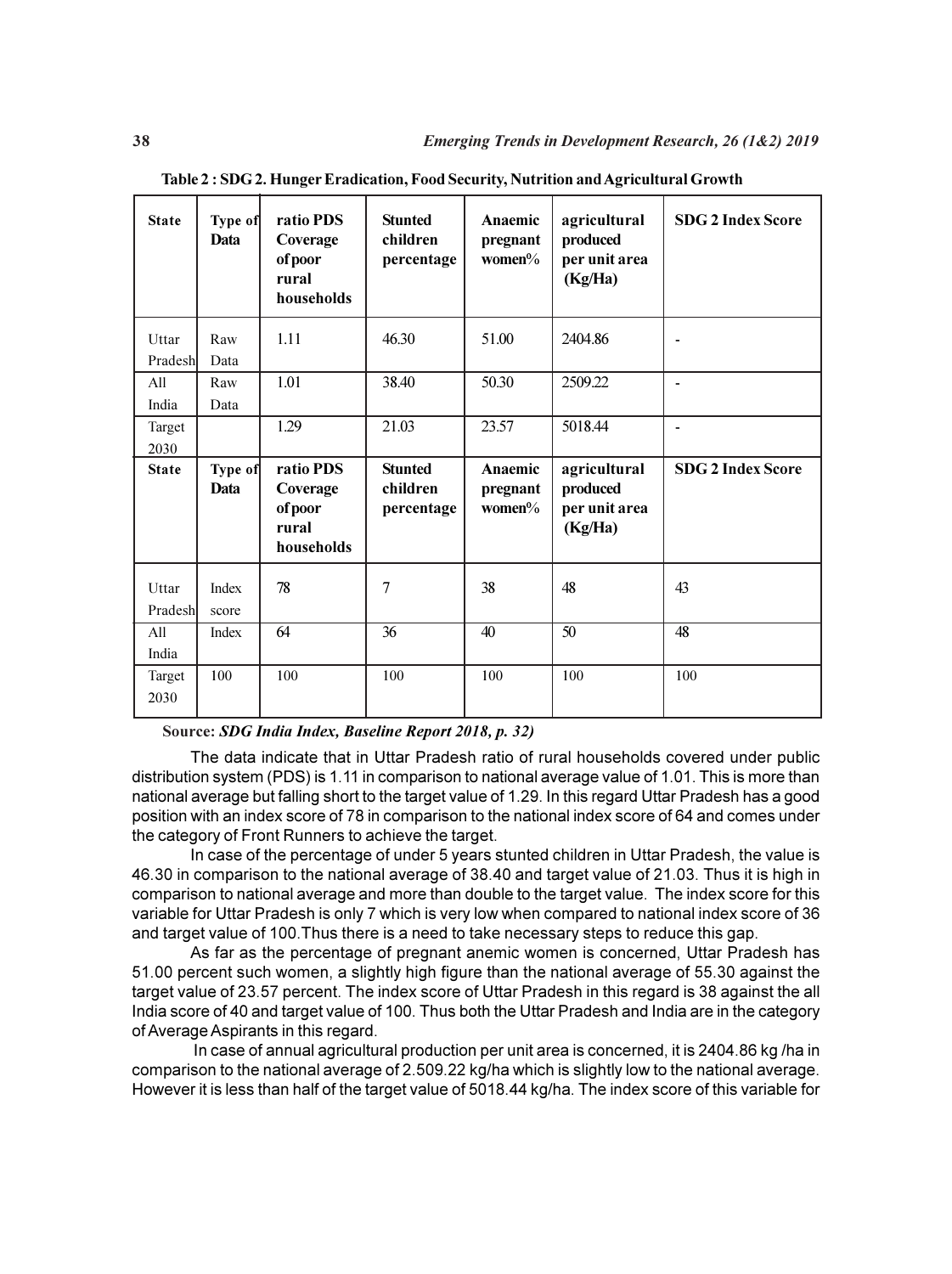**Table 2 : SDG 2. Hunger Eradication, Food Security, Nutrition and Agricultural Growth**

| State | Type of Data | ratio PDS Coverage of poor rural households | Stunted children percentage | Anaemic pregnant women% | agricultural produced per unit area (Kg/Ha) | SDG 2 Index Score |
|---|---|---|---|---|---|---|
| Uttar Pradesh | Raw Data | 1.11 | 46.30 | 51.00 | 2404.86 | - |
| All India | Raw Data | 1.01 | 38.40 | 50.30 | 2509.22 | - |
| Target 2030 | | 1.29 | 21.03 | 23.57 | 5018.44 | - |
| **State** | **Type of Data** | **ratio PDS Coverage of poor rural households** | **Stunted children percentage** | **Anaemic pregnant women%** | **agricultural produced per unit area (Kg/Ha)** | **SDG 2 Index Score** |
| Uttar Pradesh | Index score | 78 | 7 | 38 | 48 | 43 |
| All India | Index | 64 | 36 | 40 | 50 | 48 |
| Target 2030 | 100 | 100 | 100 | 100 | 100 | 100 |

Source: ***SDG India Index, Baseline Report 2018, p. 32)***

The data indicate that in Uttar Pradesh ratio of rural households covered under public distribution system (PDS) is 1.11 in comparison to national average value of 1.01. This is more than national average but falling short to the target value of 1.29. In this regard Uttar Pradesh has a good position with an index score of 78 in comparison to the national index score of 64 and comes under the category of Front Runners to achieve the target.

In case of the percentage of under 5 years stunted children in Uttar Pradesh, the value is 46.30 in comparison to the national average of 38.40 and target value of 21.03. Thus it is high in comparison to national average and more than double to the target value. The index score for this variable for Uttar Pradesh is only 7 which is very low when compared to national index score of 36 and target value of 100.Thus there is a need to take necessary steps to reduce this gap.

As far as the percentage of pregnant anemic women is concerned, Uttar Pradesh has 51.00 percent such women, a slightly high figure than the national average of 55.30 against the target value of 23.57 percent. The index score of Uttar Pradesh in this regard is 38 against the all India score of 40 and target value of 100. Thus both the Uttar Pradesh and India are in the category of Average Aspirants in this regard.

In case of annual agricultural production per unit area is concerned, it is 2404.86 kg /ha in comparison to the national average of 2.509.22 kg/ha which is slightly low to the national average. However it is less than half of the target value of 5018.44 kg/ha. The index score of this variable for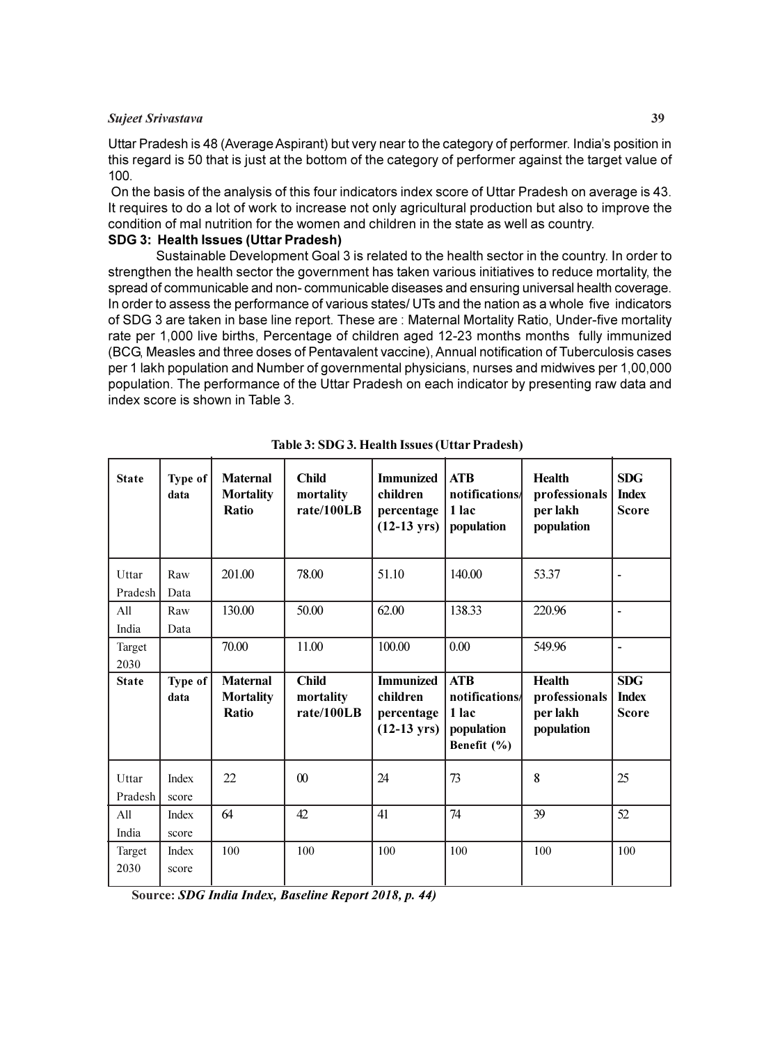Uttar Pradesh is 48 (Average Aspirant) but very near to the category of performer. India's position in this regard is 50 that is just at the bottom of the category of performer against the target value of 100.

On the basis of the analysis of this four indicators index score of Uttar Pradesh on average is 43. It requires to do a lot of work to increase not only agricultural production but also to improve the condition of mal nutrition for the women and children in the state as well as country.

**SDG 3: Health Issues (Uttar Pradesh)**

Sustainable Development Goal 3 is related to the health sector in the country. In order to strengthen the health sector the government has taken various initiatives to reduce mortality, the spread of communicable and non- communicable diseases and ensuring universal health coverage. In order to assess the performance of various states/ UTs and the nation as a whole five indicators of SDG 3 are taken in base line report. These are : Maternal Mortality Ratio, Under-five mortality rate per 1,000 live births, Percentage of children aged 12-23 months months fully immunized (BCG, Measles and three doses of Pentavalent vaccine), Annual notification of Tuberculosis cases per 1 lakh population and Number of governmental physicians, nurses and midwives per 1,00,000 population. The performance of the Uttar Pradesh on each indicator by presenting raw data and index score is shown in Table 3.

**Table 3: SDG 3. Health Issues (Uttar Pradesh)**

| State | Type of data | Maternal Mortality Ratio | Child mortality rate/100LB | Immunized children percentage (12-13 yrs) | ATB notifications/ 1 lac population | Health professionals per lakh population | SDG Index Score |
|---|---|---|---|---|---|---|---|
| Uttar Pradesh | Raw Data | 201.00 | 78.00 | 51.10 | 140.00 | 53.37 | - |
| All India | Raw Data | 130.00 | 50.00 | 62.00 | 138.33 | 220.96 | - |
| Target 2030 | | 70.00 | 11.00 | 100.00 | 0.00 | 549.96 | - |
| **State** | **Type of data** | **Maternal Mortality Ratio** | **Child mortality rate/100LB** | **Immunized children percentage (12-13 yrs)** | **ATB notifications/ 1 lac population Benefit (%)** | **Health professionals per lakh population** | **SDG Index Score** |
| Uttar Pradesh | Index score | 22 | 00 | 24 | 73 | 8 | 25 |
| All India | Index score | 64 | 42 | 41 | 74 | 39 | 52 |
| Target 2030 | Index score | 100 | 100 | 100 | 100 | 100 | 100 |

**Source:** ***SDG India Index, Baseline Report 2018, p. 44)***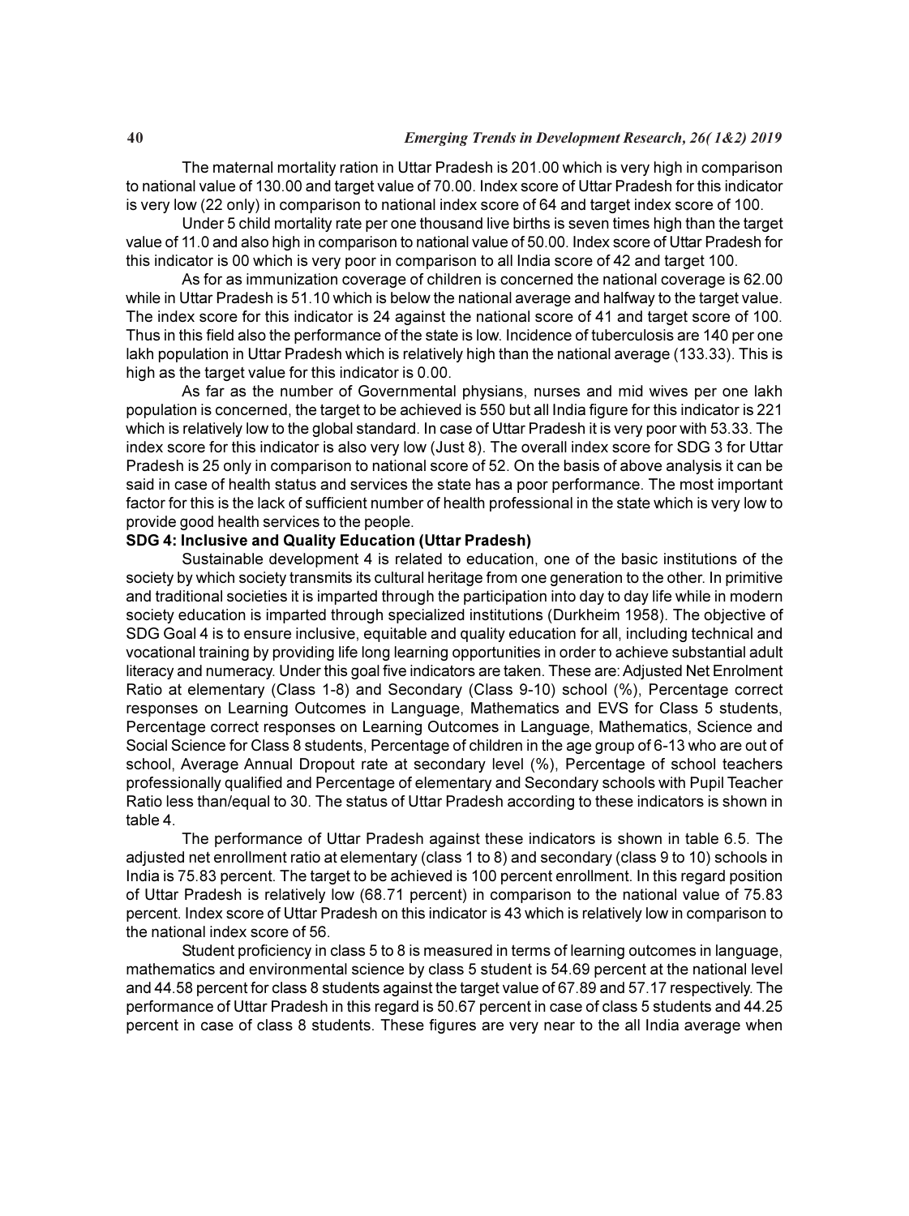The maternal mortality ration in Uttar Pradesh is 201.00 which is very high in comparison to national value of 130.00 and target value of 70.00. Index score of Uttar Pradesh for this indicator is very low (22 only) in comparison to national index score of 64 and target index score of 100.

Under 5 child mortality rate per one thousand live births is seven times high than the target value of 11.0 and also high in comparison to national value of 50.00. Index score of Uttar Pradesh for this indicator is 00 which is very poor in comparison to all India score of 42 and target 100.

As for as immunization coverage of children is concerned the national coverage is 62.00 while in Uttar Pradesh is 51.10 which is below the national average and halfway to the target value. The index score for this indicator is 24 against the national score of 41 and target score of 100. Thus in this field also the performance of the state is low. Incidence of tuberculosis are 140 per one lakh population in Uttar Pradesh which is relatively high than the national average (133.33). This is high as the target value for this indicator is 0.00.

As far as the number of Governmental physians, nurses and mid wives per one lakh population is concerned, the target to be achieved is 550 but all India figure for this indicator is 221 which is relatively low to the global standard. In case of Uttar Pradesh it is very poor with 53.33. The index score for this indicator is also very low (Just 8). The overall index score for SDG 3 for Uttar Pradesh is 25 only in comparison to national score of 52. On the basis of above analysis it can be said in case of health status and services the state has a poor performance. The most important factor for this is the lack of sufficient number of health professional in the state which is very low to provide good health services to the people.

**SDG 4: Inclusive and Quality Education (Uttar Pradesh)**

Sustainable development 4 is related to education, one of the basic institutions of the society by which society transmits its cultural heritage from one generation to the other. In primitive and traditional societies it is imparted through the participation into day to day life while in modern society education is imparted through specialized institutions (Durkheim 1958). The objective of SDG Goal 4 is to ensure inclusive, equitable and quality education for all, including technical and vocational training by providing life long learning opportunities in order to achieve substantial adult literacy and numeracy. Under this goal five indicators are taken. These are: Adjusted Net Enrolment Ratio at elementary (Class 1-8) and Secondary (Class 9-10) school (%), Percentage correct responses on Learning Outcomes in Language, Mathematics and EVS for Class 5 students, Percentage correct responses on Learning Outcomes in Language, Mathematics, Science and Social Science for Class 8 students, Percentage of children in the age group of 6-13 who are out of school, Average Annual Dropout rate at secondary level (%), Percentage of school teachers professionally qualified and Percentage of elementary and Secondary schools with Pupil Teacher Ratio less than/equal to 30. The status of Uttar Pradesh according to these indicators is shown in table 4.

The performance of Uttar Pradesh against these indicators is shown in table 6.5. The adjusted net enrollment ratio at elementary (class 1 to 8) and secondary (class 9 to 10) schools in India is 75.83 percent. The target to be achieved is 100 percent enrollment. In this regard position of Uttar Pradesh is relatively low (68.71 percent) in comparison to the national value of 75.83 percent. Index score of Uttar Pradesh on this indicator is 43 which is relatively low in comparison to the national index score of 56.

Student proficiency in class 5 to 8 is measured in terms of learning outcomes in language, mathematics and environmental science by class 5 student is 54.69 percent at the national level and 44.58 percent for class 8 students against the target value of 67.89 and 57.17 respectively. The performance of Uttar Pradesh in this regard is 50.67 percent in case of class 5 students and 44.25 percent in case of class 8 students. These figures are very near to the all India average when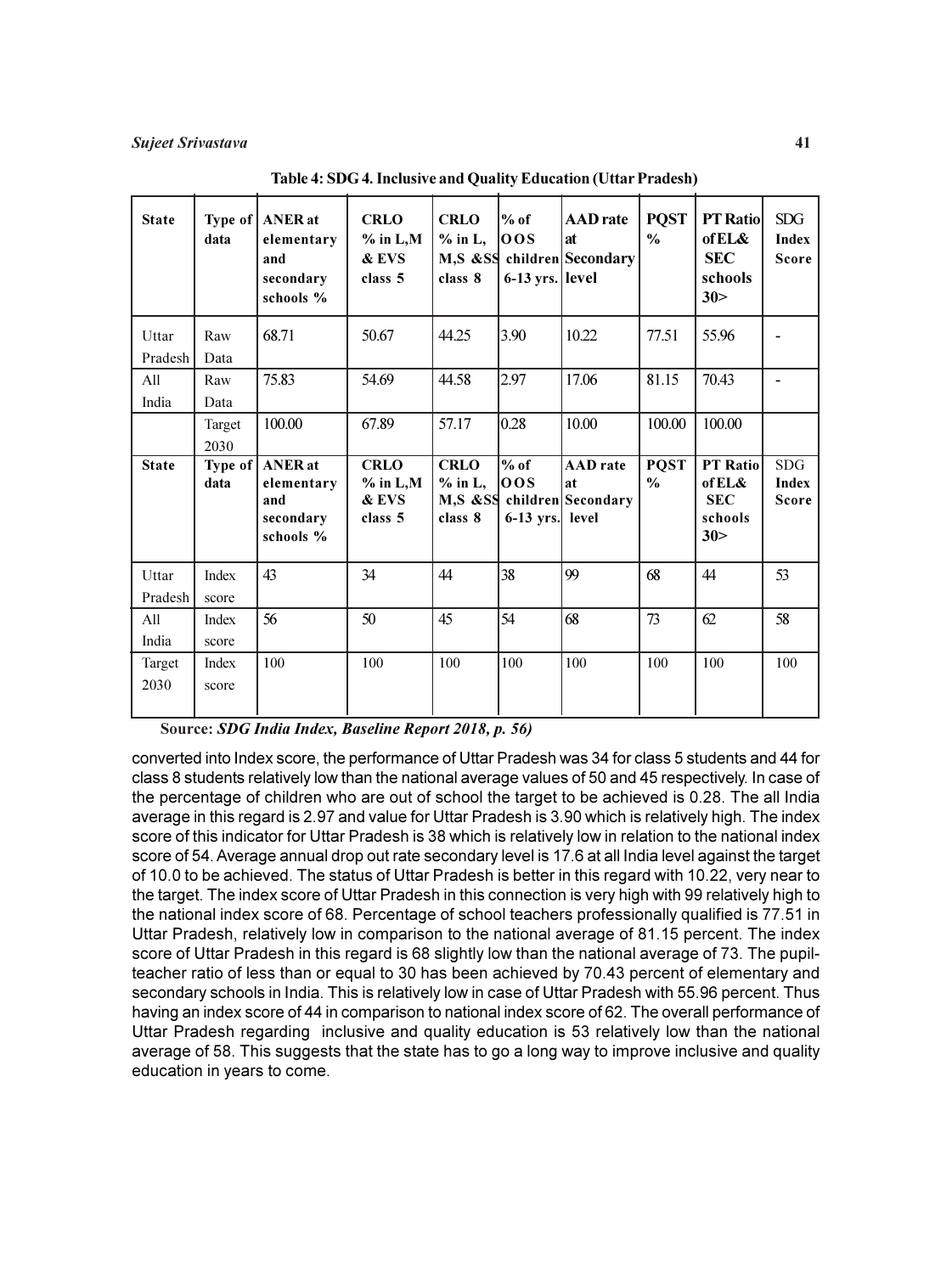**Table 4: SDG 4. Inclusive and Quality Education (Uttar Pradesh)**

| State | Type of data | ANER at elementary and secondary schools % | CRLO % in L,M & EVS class 5 | CRLO % in L, M,S &SS class 8 | % of OOS children 6-13 yrs. | AAD rate at Secondary level | PQST % | PT Ratio of EL& SEC schools 30> | SDG Index Score |
|---|---|---|---|---|---|---|---|---|---|
| Uttar Pradesh | Raw Data | 68.71 | 50.67 | 44.25 | 3.90 | 10.22 | 77.51 | 55.96 | - |
| All India | Raw Data | 75.83 | 54.69 | 44.58 | 2.97 | 17.06 | 81.15 | 70.43 | - |
| | Target 2030 | 100.00 | 67.89 | 57.17 | 0.28 | 10.00 | 100.00 | 100.00 | |
| **State** | **Type of data** | **ANER at elementary and secondary schools %** | **CRLO % in L,M & EVS class 5** | **CRLO % in L, M,S &SS class 8** | **% of OOS children 6-13 yrs.** | **AAD rate at Secondary level** | **PQST %** | **PT Ratio of EL& SEC schools 30>** | **SDG Index Score** |
| Uttar Pradesh | Index score | 43 | 34 | 44 | 38 | 99 | 68 | 44 | 53 |
| All India | Index score | 56 | 50 | 45 | 54 | 68 | 73 | 62 | 58 |
| Target 2030 | Index score | 100 | 100 | 100 | 100 | 100 | 100 | 100 | 100 |

Source: *SDG India Index, Baseline Report 2018, p. 56)*

converted into Index score, the performance of Uttar Pradesh was 34 for class 5 students and 44 for class 8 students relatively low than the national average values of 50 and 45 respectively. In case of the percentage of children who are out of school the target to be achieved is 0.28. The all India average in this regard is 2.97 and value for Uttar Pradesh is 3.90 which is relatively high. The index score of this indicator for Uttar Pradesh is 38 which is relatively low in relation to the national index score of 54. Average annual drop out rate secondary level is 17.6 at all India level against the target of 10.0 to be achieved. The status of Uttar Pradesh is better in this regard with 10.22, very near to the target. The index score of Uttar Pradesh in this connection is very high with 99 relatively high to the national index score of 68. Percentage of school teachers professionally qualified is 77.51 in Uttar Pradesh, relatively low in comparison to the national average of 81.15 percent. The index score of Uttar Pradesh in this regard is 68 slightly low than the national average of 73. The pupil-teacher ratio of less than or equal to 30 has been achieved by 70.43 percent of elementary and secondary schools in India. This is relatively low in case of Uttar Pradesh with 55.96 percent. Thus having an index score of 44 in comparison to national index score of 62. The overall performance of Uttar Pradesh regarding inclusive and quality education is 53 relatively low than the national average of 58. This suggests that the state has to go a long way to improve inclusive and quality education in years to come.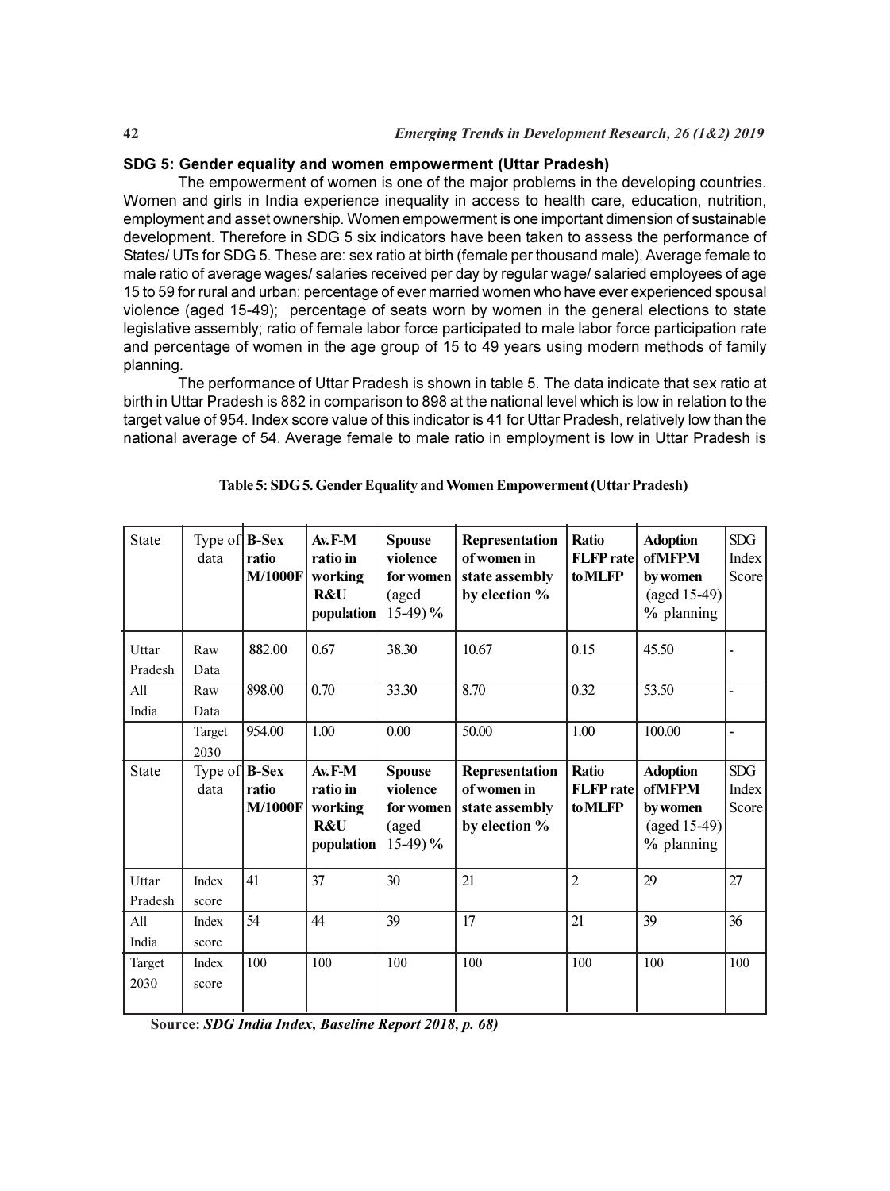## SDG 5: Gender equality and women empowerment (Uttar Pradesh)

The empowerment of women is one of the major problems in the developing countries. Women and girls in India experience inequality in access to health care, education, nutrition, employment and asset ownership. Women empowerment is one important dimension of sustainable development. Therefore in SDG 5 six indicators have been taken to assess the performance of States/ UTs for SDG 5. These are: sex ratio at birth (female per thousand male), Average female to male ratio of average wages/ salaries received per day by regular wage/ salaried employees of age 15 to 59 for rural and urban; percentage of ever married women who have ever experienced spousal violence (aged 15-49); percentage of seats worn by women in the general elections to state legislative assembly; ratio of female labor force participated to male labor force participation rate and percentage of women in the age group of 15 to 49 years using modern methods of family planning.

The performance of Uttar Pradesh is shown in table 5. The data indicate that sex ratio at birth in Uttar Pradesh is 882 in comparison to 898 at the national level which is low in relation to the target value of 954. Index score value of this indicator is 41 for Uttar Pradesh, relatively low than the national average of 54. Average female to male ratio in employment is low in Uttar Pradesh is

**Table 5: SDG 5. Gender Equality and Women Empowerment (Uttar Pradesh)**

| State | Type of data | B-Sex ratio M/1000F | Av. F-M ratio in working R&U population | Spouse violence for women (aged 15-49) % | Representation of women in state assembly by election % | Ratio FLFP rate to MLFP | Adoption of MFPM by women (aged 15-49) % planning | SDG Index Score |
|---|---|---|---|---|---|---|---|---|
| Uttar Pradesh | Raw Data | 882.00 | 0.67 | 38.30 | 10.67 | 0.15 | 45.50 | - |
| All India | Raw Data | 898.00 | 0.70 | 33.30 | 8.70 | 0.32 | 53.50 | - |
| | Target 2030 | 954.00 | 1.00 | 0.00 | 50.00 | 1.00 | 100.00 | - |
| **State** | **Type of data** | **B-Sex ratio M/1000F** | **Av. F-M ratio in working R&U population** | **Spouse violence for women (aged 15-49) %** | **Representation of women in state assembly by election %** | **Ratio FLFP rate to MLFP** | **Adoption of MFPM by women (aged 15-49) % planning** | **SDG Index Score** |
| Uttar Pradesh | Index score | 41 | 37 | 30 | 21 | 2 | 29 | 27 |
| All India | Index score | 54 | 44 | 39 | 17 | 21 | 39 | 36 |
| Target 2030 | Index score | 100 | 100 | 100 | 100 | 100 | 100 | 100 |

**Source:** ***SDG India Index, Baseline Report 2018, p. 68)***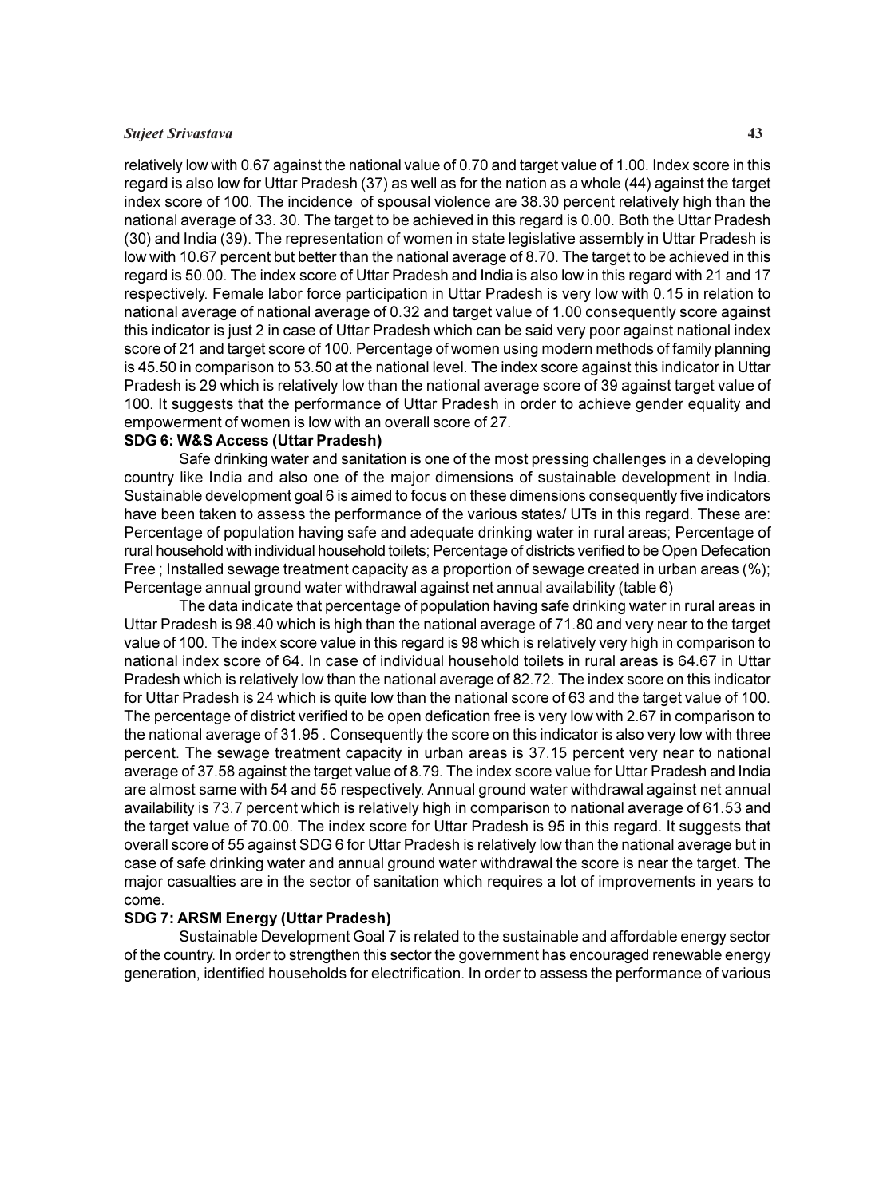relatively low with 0.67 against the national value of 0.70 and target value of 1.00. Index score in this regard is also low for Uttar Pradesh (37) as well as for the nation as a whole (44) against the target index score of 100. The incidence of spousal violence are 38.30 percent relatively high than the national average of 33. 30. The target to be achieved in this regard is 0.00. Both the Uttar Pradesh (30) and India (39). The representation of women in state legislative assembly in Uttar Pradesh is low with 10.67 percent but better than the national average of 8.70. The target to be achieved in this regard is 50.00. The index score of Uttar Pradesh and India is also low in this regard with 21 and 17 respectively. Female labor force participation in Uttar Pradesh is very low with 0.15 in relation to national average of national average of 0.32 and target value of 1.00 consequently score against this indicator is just 2 in case of Uttar Pradesh which can be said very poor against national index score of 21 and target score of 100. Percentage of women using modern methods of family planning is 45.50 in comparison to 53.50 at the national level. The index score against this indicator in Uttar Pradesh is 29 which is relatively low than the national average score of 39 against target value of 100. It suggests that the performance of Uttar Pradesh in order to achieve gender equality and empowerment of women is low with an overall score of 27.

**SDG 6: W&S Access (Uttar Pradesh)**

Safe drinking water and sanitation is one of the most pressing challenges in a developing country like India and also one of the major dimensions of sustainable development in India. Sustainable development goal 6 is aimed to focus on these dimensions consequently five indicators have been taken to assess the performance of the various states/ UTs in this regard. These are: Percentage of population having safe and adequate drinking water in rural areas; Percentage of rural household with individual household toilets; Percentage of districts verified to be Open Defecation Free ; Installed sewage treatment capacity as a proportion of sewage created in urban areas (%); Percentage annual ground water withdrawal against net annual availability (table 6)

The data indicate that percentage of population having safe drinking water in rural areas in Uttar Pradesh is 98.40 which is high than the national average of 71.80 and very near to the target value of 100. The index score value in this regard is 98 which is relatively very high in comparison to national index score of 64. In case of individual household toilets in rural areas is 64.67 in Uttar Pradesh which is relatively low than the national average of 82.72. The index score on this indicator for Uttar Pradesh is 24 which is quite low than the national score of 63 and the target value of 100. The percentage of district verified to be open defication free is very low with 2.67 in comparison to the national average of 31.95 . Consequently the score on this indicator is also very low with three percent. The sewage treatment capacity in urban areas is 37.15 percent very near to national average of 37.58 against the target value of 8.79. The index score value for Uttar Pradesh and India are almost same with 54 and 55 respectively. Annual ground water withdrawal against net annual availability is 73.7 percent which is relatively high in comparison to national average of 61.53 and the target value of 70.00. The index score for Uttar Pradesh is 95 in this regard. It suggests that overall score of 55 against SDG 6 for Uttar Pradesh is relatively low than the national average but in case of safe drinking water and annual ground water withdrawal the score is near the target. The major casualties are in the sector of sanitation which requires a lot of improvements in years to come.

**SDG 7: ARSM Energy (Uttar Pradesh)**

Sustainable Development Goal 7 is related to the sustainable and affordable energy sector of the country. In order to strengthen this sector the government has encouraged renewable energy generation, identified households for electrification. In order to assess the performance of various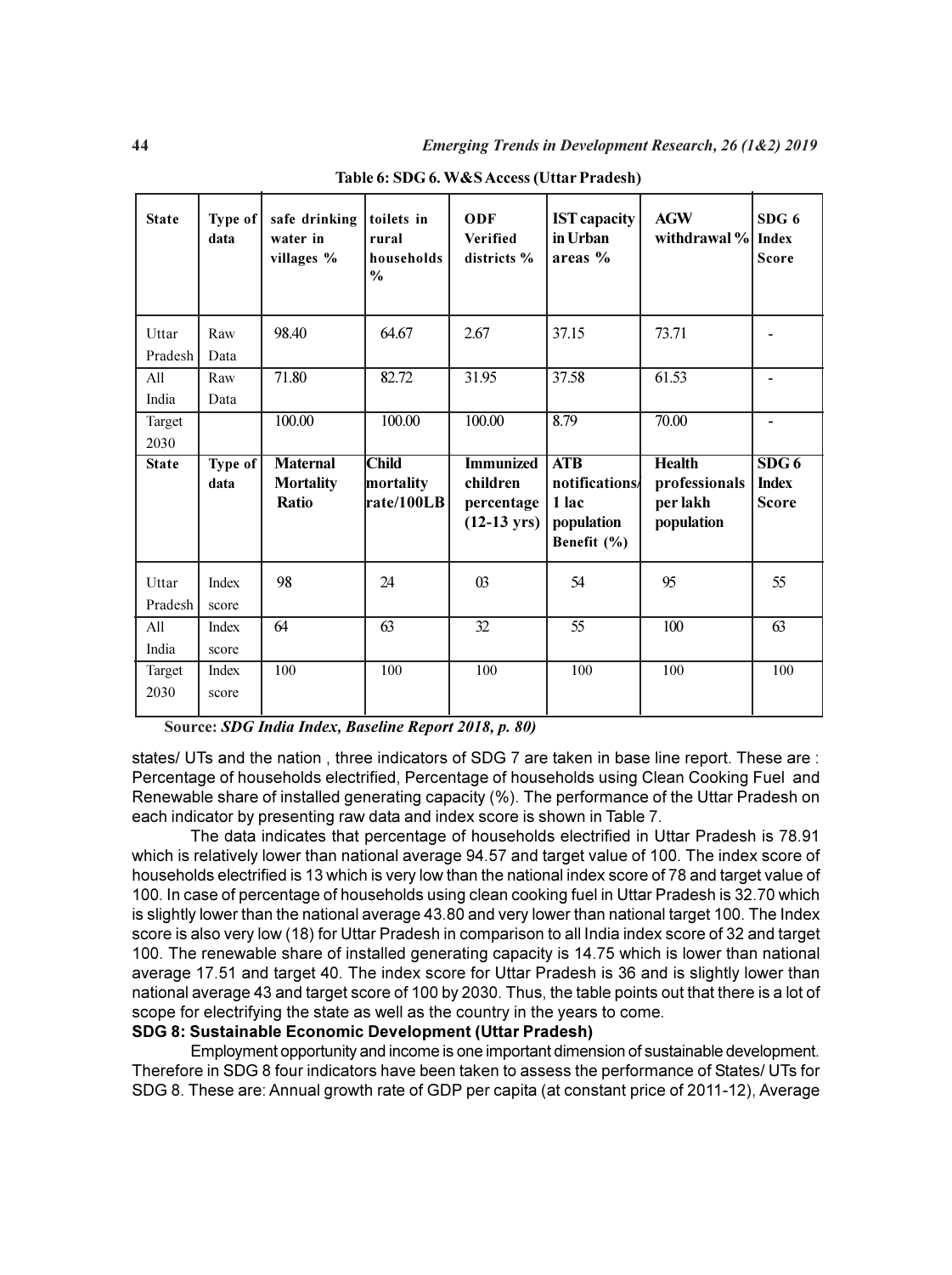**Table 6: SDG 6. W&S Access (Uttar Pradesh)**

| State | Type of data | safe drinking water in villages % | toilets in rural households % | ODF Verified districts % | IST capacity in Urban areas % | AGW withdrawal % | SDG 6 Index Score |
|---|---|---|---|---|---|---|---|
| Uttar Pradesh | Raw Data | 98.40 | 64.67 | 2.67 | 37.15 | 73.71 | - |
| All India | Raw Data | 71.80 | 82.72 | 31.95 | 37.58 | 61.53 | - |
| Target 2030 | | 100.00 | 100.00 | 100.00 | 8.79 | 70.00 | - |
| **State** | **Type of data** | **Maternal Mortality Ratio** | **Child mortality rate/100LB** | **Immunized children percentage (12-13 yrs)** | **ATB notifications/ 1 lac population Benefit (%)** | **Health professionals per lakh population** | **SDG 6 Index Score** |
| Uttar Pradesh | Index score | 98 | 24 | 03 | 54 | 95 | 55 |
| All India | Index score | 64 | 63 | 32 | 55 | 100 | 63 |
| Target 2030 | Index score | 100 | 100 | 100 | 100 | 100 | 100 |

Source: *SDG India Index, Baseline Report 2018, p. 80)*

states/ UTs and the nation , three indicators of SDG 7 are taken in base line report. These are : Percentage of households electrified, Percentage of households using Clean Cooking Fuel and Renewable share of installed generating capacity (%). The performance of the Uttar Pradesh on each indicator by presenting raw data and index score is shown in Table 7.

The data indicates that percentage of households electrified in Uttar Pradesh is 78.91 which is relatively lower than national average 94.57 and target value of 100. The index score of households electrified is 13 which is very low than the national index score of 78 and target value of 100. In case of percentage of households using clean cooking fuel in Uttar Pradesh is 32.70 which is slightly lower than the national average 43.80 and very lower than national target 100. The Index score is also very low (18) for Uttar Pradesh in comparison to all India index score of 32 and target 100. The renewable share of installed generating capacity is 14.75 which is lower than national average 17.51 and target 40. The index score for Uttar Pradesh is 36 and is slightly lower than national average 43 and target score of 100 by 2030. Thus, the table points out that there is a lot of scope for electrifying the state as well as the country in the years to come.

**SDG 8: Sustainable Economic Development (Uttar Pradesh)**

Employment opportunity and income is one important dimension of sustainable development. Therefore in SDG 8 four indicators have been taken to assess the performance of States/ UTs for SDG 8. These are: Annual growth rate of GDP per capita (at constant price of 2011-12), Average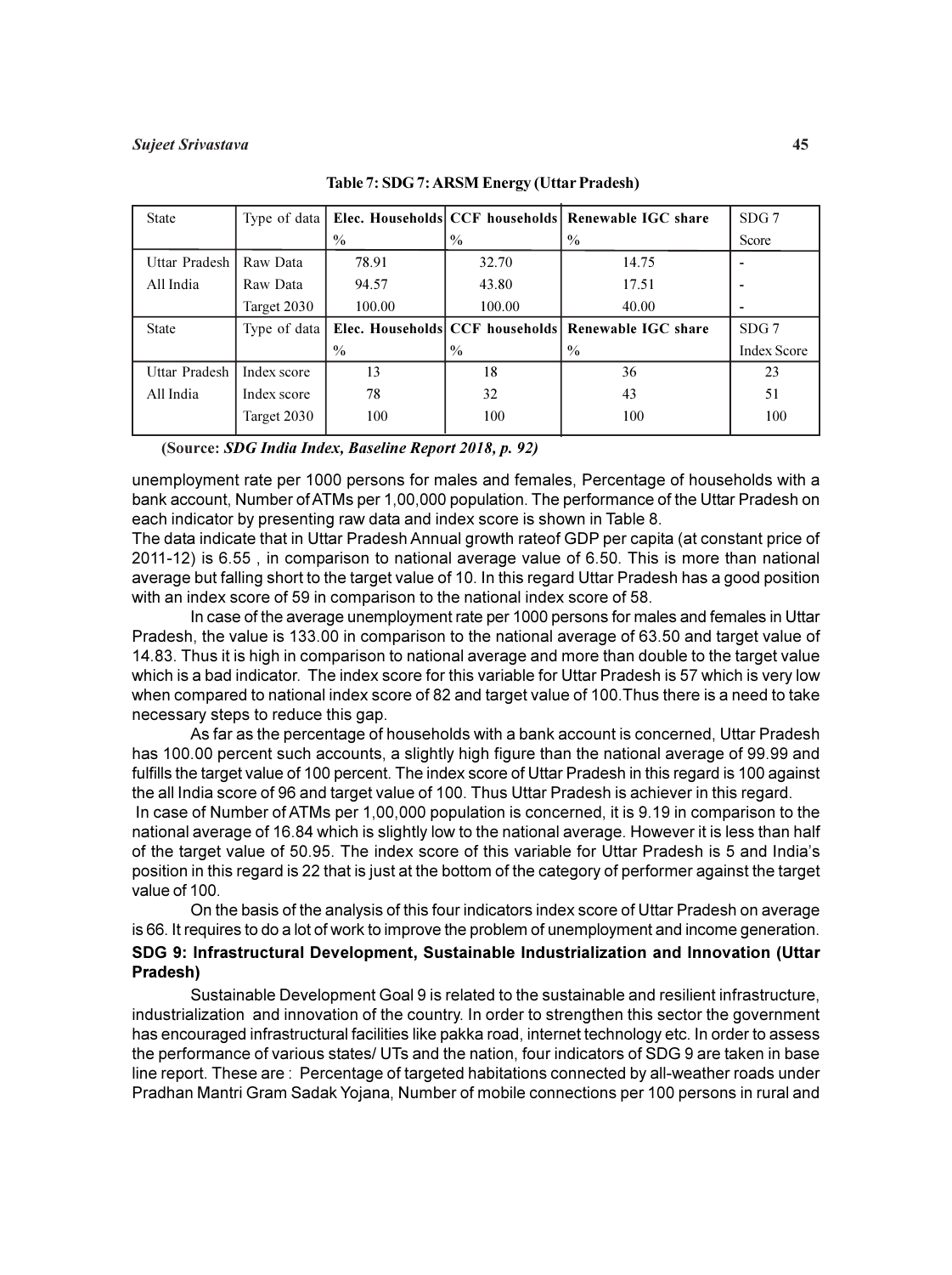**Table 7: SDG 7: ARSM Energy (Uttar Pradesh)**

| State | Type of data | Elec. Households % | CCF households % | Renewable IGC share % | SDG 7 Score |
|---|---|---|---|---|---|
| Uttar Pradesh | Raw Data | 78.91 | 32.70 | 14.75 | - |
| All India | Raw Data | 94.57 | 43.80 | 17.51 | - |
| | Target 2030 | 100.00 | 100.00 | 40.00 | - |
| State | Type of data | Elec. Households % | CCF households % | Renewable IGC share % | SDG 7 Index Score |
| Uttar Pradesh | Index score | 13 | 18 | 36 | 23 |
| All India | Index score | 78 | 32 | 43 | 51 |
| | Target 2030 | 100 | 100 | 100 | 100 |

(**Source:** ***SDG India Index, Baseline Report 2018, p. 92)***

unemployment rate per 1000 persons for males and females, Percentage of households with a bank account, Number of ATMs per 1,00,000 population. The performance of the Uttar Pradesh on each indicator by presenting raw data and index score is shown in Table 8.

The data indicate that in Uttar Pradesh Annual growth rateof GDP per capita (at constant price of 2011-12) is 6.55 , in comparison to national average value of 6.50. This is more than national average but falling short to the target value of 10. In this regard Uttar Pradesh has a good position with an index score of 59 in comparison to the national index score of 58.

In case of the average unemployment rate per 1000 persons for males and females in Uttar Pradesh, the value is 133.00 in comparison to the national average of 63.50 and target value of 14.83. Thus it is high in comparison to national average and more than double to the target value which is a bad indicator. The index score for this variable for Uttar Pradesh is 57 which is very low when compared to national index score of 82 and target value of 100.Thus there is a need to take necessary steps to reduce this gap.

As far as the percentage of households with a bank account is concerned, Uttar Pradesh has 100.00 percent such accounts, a slightly high figure than the national average of 99.99 and fulfills the target value of 100 percent. The index score of Uttar Pradesh in this regard is 100 against the all India score of 96 and target value of 100. Thus Uttar Pradesh is achiever in this regard.

In case of Number of ATMs per 1,00,000 population is concerned, it is 9.19 in comparison to the national average of 16.84 which is slightly low to the national average. However it is less than half of the target value of 50.95. The index score of this variable for Uttar Pradesh is 5 and India's position in this regard is 22 that is just at the bottom of the category of performer against the target value of 100.

On the basis of the analysis of this four indicators index score of Uttar Pradesh on average is 66. It requires to do a lot of work to improve the problem of unemployment and income generation.

## SDG 9: Infrastructural Development, Sustainable Industrialization and Innovation (Uttar Pradesh)

Sustainable Development Goal 9 is related to the sustainable and resilient infrastructure, industrialization and innovation of the country. In order to strengthen this sector the government has encouraged infrastructural facilities like pakka road, internet technology etc. In order to assess the performance of various states/ UTs and the nation, four indicators of SDG 9 are taken in base line report. These are : Percentage of targeted habitations connected by all-weather roads under Pradhan Mantri Gram Sadak Yojana, Number of mobile connections per 100 persons in rural and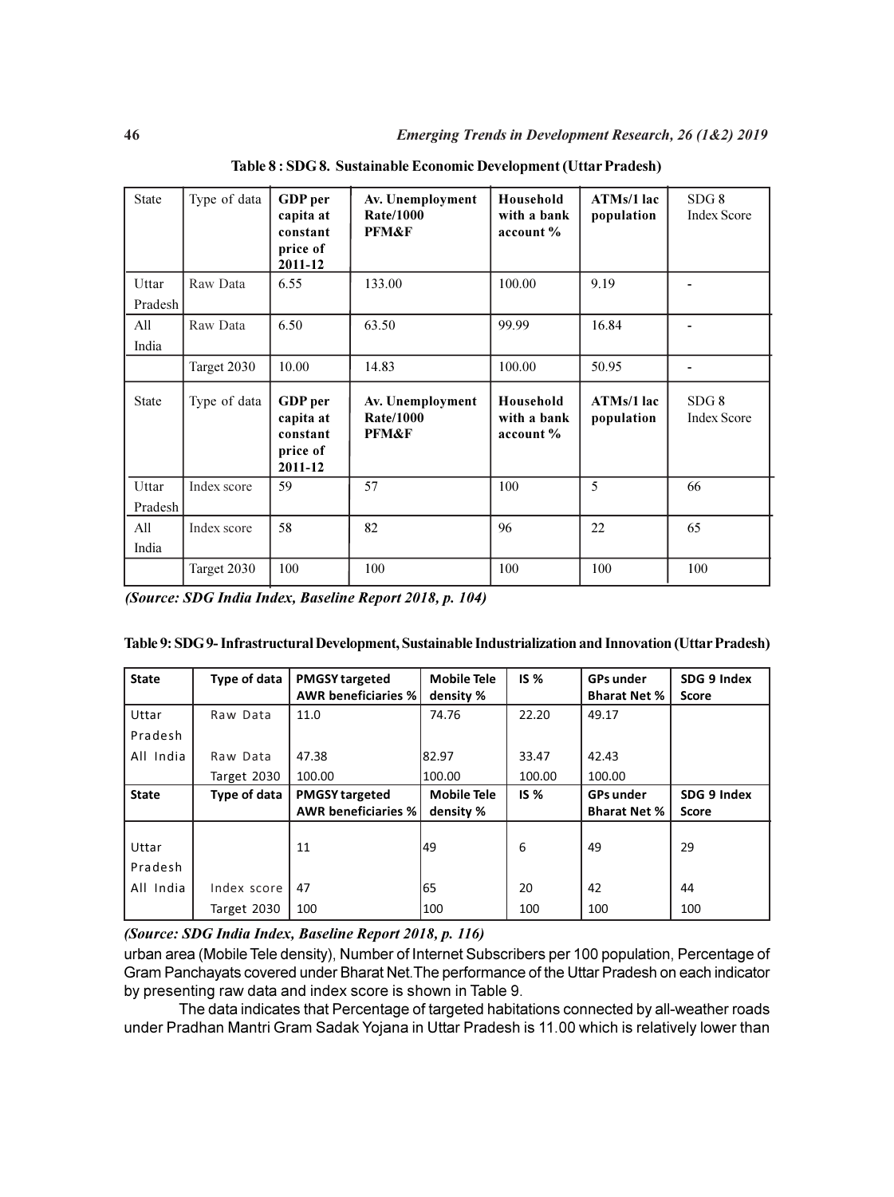**Table 8 : SDG 8. Sustainable Economic Development (Uttar Pradesh)**

| State | Type of data | GDP per capita at constant price of 2011-12 | Av. Unemployment Rate/1000 PFM&F | Household with a bank account % | ATMs/1 lac population | SDG 8 Index Score |
|---|---|---|---|---|---|---|
| Uttar Pradesh | Raw Data | 6.55 | 133.00 | 100.00 | 9.19 | - |
| All India | Raw Data | 6.50 | 63.50 | 99.99 | 16.84 | - |
| | Target 2030 | 10.00 | 14.83 | 100.00 | 50.95 | - |
| **State** | **Type of data** | **GDP per capita at constant price of 2011-12** | **Av. Unemployment Rate/1000 PFM&F** | **Household with a bank account %** | **ATMs/1 lac population** | **SDG 8 Index Score** |
| Uttar Pradesh | Index score | 59 | 57 | 100 | 5 | 66 |
| All India | Index score | 58 | 82 | 96 | 22 | 65 |
| | Target 2030 | 100 | 100 | 100 | 100 | 100 |

*(Source: SDG India Index, Baseline Report 2018, p. 104)*

**Table 9: SDG 9- Infrastructural Development, Sustainable Industrialization and Innovation (Uttar Pradesh)**

| State | Type of data | PMGSY targeted AWR beneficiaries % | Mobile Tele density % | IS % | GPs under Bharat Net % | SDG 9 Index Score |
|---|---|---|---|---|---|---|
| Uttar Pradesh | Raw Data | 11.0 | 74.76 | 22.20 | 49.17 | |
| All India | Raw Data | 47.38 | 82.97 | 33.47 | 42.43 | |
| | Target 2030 | 100.00 | 100.00 | 100.00 | 100.00 | |
| **State** | **Type of data** | **PMGSY targeted AWR beneficiaries %** | **Mobile Tele density %** | **IS %** | **GPs under Bharat Net %** | **SDG 9 Index Score** |
| Uttar Pradesh | | 11 | 49 | 6 | 49 | 29 |
| All India | Index score | 47 | 65 | 20 | 42 | 44 |
| | Target 2030 | 100 | 100 | 100 | 100 | 100 |

*(Source: SDG India Index, Baseline Report 2018, p. 116)*

urban area (Mobile Tele density), Number of Internet Subscribers per 100 population, Percentage of Gram Panchayats covered under Bharat Net.The performance of the Uttar Pradesh on each indicator by presenting raw data and index score is shown in Table 9.

The data indicates that Percentage of targeted habitations connected by all-weather roads under Pradhan Mantri Gram Sadak Yojana in Uttar Pradesh is 11.00 which is relatively lower than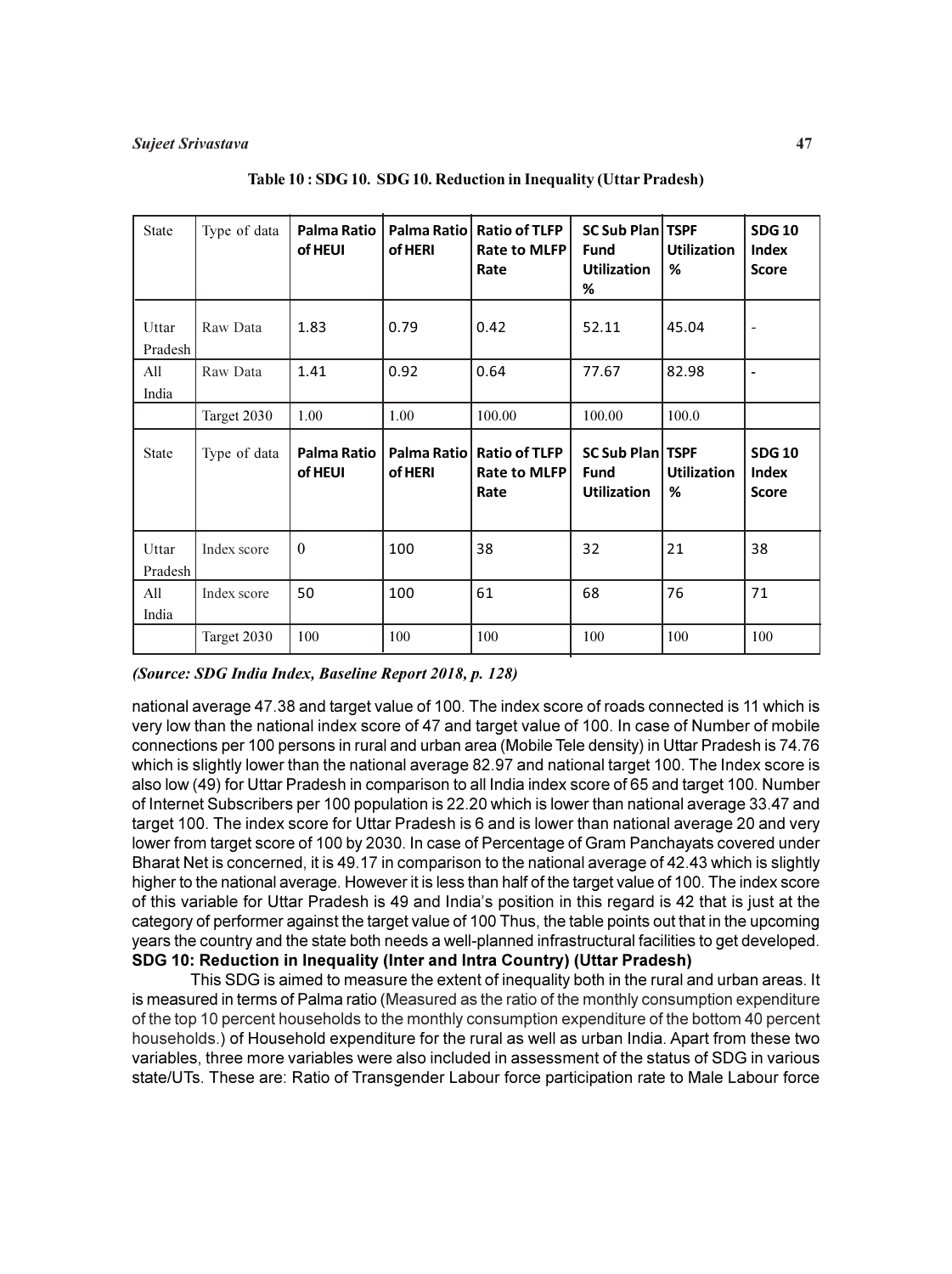**Table 10 : SDG 10. SDG 10. Reduction in Inequality (Uttar Pradesh)**

| State | Type of data | Palma Ratio of HEUI | Palma Ratio of HERI | Ratio of TLFP Rate to MLFP Rate | SC Sub Plan Fund Utilization % | TSPF Utilization % | SDG 10 Index Score |
|---|---|---|---|---|---|---|---|
| Uttar Pradesh | Raw Data | 1.83 | 0.79 | 0.42 | 52.11 | 45.04 | - |
| All India | Raw Data | 1.41 | 0.92 | 0.64 | 77.67 | 82.98 | - |
| | Target 2030 | 1.00 | 1.00 | 100.00 | 100.00 | 100.0 | |
| **State** | **Type of data** | **Palma Ratio of HEUI** | **Palma Ratio of HERI** | **Ratio of TLFP Rate to MLFP Rate** | **SC Sub Plan Fund Utilization** | **TSPF Utilization %** | **SDG 10 Index Score** |
| Uttar Pradesh | Index score | 0 | 100 | 38 | 32 | 21 | 38 |
| All India | Index score | 50 | 100 | 61 | 68 | 76 | 71 |
| | Target 2030 | 100 | 100 | 100 | 100 | 100 | 100 |

***(Source: SDG India Index, Baseline Report 2018, p. 128)***

national average 47.38 and target value of 100. The index score of roads connected is 11 which is very low than the national index score of 47 and target value of 100. In case of Number of mobile connections per 100 persons in rural and urban area (Mobile Tele density) in Uttar Pradesh is 74.76 which is slightly lower than the national average 82.97 and national target 100. The Index score is also low (49) for Uttar Pradesh in comparison to all India index score of 65 and target 100. Number of Internet Subscribers per 100 population is 22.20 which is lower than national average 33.47 and target 100. The index score for Uttar Pradesh is 6 and is lower than national average 20 and very lower from target score of 100 by 2030. In case of Percentage of Gram Panchayats covered under Bharat Net is concerned, it is 49.17 in comparison to the national average of 42.43 which is slightly higher to the national average. However it is less than half of the target value of 100. The index score of this variable for Uttar Pradesh is 49 and India's position in this regard is 42 that is just at the category of performer against the target value of 100 Thus, the table points out that in the upcoming years the country and the state both needs a well-planned infrastructural facilities to get developed.

**SDG 10: Reduction in Inequality (Inter and Intra Country) (Uttar Pradesh)**

This SDG is aimed to measure the extent of inequality both in the rural and urban areas. It is measured in terms of Palma ratio (Measured as the ratio of the monthly consumption expenditure of the top 10 percent households to the monthly consumption expenditure of the bottom 40 percent households.) of Household expenditure for the rural as well as urban India. Apart from these two variables, three more variables were also included in assessment of the status of SDG in various state/UTs. These are: Ratio of Transgender Labour force participation rate to Male Labour force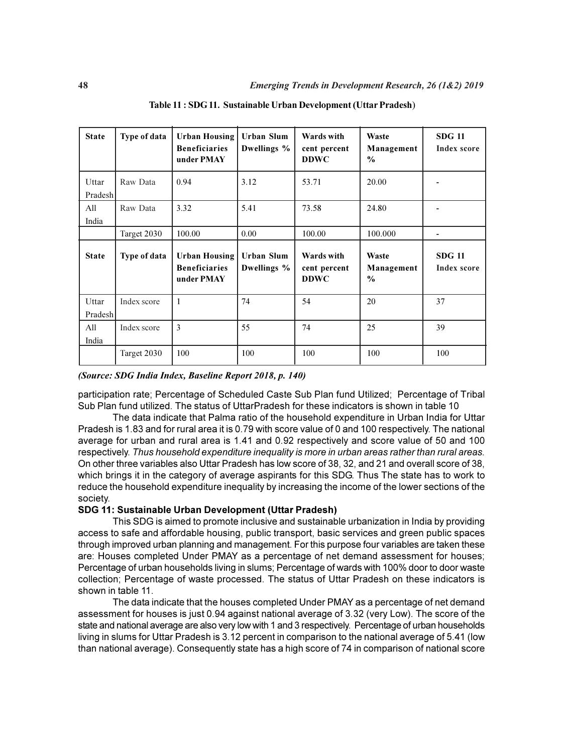Table 11 : SDG 11. Sustainable Urban Development (Uttar Pradesh)

| State | Type of data | Urban Housing Beneficiaries under PMAY | Urban Slum Dwellings % | Wards with cent percent DDWC | Waste Management % | SDG 11 Index score |
|---|---|---|---|---|---|---|
| Uttar Pradesh | Raw Data | 0.94 | 3.12 | 53.71 | 20.00 | - |
| All India | Raw Data | 3.32 | 5.41 | 73.58 | 24.80 | - |
| | Target 2030 | 100.00 | 0.00 | 100.00 | 100.000 | - |
| **State** | **Type of data** | **Urban Housing Beneficiaries under PMAY** | **Urban Slum Dwellings %** | **Wards with cent percent DDWC** | **Waste Management %** | **SDG 11 Index score** |
| Uttar Pradesh | Index score | 1 | 74 | 54 | 20 | 37 |
| All India | Index score | 3 | 55 | 74 | 25 | 39 |
| | Target 2030 | 100 | 100 | 100 | 100 | 100 |

***(Source: SDG India Index, Baseline Report 2018, p. 140)***

participation rate; Percentage of Scheduled Caste Sub Plan fund Utilized; Percentage of Tribal Sub Plan fund utilized. The status of UttarPradesh for these indicators is shown in table 10

The data indicate that Palma ratio of the household expenditure in Urban India for Uttar Pradesh is 1.83 and for rural area it is 0.79 with score value of 0 and 100 respectively. The national average for urban and rural area is 1.41 and 0.92 respectively and score value of 50 and 100 respectively. *Thus household expenditure inequality is more in urban areas rather than rural areas.* On other three variables also Uttar Pradesh has low score of 38, 32, and 21 and overall score of 38, which brings it in the category of average aspirants for this SDG. Thus The state has to work to reduce the household expenditure inequality by increasing the income of the lower sections of the society.

**SDG 11: Sustainable Urban Development (Uttar Pradesh)**

This SDG is aimed to promote inclusive and sustainable urbanization in India by providing access to safe and affordable housing, public transport, basic services and green public spaces through improved urban planning and management. For this purpose four variables are taken these are: Houses completed Under PMAY as a percentage of net demand assessment for houses; Percentage of urban households living in slums; Percentage of wards with 100% door to door waste collection; Percentage of waste processed. The status of Uttar Pradesh on these indicators is shown in table 11.

The data indicate that the houses completed Under PMAY as a percentage of net demand assessment for houses is just 0.94 against national average of 3.32 (very Low). The score of the state and national average are also very low with 1 and 3 respectively. Percentage of urban households living in slums for Uttar Pradesh is 3.12 percent in comparison to the national average of 5.41 (low than national average). Consequently state has a high score of 74 in comparison of national score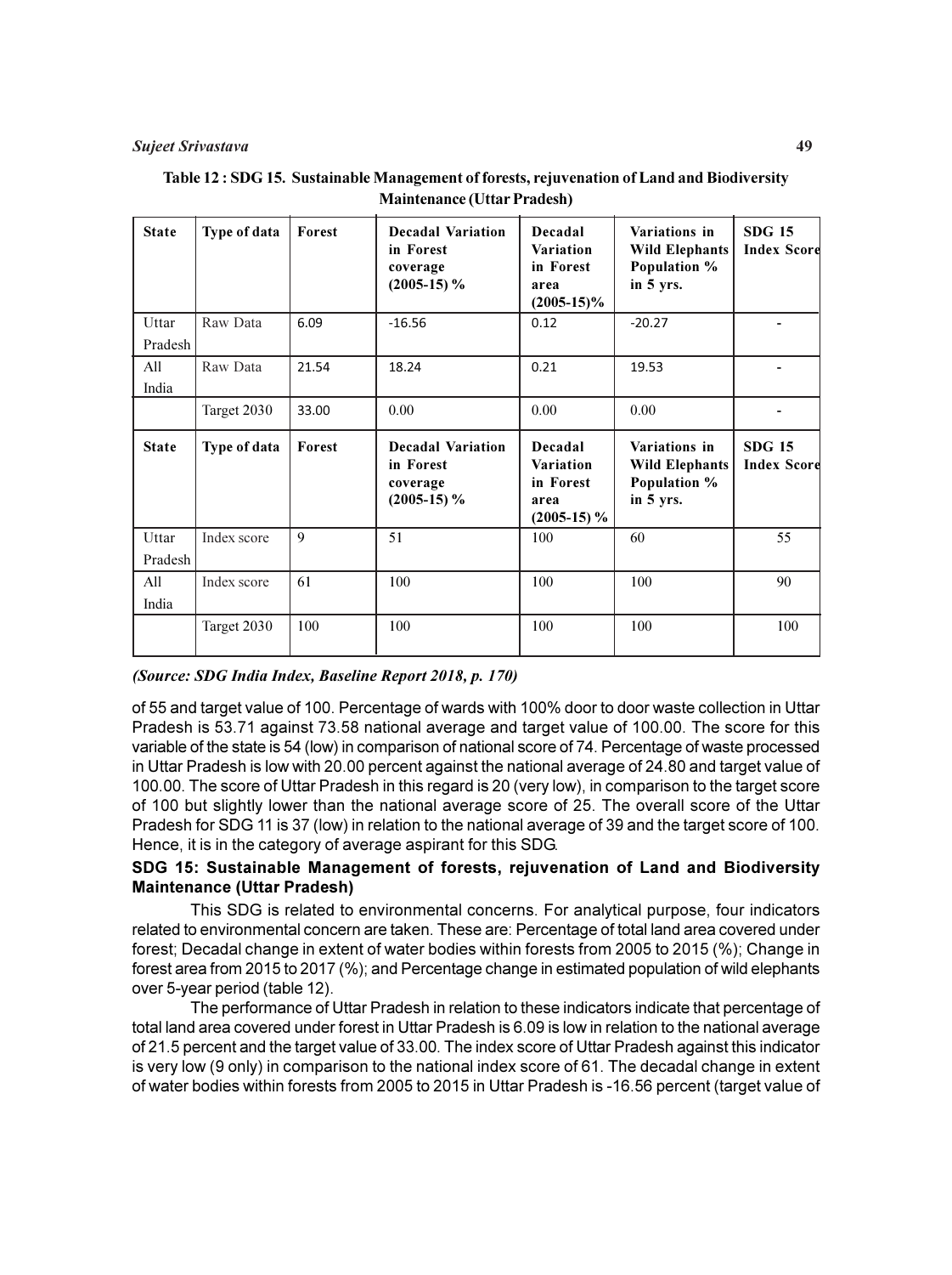**Table 12 : SDG 15. Sustainable Management of forests, rejuvenation of Land and Biodiversity Maintenance (Uttar Pradesh)**

| State | Type of data | Forest | Decadal Variation in Forest coverage (2005-15) % | Decadal Variation in Forest area (2005-15)% | Variations in Wild Elephants Population % in 5 yrs. | SDG 15 Index Score |
|---|---|---|---|---|---|---|
| Uttar Pradesh | Raw Data | 6.09 | -16.56 | 0.12 | -20.27 | - |
| All India | Raw Data | 21.54 | 18.24 | 0.21 | 19.53 | - |
| | Target 2030 | 33.00 | 0.00 | 0.00 | 0.00 | - |
| **State** | **Type of data** | **Forest** | **Decadal Variation in Forest coverage (2005-15) %** | **Decadal Variation in Forest area (2005-15) %** | **Variations in Wild Elephants Population % in 5 yrs.** | **SDG 15 Index Score** |
| Uttar Pradesh | Index score | 9 | 51 | 100 | 60 | 55 |
| All India | Index score | 61 | 100 | 100 | 100 | 90 |
| | Target 2030 | 100 | 100 | 100 | 100 | 100 |

***(Source: SDG India Index, Baseline Report 2018, p. 170)***

of 55 and target value of 100. Percentage of wards with 100% door to door waste collection in Uttar Pradesh is 53.71 against 73.58 national average and target value of 100.00. The score for this variable of the state is 54 (low) in comparison of national score of 74. Percentage of waste processed in Uttar Pradesh is low with 20.00 percent against the national average of 24.80 and target value of 100.00. The score of Uttar Pradesh in this regard is 20 (very low), in comparison to the target score of 100 but slightly lower than the national average score of 25. The overall score of the Uttar Pradesh for SDG 11 is 37 (low) in relation to the national average of 39 and the target score of 100. Hence, it is in the category of average aspirant for this SDG.

**SDG 15: Sustainable Management of forests, rejuvenation of Land and Biodiversity Maintenance (Uttar Pradesh)**

This SDG is related to environmental concerns. For analytical purpose, four indicators related to environmental concern are taken. These are: Percentage of total land area covered under forest; Decadal change in extent of water bodies within forests from 2005 to 2015 (%); Change in forest area from 2015 to 2017 (%); and Percentage change in estimated population of wild elephants over 5-year period (table 12).

The performance of Uttar Pradesh in relation to these indicators indicate that percentage of total land area covered under forest in Uttar Pradesh is 6.09 is low in relation to the national average of 21.5 percent and the target value of 33.00. The index score of Uttar Pradesh against this indicator is very low (9 only) in comparison to the national index score of 61. The decadal change in extent of water bodies within forests from 2005 to 2015 in Uttar Pradesh is -16.56 percent (target value of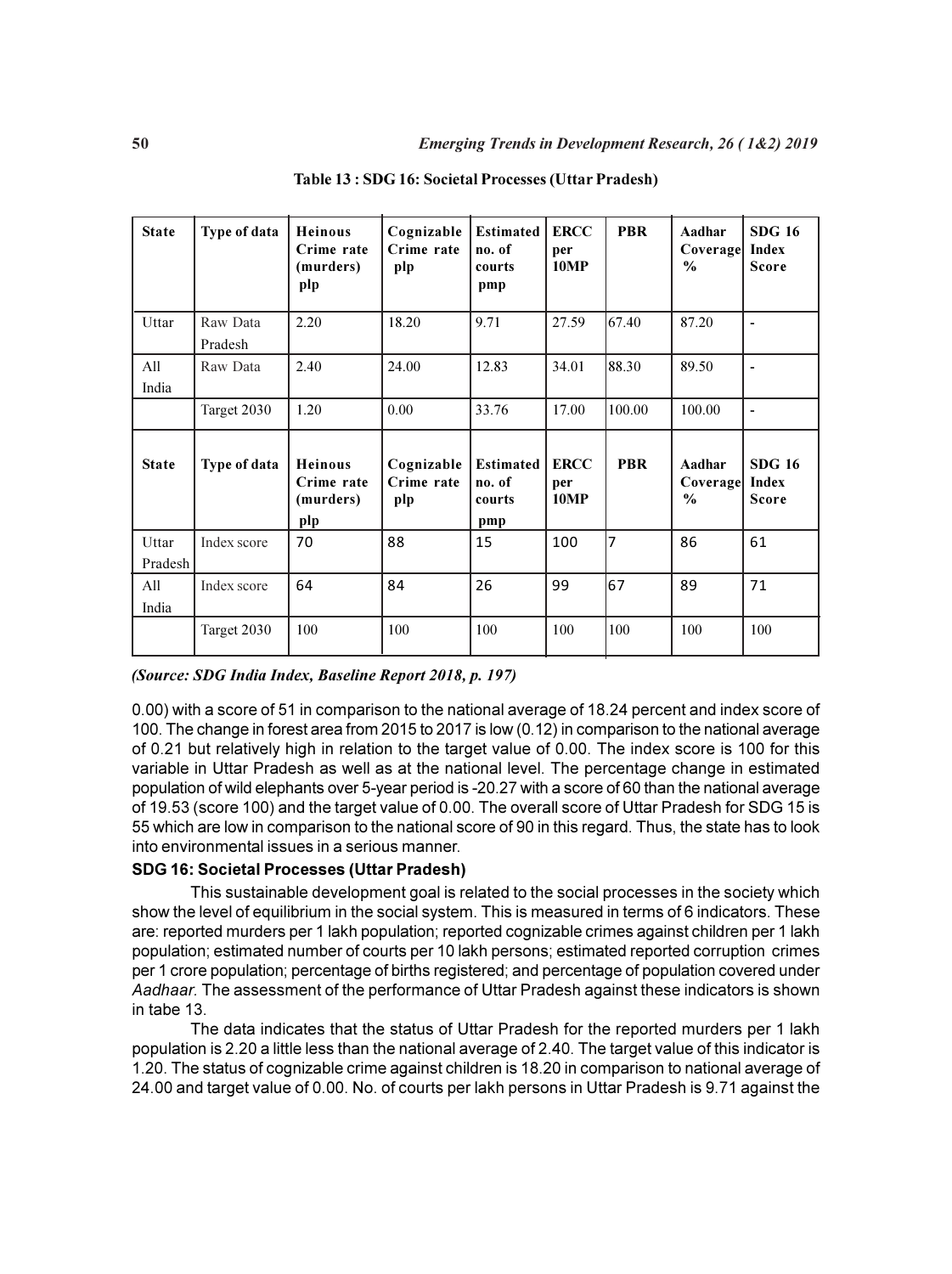Table 13 : SDG 16: Societal Processes (Uttar Pradesh)

| State | Type of data | Heinous Crime rate (murders) plp | Cognizable Crime rate plp | Estimated no. of courts pmp | ERCC per 10MP | PBR | Aadhar Coverage % | SDG 16 Index Score |
|---|---|---|---|---|---|---|---|---|
| Uttar Pradesh | Raw Data | 2.20 | 18.20 | 9.71 | 27.59 | 67.40 | 87.20 | - |
| All India | Raw Data | 2.40 | 24.00 | 12.83 | 34.01 | 88.30 | 89.50 | - |
| | Target 2030 | 1.20 | 0.00 | 33.76 | 17.00 | 100.00 | 100.00 | - |
| **State** | **Type of data** | **Heinous Crime rate (murders) plp** | **Cognizable Crime rate plp** | **Estimated no. of courts pmp** | **ERCC per 10MP** | **PBR** | **Aadhar Coverage %** | **SDG 16 Index Score** |
| Uttar Pradesh | Index score | 70 | 88 | 15 | 100 | 7 | 86 | 61 |
| All India | Index score | 64 | 84 | 26 | 99 | 67 | 89 | 71 |
| | Target 2030 | 100 | 100 | 100 | 100 | 100 | 100 | 100 |

***(Source: SDG India Index, Baseline Report 2018, p. 197)***

0.00) with a score of 51 in comparison to the national average of 18.24 percent and index score of 100. The change in forest area from 2015 to 2017 is low (0.12) in comparison to the national average of 0.21 but relatively high in relation to the target value of 0.00. The index score is 100 for this variable in Uttar Pradesh as well as at the national level. The percentage change in estimated population of wild elephants over 5-year period is -20.27 with a score of 60 than the national average of 19.53 (score 100) and the target value of 0.00. The overall score of Uttar Pradesh for SDG 15 is 55 which are low in comparison to the national score of 90 in this regard. Thus, the state has to look into environmental issues in a serious manner.

### SDG 16: Societal Processes (Uttar Pradesh)

This sustainable development goal is related to the social processes in the society which show the level of equilibrium in the social system. This is measured in terms of 6 indicators. These are: reported murders per 1 lakh population; reported cognizable crimes against children per 1 lakh population; estimated number of courts per 10 lakh persons; estimated reported corruption crimes per 1 crore population; percentage of births registered; and percentage of population covered under *Aadhaar.* The assessment of the performance of Uttar Pradesh against these indicators is shown in tabe 13.

The data indicates that the status of Uttar Pradesh for the reported murders per 1 lakh population is 2.20 a little less than the national average of 2.40. The target value of this indicator is 1.20. The status of cognizable crime against children is 18.20 in comparison to national average of 24.00 and target value of 0.00. No. of courts per lakh persons in Uttar Pradesh is 9.71 against the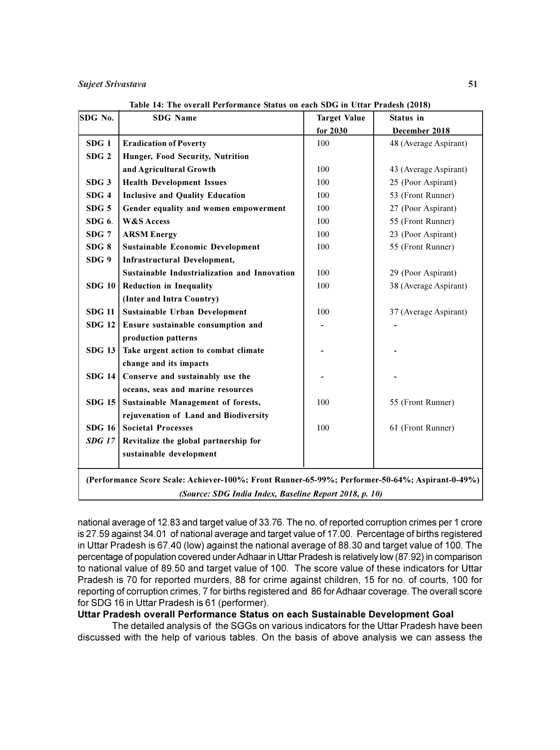**Table 14: The overall Performance Status on each SDG in Uttar Pradesh (2018)**

| SDG No. | SDG Name | Target Value for 2030 | Status in December 2018 |
|---|---|---|---|
| SDG 1 | Eradication of Poverty | 100 | 48 (Average Aspirant) |
| SDG 2 | Hunger, Food Security, Nutrition and Agricultural Growth | 100 | 43 (Average Aspirant) |
| SDG 3 | Health Development Issues | 100 | 25 (Poor Aspirant) |
| SDG 4 | Inclusive and Quality Education | 100 | 53 (Front Runner) |
| SDG 5 | Gender equality and women empowerment | 100 | 27 (Poor Aspirant) |
| SDG 6. | W&S Access | 100 | 55 (Front Runner) |
| SDG 7 | ARSM Energy | 100 | 23 (Poor Aspirant) |
| SDG 8 | Sustainable Economic Development | 100 | 55 (Front Runner) |
| SDG 9 | Infrastructural Development, Sustainable Industrialization and Innovation | 100 | 29 (Poor Aspirant) |
| SDG 10 | Reduction in Inequality (Inter and Intra Country) | 100 | 38 (Average Aspirant) |
| SDG 11 | Sustainable Urban Development | 100 | 37 (Average Aspirant) |
| SDG 12 | Ensure sustainable consumption and production patterns | - | - |
| SDG 13 | Take urgent action to combat climate change and its impacts | - | - |
| SDG 14 | Conserve and sustainably use the oceans, seas and marine resources | - | - |
| SDG 15 | Sustainable Management of forests, rejuvenation of Land and Biodiversity | 100 | 55 (Front Runner) |
| SDG 16 | Societal Processes | 100 | 61 (Front Runner) |
| *SDG 17* | Revitalize the global partnership for sustainable development | | |

**(Performance Score Scale: Achiever-100%; Front Runner-65-99%; Performer-50-64%; Aspirant-0-49%)**

***(Source: SDG India Index, Baseline Report 2018, p. 10)***

national average of 12.83 and target value of 33.76. The no. of reported corruption crimes per 1 crore is 27.59 against 34.01 of national average and target value of 17.00. Percentage of births registered in Uttar Pradesh is 67.40 (low) against the national average of 88.30 and target value of 100. The percentage of population covered under Adhaar in Uttar Pradesh is relatively low (87.92) in comparison to national value of 89.50 and target value of 100. The score value of these indicators for Uttar Pradesh is 70 for reported murders, 88 for crime against children, 15 for no. of courts, 100 for reporting of corruption crimes, 7 for births registered and 86 for Adhaar coverage. The overall score for SDG 16 in Uttar Pradesh is 61 (performer).

**Uttar Pradesh overall Performance Status on each Sustainable Development Goal**

The detailed analysis of the SGGs on various indicators for the Uttar Pradesh have been discussed with the help of various tables. On the basis of above analysis we can assess the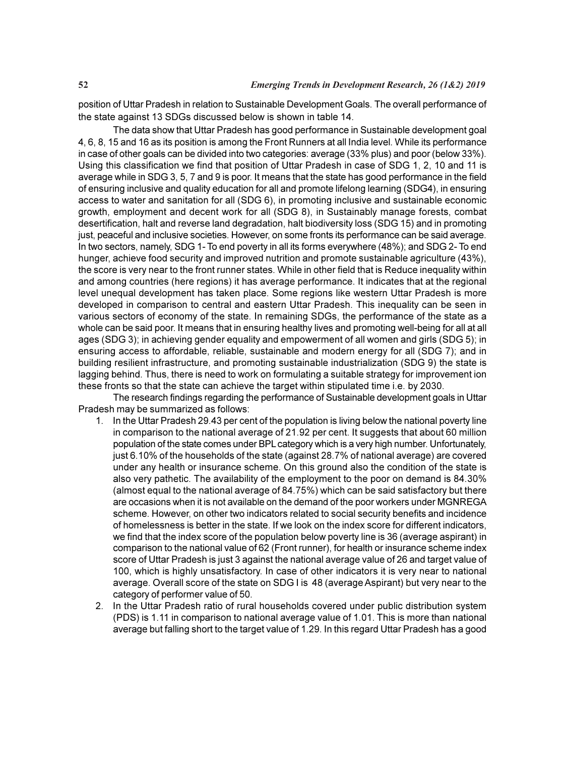position of Uttar Pradesh in relation to Sustainable Development Goals. The overall performance of the state against 13 SDGs discussed below is shown in table 14.

The data show that Uttar Pradesh has good performance in Sustainable development goal 4, 6, 8, 15 and 16 as its position is among the Front Runners at all India level. While its performance in case of other goals can be divided into two categories: average (33% plus) and poor (below 33%). Using this classification we find that position of Uttar Pradesh in case of SDG 1, 2, 10 and 11 is average while in SDG 3, 5, 7 and 9 is poor. It means that the state has good performance in the field of ensuring inclusive and quality education for all and promote lifelong learning (SDG4), in ensuring access to water and sanitation for all (SDG 6), in promoting inclusive and sustainable economic growth, employment and decent work for all (SDG 8), in Sustainably manage forests, combat desertification, halt and reverse land degradation, halt biodiversity loss (SDG 15) and in promoting just, peaceful and inclusive societies. However, on some fronts its performance can be said average. In two sectors, namely, SDG 1- To end poverty in all its forms everywhere (48%); and SDG 2- To end hunger, achieve food security and improved nutrition and promote sustainable agriculture (43%), the score is very near to the front runner states. While in other field that is Reduce inequality within and among countries (here regions) it has average performance. It indicates that at the regional level unequal development has taken place. Some regions like western Uttar Pradesh is more developed in comparison to central and eastern Uttar Pradesh. This inequality can be seen in various sectors of economy of the state. In remaining SDGs, the performance of the state as a whole can be said poor. It means that in ensuring healthy lives and promoting well-being for all at all ages (SDG 3); in achieving gender equality and empowerment of all women and girls (SDG 5); in ensuring access to affordable, reliable, sustainable and modern energy for all (SDG 7); and in building resilient infrastructure, and promoting sustainable industrialization (SDG 9) the state is lagging behind. Thus, there is need to work on formulating a suitable strategy for improvement ion these fronts so that the state can achieve the target within stipulated time i.e. by 2030.

The research findings regarding the performance of Sustainable development goals in Uttar Pradesh may be summarized as follows:

1. In the Uttar Pradesh 29.43 per cent of the population is living below the national poverty line in comparison to the national average of 21.92 per cent. It suggests that about 60 million population of the state comes under BPL category which is a very high number. Unfortunately, just 6.10% of the households of the state (against 28.7% of national average) are covered under any health or insurance scheme. On this ground also the condition of the state is also very pathetic. The availability of the employment to the poor on demand is 84.30% (almost equal to the national average of 84.75%) which can be said satisfactory but there are occasions when it is not available on the demand of the poor workers under MGNREGA scheme. However, on other two indicators related to social security benefits and incidence of homelessness is better in the state. If we look on the index score for different indicators, we find that the index score of the population below poverty line is 36 (average aspirant) in comparison to the national value of 62 (Front runner), for health or insurance scheme index score of Uttar Pradesh is just 3 against the national average value of 26 and target value of 100, which is highly unsatisfactory. In case of other indicators it is very near to national average. Overall score of the state on SDG I is 48 (average Aspirant) but very near to the category of performer value of 50.
2. In the Uttar Pradesh ratio of rural households covered under public distribution system (PDS) is 1.11 in comparison to national average value of 1.01. This is more than national average but falling short to the target value of 1.29. In this regard Uttar Pradesh has a good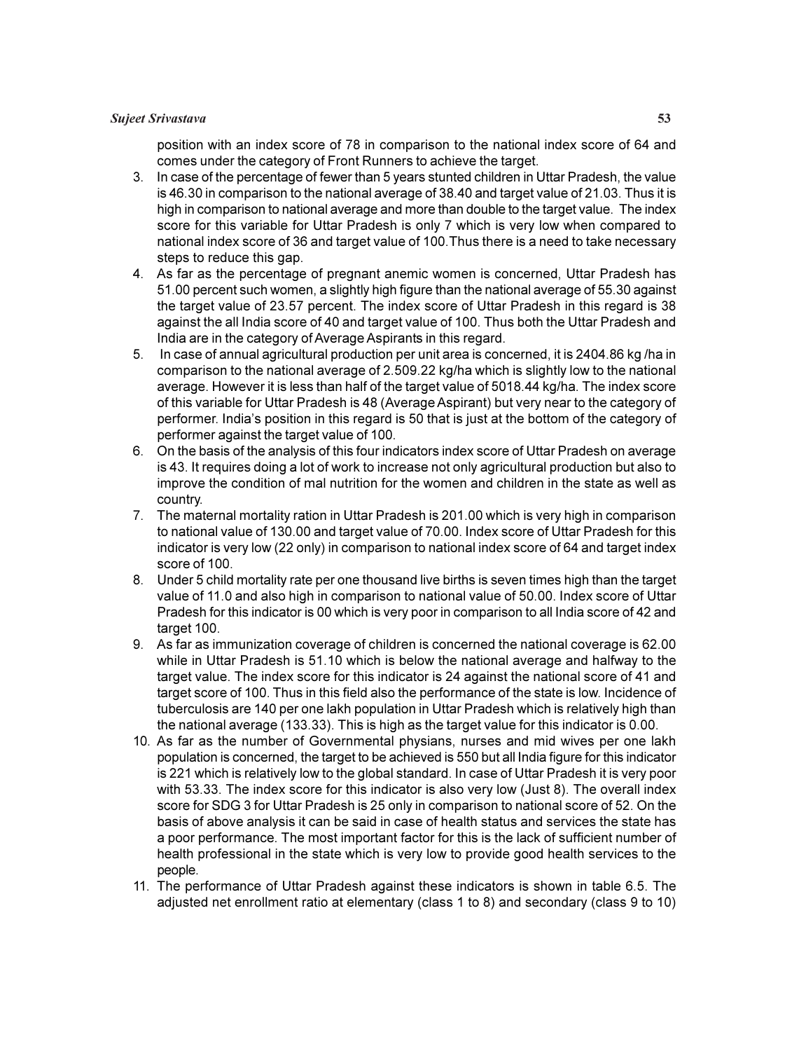position with an index score of 78 in comparison to the national index score of 64 and comes under the category of Front Runners to achieve the target.

3. In case of the percentage of fewer than 5 years stunted children in Uttar Pradesh, the value is 46.30 in comparison to the national average of 38.40 and target value of 21.03. Thus it is high in comparison to national average and more than double to the target value. The index score for this variable for Uttar Pradesh is only 7 which is very low when compared to national index score of 36 and target value of 100.Thus there is a need to take necessary steps to reduce this gap.
4. As far as the percentage of pregnant anemic women is concerned, Uttar Pradesh has 51.00 percent such women, a slightly high figure than the national average of 55.30 against the target value of 23.57 percent. The index score of Uttar Pradesh in this regard is 38 against the all India score of 40 and target value of 100. Thus both the Uttar Pradesh and India are in the category of Average Aspirants in this regard.
5. In case of annual agricultural production per unit area is concerned, it is 2404.86 kg /ha in comparison to the national average of 2.509.22 kg/ha which is slightly low to the national average. However it is less than half of the target value of 5018.44 kg/ha. The index score of this variable for Uttar Pradesh is 48 (Average Aspirant) but very near to the category of performer. India's position in this regard is 50 that is just at the bottom of the category of performer against the target value of 100.
6. On the basis of the analysis of this four indicators index score of Uttar Pradesh on average is 43. It requires doing a lot of work to increase not only agricultural production but also to improve the condition of mal nutrition for the women and children in the state as well as country.
7. The maternal mortality ration in Uttar Pradesh is 201.00 which is very high in comparison to national value of 130.00 and target value of 70.00. Index score of Uttar Pradesh for this indicator is very low (22 only) in comparison to national index score of 64 and target index score of 100.
8. Under 5 child mortality rate per one thousand live births is seven times high than the target value of 11.0 and also high in comparison to national value of 50.00. Index score of Uttar Pradesh for this indicator is 00 which is very poor in comparison to all India score of 42 and target 100.
9. As far as immunization coverage of children is concerned the national coverage is 62.00 while in Uttar Pradesh is 51.10 which is below the national average and halfway to the target value. The index score for this indicator is 24 against the national score of 41 and target score of 100. Thus in this field also the performance of the state is low. Incidence of tuberculosis are 140 per one lakh population in Uttar Pradesh which is relatively high than the national average (133.33). This is high as the target value for this indicator is 0.00.
10. As far as the number of Governmental physians, nurses and mid wives per one lakh population is concerned, the target to be achieved is 550 but all India figure for this indicator is 221 which is relatively low to the global standard. In case of Uttar Pradesh it is very poor with 53.33. The index score for this indicator is also very low (Just 8). The overall index score for SDG 3 for Uttar Pradesh is 25 only in comparison to national score of 52. On the basis of above analysis it can be said in case of health status and services the state has a poor performance. The most important factor for this is the lack of sufficient number of health professional in the state which is very low to provide good health services to the people.
11. The performance of Uttar Pradesh against these indicators is shown in table 6.5. The adjusted net enrollment ratio at elementary (class 1 to 8) and secondary (class 9 to 10)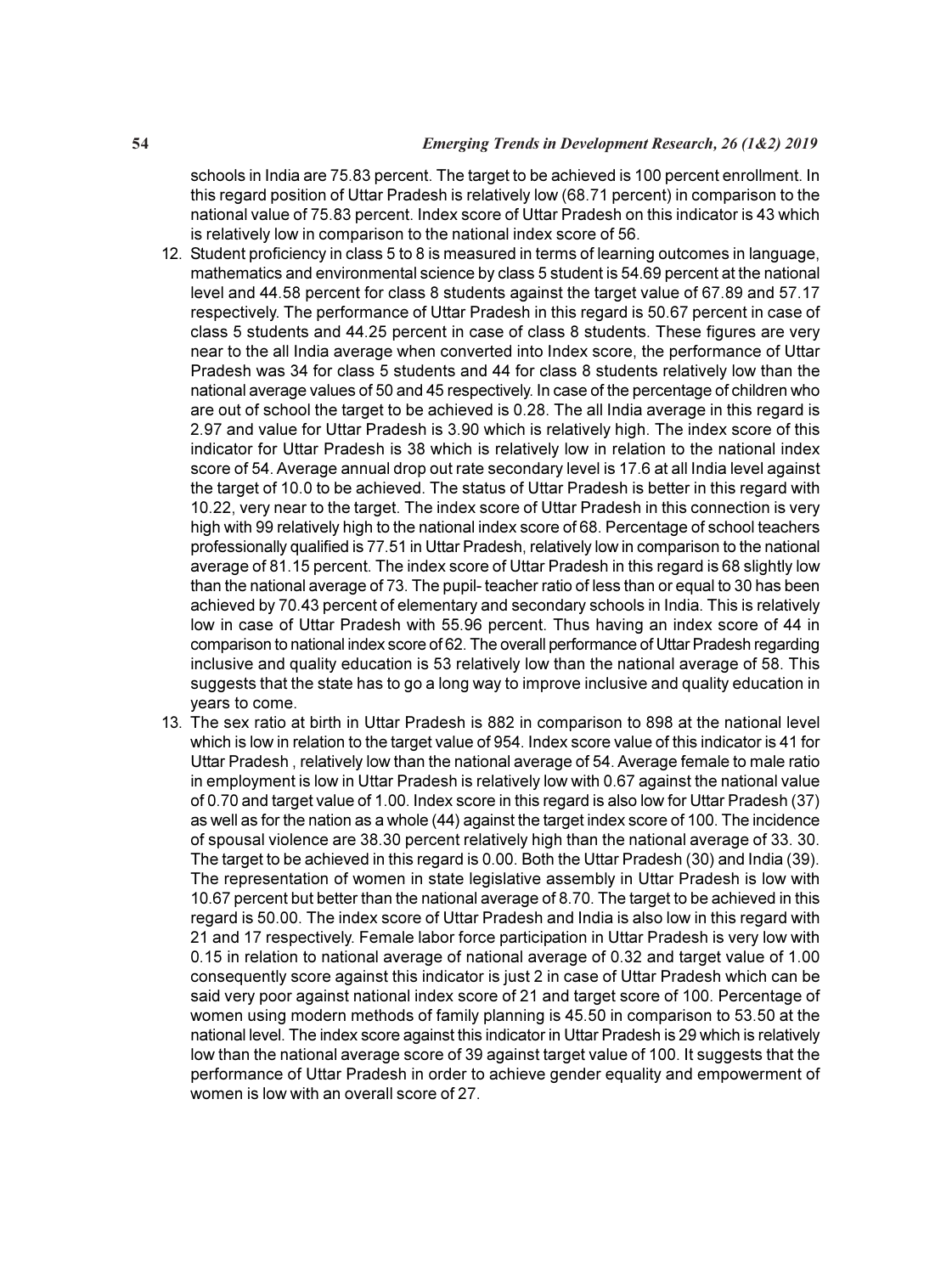schools in India are 75.83 percent. The target to be achieved is 100 percent enrollment. In this regard position of Uttar Pradesh is relatively low (68.71 percent) in comparison to the national value of 75.83 percent. Index score of Uttar Pradesh on this indicator is 43 which is relatively low in comparison to the national index score of 56.

12. Student proficiency in class 5 to 8 is measured in terms of learning outcomes in language, mathematics and environmental science by class 5 student is 54.69 percent at the national level and 44.58 percent for class 8 students against the target value of 67.89 and 57.17 respectively. The performance of Uttar Pradesh in this regard is 50.67 percent in case of class 5 students and 44.25 percent in case of class 8 students. These figures are very near to the all India average when converted into Index score, the performance of Uttar Pradesh was 34 for class 5 students and 44 for class 8 students relatively low than the national average values of 50 and 45 respectively. In case of the percentage of children who are out of school the target to be achieved is 0.28. The all India average in this regard is 2.97 and value for Uttar Pradesh is 3.90 which is relatively high. The index score of this indicator for Uttar Pradesh is 38 which is relatively low in relation to the national index score of 54. Average annual drop out rate secondary level is 17.6 at all India level against the target of 10.0 to be achieved. The status of Uttar Pradesh is better in this regard with 10.22, very near to the target. The index score of Uttar Pradesh in this connection is very high with 99 relatively high to the national index score of 68. Percentage of school teachers professionally qualified is 77.51 in Uttar Pradesh, relatively low in comparison to the national average of 81.15 percent. The index score of Uttar Pradesh in this regard is 68 slightly low than the national average of 73. The pupil- teacher ratio of less than or equal to 30 has been achieved by 70.43 percent of elementary and secondary schools in India. This is relatively low in case of Uttar Pradesh with 55.96 percent. Thus having an index score of 44 in comparison to national index score of 62. The overall performance of Uttar Pradesh regarding inclusive and quality education is 53 relatively low than the national average of 58. This suggests that the state has to go a long way to improve inclusive and quality education in years to come.

13. The sex ratio at birth in Uttar Pradesh is 882 in comparison to 898 at the national level which is low in relation to the target value of 954. Index score value of this indicator is 41 for Uttar Pradesh , relatively low than the national average of 54. Average female to male ratio in employment is low in Uttar Pradesh is relatively low with 0.67 against the national value of 0.70 and target value of 1.00. Index score in this regard is also low for Uttar Pradesh (37) as well as for the nation as a whole (44) against the target index score of 100. The incidence of spousal violence are 38.30 percent relatively high than the national average of 33. 30. The target to be achieved in this regard is 0.00. Both the Uttar Pradesh (30) and India (39). The representation of women in state legislative assembly in Uttar Pradesh is low with 10.67 percent but better than the national average of 8.70. The target to be achieved in this regard is 50.00. The index score of Uttar Pradesh and India is also low in this regard with 21 and 17 respectively. Female labor force participation in Uttar Pradesh is very low with 0.15 in relation to national average of national average of 0.32 and target value of 1.00 consequently score against this indicator is just 2 in case of Uttar Pradesh which can be said very poor against national index score of 21 and target score of 100. Percentage of women using modern methods of family planning is 45.50 in comparison to 53.50 at the national level. The index score against this indicator in Uttar Pradesh is 29 which is relatively low than the national average score of 39 against target value of 100. It suggests that the performance of Uttar Pradesh in order to achieve gender equality and empowerment of women is low with an overall score of 27.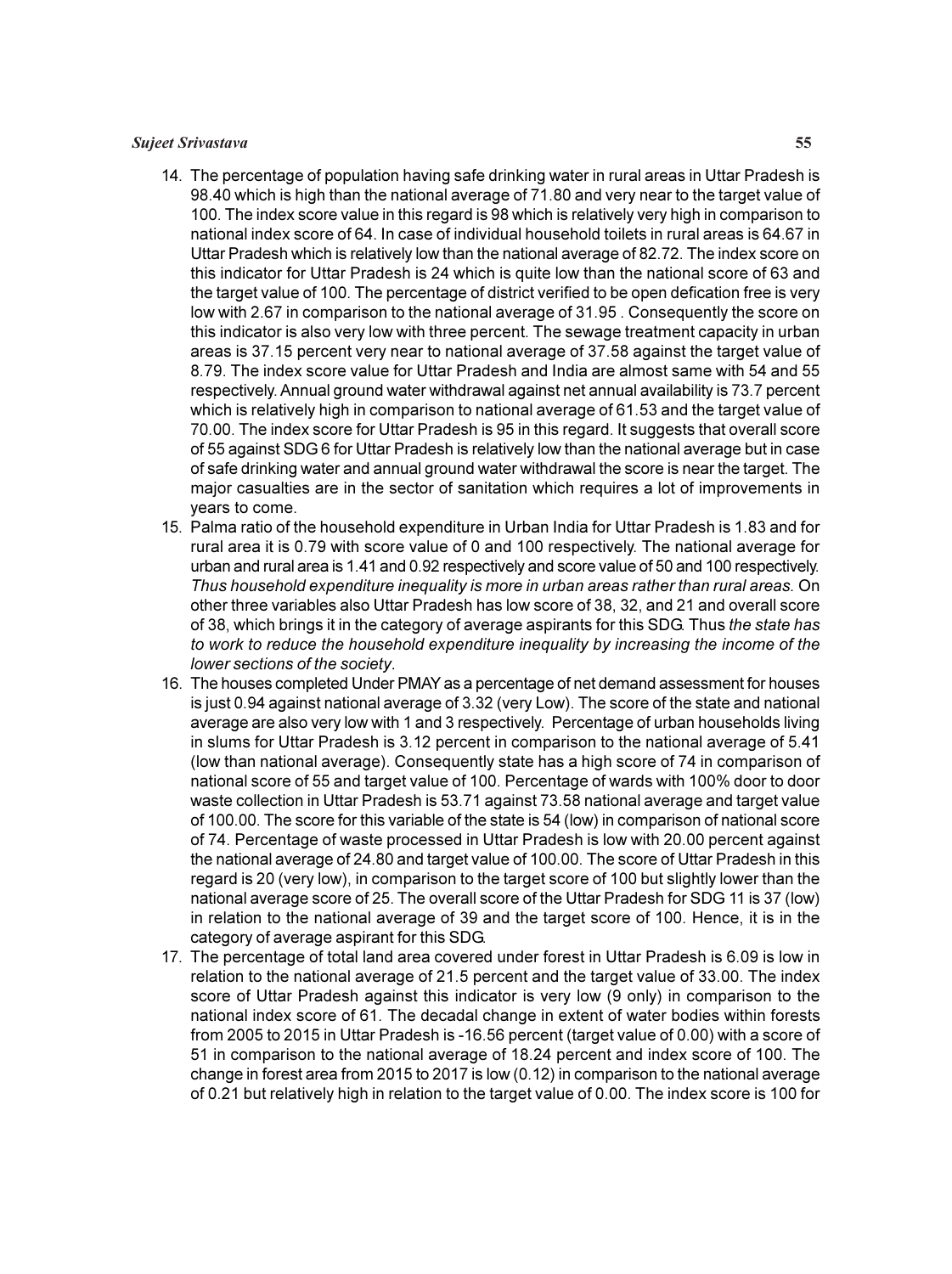14. The percentage of population having safe drinking water in rural areas in Uttar Pradesh is 98.40 which is high than the national average of 71.80 and very near to the target value of 100. The index score value in this regard is 98 which is relatively very high in comparison to national index score of 64. In case of individual household toilets in rural areas is 64.67 in Uttar Pradesh which is relatively low than the national average of 82.72. The index score on this indicator for Uttar Pradesh is 24 which is quite low than the national score of 63 and the target value of 100. The percentage of district verified to be open defication free is very low with 2.67 in comparison to the national average of 31.95 . Consequently the score on this indicator is also very low with three percent. The sewage treatment capacity in urban areas is 37.15 percent very near to national average of 37.58 against the target value of 8.79. The index score value for Uttar Pradesh and India are almost same with 54 and 55 respectively. Annual ground water withdrawal against net annual availability is 73.7 percent which is relatively high in comparison to national average of 61.53 and the target value of 70.00. The index score for Uttar Pradesh is 95 in this regard. It suggests that overall score of 55 against SDG 6 for Uttar Pradesh is relatively low than the national average but in case of safe drinking water and annual ground water withdrawal the score is near the target. The major casualties are in the sector of sanitation which requires a lot of improvements in years to come.
15. Palma ratio of the household expenditure in Urban India for Uttar Pradesh is 1.83 and for rural area it is 0.79 with score value of 0 and 100 respectively. The national average for urban and rural area is 1.41 and 0.92 respectively and score value of 50 and 100 respectively. *Thus household expenditure inequality is more in urban areas rather than rural areas.* On other three variables also Uttar Pradesh has low score of 38, 32, and 21 and overall score of 38, which brings it in the category of average aspirants for this SDG. Thus *the state has to work to reduce the household expenditure inequality by increasing the income of the lower sections of the society*.
16. The houses completed Under PMAY as a percentage of net demand assessment for houses is just 0.94 against national average of 3.32 (very Low). The score of the state and national average are also very low with 1 and 3 respectively. Percentage of urban households living in slums for Uttar Pradesh is 3.12 percent in comparison to the national average of 5.41 (low than national average). Consequently state has a high score of 74 in comparison of national score of 55 and target value of 100. Percentage of wards with 100% door to door waste collection in Uttar Pradesh is 53.71 against 73.58 national average and target value of 100.00. The score for this variable of the state is 54 (low) in comparison of national score of 74. Percentage of waste processed in Uttar Pradesh is low with 20.00 percent against the national average of 24.80 and target value of 100.00. The score of Uttar Pradesh in this regard is 20 (very low), in comparison to the target score of 100 but slightly lower than the national average score of 25. The overall score of the Uttar Pradesh for SDG 11 is 37 (low) in relation to the national average of 39 and the target score of 100. Hence, it is in the category of average aspirant for this SDG.
17. The percentage of total land area covered under forest in Uttar Pradesh is 6.09 is low in relation to the national average of 21.5 percent and the target value of 33.00. The index score of Uttar Pradesh against this indicator is very low (9 only) in comparison to the national index score of 61. The decadal change in extent of water bodies within forests from 2005 to 2015 in Uttar Pradesh is -16.56 percent (target value of 0.00) with a score of 51 in comparison to the national average of 18.24 percent and index score of 100. The change in forest area from 2015 to 2017 is low (0.12) in comparison to the national average of 0.21 but relatively high in relation to the target value of 0.00. The index score is 100 for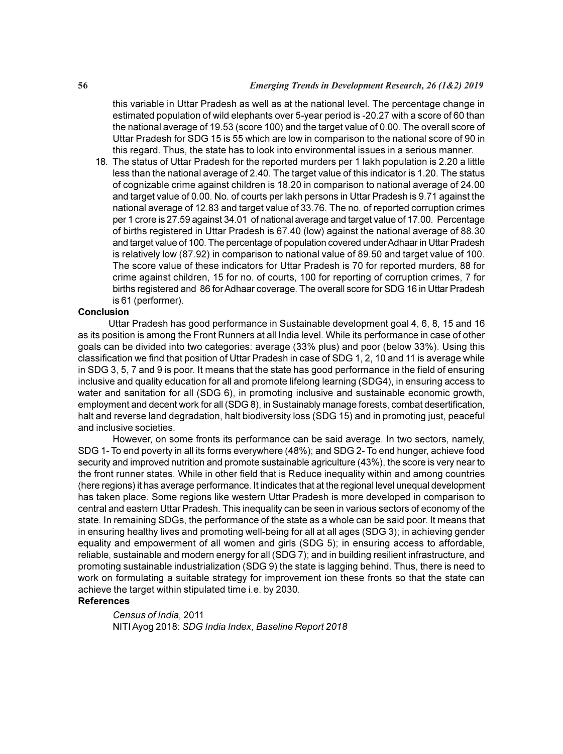this variable in Uttar Pradesh as well as at the national level. The percentage change in estimated population of wild elephants over 5-year period is -20.27 with a score of 60 than the national average of 19.53 (score 100) and the target value of 0.00. The overall score of Uttar Pradesh for SDG 15 is 55 which are low in comparison to the national score of 90 in this regard. Thus, the state has to look into environmental issues in a serious manner.

18. The status of Uttar Pradesh for the reported murders per 1 lakh population is 2.20 a little less than the national average of 2.40. The target value of this indicator is 1.20. The status of cognizable crime against children is 18.20 in comparison to national average of 24.00 and target value of 0.00. No. of courts per lakh persons in Uttar Pradesh is 9.71 against the national average of 12.83 and target value of 33.76. The no. of reported corruption crimes per 1 crore is 27.59 against 34.01 of national average and target value of 17.00. Percentage of births registered in Uttar Pradesh is 67.40 (low) against the national average of 88.30 and target value of 100. The percentage of population covered under Adhaar in Uttar Pradesh is relatively low (87.92) in comparison to national value of 89.50 and target value of 100. The score value of these indicators for Uttar Pradesh is 70 for reported murders, 88 for crime against children, 15 for no. of courts, 100 for reporting of corruption crimes, 7 for births registered and 86 for Adhaar coverage. The overall score for SDG 16 in Uttar Pradesh is 61 (performer).

## Conclusion

Uttar Pradesh has good performance in Sustainable development goal 4, 6, 8, 15 and 16 as its position is among the Front Runners at all India level. While its performance in case of other goals can be divided into two categories: average (33% plus) and poor (below 33%). Using this classification we find that position of Uttar Pradesh in case of SDG 1, 2, 10 and 11 is average while in SDG 3, 5, 7 and 9 is poor. It means that the state has good performance in the field of ensuring inclusive and quality education for all and promote lifelong learning (SDG4), in ensuring access to water and sanitation for all (SDG 6), in promoting inclusive and sustainable economic growth, employment and decent work for all (SDG 8), in Sustainably manage forests, combat desertification, halt and reverse land degradation, halt biodiversity loss (SDG 15) and in promoting just, peaceful and inclusive societies.

However, on some fronts its performance can be said average. In two sectors, namely, SDG 1- To end poverty in all its forms everywhere (48%); and SDG 2- To end hunger, achieve food security and improved nutrition and promote sustainable agriculture (43%), the score is very near to the front runner states. While in other field that is Reduce inequality within and among countries (here regions) it has average performance. It indicates that at the regional level unequal development has taken place. Some regions like western Uttar Pradesh is more developed in comparison to central and eastern Uttar Pradesh. This inequality can be seen in various sectors of economy of the state. In remaining SDGs, the performance of the state as a whole can be said poor. It means that in ensuring healthy lives and promoting well-being for all at all ages (SDG 3); in achieving gender equality and empowerment of all women and girls (SDG 5); in ensuring access to affordable, reliable, sustainable and modern energy for all (SDG 7); and in building resilient infrastructure, and promoting sustainable industrialization (SDG 9) the state is lagging behind. Thus, there is need to work on formulating a suitable strategy for improvement ion these fronts so that the state can achieve the target within stipulated time i.e. by 2030.

## References

*Census of India,* 2011

NITI Ayog 2018: *SDG India Index, Baseline Report 2018*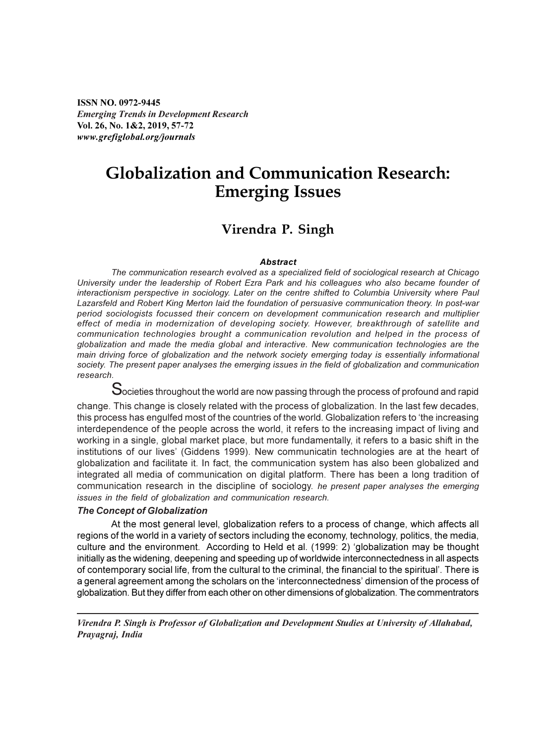ISSN NO. 0972-9445
*Emerging Trends in Development Research*
Vol. 26, No. 1&2, 2019, 57-72
*www.grefiglobal.org/journals*

# Globalization and Communication Research: Emerging Issues

## Virendra P. Singh

### *Abstract*

*The communication research evolved as a specialized field of sociological research at Chicago University under the leadership of Robert Ezra Park and his colleagues who also became founder of interactionism perspective in sociology. Later on the centre shifted to Columbia University where Paul Lazarsfeld and Robert King Merton laid the foundation of persuasive communication theory. In post-war period sociologists focussed their concern on development communication research and multiplier effect of media in modernization of developing society. However, breakthrough of satellite and communication technologies brought a communication revolution and helped in the process of globalization and made the media global and interactive. New communication technologies are the main driving force of globalization and the network society emerging today is essentially informational society. The present paper analyses the emerging issues in the field of globalization and communication research.*

Societies throughout the world are now passing through the process of profound and rapid change. This change is closely related with the process of globalization. In the last few decades, this process has engulfed most of the countries of the world. Globalization refers to 'the increasing interdependence of the people across the world, it refers to the increasing impact of living and working in a single, global market place, but more fundamentally, it refers to a basic shift in the institutions of our lives' (Giddens 1999). New communicatin technologies are at the heart of globalization and facilitate it. In fact, the communication system has also been globalized and integrated all media of communication on digital platform. There has been a long tradition of communication research in the discipline of sociology. *he present paper analyses the emerging issues in the field of globalization and communication research.*

### *The Concept of Globalization*

At the most general level, globalization refers to a process of change, which affects all regions of the world in a variety of sectors including the economy, technology, politics, the media, culture and the environment. According to Held et al. (1999: 2) 'globalization may be thought initially as the widening, deepening and speeding up of worldwide interconnectedness in all aspects of contemporary social life, from the cultural to the criminal, the financial to the spiritual'. There is a general agreement among the scholars on the 'interconnectedness' dimension of the process of globalization. But they differ from each other on other dimensions of globalization. The commentrators

---

*Virendra P. Singh is Professor of Globalization and Development Studies at University of Allahabad, Prayagraj, India*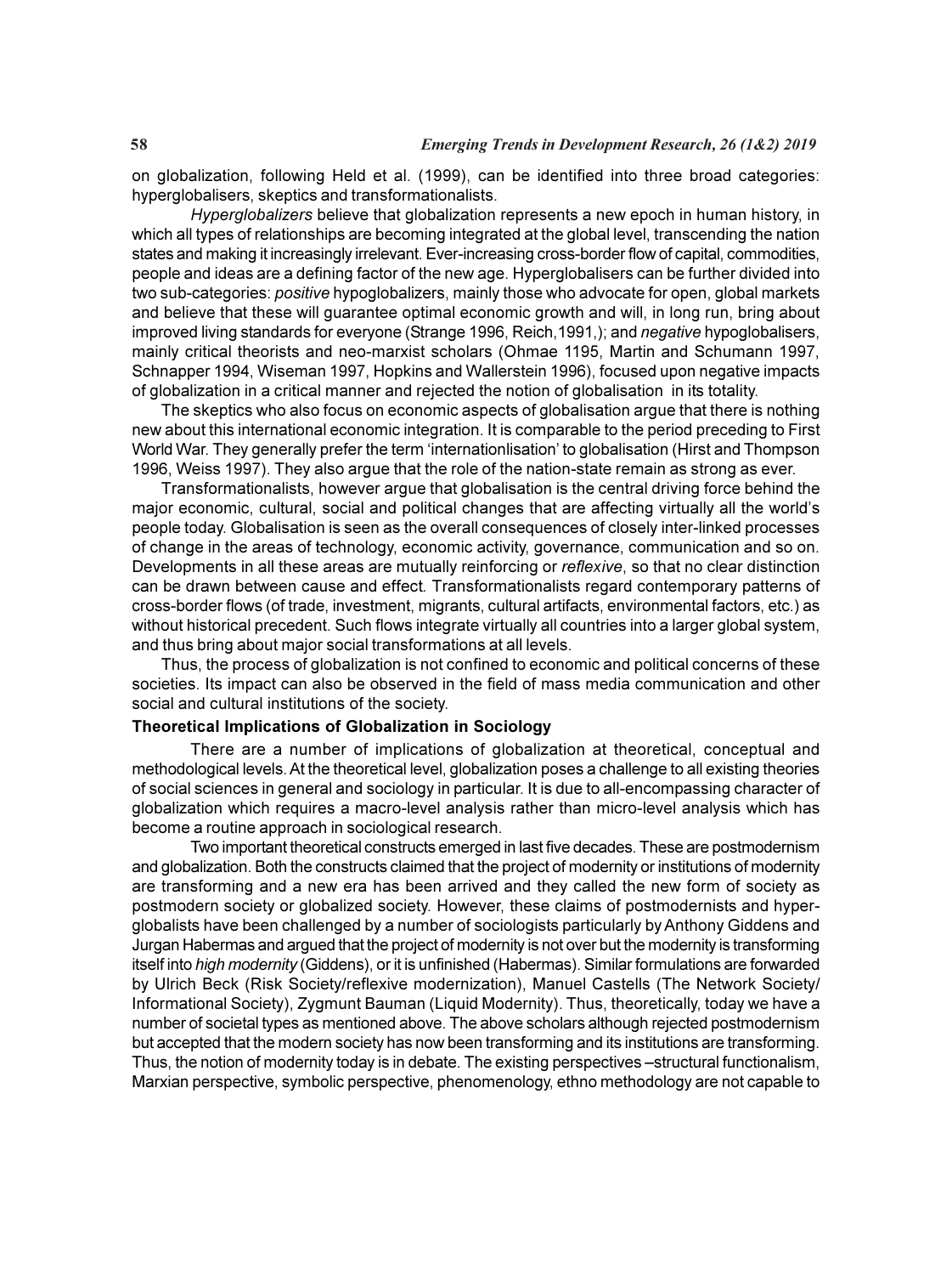on globalization, following Held et al. (1999), can be identified into three broad categories: hyperglobalisers, skeptics and transformationalists.

*Hyperglobalizers* believe that globalization represents a new epoch in human history, in which all types of relationships are becoming integrated at the global level, transcending the nation states and making it increasingly irrelevant. Ever-increasing cross-border flow of capital, commodities, people and ideas are a defining factor of the new age. Hyperglobalisers can be further divided into two sub-categories: *positive* hypoglobalizers, mainly those who advocate for open, global markets and believe that these will guarantee optimal economic growth and will, in long run, bring about improved living standards for everyone (Strange 1996, Reich,1991,); and *negative* hypoglobalisers, mainly critical theorists and neo-marxist scholars (Ohmae 1195, Martin and Schumann 1997, Schnapper 1994, Wiseman 1997, Hopkins and Wallerstein 1996), focused upon negative impacts of globalization in a critical manner and rejected the notion of globalisation in its totality.

The skeptics who also focus on economic aspects of globalisation argue that there is nothing new about this international economic integration. It is comparable to the period preceding to First World War. They generally prefer the term 'internationlisation' to globalisation (Hirst and Thompson 1996, Weiss 1997). They also argue that the role of the nation-state remain as strong as ever.

Transformationalists, however argue that globalisation is the central driving force behind the major economic, cultural, social and political changes that are affecting virtually all the world's people today. Globalisation is seen as the overall consequences of closely inter-linked processes of change in the areas of technology, economic activity, governance, communication and so on. Developments in all these areas are mutually reinforcing or *reflexive*, so that no clear distinction can be drawn between cause and effect. Transformationalists regard contemporary patterns of cross-border flows (of trade, investment, migrants, cultural artifacts, environmental factors, etc.) as without historical precedent. Such flows integrate virtually all countries into a larger global system, and thus bring about major social transformations at all levels.

Thus, the process of globalization is not confined to economic and political concerns of these societies. Its impact can also be observed in the field of mass media communication and other social and cultural institutions of the society.

**Theoretical Implications of Globalization in Sociology**

There are a number of implications of globalization at theoretical, conceptual and methodological levels. At the theoretical level, globalization poses a challenge to all existing theories of social sciences in general and sociology in particular. It is due to all-encompassing character of globalization which requires a macro-level analysis rather than micro-level analysis which has become a routine approach in sociological research.

Two important theoretical constructs emerged in last five decades. These are postmodernism and globalization. Both the constructs claimed that the project of modernity or institutions of modernity are transforming and a new era has been arrived and they called the new form of society as postmodern society or globalized society. However, these claims of postmodernists and hyper-globalists have been challenged by a number of sociologists particularly by Anthony Giddens and Jurgan Habermas and argued that the project of modernity is not over but the modernity is transforming itself into *high modernity* (Giddens), or it is unfinished (Habermas). Similar formulations are forwarded by Ulrich Beck (Risk Society/reflexive modernization), Manuel Castells (The Network Society/ Informational Society), Zygmunt Bauman (Liquid Modernity). Thus, theoretically, today we have a number of societal types as mentioned above. The above scholars although rejected postmodernism but accepted that the modern society has now been transforming and its institutions are transforming. Thus, the notion of modernity today is in debate. The existing perspectives –structural functionalism, Marxian perspective, symbolic perspective, phenomenology, ethno methodology are not capable to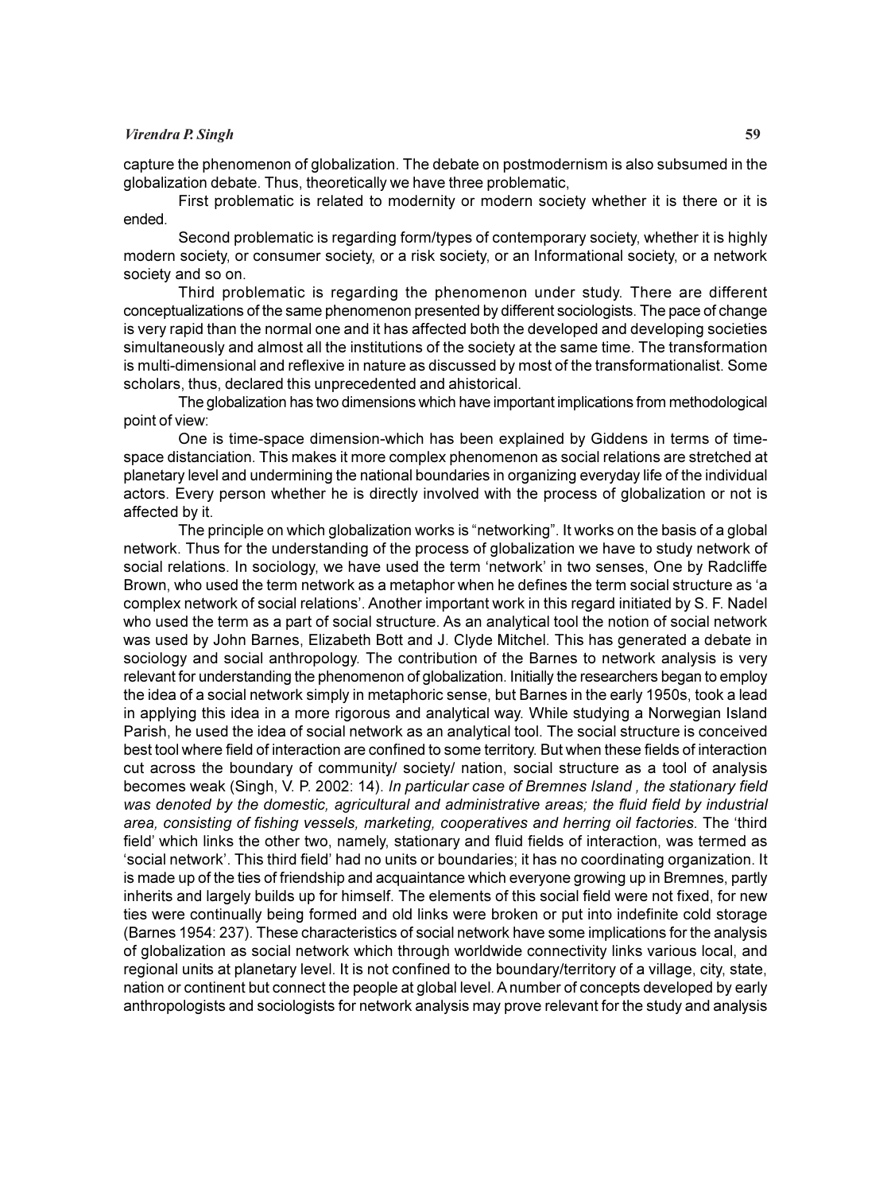capture the phenomenon of globalization. The debate on postmodernism is also subsumed in the globalization debate. Thus, theoretically we have three problematic,

First problematic is related to modernity or modern society whether it is there or it is ended.

Second problematic is regarding form/types of contemporary society, whether it is highly modern society, or consumer society, or a risk society, or an Informational society, or a network society and so on.

Third problematic is regarding the phenomenon under study. There are different conceptualizations of the same phenomenon presented by different sociologists. The pace of change is very rapid than the normal one and it has affected both the developed and developing societies simultaneously and almost all the institutions of the society at the same time. The transformation is multi-dimensional and reflexive in nature as discussed by most of the transformationalist. Some scholars, thus, declared this unprecedented and ahistorical.

The globalization has two dimensions which have important implications from methodological point of view:

One is time-space dimension-which has been explained by Giddens in terms of time-space distanciation. This makes it more complex phenomenon as social relations are stretched at planetary level and undermining the national boundaries in organizing everyday life of the individual actors. Every person whether he is directly involved with the process of globalization or not is affected by it.

The principle on which globalization works is "networking". It works on the basis of a global network. Thus for the understanding of the process of globalization we have to study network of social relations. In sociology, we have used the term 'network' in two senses, One by Radcliffe Brown, who used the term network as a metaphor when he defines the term social structure as 'a complex network of social relations'. Another important work in this regard initiated by S. F. Nadel who used the term as a part of social structure. As an analytical tool the notion of social network was used by John Barnes, Elizabeth Bott and J. Clyde Mitchel. This has generated a debate in sociology and social anthropology. The contribution of the Barnes to network analysis is very relevant for understanding the phenomenon of globalization. Initially the researchers began to employ the idea of a social network simply in metaphoric sense, but Barnes in the early 1950s, took a lead in applying this idea in a more rigorous and analytical way. While studying a Norwegian Island Parish, he used the idea of social network as an analytical tool. The social structure is conceived best tool where field of interaction are confined to some territory. But when these fields of interaction cut across the boundary of community/ society/ nation, social structure as a tool of analysis becomes weak (Singh, V. P. 2002: 14). *In particular case of Bremnes Island , the stationary field was denoted by the domestic, agricultural and administrative areas; the fluid field by industrial area, consisting of fishing vessels, marketing, cooperatives and herring oil factories.* The 'third field' which links the other two, namely, stationary and fluid fields of interaction, was termed as 'social network'. This third field' had no units or boundaries; it has no coordinating organization. It is made up of the ties of friendship and acquaintance which everyone growing up in Bremnes, partly inherits and largely builds up for himself. The elements of this social field were not fixed, for new ties were continually being formed and old links were broken or put into indefinite cold storage (Barnes 1954: 237). These characteristics of social network have some implications for the analysis of globalization as social network which through worldwide connectivity links various local, and regional units at planetary level. It is not confined to the boundary/territory of a village, city, state, nation or continent but connect the people at global level. A number of concepts developed by early anthropologists and sociologists for network analysis may prove relevant for the study and analysis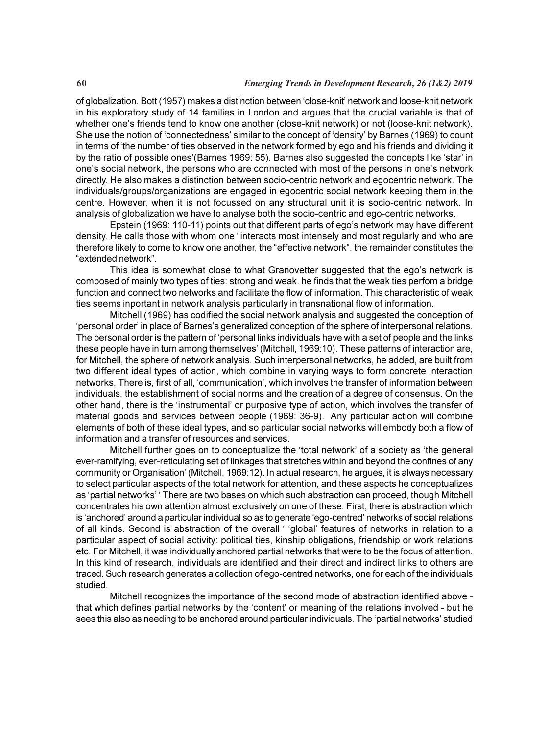of globalization. Bott (1957) makes a distinction between 'close-knit' network and loose-knit network in his exploratory study of 14 families in London and argues that the crucial variable is that of whether one's friends tend to know one another (close-knit network) or not (loose-knit network). She use the notion of 'connectedness' similar to the concept of 'density' by Barnes (1969) to count in terms of 'the number of ties observed in the network formed by ego and his friends and dividing it by the ratio of possible ones'(Barnes 1969: 55). Barnes also suggested the concepts like 'star' in one's social network, the persons who are connected with most of the persons in one's network directly. He also makes a distinction between socio-centric network and egocentric network. The individuals/groups/organizations are engaged in egocentric social network keeping them in the centre. However, when it is not focussed on any structural unit it is socio-centric network. In analysis of globalization we have to analyse both the socio-centric and ego-centric networks.

Epstein (1969: 110-11) points out that different parts of ego's network may have different density. He calls those with whom one "interacts most intensely and most regularly and who are therefore likely to come to know one another, the "effective network", the remainder constitutes the "extended network".

This idea is somewhat close to what Granovetter suggested that the ego's network is composed of mainly two types of ties: strong and weak. he finds that the weak ties perfom a bridge function and connect two networks and facilitate the flow of information. This characteristic of weak ties seems inportant in network analysis particularly in transnational flow of information.

Mitchell (1969) has codified the social network analysis and suggested the conception of 'personal order' in place of Barnes's generalized conception of the sphere of interpersonal relations. The personal order is the pattern of 'personal links individuals have with a set of people and the links these people have in turn among themselves' (Mitchell, 1969:10). These patterns of interaction are, for Mitchell, the sphere of network analysis. Such interpersonal networks, he added, are built from two different ideal types of action, which combine in varying ways to form concrete interaction networks. There is, first of all, 'communication', which involves the transfer of information between individuals, the establishment of social norms and the creation of a degree of consensus. On the other hand, there is the 'instrumental' or purposive type of action, which involves the transfer of material goods and services between people (1969: 36-9). Any particular action will combine elements of both of these ideal types, and so particular social networks will embody both a flow of information and a transfer of resources and services.

Mitchell further goes on to conceptualize the 'total network' of a society as 'the general ever-ramifying, ever-reticulating set of linkages that stretches within and beyond the confines of any community or Organisation' (Mitchell, 1969:12). In actual research, he argues, it is always necessary to select particular aspects of the total network for attention, and these aspects he conceptualizes as 'partial networks' ' There are two bases on which such abstraction can proceed, though Mitchell concentrates his own attention almost exclusively on one of these. First, there is abstraction which is 'anchored' around a particular individual so as to generate 'ego-centred' networks of social relations of all kinds. Second is abstraction of the overall ' 'global' features of networks in relation to a particular aspect of social activity: political ties, kinship obligations, friendship or work relations etc. For Mitchell, it was individually anchored partial networks that were to be the focus of attention. In this kind of research, individuals are identified and their direct and indirect links to others are traced. Such research generates a collection of ego-centred networks, one for each of the individuals studied.

Mitchell recognizes the importance of the second mode of abstraction identified above - that which defines partial networks by the 'content' or meaning of the relations involved - but he sees this also as needing to be anchored around particular individuals. The 'partial networks' studied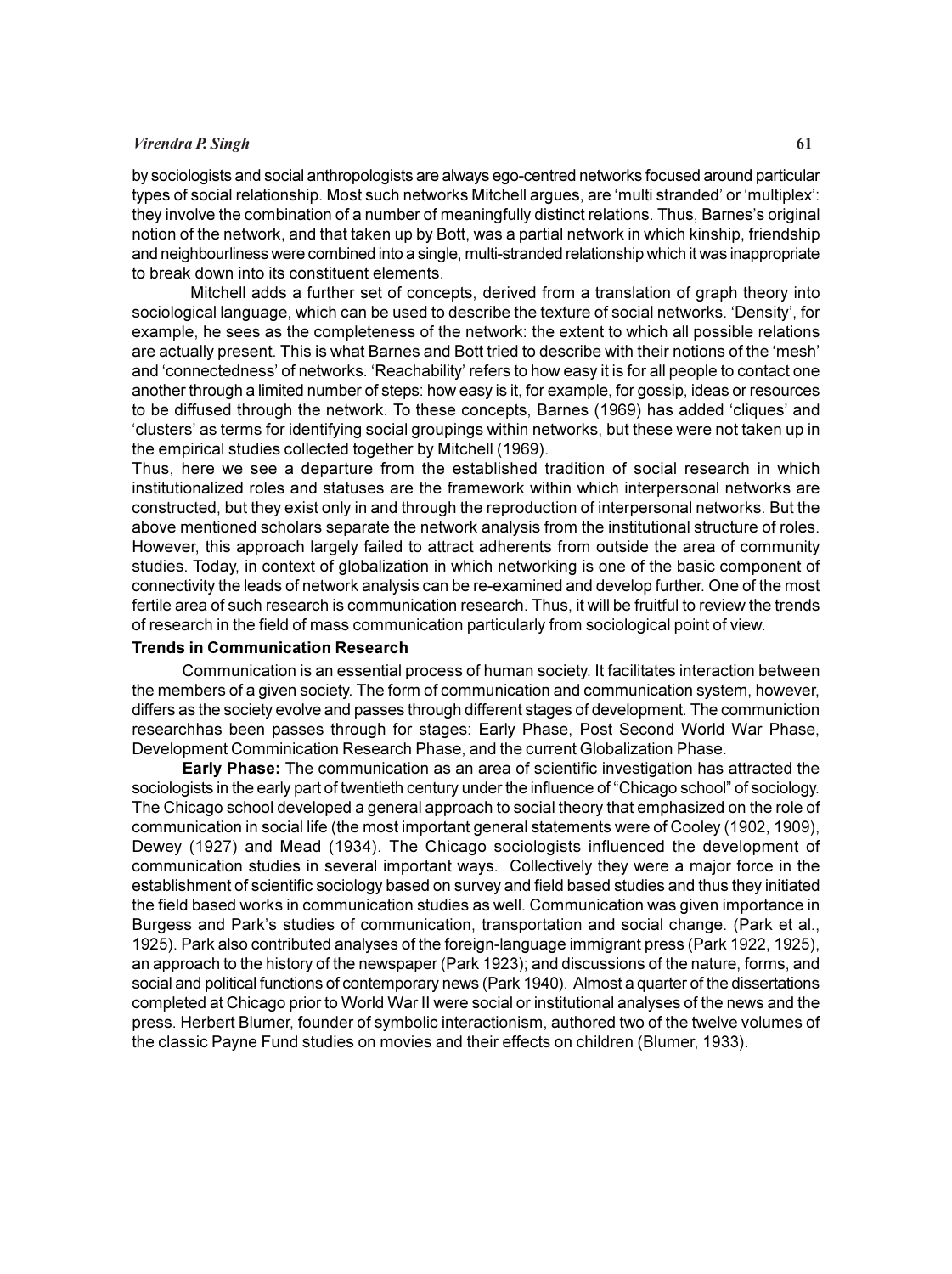by sociologists and social anthropologists are always ego-centred networks focused around particular types of social relationship. Most such networks Mitchell argues, are 'multi stranded' or 'multiplex': they involve the combination of a number of meaningfully distinct relations. Thus, Barnes's original notion of the network, and that taken up by Bott, was a partial network in which kinship, friendship and neighbourliness were combined into a single, multi-stranded relationship which it was inappropriate to break down into its constituent elements.

Mitchell adds a further set of concepts, derived from a translation of graph theory into sociological language, which can be used to describe the texture of social networks. 'Density', for example, he sees as the completeness of the network: the extent to which all possible relations are actually present. This is what Barnes and Bott tried to describe with their notions of the 'mesh' and 'connectedness' of networks. 'Reachability' refers to how easy it is for all people to contact one another through a limited number of steps: how easy is it, for example, for gossip, ideas or resources to be diffused through the network. To these concepts, Barnes (1969) has added 'cliques' and 'clusters' as terms for identifying social groupings within networks, but these were not taken up in the empirical studies collected together by Mitchell (1969).

Thus, here we see a departure from the established tradition of social research in which institutionalized roles and statuses are the framework within which interpersonal networks are constructed, but they exist only in and through the reproduction of interpersonal networks. But the above mentioned scholars separate the network analysis from the institutional structure of roles. However, this approach largely failed to attract adherents from outside the area of community studies. Today, in context of globalization in which networking is one of the basic component of connectivity the leads of network analysis can be re-examined and develop further. One of the most fertile area of such research is communication research. Thus, it will be fruitful to review the trends of research in the field of mass communication particularly from sociological point of view.

### Trends in Communication Research

Communication is an essential process of human society. It facilitates interaction between the members of a given society. The form of communication and communication system, however, differs as the society evolve and passes through different stages of development. The communiction researchhas been passes through for stages: Early Phase, Post Second World War Phase, Development Comminication Research Phase, and the current Globalization Phase.

**Early Phase:** The communication as an area of scientific investigation has attracted the sociologists in the early part of twentieth century under the influence of "Chicago school" of sociology. The Chicago school developed a general approach to social theory that emphasized on the role of communication in social life (the most important general statements were of Cooley (1902, 1909), Dewey (1927) and Mead (1934). The Chicago sociologists influenced the development of communication studies in several important ways. Collectively they were a major force in the establishment of scientific sociology based on survey and field based studies and thus they initiated the field based works in communication studies as well. Communication was given importance in Burgess and Park's studies of communication, transportation and social change. (Park et al., 1925). Park also contributed analyses of the foreign-language immigrant press (Park 1922, 1925), an approach to the history of the newspaper (Park 1923); and discussions of the nature, forms, and social and political functions of contemporary news (Park 1940). Almost a quarter of the dissertations completed at Chicago prior to World War II were social or institutional analyses of the news and the press. Herbert Blumer, founder of symbolic interactionism, authored two of the twelve volumes of the classic Payne Fund studies on movies and their effects on children (Blumer, 1933).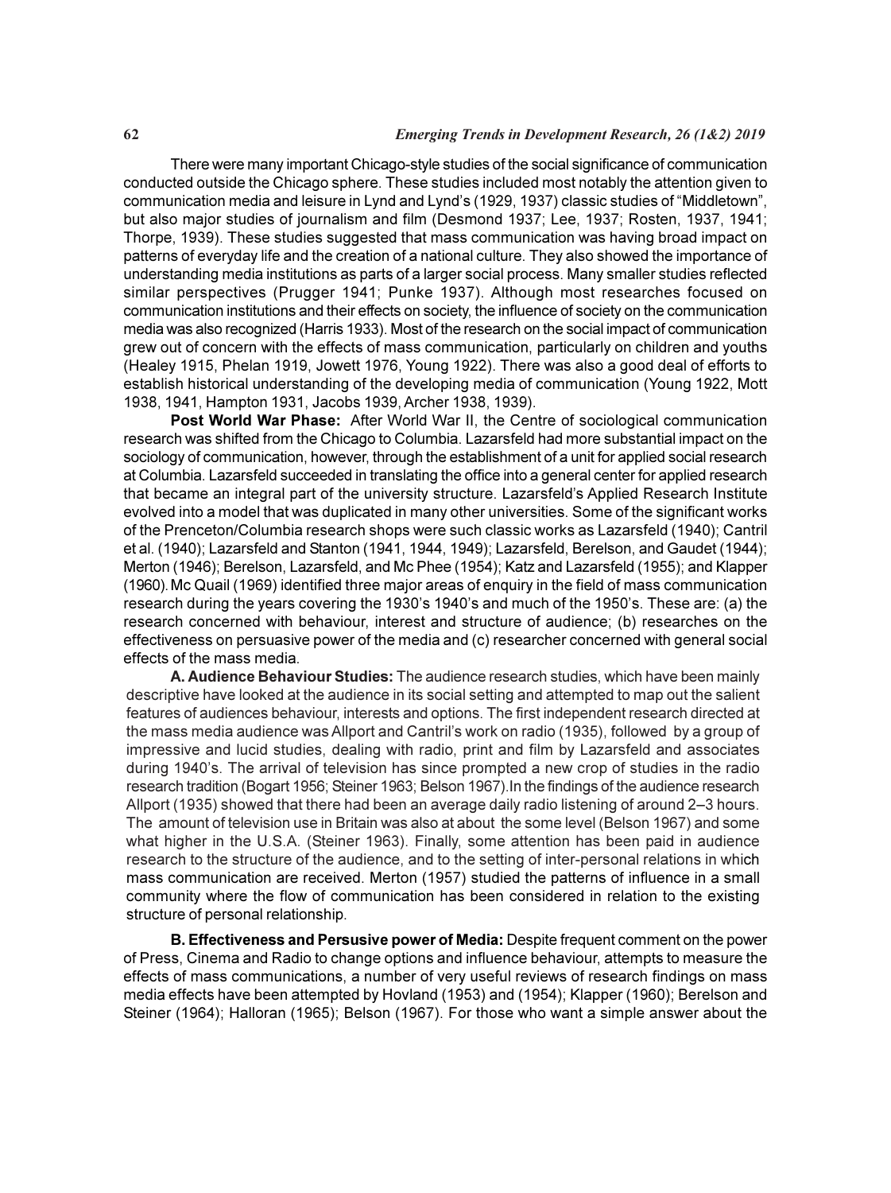There were many important Chicago-style studies of the social significance of communication conducted outside the Chicago sphere. These studies included most notably the attention given to communication media and leisure in Lynd and Lynd's (1929, 1937) classic studies of "Middletown", but also major studies of journalism and film (Desmond 1937; Lee, 1937; Rosten, 1937, 1941; Thorpe, 1939). These studies suggested that mass communication was having broad impact on patterns of everyday life and the creation of a national culture. They also showed the importance of understanding media institutions as parts of a larger social process. Many smaller studies reflected similar perspectives (Prugger 1941; Punke 1937). Although most researches focused on communication institutions and their effects on society, the influence of society on the communication media was also recognized (Harris 1933). Most of the research on the social impact of communication grew out of concern with the effects of mass communication, particularly on children and youths (Healey 1915, Phelan 1919, Jowett 1976, Young 1922). There was also a good deal of efforts to establish historical understanding of the developing media of communication (Young 1922, Mott 1938, 1941, Hampton 1931, Jacobs 1939, Archer 1938, 1939).

**Post World War Phase:** After World War II, the Centre of sociological communication research was shifted from the Chicago to Columbia. Lazarsfeld had more substantial impact on the sociology of communication, however, through the establishment of a unit for applied social research at Columbia. Lazarsfeld succeeded in translating the office into a general center for applied research that became an integral part of the university structure. Lazarsfeld's Applied Research Institute evolved into a model that was duplicated in many other universities. Some of the significant works of the Prenceton/Columbia research shops were such classic works as Lazarsfeld (1940); Cantril et al. (1940); Lazarsfeld and Stanton (1941, 1944, 1949); Lazarsfeld, Berelson, and Gaudet (1944); Merton (1946); Berelson, Lazarsfeld, and Mc Phee (1954); Katz and Lazarsfeld (1955); and Klapper (1960). Mc Quail (1969) identified three major areas of enquiry in the field of mass communication research during the years covering the 1930's 1940's and much of the 1950's. These are: (a) the research concerned with behaviour, interest and structure of audience; (b) researches on the effectiveness on persuasive power of the media and (c) researcher concerned with general social effects of the mass media.

**A. Audience Behaviour Studies:** The audience research studies, which have been mainly descriptive have looked at the audience in its social setting and attempted to map out the salient features of audiences behaviour, interests and options. The first independent research directed at the mass media audience was Allport and Cantril's work on radio (1935), followed by a group of impressive and lucid studies, dealing with radio, print and film by Lazarsfeld and associates during 1940's. The arrival of television has since prompted a new crop of studies in the radio research tradition (Bogart 1956; Steiner 1963; Belson 1967).In the findings of the audience research Allport (1935) showed that there had been an average daily radio listening of around 2–3 hours. The amount of television use in Britain was also at about the some level (Belson 1967) and some what higher in the U.S.A. (Steiner 1963). Finally, some attention has been paid in audience research to the structure of the audience, and to the setting of inter-personal relations in which mass communication are received. Merton (1957) studied the patterns of influence in a small community where the flow of communication has been considered in relation to the existing structure of personal relationship.

**B. Effectiveness and Persusive power of Media:** Despite frequent comment on the power of Press, Cinema and Radio to change options and influence behaviour, attempts to measure the effects of mass communications, a number of very useful reviews of research findings on mass media effects have been attempted by Hovland (1953) and (1954); Klapper (1960); Berelson and Steiner (1964); Halloran (1965); Belson (1967). For those who want a simple answer about the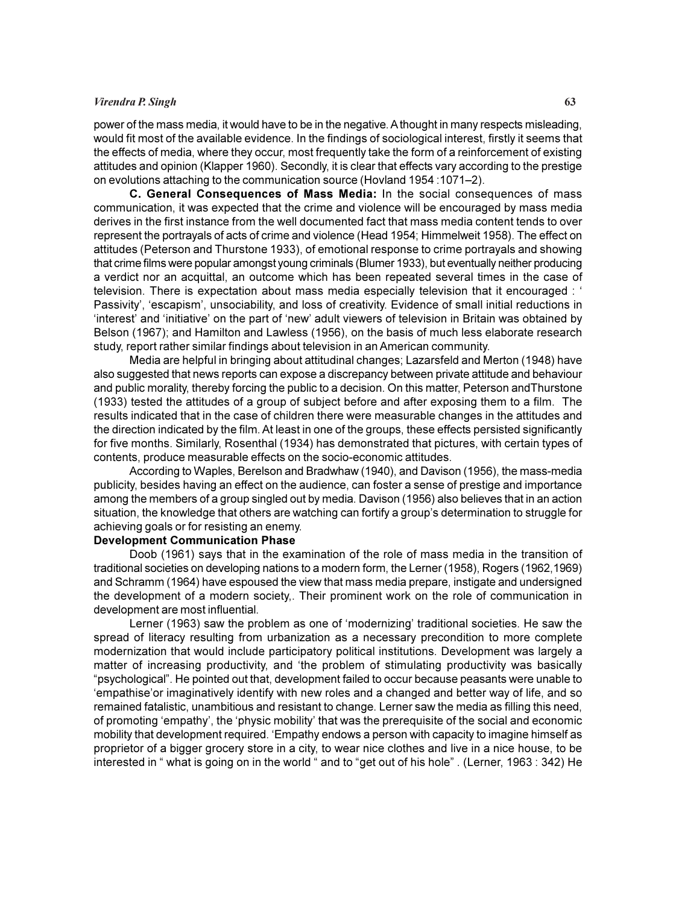power of the mass media, it would have to be in the negative. A thought in many respects misleading, would fit most of the available evidence. In the findings of sociological interest, firstly it seems that the effects of media, where they occur, most frequently take the form of a reinforcement of existing attitudes and opinion (Klapper 1960). Secondly, it is clear that effects vary according to the prestige on evolutions attaching to the communication source (Hovland 1954 :1071–2).

**C. General Consequences of Mass Media:** In the social consequences of mass communication, it was expected that the crime and violence will be encouraged by mass media derives in the first instance from the well documented fact that mass media content tends to over represent the portrayals of acts of crime and violence (Head 1954; Himmelweit 1958). The effect on attitudes (Peterson and Thurstone 1933), of emotional response to crime portrayals and showing that crime films were popular amongst young criminals (Blumer 1933), but eventually neither producing a verdict nor an acquittal, an outcome which has been repeated several times in the case of television. There is expectation about mass media especially television that it encouraged : ' Passivity', 'escapism', unsociability, and loss of creativity. Evidence of small initial reductions in 'interest' and 'initiative' on the part of 'new' adult viewers of television in Britain was obtained by Belson (1967); and Hamilton and Lawless (1956), on the basis of much less elaborate research study, report rather similar findings about television in an American community.

Media are helpful in bringing about attitudinal changes; Lazarsfeld and Merton (1948) have also suggested that news reports can expose a discrepancy between private attitude and behaviour and public morality, thereby forcing the public to a decision. On this matter, Peterson andThurstone (1933) tested the attitudes of a group of subject before and after exposing them to a film. The results indicated that in the case of children there were measurable changes in the attitudes and the direction indicated by the film. At least in one of the groups, these effects persisted significantly for five months. Similarly, Rosenthal (1934) has demonstrated that pictures, with certain types of contents, produce measurable effects on the socio-economic attitudes.

According to Waples, Berelson and Bradwhaw (1940), and Davison (1956), the mass-media publicity, besides having an effect on the audience, can foster a sense of prestige and importance among the members of a group singled out by media. Davison (1956) also believes that in an action situation, the knowledge that others are watching can fortify a group's determination to struggle for achieving goals or for resisting an enemy.

**Development Communication Phase**

Doob (1961) says that in the examination of the role of mass media in the transition of traditional societies on developing nations to a modern form, the Lerner (1958), Rogers (1962,1969) and Schramm (1964) have espoused the view that mass media prepare, instigate and undersigned the development of a modern society,. Their prominent work on the role of communication in development are most influential.

Lerner (1963) saw the problem as one of 'modernizing' traditional societies. He saw the spread of literacy resulting from urbanization as a necessary precondition to more complete modernization that would include participatory political institutions. Development was largely a matter of increasing productivity, and 'the problem of stimulating productivity was basically "psychological". He pointed out that, development failed to occur because peasants were unable to 'empathise'or imaginatively identify with new roles and a changed and better way of life, and so remained fatalistic, unambitious and resistant to change. Lerner saw the media as filling this need, of promoting 'empathy', the 'physic mobility' that was the prerequisite of the social and economic mobility that development required. 'Empathy endows a person with capacity to imagine himself as proprietor of a bigger grocery store in a city, to wear nice clothes and live in a nice house, to be interested in " what is going on in the world " and to "get out of his hole" . (Lerner, 1963 : 342) He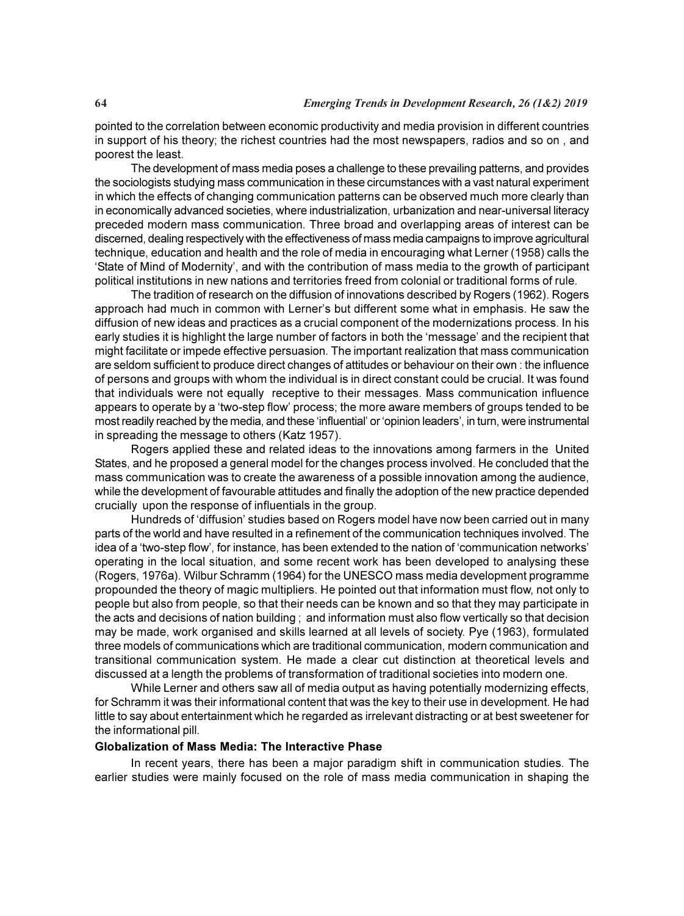pointed to the correlation between economic productivity and media provision in different countries in support of his theory; the richest countries had the most newspapers, radios and so on , and poorest the least.

The development of mass media poses a challenge to these prevailing patterns, and provides the sociologists studying mass communication in these circumstances with a vast natural experiment in which the effects of changing communication patterns can be observed much more clearly than in economically advanced societies, where industrialization, urbanization and near-universal literacy preceded modern mass communication. Three broad and overlapping areas of interest can be discerned, dealing respectively with the effectiveness of mass media campaigns to improve agricultural technique, education and health and the role of media in encouraging what Lerner (1958) calls the 'State of Mind of Modernity', and with the contribution of mass media to the growth of participant political institutions in new nations and territories freed from colonial or traditional forms of rule.

The tradition of research on the diffusion of innovations described by Rogers (1962). Rogers approach had much in common with Lerner's but different some what in emphasis. He saw the diffusion of new ideas and practices as a crucial component of the modernizations process. In his early studies it is highlight the large number of factors in both the 'message' and the recipient that might facilitate or impede effective persuasion. The important realization that mass communication are seldom sufficient to produce direct changes of attitudes or behaviour on their own : the influence of persons and groups with whom the individual is in direct constant could be crucial. It was found that individuals were not equally receptive to their messages. Mass communication influence appears to operate by a 'two-step flow' process; the more aware members of groups tended to be most readily reached by the media, and these 'influential' or 'opinion leaders', in turn, were instrumental in spreading the message to others (Katz 1957).

Rogers applied these and related ideas to the innovations among farmers in the United States, and he proposed a general model for the changes process involved. He concluded that the mass communication was to create the awareness of a possible innovation among the audience, while the development of favourable attitudes and finally the adoption of the new practice depended crucially upon the response of influentials in the group.

Hundreds of 'diffusion' studies based on Rogers model have now been carried out in many parts of the world and have resulted in a refinement of the communication techniques involved. The idea of a 'two-step flow', for instance, has been extended to the nation of 'communication networks' operating in the local situation, and some recent work has been developed to analysing these (Rogers, 1976a). Wilbur Schramm (1964) for the UNESCO mass media development programme propounded the theory of magic multipliers. He pointed out that information must flow, not only to people but also from people, so that their needs can be known and so that they may participate in the acts and decisions of nation building ; and information must also flow vertically so that decision may be made, work organised and skills learned at all levels of society. Pye (1963), formulated three models of communications which are traditional communication, modern communication and transitional communication system. He made a clear cut distinction at theoretical levels and discussed at a length the problems of transformation of traditional societies into modern one.

While Lerner and others saw all of media output as having potentially modernizing effects, for Schramm it was their informational content that was the key to their use in development. He had little to say about entertainment which he regarded as irrelevant distracting or at best sweetener for the informational pill.

**Globalization of Mass Media: The Interactive Phase**

In recent years, there has been a major paradigm shift in communication studies. The earlier studies were mainly focused on the role of mass media communication in shaping the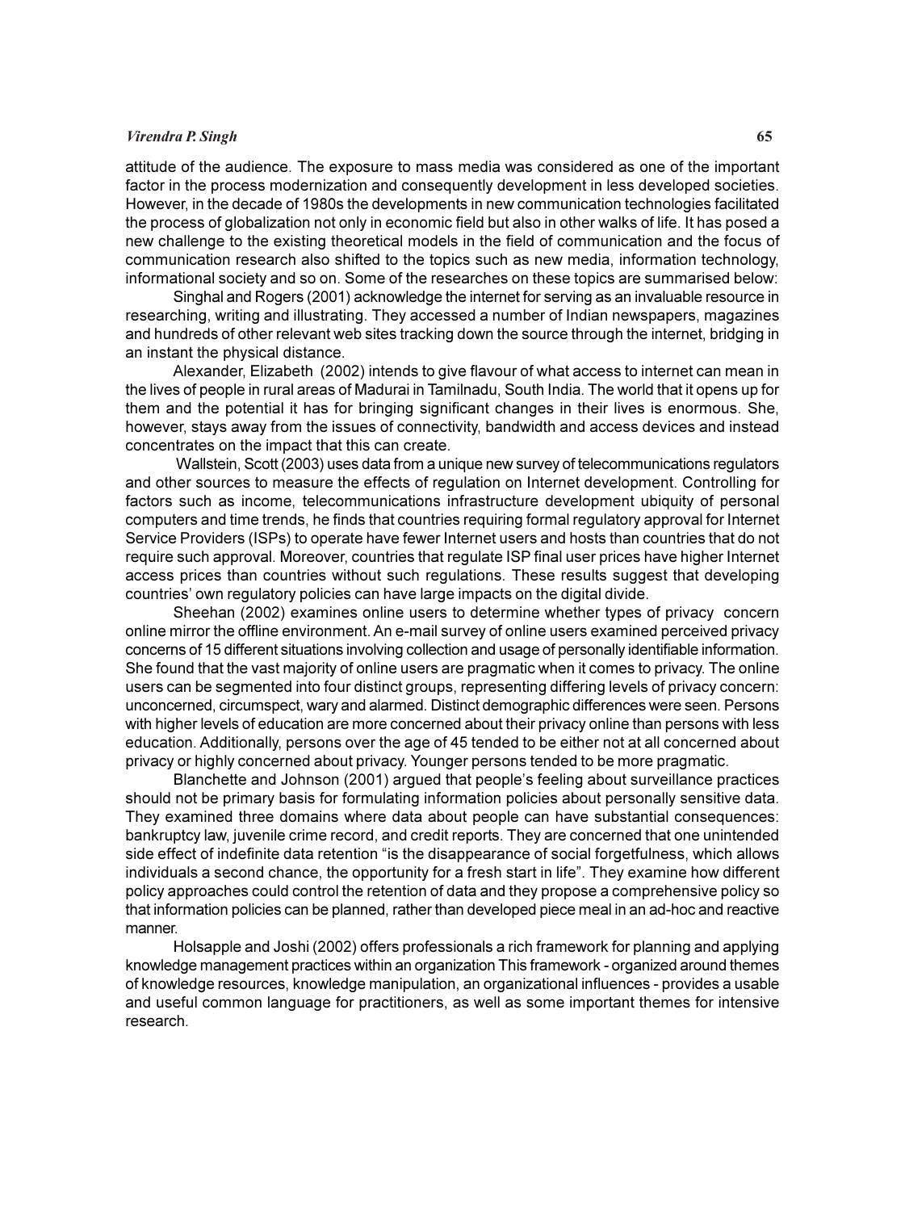attitude of the audience. The exposure to mass media was considered as one of the important factor in the process modernization and consequently development in less developed societies. However, in the decade of 1980s the developments in new communication technologies facilitated the process of globalization not only in economic field but also in other walks of life. It has posed a new challenge to the existing theoretical models in the field of communication and the focus of communication research also shifted to the topics such as new media, information technology, informational society and so on. Some of the researches on these topics are summarised below:

Singhal and Rogers (2001) acknowledge the internet for serving as an invaluable resource in researching, writing and illustrating. They accessed a number of Indian newspapers, magazines and hundreds of other relevant web sites tracking down the source through the internet, bridging in an instant the physical distance.

Alexander, Elizabeth (2002) intends to give flavour of what access to internet can mean in the lives of people in rural areas of Madurai in Tamilnadu, South India. The world that it opens up for them and the potential it has for bringing significant changes in their lives is enormous. She, however, stays away from the issues of connectivity, bandwidth and access devices and instead concentrates on the impact that this can create.

Wallstein, Scott (2003) uses data from a unique new survey of telecommunications regulators and other sources to measure the effects of regulation on Internet development. Controlling for factors such as income, telecommunications infrastructure development ubiquity of personal computers and time trends, he finds that countries requiring formal regulatory approval for Internet Service Providers (ISPs) to operate have fewer Internet users and hosts than countries that do not require such approval. Moreover, countries that regulate ISP final user prices have higher Internet access prices than countries without such regulations. These results suggest that developing countries' own regulatory policies can have large impacts on the digital divide.

Sheehan (2002) examines online users to determine whether types of privacy concern online mirror the offline environment. An e-mail survey of online users examined perceived privacy concerns of 15 different situations involving collection and usage of personally identifiable information. She found that the vast majority of online users are pragmatic when it comes to privacy. The online users can be segmented into four distinct groups, representing differing levels of privacy concern: unconcerned, circumspect, wary and alarmed. Distinct demographic differences were seen. Persons with higher levels of education are more concerned about their privacy online than persons with less education. Additionally, persons over the age of 45 tended to be either not at all concerned about privacy or highly concerned about privacy. Younger persons tended to be more pragmatic.

Blanchette and Johnson (2001) argued that people's feeling about surveillance practices should not be primary basis for formulating information policies about personally sensitive data. They examined three domains where data about people can have substantial consequences: bankruptcy law, juvenile crime record, and credit reports. They are concerned that one unintended side effect of indefinite data retention "is the disappearance of social forgetfulness, which allows individuals a second chance, the opportunity for a fresh start in life". They examine how different policy approaches could control the retention of data and they propose a comprehensive policy so that information policies can be planned, rather than developed piece meal in an ad-hoc and reactive manner.

Holsapple and Joshi (2002) offers professionals a rich framework for planning and applying knowledge management practices within an organization This framework - organized around themes of knowledge resources, knowledge manipulation, an organizational influences - provides a usable and useful common language for practitioners, as well as some important themes for intensive research.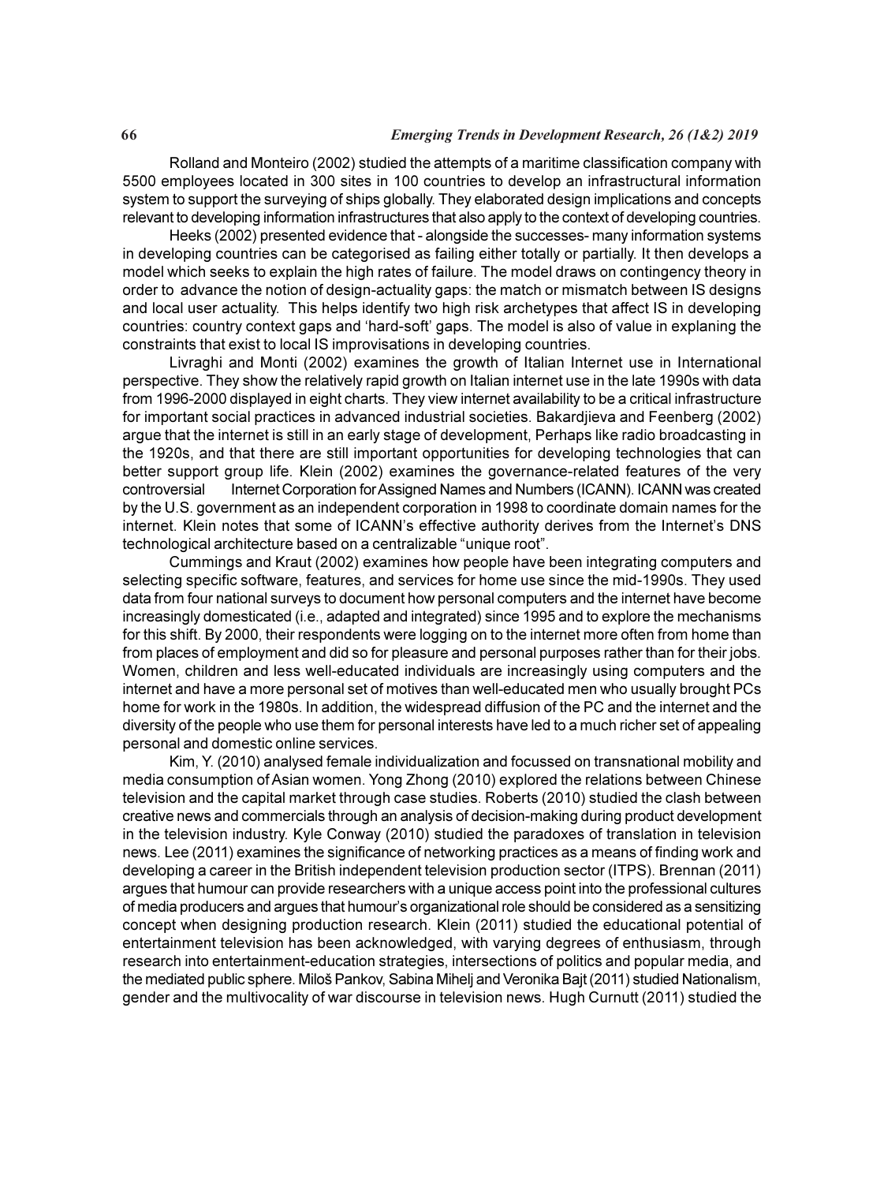Rolland and Monteiro (2002) studied the attempts of a maritime classification company with 5500 employees located in 300 sites in 100 countries to develop an infrastructural information system to support the surveying of ships globally. They elaborated design implications and concepts relevant to developing information infrastructures that also apply to the context of developing countries.

Heeks (2002) presented evidence that - alongside the successes- many information systems in developing countries can be categorised as failing either totally or partially. It then develops a model which seeks to explain the high rates of failure. The model draws on contingency theory in order to advance the notion of design-actuality gaps: the match or mismatch between IS designs and local user actuality. This helps identify two high risk archetypes that affect IS in developing countries: country context gaps and 'hard-soft' gaps. The model is also of value in explaning the constraints that exist to local IS improvisations in developing countries.

Livraghi and Monti (2002) examines the growth of Italian Internet use in International perspective. They show the relatively rapid growth on Italian internet use in the late 1990s with data from 1996-2000 displayed in eight charts. They view internet availability to be a critical infrastructure for important social practices in advanced industrial societies. Bakardjieva and Feenberg (2002) argue that the internet is still in an early stage of development, Perhaps like radio broadcasting in the 1920s, and that there are still important opportunities for developing technologies that can better support group life. Klein (2002) examines the governance-related features of the very controversial Internet Corporation for Assigned Names and Numbers (ICANN). ICANN was created by the U.S. government as an independent corporation in 1998 to coordinate domain names for the internet. Klein notes that some of ICANN's effective authority derives from the Internet's DNS technological architecture based on a centralizable "unique root".

Cummings and Kraut (2002) examines how people have been integrating computers and selecting specific software, features, and services for home use since the mid-1990s. They used data from four national surveys to document how personal computers and the internet have become increasingly domesticated (i.e., adapted and integrated) since 1995 and to explore the mechanisms for this shift. By 2000, their respondents were logging on to the internet more often from home than from places of employment and did so for pleasure and personal purposes rather than for their jobs. Women, children and less well-educated individuals are increasingly using computers and the internet and have a more personal set of motives than well-educated men who usually brought PCs home for work in the 1980s. In addition, the widespread diffusion of the PC and the internet and the diversity of the people who use them for personal interests have led to a much richer set of appealing personal and domestic online services.

Kim, Y. (2010) analysed female individualization and focussed on transnational mobility and media consumption of Asian women. Yong Zhong (2010) explored the relations between Chinese television and the capital market through case studies. Roberts (2010) studied the clash between creative news and commercials through an analysis of decision-making during product development in the television industry. Kyle Conway (2010) studied the paradoxes of translation in television news. Lee (2011) examines the significance of networking practices as a means of finding work and developing a career in the British independent television production sector (ITPS). Brennan (2011) argues that humour can provide researchers with a unique access point into the professional cultures of media producers and argues that humour's organizational role should be considered as a sensitizing concept when designing production research. Klein (2011) studied the educational potential of entertainment television has been acknowledged, with varying degrees of enthusiasm, through research into entertainment-education strategies, intersections of politics and popular media, and the mediated public sphere. Miloš Pankov, Sabina Mihelj and Veronika Bajt (2011) studied Nationalism, gender and the multivocality of war discourse in television news. Hugh Curnutt (2011) studied the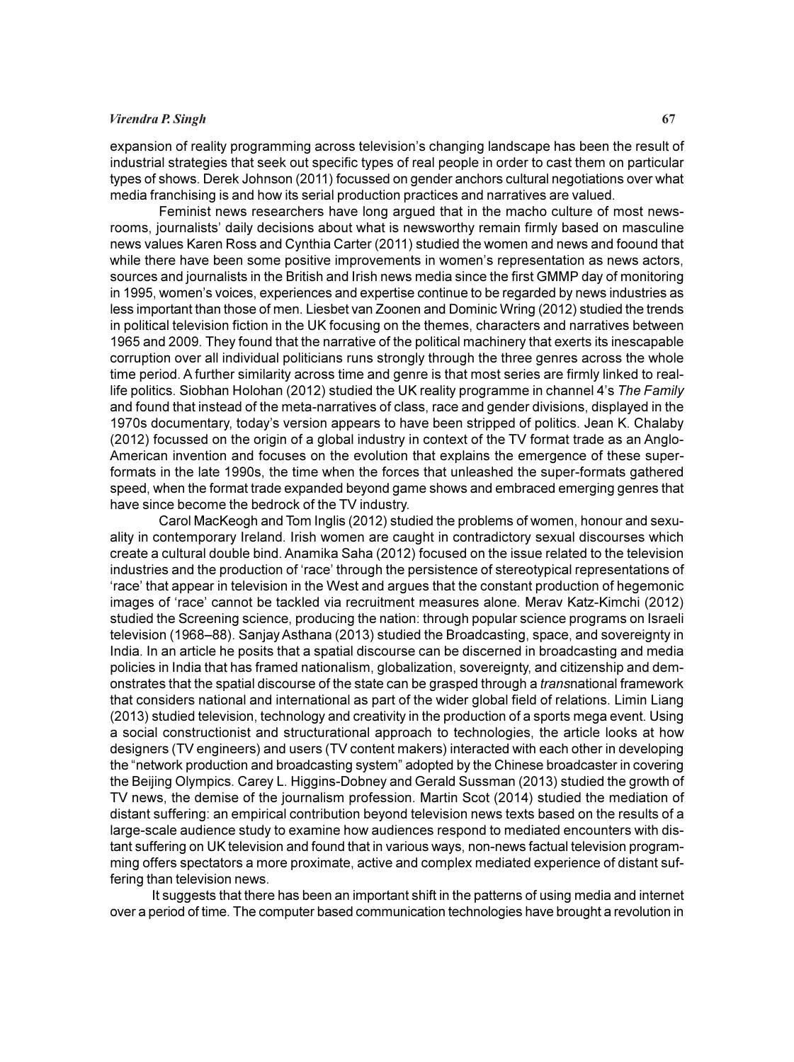expansion of reality programming across television's changing landscape has been the result of industrial strategies that seek out specific types of real people in order to cast them on particular types of shows. Derek Johnson (2011) focussed on gender anchors cultural negotiations over what media franchising is and how its serial production practices and narratives are valued.

Feminist news researchers have long argued that in the macho culture of most newsrooms, journalists' daily decisions about what is newsworthy remain firmly based on masculine news values Karen Ross and Cynthia Carter (2011) studied the women and news and foound that while there have been some positive improvements in women's representation as news actors, sources and journalists in the British and Irish news media since the first GMMP day of monitoring in 1995, women's voices, experiences and expertise continue to be regarded by news industries as less important than those of men. Liesbet van Zoonen and Dominic Wring (2012) studied the trends in political television fiction in the UK focusing on the themes, characters and narratives between 1965 and 2009. They found that the narrative of the political machinery that exerts its inescapable corruption over all individual politicians runs strongly through the three genres across the whole time period. A further similarity across time and genre is that most series are firmly linked to real-life politics. Siobhan Holohan (2012) studied the UK reality programme in channel 4's *The Family* and found that instead of the meta-narratives of class, race and gender divisions, displayed in the 1970s documentary, today's version appears to have been stripped of politics. Jean K. Chalaby (2012) focussed on the origin of a global industry in context of the TV format trade as an Anglo-American invention and focuses on the evolution that explains the emergence of these super-formats in the late 1990s, the time when the forces that unleashed the super-formats gathered speed, when the format trade expanded beyond game shows and embraced emerging genres that have since become the bedrock of the TV industry.

Carol MacKeogh and Tom Inglis (2012) studied the problems of women, honour and sexuality in contemporary Ireland. Irish women are caught in contradictory sexual discourses which create a cultural double bind. Anamika Saha (2012) focused on the issue related to the television industries and the production of 'race' through the persistence of stereotypical representations of 'race' that appear in television in the West and argues that the constant production of hegemonic images of 'race' cannot be tackled via recruitment measures alone. Merav Katz-Kimchi (2012) studied the Screening science, producing the nation: through popular science programs on Israeli television (1968–88). Sanjay Asthana (2013) studied the Broadcasting, space, and sovereignty in India. In an article he posits that a spatial discourse can be discerned in broadcasting and media policies in India that has framed nationalism, globalization, sovereignty, and citizenship and demonstrates that the spatial discourse of the state can be grasped through a *trans*national framework that considers national and international as part of the wider global field of relations. Limin Liang (2013) studied television, technology and creativity in the production of a sports mega event. Using a social constructionist and structurational approach to technologies, the article looks at how designers (TV engineers) and users (TV content makers) interacted with each other in developing the "network production and broadcasting system" adopted by the Chinese broadcaster in covering the Beijing Olympics. Carey L. Higgins-Dobney and Gerald Sussman (2013) studied the growth of TV news, the demise of the journalism profession. Martin Scot (2014) studied the mediation of distant suffering: an empirical contribution beyond television news texts based on the results of a large-scale audience study to examine how audiences respond to mediated encounters with distant suffering on UK television and found that in various ways, non-news factual television programming offers spectators a more proximate, active and complex mediated experience of distant suffering than television news.

It suggests that there has been an important shift in the patterns of using media and internet over a period of time. The computer based communication technologies have brought a revolution in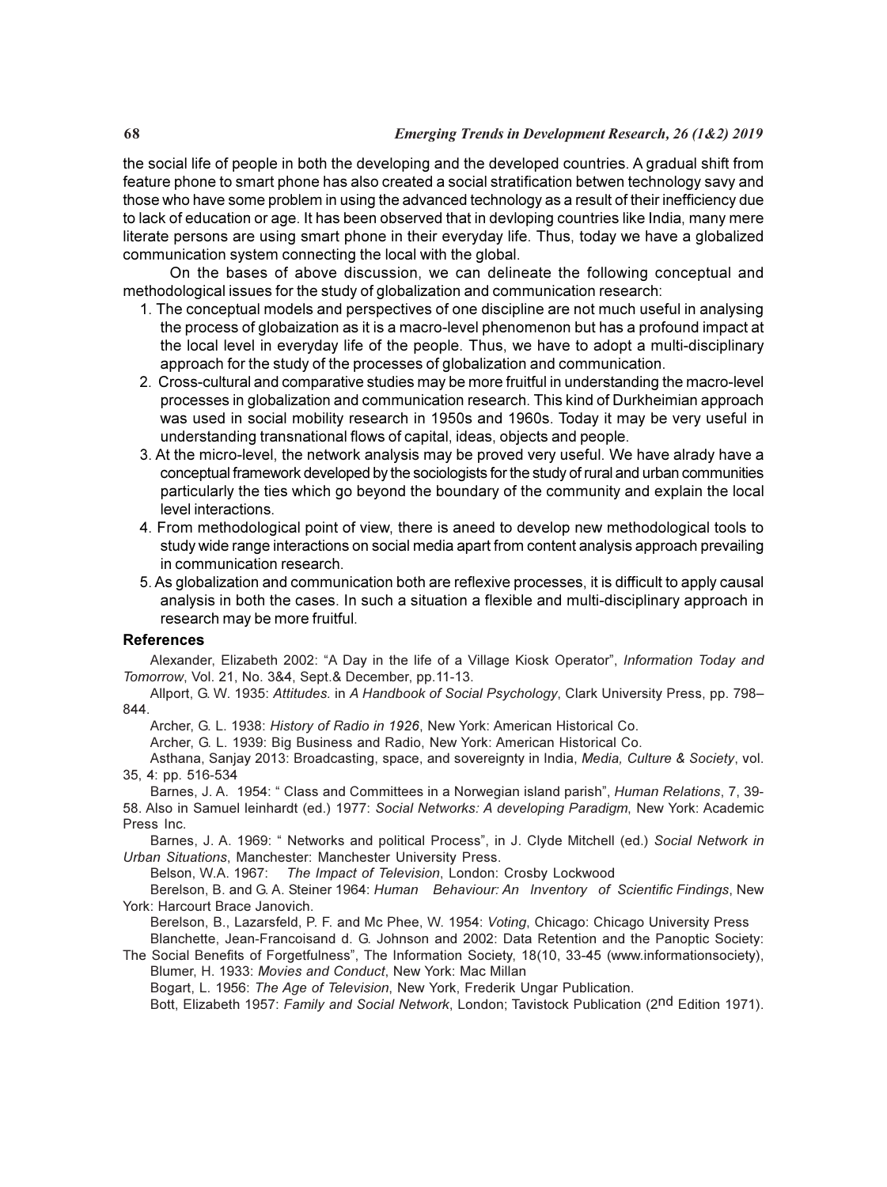the social life of people in both the developing and the developed countries. A gradual shift from feature phone to smart phone has also created a social stratification betwen technology savy and those who have some problem in using the advanced technology as a result of their inefficiency due to lack of education or age. It has been observed that in devloping countries like India, many mere literate persons are using smart phone in their everyday life. Thus, today we have a globalized communication system connecting the local with the global.

On the bases of above discussion, we can delineate the following conceptual and methodological issues for the study of globalization and communication research:

1. The conceptual models and perspectives of one discipline are not much useful in analysing the process of globaization as it is a macro-level phenomenon but has a profound impact at the local level in everyday life of the people. Thus, we have to adopt a multi-disciplinary approach for the study of the processes of globalization and communication.
2. Cross-cultural and comparative studies may be more fruitful in understanding the macro-level processes in globalization and communication research. This kind of Durkheimian approach was used in social mobility research in 1950s and 1960s. Today it may be very useful in understanding transnational flows of capital, ideas, objects and people.
3. At the micro-level, the network analysis may be proved very useful. We have alrady have a conceptual framework developed by the sociologists for the study of rural and urban communities particularly the ties which go beyond the boundary of the community and explain the local level interactions.
4. From methodological point of view, there is aneed to develop new methodological tools to study wide range interactions on social media apart from content analysis approach prevailing in communication research.
5. As globalization and communication both are reflexive processes, it is difficult to apply causal analysis in both the cases. In such a situation a flexible and multi-disciplinary approach in research may be more fruitful.

## References

Alexander, Elizabeth 2002: "A Day in the life of a Village Kiosk Operator", *Information Today and Tomorrow*, Vol. 21, No. 3&4, Sept.& December, pp.11-13.

Allport, G. W. 1935: *Attitudes.* in *A Handbook of Social Psychology*, Clark University Press, pp. 798–844.

Archer, G. L. 1938: *History of Radio in 1926*, New York: American Historical Co.

Archer, G. L. 1939: Big Business and Radio, New York: American Historical Co.

Asthana, Sanjay 2013: Broadcasting, space, and sovereignty in India, *Media, Culture & Society*, vol. 35, 4: pp. 516-534

Barnes, J. A. 1954: " Class and Committees in a Norwegian island parish", *Human Relations*, 7, 39-58. Also in Samuel leinhardt (ed.) 1977: *Social Networks: A developing Paradigm*, New York: Academic Press Inc.

Barnes, J. A. 1969: " Networks and political Process", in J. Clyde Mitchell (ed.) *Social Network in Urban Situations*, Manchester: Manchester University Press.

Belson, W.A. 1967: *The Impact of Television*, London: Crosby Lockwood

Berelson, B. and G. A. Steiner 1964: *Human Behaviour: An Inventory of Scientific Findings*, New York: Harcourt Brace Janovich.

Berelson, B., Lazarsfeld, P. F. and Mc Phee, W. 1954: *Voting*, Chicago: Chicago University Press

Blanchette, Jean-Francoisand d. G. Johnson and 2002: Data Retention and the Panoptic Society: The Social Benefits of Forgetfulness", The Information Society, 18(10, 33-45 (www.informationsociety),

Blumer, H. 1933: *Movies and Conduct*, New York: Mac Millan

Bogart, L. 1956: *The Age of Television*, New York, Frederik Ungar Publication.

Bott, Elizabeth 1957: *Family and Social Network*, London; Tavistock Publication (2nd Edition 1971).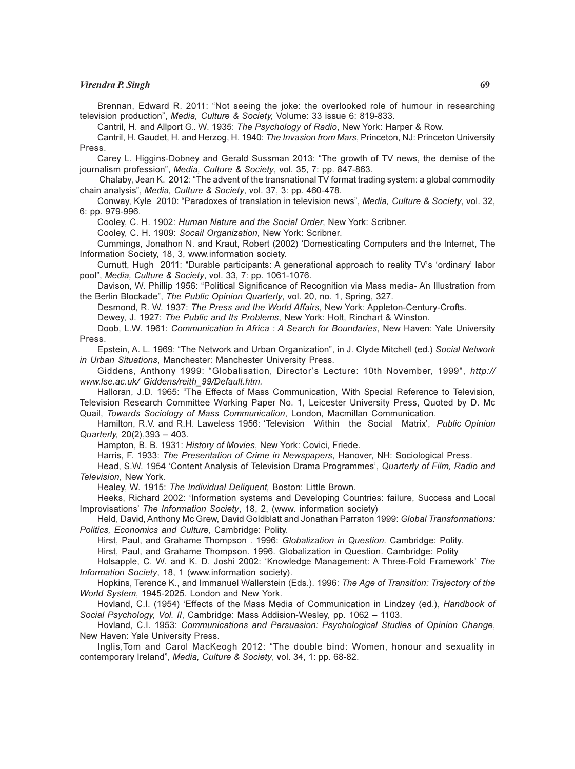Brennan, Edward R. 2011: “Not seeing the joke: the overlooked role of humour in researching television production”, *Media, Culture & Society,* Volume: 33 issue 6: 819-833.

Cantril, H. and Allport G.. W. 1935: *The Psychology of Radio*, New York: Harper & Row.

Cantril, H. Gaudet, H. and Herzog, H. 1940: *The Invasion from Mars*, Princeton, NJ: Princeton University Press.

Carey L. Higgins-Dobney and Gerald Sussman 2013: “The growth of TV news, the demise of the journalism profession”, *Media, Culture & Society*, vol. 35, 7: pp. 847-863.

Chalaby, Jean K. 2012: “The advent of the transnational TV format trading system: a global commodity chain analysis”, *Media, Culture & Society*, vol. 37, 3: pp. 460-478.

Conway, Kyle 2010: “Paradoxes of translation in television news”, *Media, Culture & Society*, vol. 32, 6: pp. 979-996.

Cooley, C. H. 1902: *Human Nature and the Social Order*, New York: Scribner.

Cooley, C. H. 1909: *Socail Organization*, New York: Scribner.

Cummings, Jonathon N. and Kraut, Robert (2002) ‘Domesticating Computers and the Internet, The Information Society, 18, 3, www.information society.

Curnutt, Hugh 2011: “Durable participants: A generational approach to reality TV’s ‘ordinary’ labor pool”, *Media, Culture & Society*, vol. 33, 7: pp. 1061-1076.

Davison, W. Phillip 1956: “Political Significance of Recognition via Mass media- An Illustration from the Berlin Blockade”, *The Public Opinion Quarterly*, vol. 20, no. 1, Spring, 327.

Desmond, R. W. 1937: *The Press and the World Affairs*, New York: Appleton-Century-Crofts.

Dewey, J. 1927: *The Public and Its Problems*, New York: Holt, Rinchart & Winston.

Doob, L.W. 1961: *Communication in Africa : A Search for Boundaries*, New Haven: Yale University Press.

Epstein, A. L. 1969: “The Network and Urban Organization”, in J. Clyde Mitchell (ed.) *Social Network in Urban Situations*, Manchester: Manchester University Press.

Giddens, Anthony 1999: “Globalisation, Director’s Lecture: 10th November, 1999", *http:// www.lse.ac.uk/ Giddens/reith_99/Default.htm.*

Halloran, J.D. 1965: “The Effects of Mass Communication, With Special Reference to Television, Television Research Committee Working Paper No. 1, Leicester University Press, Quoted by D. Mc Quail, *Towards Sociology of Mass Communication*, London, Macmillan Communication.

Hamilton, R.V. and R.H. Laweless 1956: ‘Television Within the Social Matrix’, *Public Opinion Quarterly,* 20(2),393 – 403.

Hampton, B. B. 1931: *History of Movies*, New York: Covici, Friede.

Harris, F. 1933: *The Presentation of Crime in Newspapers*, Hanover, NH: Sociological Press.

Head, S.W. 1954 ‘Content Analysis of Television Drama Programmes’, *Quarterly of Film, Radio and Television*, New York.

Healey, W. 1915: *The Individual Deliquent,* Boston: Little Brown.

Heeks, Richard 2002: ‘Information systems and Developing Countries: failure, Success and Local Improvisations’ *The Information Society*, 18, 2, (www. information society)

Held, David, Anthony Mc Grew, David Goldblatt and Jonathan Parraton 1999: *Global Transformations: Politics, Economics and Culture*, Cambridge: Polity.

Hirst, Paul, and Grahame Thompson . 1996: *Globalization in Question*. Cambridge: Polity.

Hirst, Paul, and Grahame Thompson. 1996. Globalization in Question. Cambridge: Polity

Holsapple, C. W. and K. D. Joshi 2002: ‘Knowledge Management: A Three-Fold Framework’ *The Information Society*, 18, 1 (www.information society).

Hopkins, Terence K., and Immanuel Wallerstein (Eds.). 1996: *The Age of Transition: Trajectory of the World System*, 1945-2025. London and New York.

Hovland, C.I. (1954) ‘Effects of the Mass Media of Communication in Lindzey (ed.), *Handbook of Social Psychology, Vol. II*, Cambridge: Mass Addision-Wesley, pp. 1062 – 1103.

Hovland, C.I. 1953: *Communications and Persuasion: Psychological Studies of Opinion Change*, New Haven: Yale University Press.

Inglis,Tom and Carol MacKeogh 2012: “The double bind: Women, honour and sexuality in contemporary Ireland”, *Media, Culture & Society*, vol. 34, 1: pp. 68-82.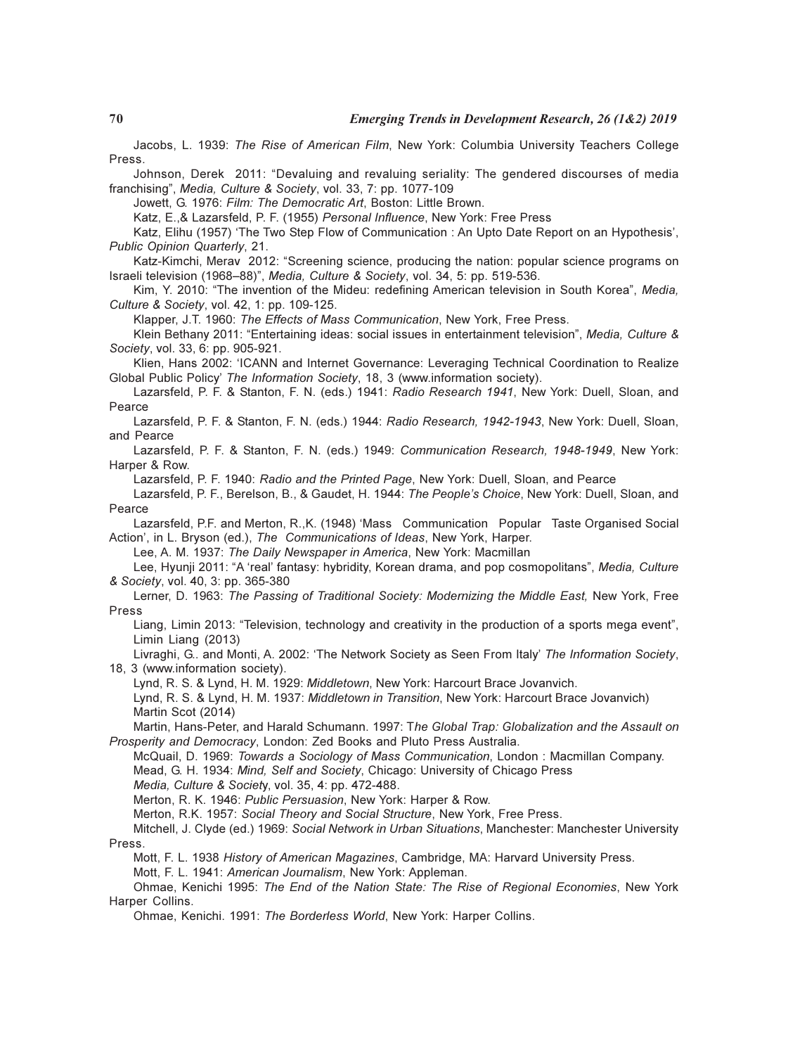Jacobs, L. 1939: *The Rise of American Film*, New York: Columbia University Teachers College Press.

Johnson, Derek 2011: "Devaluing and revaluing seriality: The gendered discourses of media franchising", *Media, Culture & Society*, vol. 33, 7: pp. 1077-109

Jowett, G. 1976: *Film: The Democratic Art*, Boston: Little Brown.

Katz, E.,& Lazarsfeld, P. F. (1955) *Personal Influence*, New York: Free Press

Katz, Elihu (1957) 'The Two Step Flow of Communication : An Upto Date Report on an Hypothesis', *Public Opinion Quarterly*, 21.

Katz-Kimchi, Merav 2012: "Screening science, producing the nation: popular science programs on Israeli television (1968–88)", *Media, Culture & Society*, vol. 34, 5: pp. 519-536.

Kim, Y. 2010: "The invention of the Mideu: redefining American television in South Korea", *Media, Culture & Society*, vol. 42, 1: pp. 109-125.

Klapper, J.T. 1960: *The Effects of Mass Communication*, New York, Free Press.

Klein Bethany 2011: "Entertaining ideas: social issues in entertainment television", *Media, Culture & Society*, vol. 33, 6: pp. 905-921.

Klien, Hans 2002: 'ICANN and Internet Governance: Leveraging Technical Coordination to Realize Global Public Policy' *The Information Society*, 18, 3 (www.information society).

Lazarsfeld, P. F. & Stanton, F. N. (eds.) 1941: *Radio Research 1941*, New York: Duell, Sloan, and Pearce

Lazarsfeld, P. F. & Stanton, F. N. (eds.) 1944: *Radio Research, 1942-1943*, New York: Duell, Sloan, and Pearce

Lazarsfeld, P. F. & Stanton, F. N. (eds.) 1949: *Communication Research, 1948-1949*, New York: Harper & Row.

Lazarsfeld, P. F. 1940: *Radio and the Printed Page*, New York: Duell, Sloan, and Pearce

Lazarsfeld, P. F., Berelson, B., & Gaudet, H. 1944: *The People's Choice*, New York: Duell, Sloan, and Pearce

Lazarsfeld, P.F. and Merton, R.,K. (1948) 'Mass Communication Popular Taste Organised Social Action', in L. Bryson (ed.), *The Communications of Ideas*, New York, Harper.

Lee, A. M. 1937: *The Daily Newspaper in America*, New York: Macmillan

Lee, Hyunji 2011: "A 'real' fantasy: hybridity, Korean drama, and pop cosmopolitans", *Media, Culture & Society*, vol. 40, 3: pp. 365-380

Lerner, D. 1963: *The Passing of Traditional Society: Modernizing the Middle East,* New York, Free Press

Liang, Limin 2013: "Television, technology and creativity in the production of a sports mega event", Limin Liang (2013)

Livraghi, G.. and Monti, A. 2002: 'The Network Society as Seen From Italy' *The Information Society*, 18, 3 (www.information society).

Lynd, R. S. & Lynd, H. M. 1929: *Middletown*, New York: Harcourt Brace Jovanvich.

Lynd, R. S. & Lynd, H. M. 1937: *Middletown in Transition*, New York: Harcourt Brace Jovanvich) Martin Scot (2014)

Martin, Hans-Peter, and Harald Schumann. 1997: T*he Global Trap: Globalization and the Assault on Prosperity and Democracy*, London: Zed Books and Pluto Press Australia.

McQuail, D. 1969: *Towards a Sociology of Mass Communication*, London : Macmillan Company.

Mead, G. H. 1934: *Mind, Self and Society*, Chicago: University of Chicago Press

*Media, Culture & Society*, vol. 35, 4: pp. 472-488.

Merton, R. K. 1946: *Public Persuasion*, New York: Harper & Row.

Merton, R.K. 1957: *Social Theory and Social Structure*, New York, Free Press.

Mitchell, J. Clyde (ed.) 1969: *Social Network in Urban Situations*, Manchester: Manchester University Press.

Mott, F. L. 1938 *History of American Magazines*, Cambridge, MA: Harvard University Press.

Mott, F. L. 1941: *American Journalism*, New York: Appleman.

Ohmae, Kenichi 1995: *The End of the Nation State: The Rise of Regional Economies*, New York Harper Collins.

Ohmae, Kenichi. 1991: *The Borderless World*, New York: Harper Collins.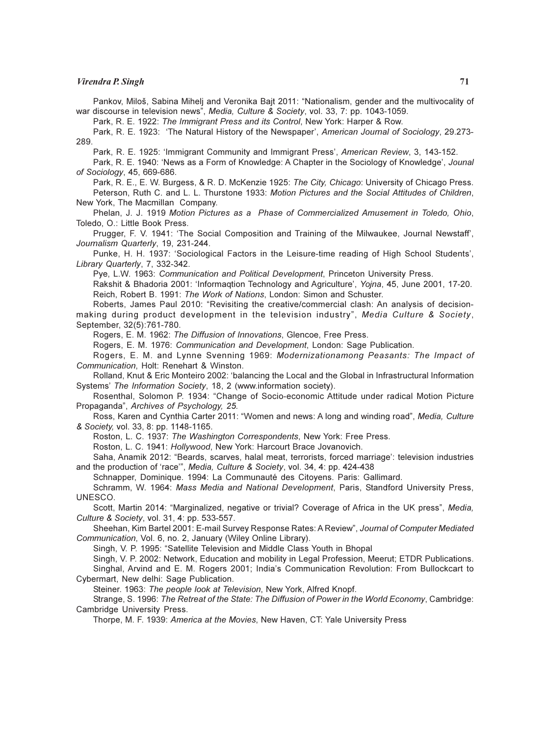Pankov, Miloš, Sabina Mihelj and Veronika Bajt 2011: "Nationalism, gender and the multivocality of war discourse in television news", *Media, Culture & Society*, vol. 33, 7: pp. 1043-1059.

Park, R. E. 1922: *The Immigrant Press and its Control*, New York: Harper & Row.

Park, R. E. 1923: 'The Natural History of the Newspaper', *American Journal of Sociology*, 29.273-289.

Park, R. E. 1925: 'Immigrant Community and Immigrant Press', *American Review*, 3, 143-152.

Park, R. E. 1940: 'News as a Form of Knowledge: A Chapter in the Sociology of Knowledge', *Jounal of Sociology*, 45, 669-686.

Park, R. E., E. W. Burgess, & R. D. McKenzie 1925: *The City, Chicago*: University of Chicago Press.

Peterson, Ruth C. and L. L. Thurstone 1933: *Motion Pictures and the Social Attitudes of Children*, New York, The Macmillan Company.

Phelan, J. J. 1919 *Motion Pictures as a Phase of Commercialized Amusement in Toledo, Ohio*, Toledo, O.: Little Book Press.

Prugger, F. V. 1941: 'The Social Composition and Training of the Milwaukee, Journal Newstaff', *Journalism Quarterly*, 19, 231-244.

Punke, H. H. 1937: 'Sociological Factors in the Leisure-time reading of High School Students', *Library Quarterly*, 7, 332-342.

Pye, L.W. 1963: *Communication and Political Development*, Princeton University Press.

Rakshit & Bhadoria 2001: 'Informaqtion Technology and Agriculture', *Yojna*, 45, June 2001, 17-20.

Reich, Robert B. 1991: *The Work of Nations*, London: Simon and Schuster.

Roberts, James Paul 2010: "Revisiting the creative/commercial clash: An analysis of decision-making during product development in the television industry", *Media Culture & Society*, September, 32(5):761-780.

Rogers, E. M. 1962: *The Diffusion of Innovations*, Glencoe, Free Press.

Rogers, E. M. 1976: *Communication and Development*, London: Sage Publication.

Rogers, E. M. and Lynne Svenning 1969: *Modernizationamong Peasants: The Impact of Communication*, Holt: Renehart & Winston.

Rolland, Knut & Eric Monteiro 2002: 'balancing the Local and the Global in Infrastructural Information Systems' *The Information Society*, 18, 2 (www.information society).

Rosenthal, Solomon P. 1934: "Change of Socio-economic Attitude under radical Motion Picture Propaganda", *Archives of Psychology, 25.*

Ross, Karen and Cynthia Carter 2011: "Women and news: A long and winding road", *Media, Culture & Society,* vol. 33, 8: pp. 1148-1165.

Roston, L. C. 1937: *The Washington Correspondents*, New York: Free Press.

Roston, L. C. 1941: *Hollywood*, New York: Harcourt Brace Jovanovich.

Saha, Anamik 2012: "Beards, scarves, halal meat, terrorists, forced marriage': television industries and the production of 'race'", *Media, Culture & Society*, vol. 34, 4: pp. 424-438

Schnapper, Dominique. 1994: La Communauté des Citoyens. Paris: Gallimard.

Schramm, W. 1964: *Mass Media and National Development*, Paris, Standford University Press, UNESCO.

Scott, Martin 2014: "Marginalized, negative or trivial? Coverage of Africa in the UK press", *Media, Culture & Society*, vol. 31, 4: pp. 533-557.

Sheehan, Kim Bartel 2001: E-mail Survey Response Rates: A Review", *Journal of Computer Mediated Communication*, Vol. 6, no. 2, January (Wiley Online Library).

Singh, V. P. 1995: "Satellite Television and Middle Class Youth in Bhopal

Singh, V. P. 2002: Network, Education and mobility in Legal Profession, Meerut; ETDR Publications.

Singhal, Arvind and E. M. Rogers 2001; India's Communication Revolution: From Bullockcart to Cybermart, New delhi: Sage Publication.

Steiner. 1963: *The people look at Television*, New York, Alfred Knopf.

Strange, S. 1996: *The Retreat of the State: The Diffusion of Power in the World Economy*, Cambridge: Cambridge University Press.

Thorpe, M. F. 1939: *America at the Movies*, New Haven, CT: Yale University Press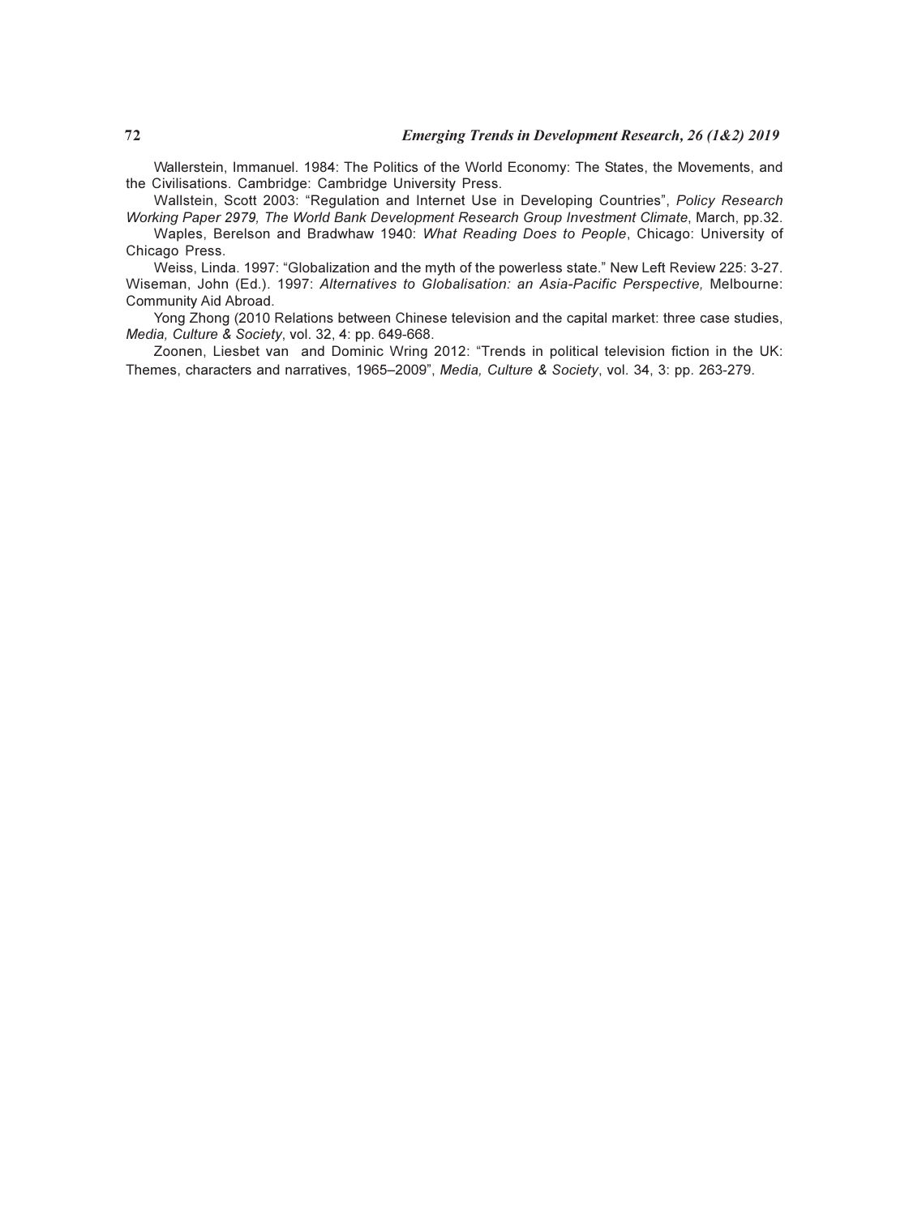Wallerstein, Immanuel. 1984: The Politics of the World Economy: The States, the Movements, and the Civilisations. Cambridge: Cambridge University Press.

Wallstein, Scott 2003: "Regulation and Internet Use in Developing Countries", *Policy Research Working Paper 2979, The World Bank Development Research Group Investment Climate*, March, pp.32.

Waples, Berelson and Bradwhaw 1940: *What Reading Does to People*, Chicago: University of Chicago Press.

Weiss, Linda. 1997: "Globalization and the myth of the powerless state." New Left Review 225: 3-27.

Wiseman, John (Ed.). 1997: *Alternatives to Globalisation: an Asia-Pacific Perspective,* Melbourne: Community Aid Abroad.

Yong Zhong (2010 Relations between Chinese television and the capital market: three case studies, *Media, Culture & Society*, vol. 32, 4: pp. 649-668.

Zoonen, Liesbet van and Dominic Wring 2012: "Trends in political television fiction in the UK: Themes, characters and narratives, 1965–2009", *Media, Culture & Society*, vol. 34, 3: pp. 263-279.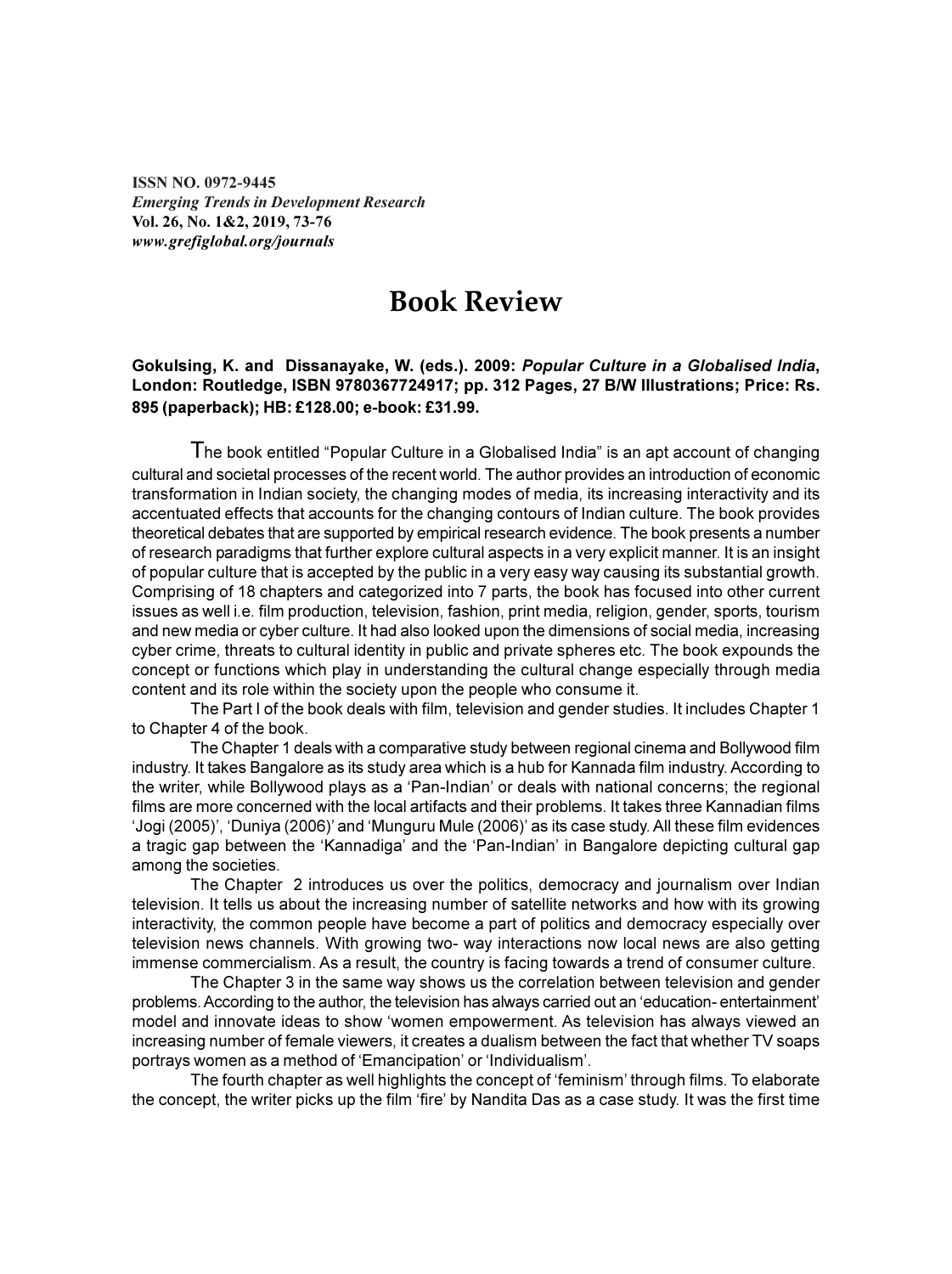ISSN NO. 0972-9445
*Emerging Trends in Development Research*
Vol. 26, No. 1&2, 2019, 73-76
*www.grefiglobal.org/journals*

# Book Review

**Gokulsing, K. and Dissanayake, W. (eds.). 2009: *Popular Culture in a Globalised India*, London: Routledge, ISBN 9780367724917; pp. 312 Pages, 27 B/W Illustrations; Price: Rs. 895 (paperback); HB: £128.00; e-book: £31.99.**

The book entitled "Popular Culture in a Globalised India" is an apt account of changing cultural and societal processes of the recent world. The author provides an introduction of economic transformation in Indian society, the changing modes of media, its increasing interactivity and its accentuated effects that accounts for the changing contours of Indian culture. The book provides theoretical debates that are supported by empirical research evidence. The book presents a number of research paradigms that further explore cultural aspects in a very explicit manner. It is an insight of popular culture that is accepted by the public in a very easy way causing its substantial growth. Comprising of 18 chapters and categorized into 7 parts, the book has focused into other current issues as well i.e. film production, television, fashion, print media, religion, gender, sports, tourism and new media or cyber culture. It had also looked upon the dimensions of social media, increasing cyber crime, threats to cultural identity in public and private spheres etc. The book expounds the concept or functions which play in understanding the cultural change especially through media content and its role within the society upon the people who consume it.

The Part I of the book deals with film, television and gender studies. It includes Chapter 1 to Chapter 4 of the book.

The Chapter 1 deals with a comparative study between regional cinema and Bollywood film industry. It takes Bangalore as its study area which is a hub for Kannada film industry. According to the writer, while Bollywood plays as a 'Pan-Indian' or deals with national concerns; the regional films are more concerned with the local artifacts and their problems. It takes three Kannadian films 'Jogi (2005)', 'Duniya (2006)' and 'Munguru Mule (2006)' as its case study. All these film evidences a tragic gap between the 'Kannadiga' and the 'Pan-Indian' in Bangalore depicting cultural gap among the societies.

The Chapter 2 introduces us over the politics, democracy and journalism over Indian television. It tells us about the increasing number of satellite networks and how with its growing interactivity, the common people have become a part of politics and democracy especially over television news channels. With growing two- way interactions now local news are also getting immense commercialism. As a result, the country is facing towards a trend of consumer culture.

The Chapter 3 in the same way shows us the correlation between television and gender problems. According to the author, the television has always carried out an 'education- entertainment' model and innovate ideas to show 'women empowerment. As television has always viewed an increasing number of female viewers, it creates a dualism between the fact that whether TV soaps portrays women as a method of 'Emancipation' or 'Individualism'.

The fourth chapter as well highlights the concept of 'feminism' through films. To elaborate the concept, the writer picks up the film 'fire' by Nandita Das as a case study. It was the first time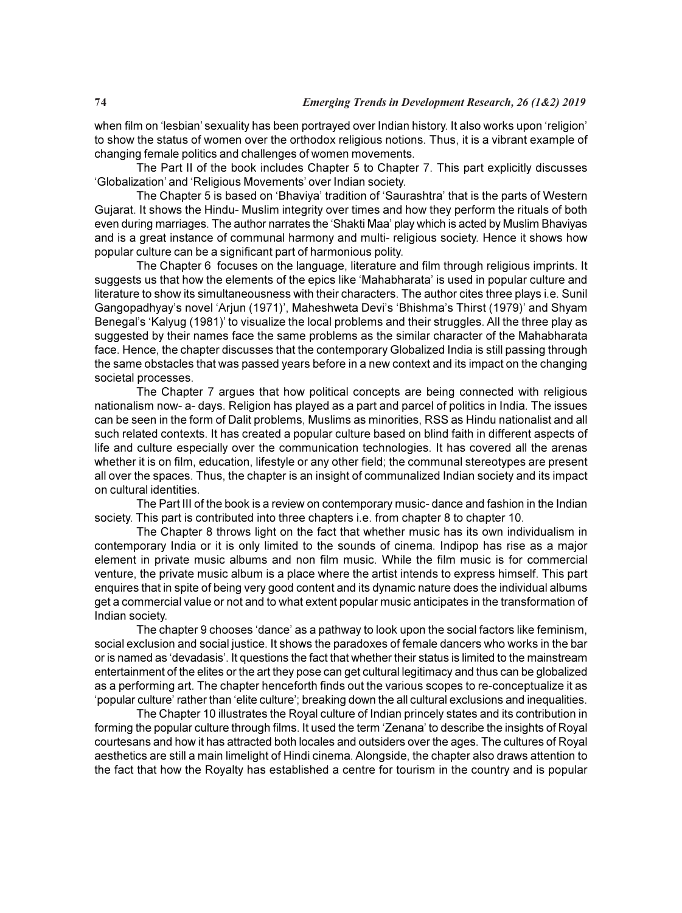when film on 'lesbian' sexuality has been portrayed over Indian history. It also works upon 'religion' to show the status of women over the orthodox religious notions. Thus, it is a vibrant example of changing female politics and challenges of women movements.

The Part II of the book includes Chapter 5 to Chapter 7. This part explicitly discusses 'Globalization' and 'Religious Movements' over Indian society.

The Chapter 5 is based on 'Bhaviya' tradition of 'Saurashtra' that is the parts of Western Gujarat. It shows the Hindu- Muslim integrity over times and how they perform the rituals of both even during marriages. The author narrates the 'Shakti Maa' play which is acted by Muslim Bhaviyas and is a great instance of communal harmony and multi- religious society. Hence it shows how popular culture can be a significant part of harmonious polity.

The Chapter 6 focuses on the language, literature and film through religious imprints. It suggests us that how the elements of the epics like 'Mahabharata' is used in popular culture and literature to show its simultaneousness with their characters. The author cites three plays i.e. Sunil Gangopadhyay's novel 'Arjun (1971)', Maheshweta Devi's 'Bhishma's Thirst (1979)' and Shyam Benegal's 'Kalyug (1981)' to visualize the local problems and their struggles. All the three play as suggested by their names face the same problems as the similar character of the Mahabharata face. Hence, the chapter discusses that the contemporary Globalized India is still passing through the same obstacles that was passed years before in a new context and its impact on the changing societal processes.

The Chapter 7 argues that how political concepts are being connected with religious nationalism now- a- days. Religion has played as a part and parcel of politics in India. The issues can be seen in the form of Dalit problems, Muslims as minorities, RSS as Hindu nationalist and all such related contexts. It has created a popular culture based on blind faith in different aspects of life and culture especially over the communication technologies. It has covered all the arenas whether it is on film, education, lifestyle or any other field; the communal stereotypes are present all over the spaces. Thus, the chapter is an insight of communalized Indian society and its impact on cultural identities.

The Part III of the book is a review on contemporary music- dance and fashion in the Indian society. This part is contributed into three chapters i.e. from chapter 8 to chapter 10.

The Chapter 8 throws light on the fact that whether music has its own individualism in contemporary India or it is only limited to the sounds of cinema. Indipop has rise as a major element in private music albums and non film music. While the film music is for commercial venture, the private music album is a place where the artist intends to express himself. This part enquires that in spite of being very good content and its dynamic nature does the individual albums get a commercial value or not and to what extent popular music anticipates in the transformation of Indian society.

The chapter 9 chooses 'dance' as a pathway to look upon the social factors like feminism, social exclusion and social justice. It shows the paradoxes of female dancers who works in the bar or is named as 'devadasis'. It questions the fact that whether their status is limited to the mainstream entertainment of the elites or the art they pose can get cultural legitimacy and thus can be globalized as a performing art. The chapter henceforth finds out the various scopes to re-conceptualize it as 'popular culture' rather than 'elite culture'; breaking down the all cultural exclusions and inequalities.

The Chapter 10 illustrates the Royal culture of Indian princely states and its contribution in forming the popular culture through films. It used the term 'Zenana' to describe the insights of Royal courtesans and how it has attracted both locales and outsiders over the ages. The cultures of Royal aesthetics are still a main limelight of Hindi cinema. Alongside, the chapter also draws attention to the fact that how the Royalty has established a centre for tourism in the country and is popular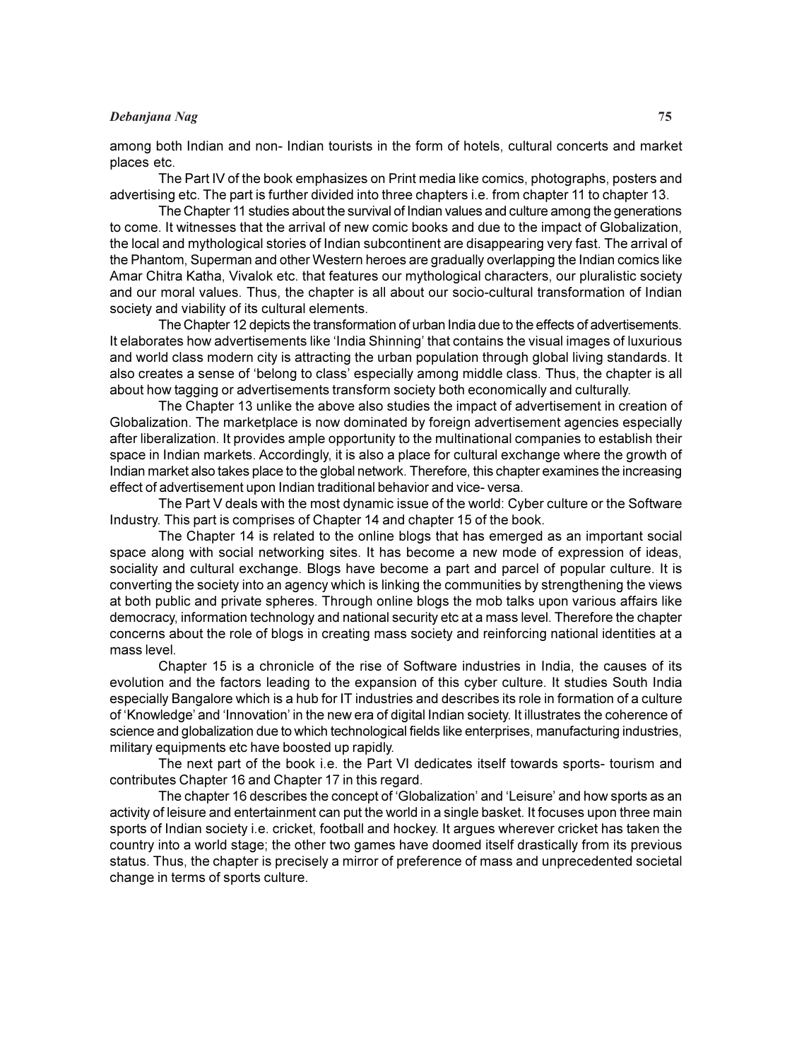among both Indian and non- Indian tourists in the form of hotels, cultural concerts and market places etc.

The Part IV of the book emphasizes on Print media like comics, photographs, posters and advertising etc. The part is further divided into three chapters i.e. from chapter 11 to chapter 13.

The Chapter 11 studies about the survival of Indian values and culture among the generations to come. It witnesses that the arrival of new comic books and due to the impact of Globalization, the local and mythological stories of Indian subcontinent are disappearing very fast. The arrival of the Phantom, Superman and other Western heroes are gradually overlapping the Indian comics like Amar Chitra Katha, Vivalok etc. that features our mythological characters, our pluralistic society and our moral values. Thus, the chapter is all about our socio-cultural transformation of Indian society and viability of its cultural elements.

The Chapter 12 depicts the transformation of urban India due to the effects of advertisements. It elaborates how advertisements like 'India Shinning' that contains the visual images of luxurious and world class modern city is attracting the urban population through global living standards. It also creates a sense of 'belong to class' especially among middle class. Thus, the chapter is all about how tagging or advertisements transform society both economically and culturally.

The Chapter 13 unlike the above also studies the impact of advertisement in creation of Globalization. The marketplace is now dominated by foreign advertisement agencies especially after liberalization. It provides ample opportunity to the multinational companies to establish their space in Indian markets. Accordingly, it is also a place for cultural exchange where the growth of Indian market also takes place to the global network. Therefore, this chapter examines the increasing effect of advertisement upon Indian traditional behavior and vice- versa.

The Part V deals with the most dynamic issue of the world: Cyber culture or the Software Industry. This part is comprises of Chapter 14 and chapter 15 of the book.

The Chapter 14 is related to the online blogs that has emerged as an important social space along with social networking sites. It has become a new mode of expression of ideas, sociality and cultural exchange. Blogs have become a part and parcel of popular culture. It is converting the society into an agency which is linking the communities by strengthening the views at both public and private spheres. Through online blogs the mob talks upon various affairs like democracy, information technology and national security etc at a mass level. Therefore the chapter concerns about the role of blogs in creating mass society and reinforcing national identities at a mass level.

Chapter 15 is a chronicle of the rise of Software industries in India, the causes of its evolution and the factors leading to the expansion of this cyber culture. It studies South India especially Bangalore which is a hub for IT industries and describes its role in formation of a culture of 'Knowledge' and 'Innovation' in the new era of digital Indian society. It illustrates the coherence of science and globalization due to which technological fields like enterprises, manufacturing industries, military equipments etc have boosted up rapidly.

The next part of the book i.e. the Part VI dedicates itself towards sports- tourism and contributes Chapter 16 and Chapter 17 in this regard.

The chapter 16 describes the concept of 'Globalization' and 'Leisure' and how sports as an activity of leisure and entertainment can put the world in a single basket. It focuses upon three main sports of Indian society i.e. cricket, football and hockey. It argues wherever cricket has taken the country into a world stage; the other two games have doomed itself drastically from its previous status. Thus, the chapter is precisely a mirror of preference of mass and unprecedented societal change in terms of sports culture.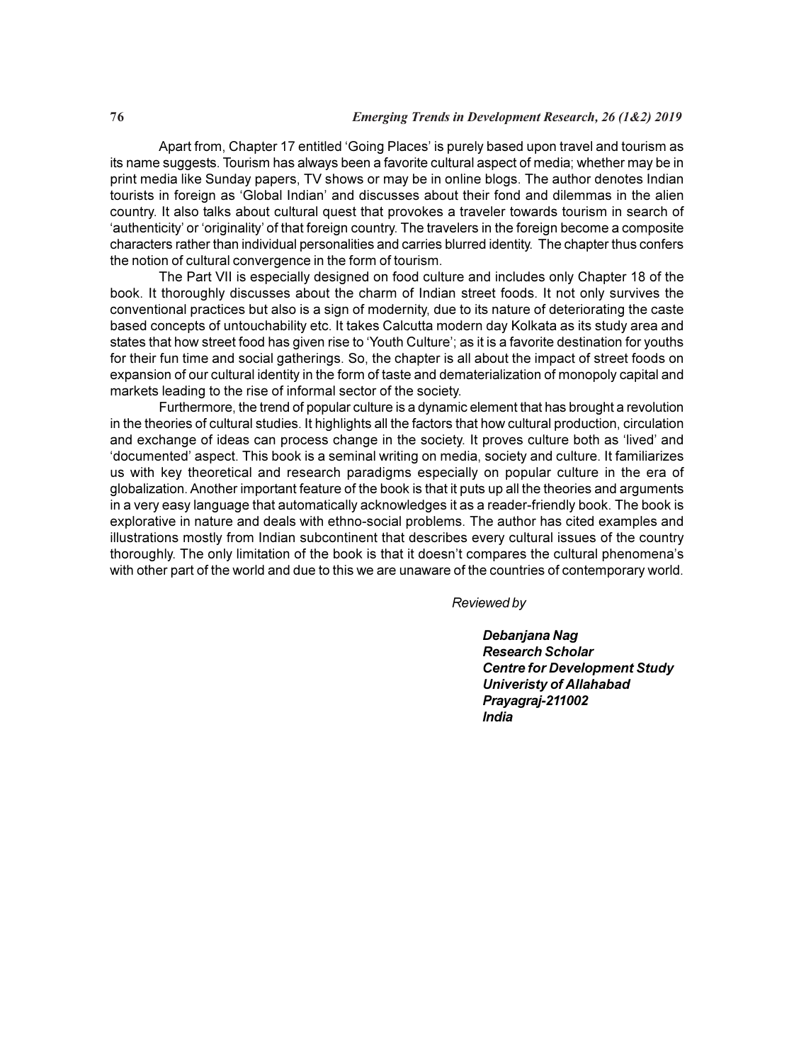Apart from, Chapter 17 entitled 'Going Places' is purely based upon travel and tourism as its name suggests. Tourism has always been a favorite cultural aspect of media; whether may be in print media like Sunday papers, TV shows or may be in online blogs. The author denotes Indian tourists in foreign as 'Global Indian' and discusses about their fond and dilemmas in the alien country. It also talks about cultural quest that provokes a traveler towards tourism in search of 'authenticity' or 'originality' of that foreign country. The travelers in the foreign become a composite characters rather than individual personalities and carries blurred identity. The chapter thus confers the notion of cultural convergence in the form of tourism.

The Part VII is especially designed on food culture and includes only Chapter 18 of the book. It thoroughly discusses about the charm of Indian street foods. It not only survives the conventional practices but also is a sign of modernity, due to its nature of deteriorating the caste based concepts of untouchability etc. It takes Calcutta modern day Kolkata as its study area and states that how street food has given rise to 'Youth Culture'; as it is a favorite destination for youths for their fun time and social gatherings. So, the chapter is all about the impact of street foods on expansion of our cultural identity in the form of taste and dematerialization of monopoly capital and markets leading to the rise of informal sector of the society.

Furthermore, the trend of popular culture is a dynamic element that has brought a revolution in the theories of cultural studies. It highlights all the factors that how cultural production, circulation and exchange of ideas can process change in the society. It proves culture both as 'lived' and 'documented' aspect. This book is a seminal writing on media, society and culture. It familiarizes us with key theoretical and research paradigms especially on popular culture in the era of globalization. Another important feature of the book is that it puts up all the theories and arguments in a very easy language that automatically acknowledges it as a reader-friendly book. The book is explorative in nature and deals with ethno-social problems. The author has cited examples and illustrations mostly from Indian subcontinent that describes every cultural issues of the country thoroughly. The only limitation of the book is that it doesn't compares the cultural phenomena's with other part of the world and due to this we are unaware of the countries of contemporary world.

*Reviewed by*

***Debanjana Nag***
***Research Scholar***
***Centre for Development Study***
***Univeristy of Allahabad***
***Prayagraj-211002***
***India***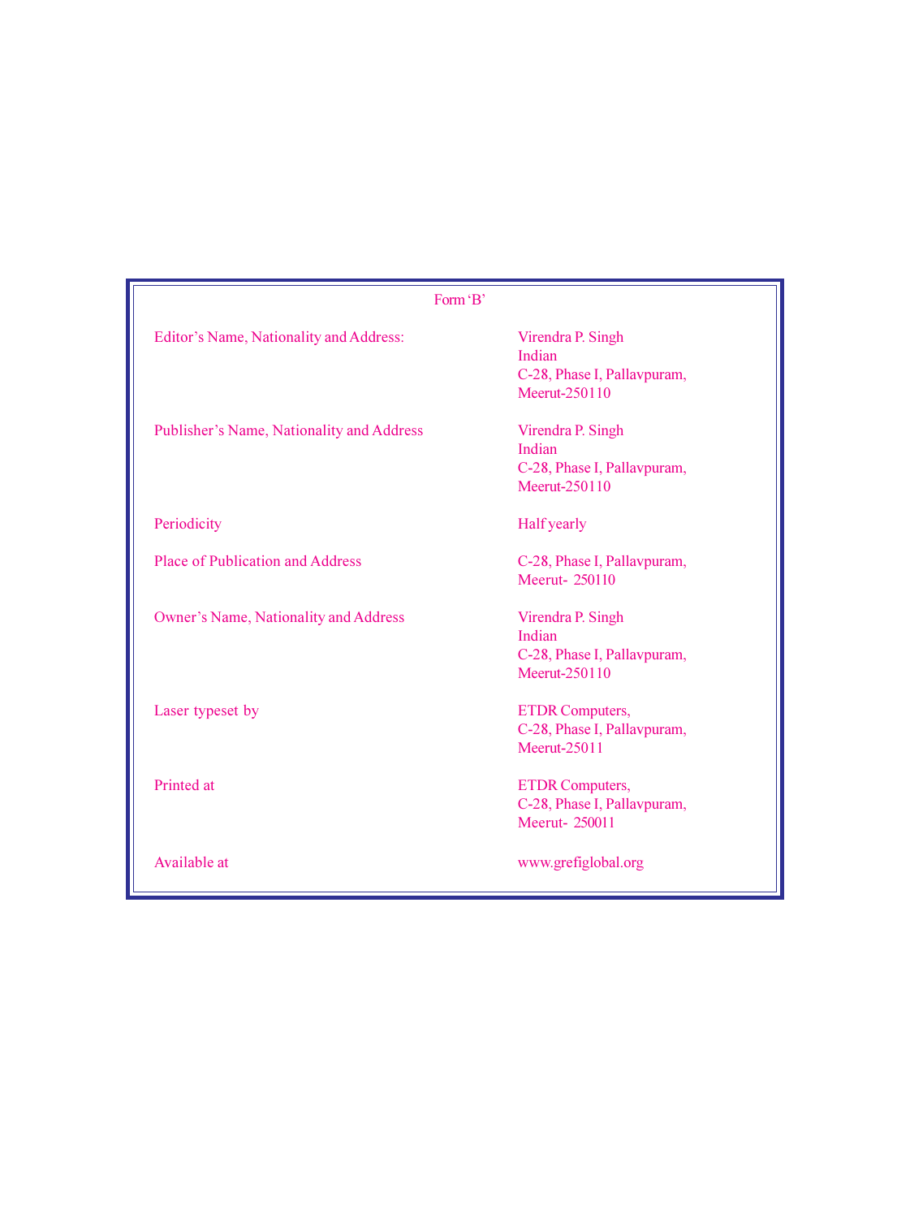Form 'B'

| | |
|---|---|
| Editor's Name, Nationality and Address: | Virendra P. Singh<br>Indian<br>C-28, Phase I, Pallavpuram,<br>Meerut-250110 |
| Publisher's Name, Nationality and Address | Virendra P. Singh<br>Indian<br>C-28, Phase I, Pallavpuram,<br>Meerut-250110 |
| Periodicity | Half yearly |
| Place of Publication and Address | C-28, Phase I, Pallavpuram,<br>Meerut- 250110 |
| Owner's Name, Nationality and Address | Virendra P. Singh<br>Indian<br>C-28, Phase I, Pallavpuram,<br>Meerut-250110 |
| Laser typeset by | ETDR Computers,<br>C-28, Phase I, Pallavpuram,<br>Meerut-25011 |
| Printed at | ETDR Computers,<br>C-28, Phase I, Pallavpuram,<br>Meerut- 250011 |
| Available at | www.grefiglobal.org |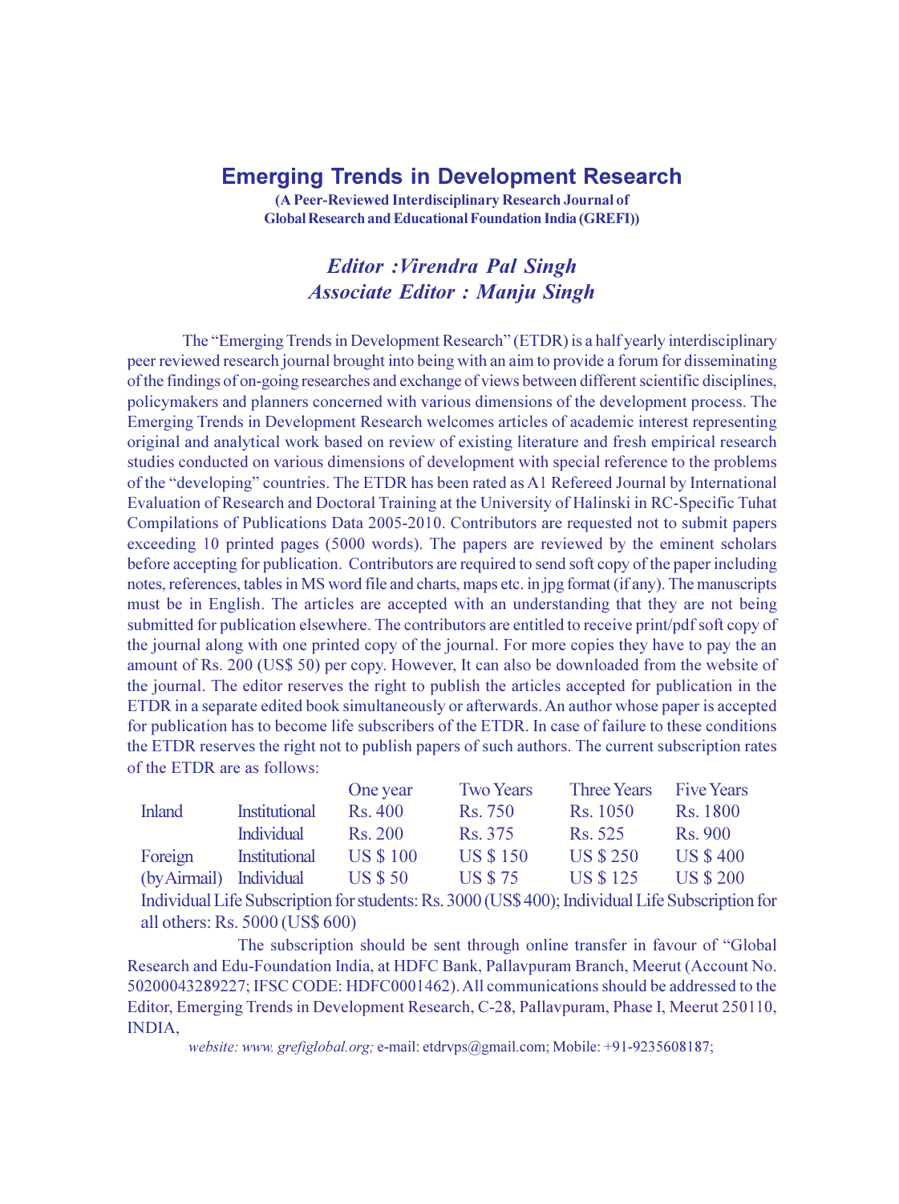# Emerging Trends in Development Research

**(A Peer-Reviewed Interdisciplinary Research Journal of Global Research and Educational Foundation India (GREFI))**

***Editor :Virendra Pal Singh***
***Associate Editor : Manju Singh***

The "Emerging Trends in Development Research" (ETDR) is a half yearly interdisciplinary peer reviewed research journal brought into being with an aim to provide a forum for disseminating of the findings of on-going researches and exchange of views between different scientific disciplines, policymakers and planners concerned with various dimensions of the development process. The Emerging Trends in Development Research welcomes articles of academic interest representing original and analytical work based on review of existing literature and fresh empirical research studies conducted on various dimensions of development with special reference to the problems of the "developing" countries. The ETDR has been rated as A1 Refereed Journal by International Evaluation of Research and Doctoral Training at the University of Halinski in RC-Specific Tuhat Compilations of Publications Data 2005-2010. Contributors are requested not to submit papers exceeding 10 printed pages (5000 words). The papers are reviewed by the eminent scholars before accepting for publication. Contributors are required to send soft copy of the paper including notes, references, tables in MS word file and charts, maps etc. in jpg format (if any). The manuscripts must be in English. The articles are accepted with an understanding that they are not being submitted for publication elsewhere. The contributors are entitled to receive print/pdf soft copy of the journal along with one printed copy of the journal. For more copies they have to pay the an amount of Rs. 200 (US$ 50) per copy. However, It can also be downloaded from the website of the journal. The editor reserves the right to publish the articles accepted for publication in the ETDR in a separate edited book simultaneously or afterwards. An author whose paper is accepted for publication has to become life subscribers of the ETDR. In case of failure to these conditions the ETDR reserves the right not to publish papers of such authors. The current subscription rates of the ETDR are as follows:

| | | One year | Two Years | Three Years | Five Years |
|---|---|---|---|---|---|
| Inland | Institutional | Rs. 400 | Rs. 750 | Rs. 1050 | Rs. 1800 |
| | Individual | Rs. 200 | Rs. 375 | Rs. 525 | Rs. 900 |
| Foreign | Institutional | US $ 100 | US $ 150 | US $ 250 | US $ 400 |
| (by Airmail) | Individual | US $ 50 | US $ 75 | US $ 125 | US $ 200 |

Individual Life Subscription for students: Rs. 3000 (US$ 400); Individual Life Subscription for all others: Rs. 5000 (US$ 600)

The subscription should be sent through online transfer in favour of "Global Research and Edu-Foundation India, at HDFC Bank, Pallavpuram Branch, Meerut (Account No. 50200043289227; IFSC CODE: HDFC0001462). All communications should be addressed to the Editor, Emerging Trends in Development Research, C-28, Pallavpuram, Phase I, Meerut 250110, INDIA,

*website: www. grefiglobal.org;* e-mail: etdrvps@gmail.com; Mobile: +91-9235608187;